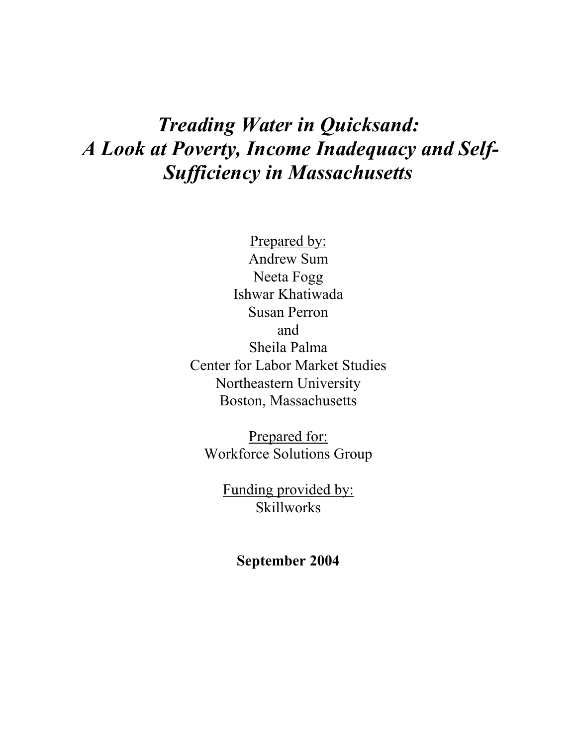# *Treading Water in Quicksand: A Look at Poverty, Income Inadequacy and Self-Sufficiency in Massachusetts*

Prepared by:
Andrew Sum
Neeta Fogg
Ishwar Khatiwada
Susan Perron
and
Sheila Palma
Center for Labor Market Studies
Northeastern University
Boston, Massachusetts

Prepared for:
Workforce Solutions Group

Funding provided by:
Skillworks

**September 2004**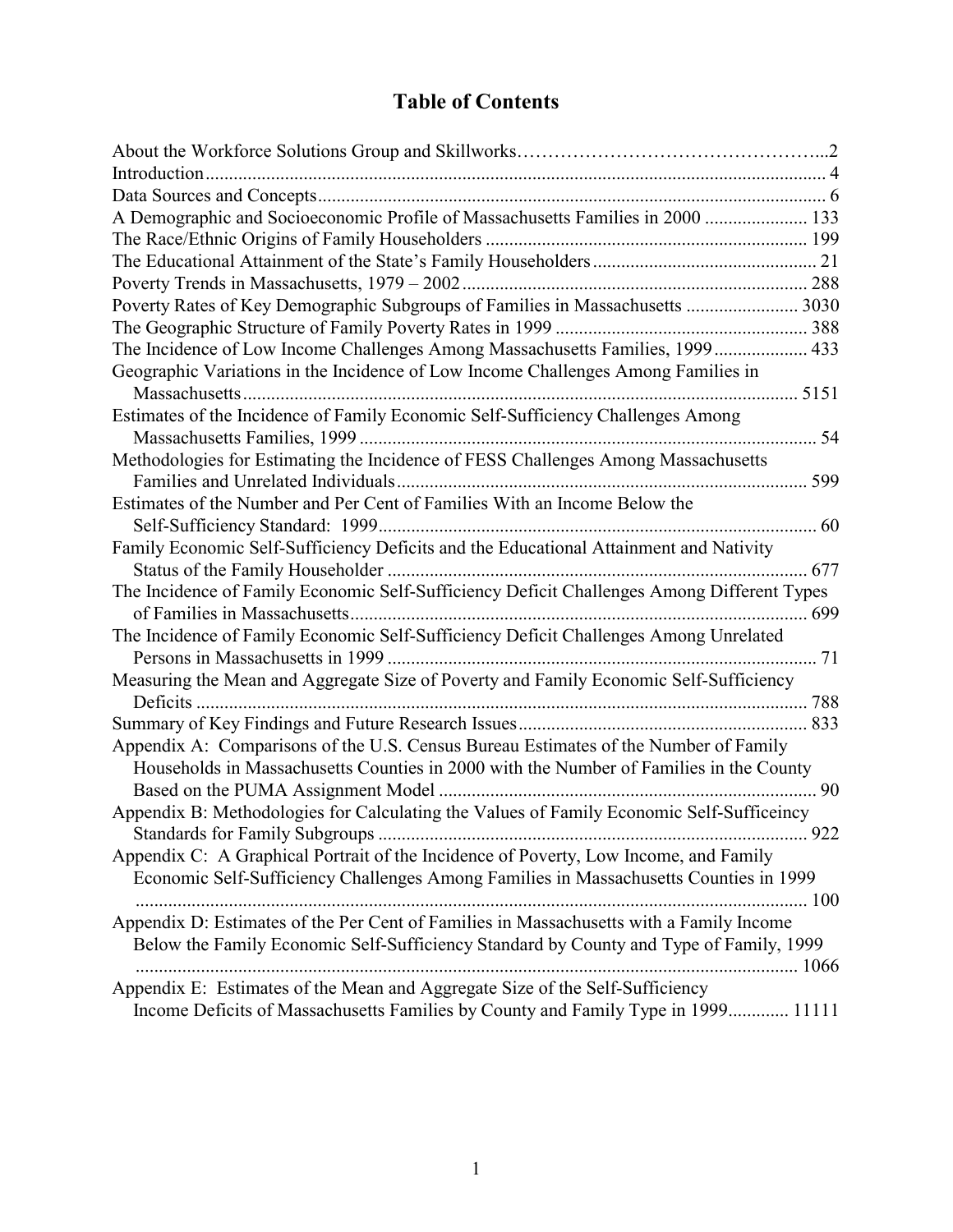# Table of Contents

About the Workforce Solutions Group and Skillworks…………………………………………...2
Introduction....................................................................................................................... 4
Data Sources and Concepts............................................................................................... 6
A Demographic and Socioeconomic Profile of Massachusetts Families in 2000 ...................... 133
The Race/Ethnic Origins of Family Householders .................................................................... 199
The Educational Attainment of the State's Family Householders ............................................... 21
Poverty Trends in Massachusetts, 1979 – 2002......................................................................... 288
Poverty Rates of Key Demographic Subgroups of Families in Massachusetts ........................ 3030
The Geographic Structure of Family Poverty Rates in 1999 ..................................................... 388
The Incidence of Low Income Challenges Among Massachusetts Families, 1999.................... 433
Geographic Variations in the Incidence of Low Income Challenges Among Families in Massachusetts....................................................................................................................... 5151
Estimates of the Incidence of Family Economic Self-Sufficiency Challenges Among Massachusetts Families, 1999 .................................................................................................. 54
Methodologies for Estimating the Incidence of FESS Challenges Among Massachusetts Families and Unrelated Individuals........................................................................................ 599
Estimates of the Number and Per Cent of Families With an Income Below the Self-Sufficiency Standard: 1999.............................................................................................. 60
Family Economic Self-Sufficiency Deficits and the Educational Attainment and Nativity Status of the Family Householder .......................................................................................... 677
The Incidence of Family Economic Self-Sufficiency Deficit Challenges Among Different Types of Families in Massachusetts.................................................................................................. 699
The Incidence of Family Economic Self-Sufficiency Deficit Challenges Among Unrelated Persons in Massachusetts in 1999 ............................................................................................ 71
Measuring the Mean and Aggregate Size of Poverty and Family Economic Self-Sufficiency Deficits .................................................................................................................................. 788
Summary of Key Findings and Future Research Issues............................................................. 833
Appendix A: Comparisons of the U.S. Census Bureau Estimates of the Number of Family Households in Massachusetts Counties in 2000 with the Number of Families in the County Based on the PUMA Assignment Model ................................................................................ 90
Appendix B: Methodologies for Calculating the Values of Family Economic Self-Sufficeincy Standards for Family Subgroups ............................................................................................ 922
Appendix C: A Graphical Portrait of the Incidence of Poverty, Low Income, and Family Economic Self-Sufficiency Challenges Among Families in Massachusetts Counties in 1999 ............................................................................................................................................... 100
Appendix D: Estimates of the Per Cent of Families in Massachusetts with a Family Income Below the Family Economic Self-Sufficiency Standard by County and Type of Family, 1999 ............................................................................................................................................. 1066
Appendix E: Estimates of the Mean and Aggregate Size of the Self-Sufficiency Income Deficits of Massachusetts Families by County and Family Type in 1999............. 11111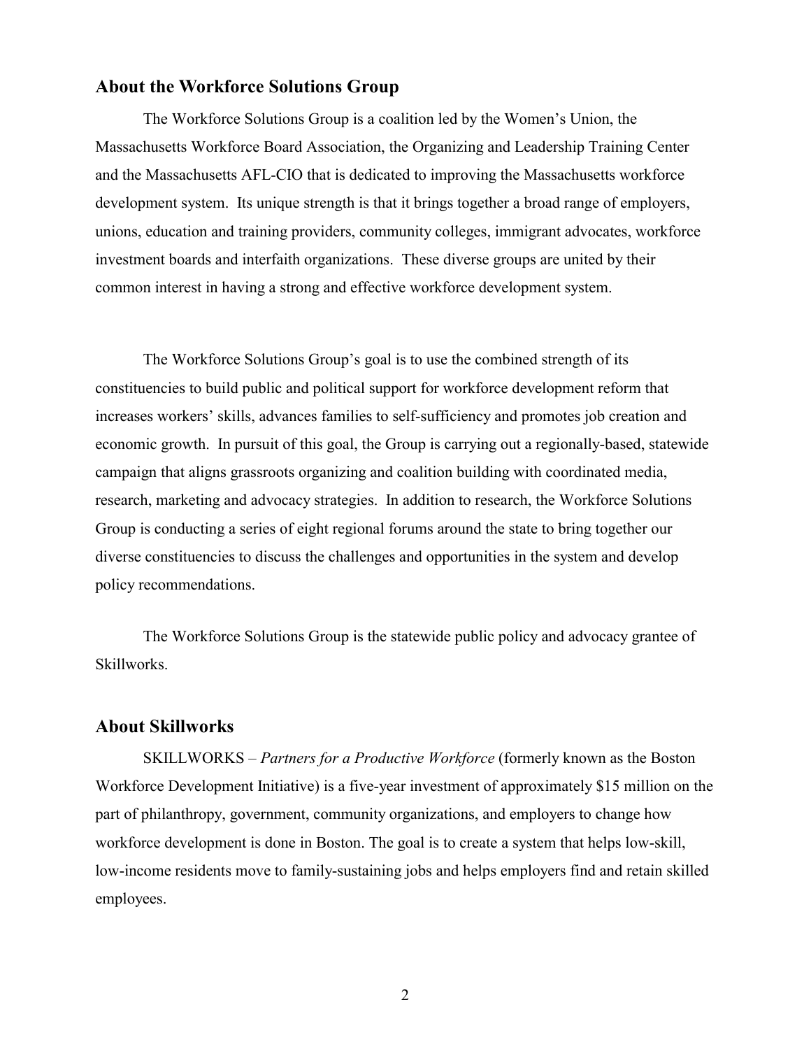## About the Workforce Solutions Group

The Workforce Solutions Group is a coalition led by the Women's Union, the Massachusetts Workforce Board Association, the Organizing and Leadership Training Center and the Massachusetts AFL-CIO that is dedicated to improving the Massachusetts workforce development system. Its unique strength is that it brings together a broad range of employers, unions, education and training providers, community colleges, immigrant advocates, workforce investment boards and interfaith organizations. These diverse groups are united by their common interest in having a strong and effective workforce development system.

The Workforce Solutions Group's goal is to use the combined strength of its constituencies to build public and political support for workforce development reform that increases workers' skills, advances families to self-sufficiency and promotes job creation and economic growth. In pursuit of this goal, the Group is carrying out a regionally-based, statewide campaign that aligns grassroots organizing and coalition building with coordinated media, research, marketing and advocacy strategies. In addition to research, the Workforce Solutions Group is conducting a series of eight regional forums around the state to bring together our diverse constituencies to discuss the challenges and opportunities in the system and develop policy recommendations.

The Workforce Solutions Group is the statewide public policy and advocacy grantee of Skillworks.

## About Skillworks

SKILLWORKS – *Partners for a Productive Workforce* (formerly known as the Boston Workforce Development Initiative) is a five-year investment of approximately $15 million on the part of philanthropy, government, community organizations, and employers to change how workforce development is done in Boston. The goal is to create a system that helps low-skill, low-income residents move to family-sustaining jobs and helps employers find and retain skilled employees.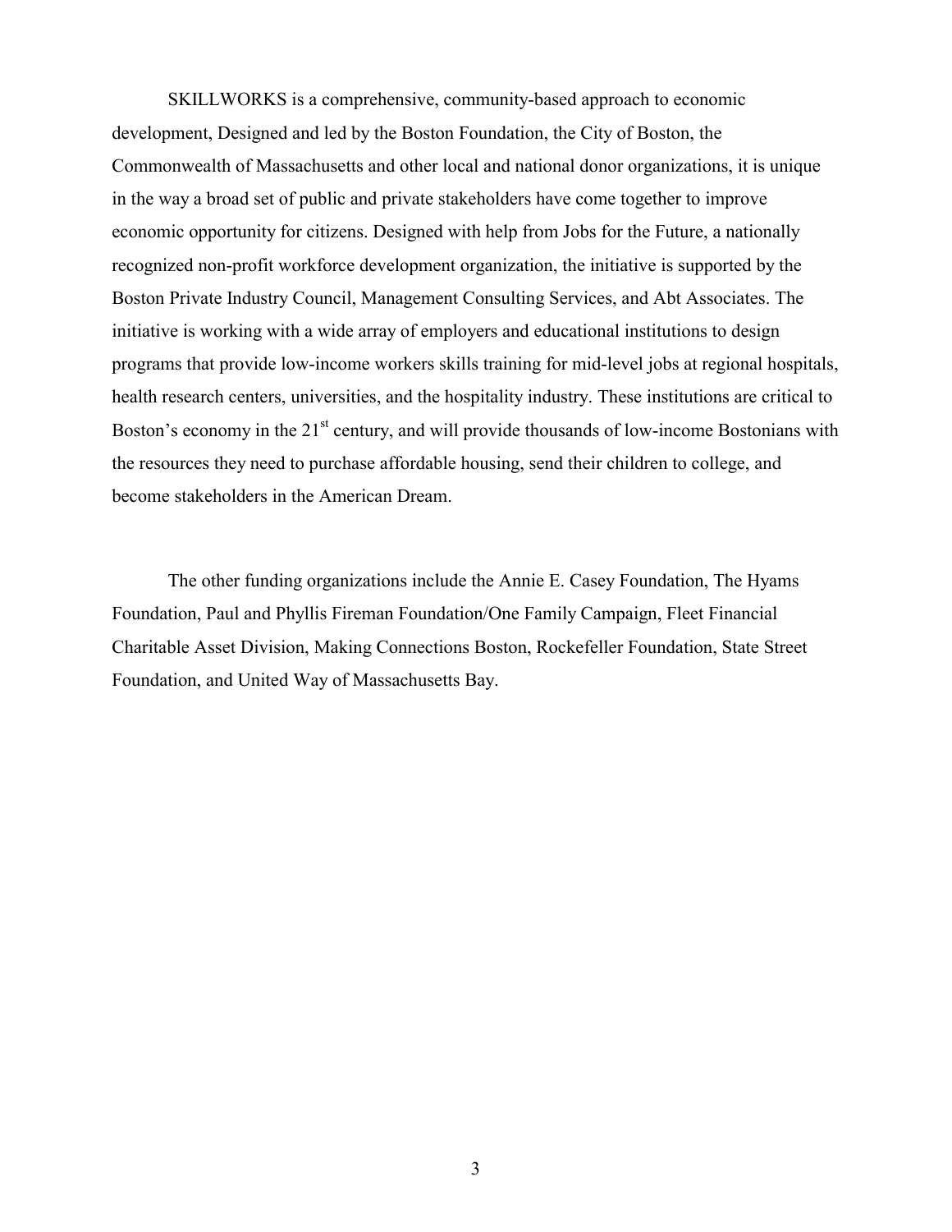SKILLWORKS is a comprehensive, community-based approach to economic development, Designed and led by the Boston Foundation, the City of Boston, the Commonwealth of Massachusetts and other local and national donor organizations, it is unique in the way a broad set of public and private stakeholders have come together to improve economic opportunity for citizens. Designed with help from Jobs for the Future, a nationally recognized non-profit workforce development organization, the initiative is supported by the Boston Private Industry Council, Management Consulting Services, and Abt Associates. The initiative is working with a wide array of employers and educational institutions to design programs that provide low-income workers skills training for mid-level jobs at regional hospitals, health research centers, universities, and the hospitality industry. These institutions are critical to Boston's economy in the 21st century, and will provide thousands of low-income Bostonians with the resources they need to purchase affordable housing, send their children to college, and become stakeholders in the American Dream.

The other funding organizations include the Annie E. Casey Foundation, The Hyams Foundation, Paul and Phyllis Fireman Foundation/One Family Campaign, Fleet Financial Charitable Asset Division, Making Connections Boston, Rockefeller Foundation, State Street Foundation, and United Way of Massachusetts Bay.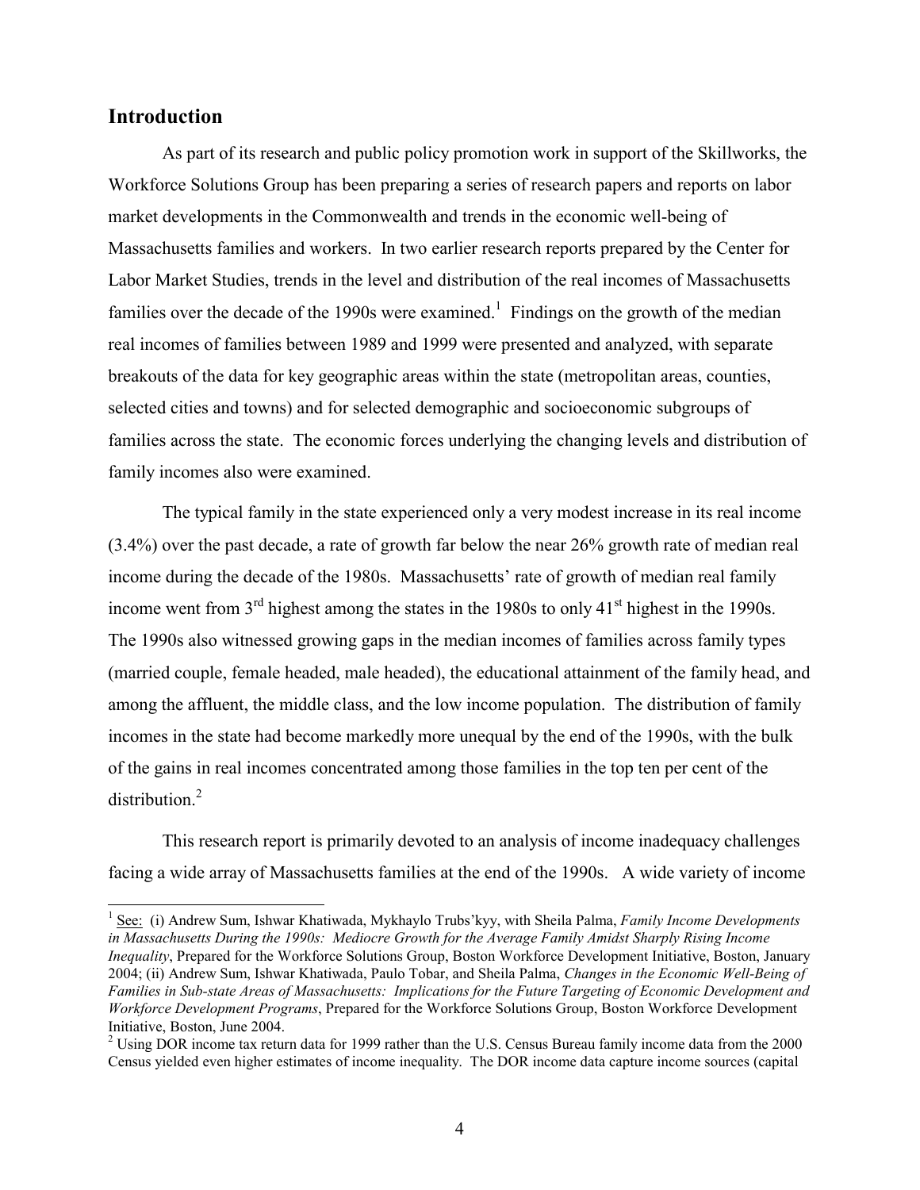## Introduction

As part of its research and public policy promotion work in support of the Skillworks, the Workforce Solutions Group has been preparing a series of research papers and reports on labor market developments in the Commonwealth and trends in the economic well-being of Massachusetts families and workers. In two earlier research reports prepared by the Center for Labor Market Studies, trends in the level and distribution of the real incomes of Massachusetts families over the decade of the 1990s were examined.[1] Findings on the growth of the median real incomes of families between 1989 and 1999 were presented and analyzed, with separate breakouts of the data for key geographic areas within the state (metropolitan areas, counties, selected cities and towns) and for selected demographic and socioeconomic subgroups of families across the state. The economic forces underlying the changing levels and distribution of family incomes also were examined.

The typical family in the state experienced only a very modest increase in its real income (3.4%) over the past decade, a rate of growth far below the near 26% growth rate of median real income during the decade of the 1980s. Massachusetts' rate of growth of median real family income went from 3rd highest among the states in the 1980s to only 41st highest in the 1990s. The 1990s also witnessed growing gaps in the median incomes of families across family types (married couple, female headed, male headed), the educational attainment of the family head, and among the affluent, the middle class, and the low income population. The distribution of family incomes in the state had become markedly more unequal by the end of the 1990s, with the bulk of the gains in real incomes concentrated among those families in the top ten per cent of the distribution.[2]

This research report is primarily devoted to an analysis of income inadequacy challenges facing a wide array of Massachusetts families at the end of the 1990s. A wide variety of income

---

[1] See: (i) Andrew Sum, Ishwar Khatiwada, Mykhaylo Trubs'kyy, with Sheila Palma, *Family Income Developments in Massachusetts During the 1990s: Mediocre Growth for the Average Family Amidst Sharply Rising Income Inequality*, Prepared for the Workforce Solutions Group, Boston Workforce Development Initiative, Boston, January 2004; (ii) Andrew Sum, Ishwar Khatiwada, Paulo Tobar, and Sheila Palma, *Changes in the Economic Well-Being of Families in Sub-state Areas of Massachusetts: Implications for the Future Targeting of Economic Development and Workforce Development Programs*, Prepared for the Workforce Solutions Group, Boston Workforce Development Initiative, Boston, June 2004.

[2] Using DOR income tax return data for 1999 rather than the U.S. Census Bureau family income data from the 2000 Census yielded even higher estimates of income inequality. The DOR income data capture income sources (capital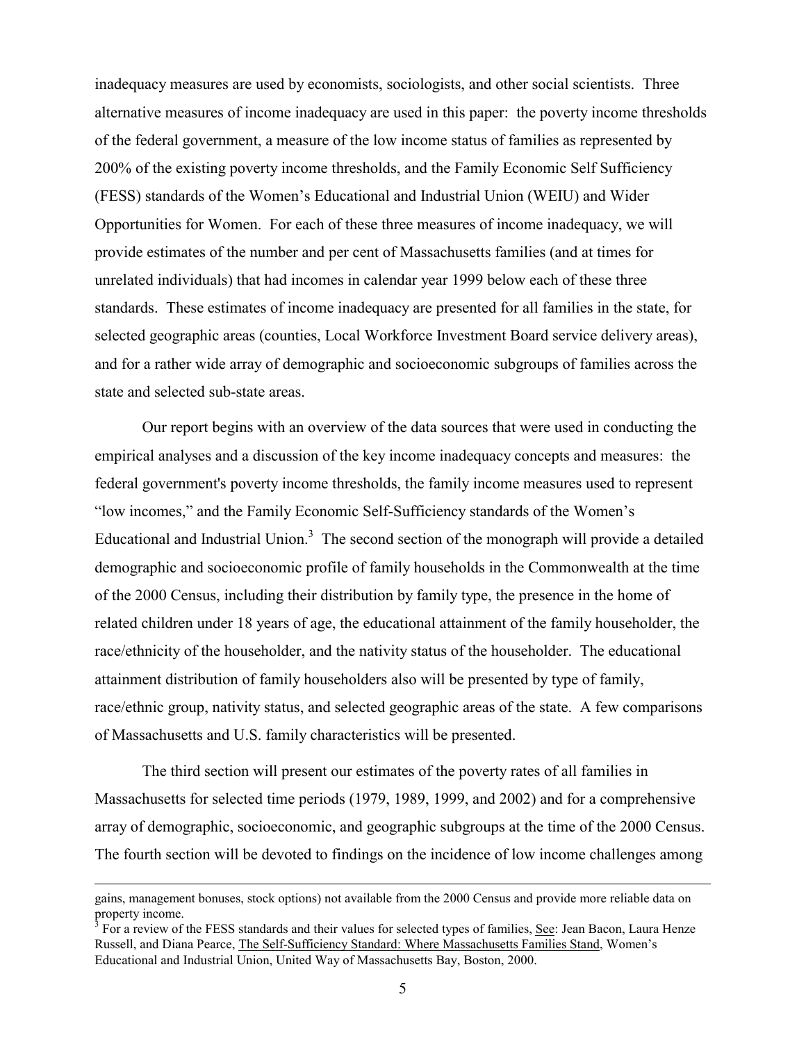inadequacy measures are used by economists, sociologists, and other social scientists. Three alternative measures of income inadequacy are used in this paper: the poverty income thresholds of the federal government, a measure of the low income status of families as represented by 200% of the existing poverty income thresholds, and the Family Economic Self Sufficiency (FESS) standards of the Women's Educational and Industrial Union (WEIU) and Wider Opportunities for Women. For each of these three measures of income inadequacy, we will provide estimates of the number and per cent of Massachusetts families (and at times for unrelated individuals) that had incomes in calendar year 1999 below each of these three standards. These estimates of income inadequacy are presented for all families in the state, for selected geographic areas (counties, Local Workforce Investment Board service delivery areas), and for a rather wide array of demographic and socioeconomic subgroups of families across the state and selected sub-state areas.

Our report begins with an overview of the data sources that were used in conducting the empirical analyses and a discussion of the key income inadequacy concepts and measures: the federal government's poverty income thresholds, the family income measures used to represent "low incomes," and the Family Economic Self-Sufficiency standards of the Women's Educational and Industrial Union.[3] The second section of the monograph will provide a detailed demographic and socioeconomic profile of family households in the Commonwealth at the time of the 2000 Census, including their distribution by family type, the presence in the home of related children under 18 years of age, the educational attainment of the family householder, the race/ethnicity of the householder, and the nativity status of the householder. The educational attainment distribution of family householders also will be presented by type of family, race/ethnic group, nativity status, and selected geographic areas of the state. A few comparisons of Massachusetts and U.S. family characteristics will be presented.

The third section will present our estimates of the poverty rates of all families in Massachusetts for selected time periods (1979, 1989, 1999, and 2002) and for a comprehensive array of demographic, socioeconomic, and geographic subgroups at the time of the 2000 Census. The fourth section will be devoted to findings on the incidence of low income challenges among

---

gains, management bonuses, stock options) not available from the 2000 Census and provide more reliable data on property income.

[3] For a review of the FESS standards and their values for selected types of families, See: Jean Bacon, Laura Henze Russell, and Diana Pearce, The Self-Sufficiency Standard: Where Massachusetts Families Stand, Women's Educational and Industrial Union, United Way of Massachusetts Bay, Boston, 2000.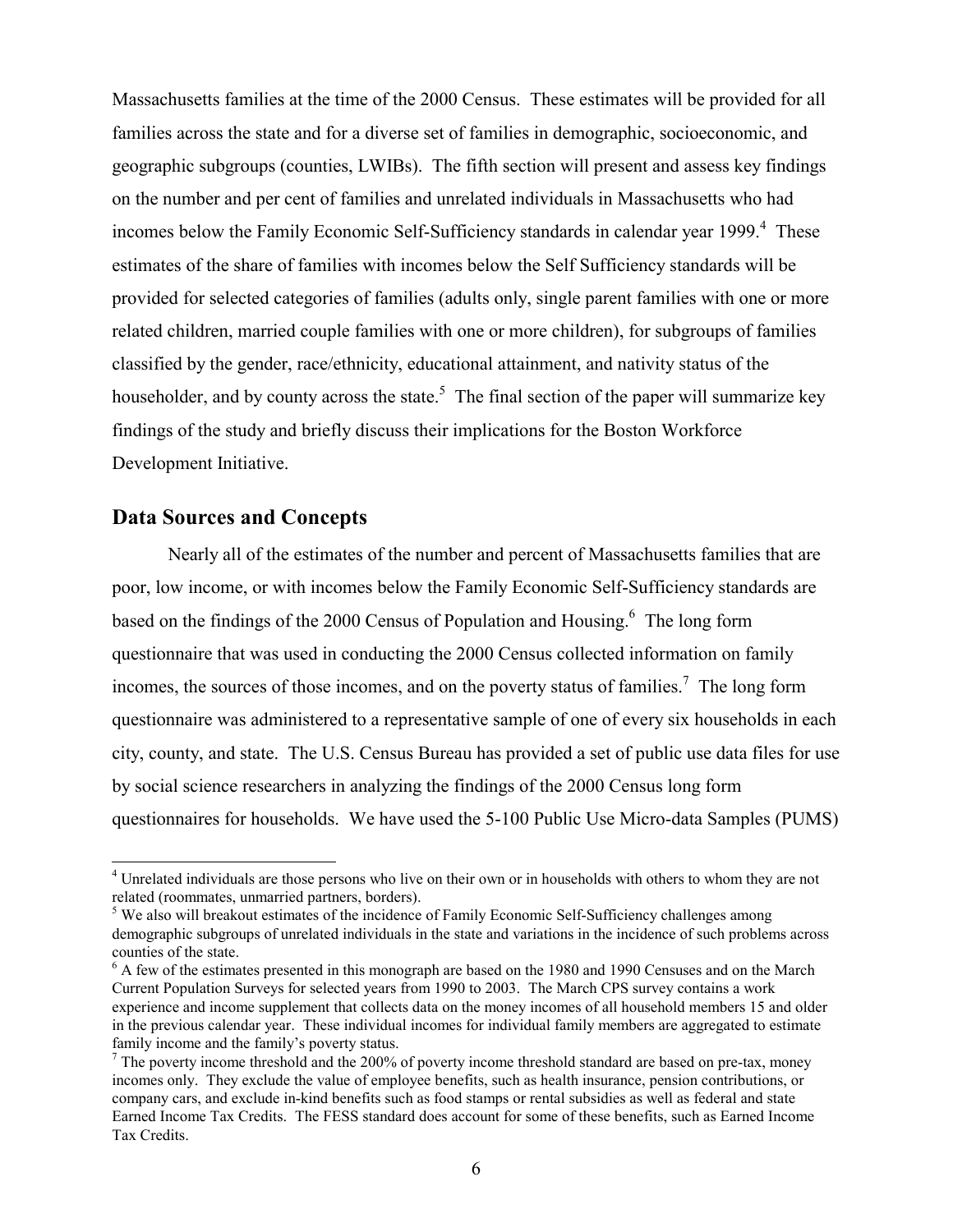Massachusetts families at the time of the 2000 Census. These estimates will be provided for all families across the state and for a diverse set of families in demographic, socioeconomic, and geographic subgroups (counties, LWIBs). The fifth section will present and assess key findings on the number and per cent of families and unrelated individuals in Massachusetts who had incomes below the Family Economic Self-Sufficiency standards in calendar year 1999.[4] These estimates of the share of families with incomes below the Self Sufficiency standards will be provided for selected categories of families (adults only, single parent families with one or more related children, married couple families with one or more children), for subgroups of families classified by the gender, race/ethnicity, educational attainment, and nativity status of the householder, and by county across the state.[5] The final section of the paper will summarize key findings of the study and briefly discuss their implications for the Boston Workforce Development Initiative.

## Data Sources and Concepts

Nearly all of the estimates of the number and percent of Massachusetts families that are poor, low income, or with incomes below the Family Economic Self-Sufficiency standards are based on the findings of the 2000 Census of Population and Housing.[6] The long form questionnaire that was used in conducting the 2000 Census collected information on family incomes, the sources of those incomes, and on the poverty status of families.[7] The long form questionnaire was administered to a representative sample of one of every six households in each city, county, and state. The U.S. Census Bureau has provided a set of public use data files for use by social science researchers in analyzing the findings of the 2000 Census long form questionnaires for households. We have used the 5-100 Public Use Micro-data Samples (PUMS)

---

[4] Unrelated individuals are those persons who live on their own or in households with others to whom they are not related (roommates, unmarried partners, borders).

[5] We also will breakout estimates of the incidence of Family Economic Self-Sufficiency challenges among demographic subgroups of unrelated individuals in the state and variations in the incidence of such problems across counties of the state.

[6] A few of the estimates presented in this monograph are based on the 1980 and 1990 Censuses and on the March Current Population Surveys for selected years from 1990 to 2003. The March CPS survey contains a work experience and income supplement that collects data on the money incomes of all household members 15 and older in the previous calendar year. These individual incomes for individual family members are aggregated to estimate family income and the family's poverty status.

[7] The poverty income threshold and the 200% of poverty income threshold standard are based on pre-tax, money incomes only. They exclude the value of employee benefits, such as health insurance, pension contributions, or company cars, and exclude in-kind benefits such as food stamps or rental subsidies as well as federal and state Earned Income Tax Credits. The FESS standard does account for some of these benefits, such as Earned Income Tax Credits.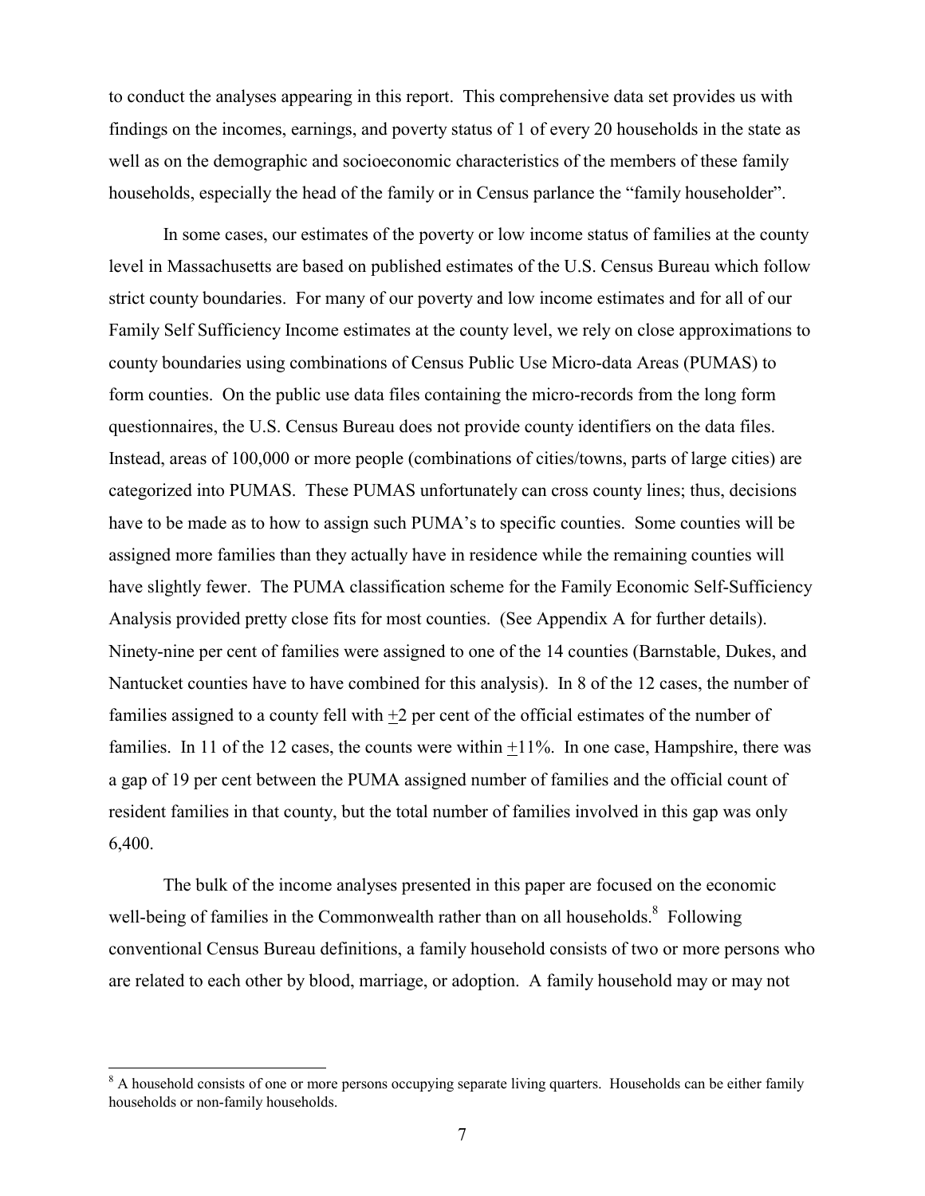to conduct the analyses appearing in this report. This comprehensive data set provides us with findings on the incomes, earnings, and poverty status of 1 of every 20 households in the state as well as on the demographic and socioeconomic characteristics of the members of these family households, especially the head of the family or in Census parlance the "family householder".

In some cases, our estimates of the poverty or low income status of families at the county level in Massachusetts are based on published estimates of the U.S. Census Bureau which follow strict county boundaries. For many of our poverty and low income estimates and for all of our Family Self Sufficiency Income estimates at the county level, we rely on close approximations to county boundaries using combinations of Census Public Use Micro-data Areas (PUMAS) to form counties. On the public use data files containing the micro-records from the long form questionnaires, the U.S. Census Bureau does not provide county identifiers on the data files. Instead, areas of 100,000 or more people (combinations of cities/towns, parts of large cities) are categorized into PUMAS. These PUMAS unfortunately can cross county lines; thus, decisions have to be made as to how to assign such PUMA's to specific counties. Some counties will be assigned more families than they actually have in residence while the remaining counties will have slightly fewer. The PUMA classification scheme for the Family Economic Self-Sufficiency Analysis provided pretty close fits for most counties. (See Appendix A for further details). Ninety-nine per cent of families were assigned to one of the 14 counties (Barnstable, Dukes, and Nantucket counties have to have combined for this analysis). In 8 of the 12 cases, the number of families assigned to a county fell with ±2 per cent of the official estimates of the number of families. In 11 of the 12 cases, the counts were within ±11%. In one case, Hampshire, there was a gap of 19 per cent between the PUMA assigned number of families and the official count of resident families in that county, but the total number of families involved in this gap was only 6,400.

The bulk of the income analyses presented in this paper are focused on the economic well-being of families in the Commonwealth rather than on all households.[8] Following conventional Census Bureau definitions, a family household consists of two or more persons who are related to each other by blood, marriage, or adoption. A family household may or may not

[8] A household consists of one or more persons occupying separate living quarters. Households can be either family households or non-family households.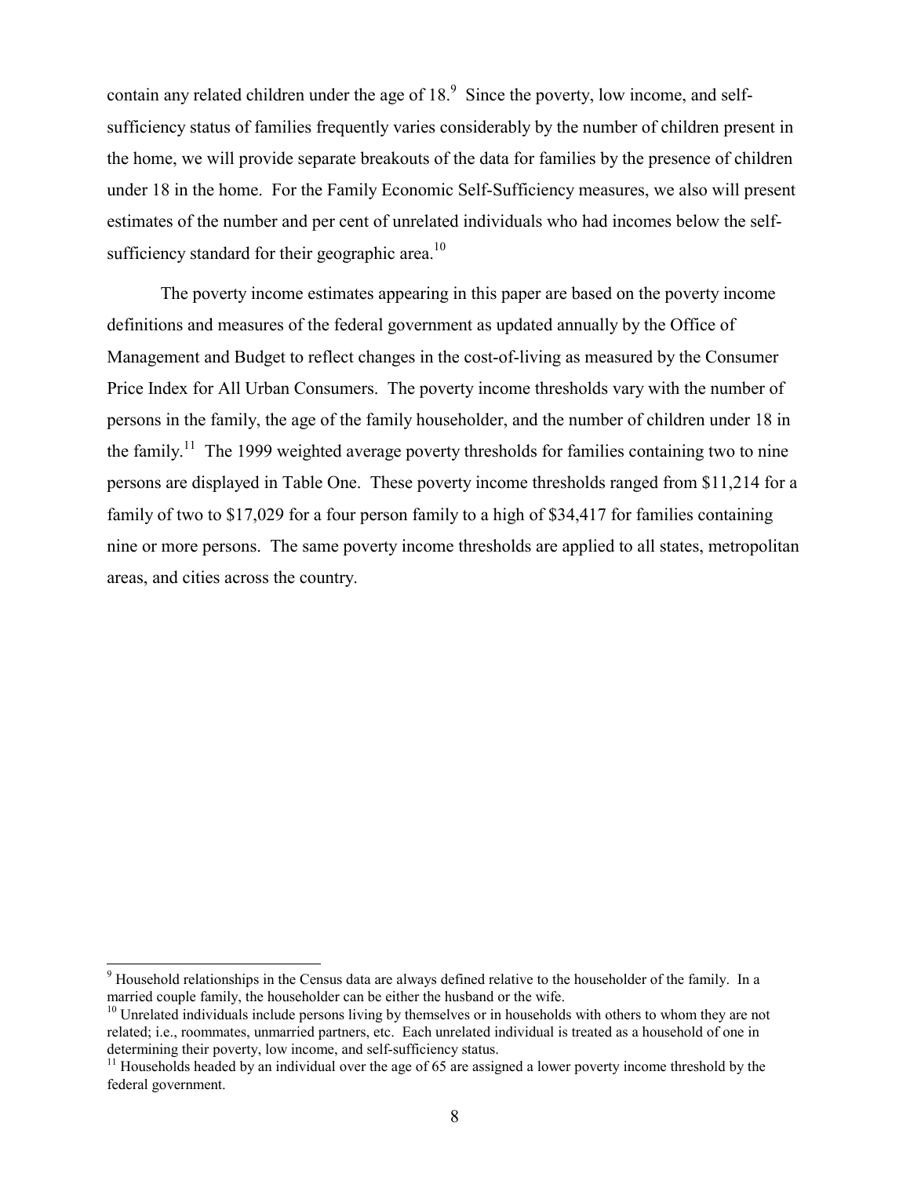contain any related children under the age of 18.[9] Since the poverty, low income, and self-sufficiency status of families frequently varies considerably by the number of children present in the home, we will provide separate breakouts of the data for families by the presence of children under 18 in the home. For the Family Economic Self-Sufficiency measures, we also will present estimates of the number and per cent of unrelated individuals who had incomes below the self-sufficiency standard for their geographic area.[10]

The poverty income estimates appearing in this paper are based on the poverty income definitions and measures of the federal government as updated annually by the Office of Management and Budget to reflect changes in the cost-of-living as measured by the Consumer Price Index for All Urban Consumers. The poverty income thresholds vary with the number of persons in the family, the age of the family householder, and the number of children under 18 in the family.[11] The 1999 weighted average poverty thresholds for families containing two to nine persons are displayed in Table One. These poverty income thresholds ranged from \$11,214 for a family of two to \$17,029 for a four person family to a high of \$34,417 for families containing nine or more persons. The same poverty income thresholds are applied to all states, metropolitan areas, and cities across the country.

---

[9] Household relationships in the Census data are always defined relative to the householder of the family. In a married couple family, the householder can be either the husband or the wife.

[10] Unrelated individuals include persons living by themselves or in households with others to whom they are not related; i.e., roommates, unmarried partners, etc. Each unrelated individual is treated as a household of one in determining their poverty, low income, and self-sufficiency status.

[11] Households headed by an individual over the age of 65 are assigned a lower poverty income threshold by the federal government.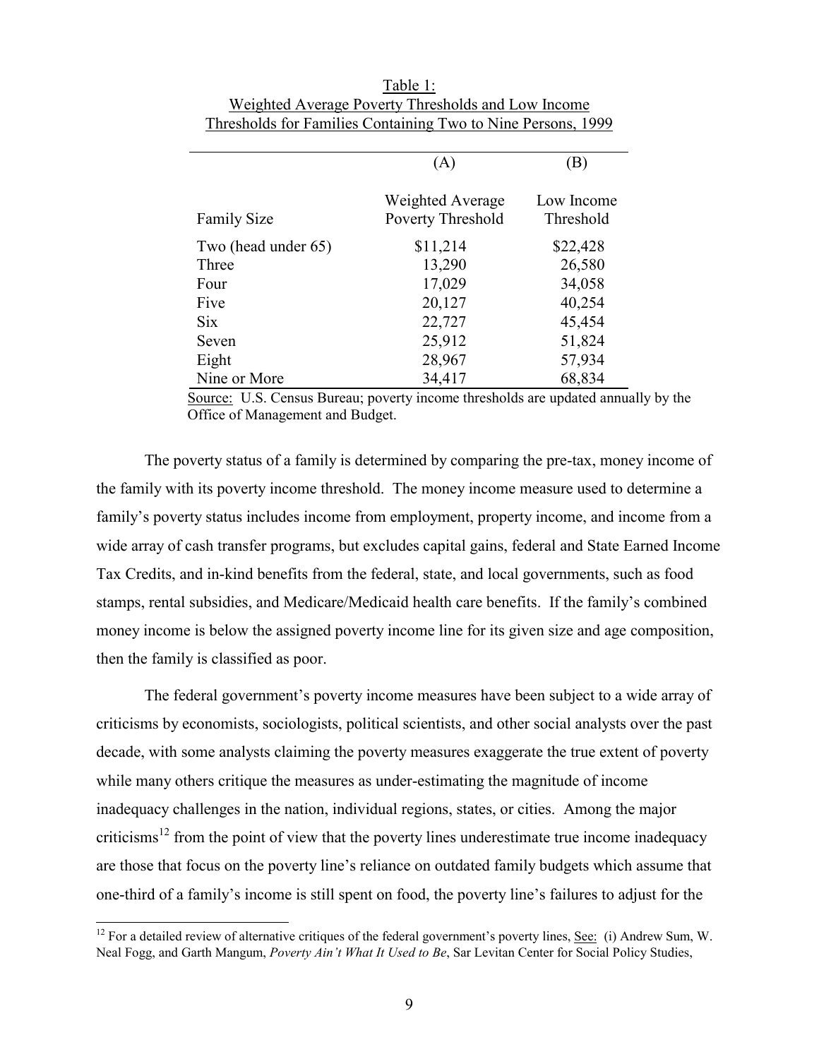Table 1:
Weighted Average Poverty Thresholds and Low Income Thresholds for Families Containing Two to Nine Persons, 1999

| Family Size | (A) Weighted Average Poverty Threshold | (B) Low Income Threshold |
|---|---|---|
| Two (head under 65) | $11,214 | $22,428 |
| Three | 13,290 | 26,580 |
| Four | 17,029 | 34,058 |
| Five | 20,127 | 40,254 |
| Six | 22,727 | 45,454 |
| Seven | 25,912 | 51,824 |
| Eight | 28,967 | 57,934 |
| Nine or More | 34,417 | 68,834 |

Source: U.S. Census Bureau; poverty income thresholds are updated annually by the Office of Management and Budget.

The poverty status of a family is determined by comparing the pre-tax, money income of the family with its poverty income threshold. The money income measure used to determine a family's poverty status includes income from employment, property income, and income from a wide array of cash transfer programs, but excludes capital gains, federal and State Earned Income Tax Credits, and in-kind benefits from the federal, state, and local governments, such as food stamps, rental subsidies, and Medicare/Medicaid health care benefits. If the family's combined money income is below the assigned poverty income line for its given size and age composition, then the family is classified as poor.

The federal government's poverty income measures have been subject to a wide array of criticisms by economists, sociologists, political scientists, and other social analysts over the past decade, with some analysts claiming the poverty measures exaggerate the true extent of poverty while many others critique the measures as under-estimating the magnitude of income inadequacy challenges in the nation, individual regions, states, or cities. Among the major criticisms[12] from the point of view that the poverty lines underestimate true income inadequacy are those that focus on the poverty line's reliance on outdated family budgets which assume that one-third of a family's income is still spent on food, the poverty line's failures to adjust for the

[12] For a detailed review of alternative critiques of the federal government's poverty lines, See: (i) Andrew Sum, W. Neal Fogg, and Garth Mangum, *Poverty Ain't What It Used to Be*, Sar Levitan Center for Social Policy Studies,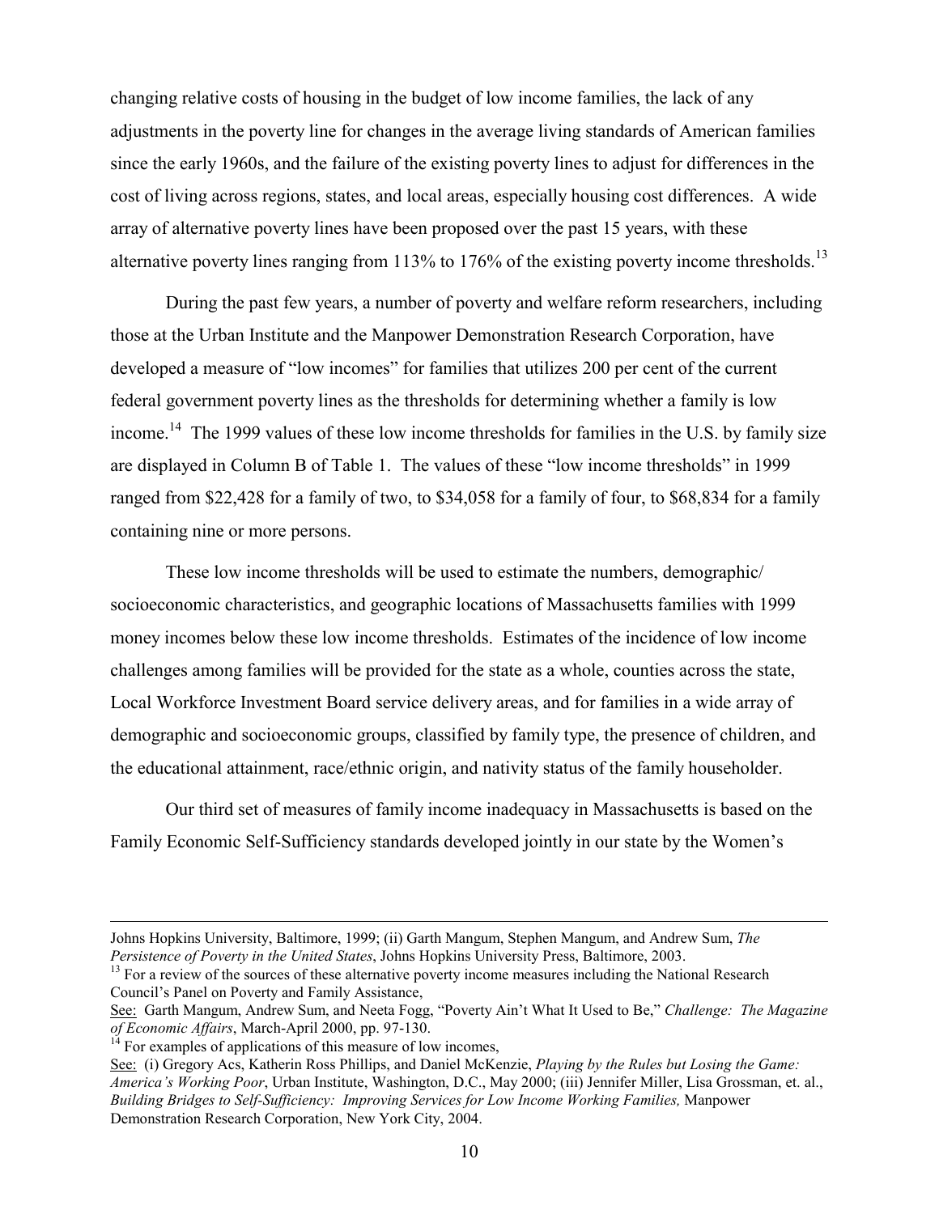changing relative costs of housing in the budget of low income families, the lack of any adjustments in the poverty line for changes in the average living standards of American families since the early 1960s, and the failure of the existing poverty lines to adjust for differences in the cost of living across regions, states, and local areas, especially housing cost differences. A wide array of alternative poverty lines have been proposed over the past 15 years, with these alternative poverty lines ranging from 113% to 176% of the existing poverty income thresholds.[13]

During the past few years, a number of poverty and welfare reform researchers, including those at the Urban Institute and the Manpower Demonstration Research Corporation, have developed a measure of "low incomes" for families that utilizes 200 per cent of the current federal government poverty lines as the thresholds for determining whether a family is low income.[14] The 1999 values of these low income thresholds for families in the U.S. by family size are displayed in Column B of Table 1. The values of these "low income thresholds" in 1999 ranged from $22,428 for a family of two, to $34,058 for a family of four, to $68,834 for a family containing nine or more persons.

These low income thresholds will be used to estimate the numbers, demographic/ socioeconomic characteristics, and geographic locations of Massachusetts families with 1999 money incomes below these low income thresholds. Estimates of the incidence of low income challenges among families will be provided for the state as a whole, counties across the state, Local Workforce Investment Board service delivery areas, and for families in a wide array of demographic and socioeconomic groups, classified by family type, the presence of children, and the educational attainment, race/ethnic origin, and nativity status of the family householder.

Our third set of measures of family income inadequacy in Massachusetts is based on the Family Economic Self-Sufficiency standards developed jointly in our state by the Women's

---

Johns Hopkins University, Baltimore, 1999; (ii) Garth Mangum, Stephen Mangum, and Andrew Sum, *The Persistence of Poverty in the United States*, Johns Hopkins University Press, Baltimore, 2003.

[13] For a review of the sources of these alternative poverty income measures including the National Research Council's Panel on Poverty and Family Assistance,

See: Garth Mangum, Andrew Sum, and Neeta Fogg, "Poverty Ain't What It Used to Be," *Challenge: The Magazine of Economic Affairs*, March-April 2000, pp. 97-130.

[14] For examples of applications of this measure of low incomes,

See: (i) Gregory Acs, Katherin Ross Phillips, and Daniel McKenzie, *Playing by the Rules but Losing the Game: America's Working Poor*, Urban Institute, Washington, D.C., May 2000; (iii) Jennifer Miller, Lisa Grossman, et. al., *Building Bridges to Self-Sufficiency: Improving Services for Low Income Working Families,* Manpower Demonstration Research Corporation, New York City, 2004.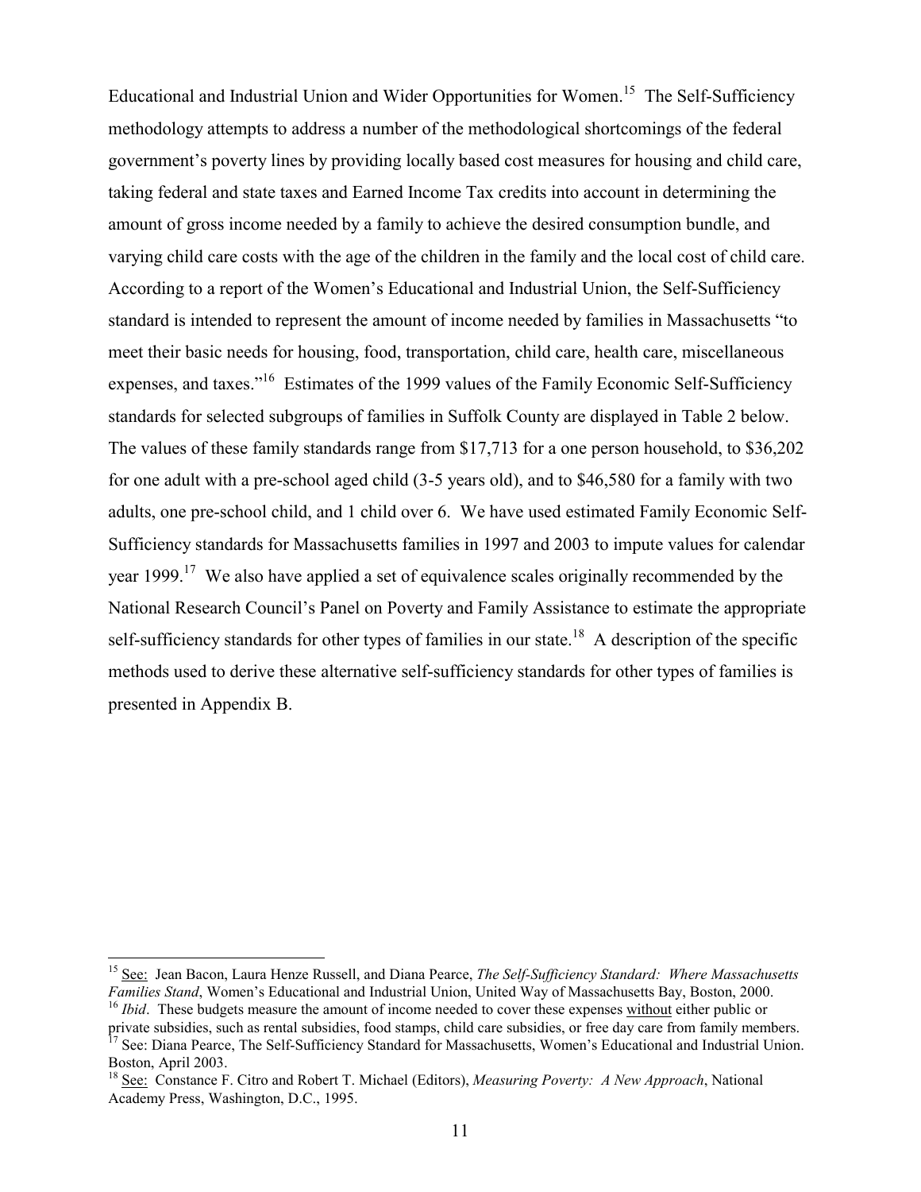Educational and Industrial Union and Wider Opportunities for Women.[15] The Self-Sufficiency methodology attempts to address a number of the methodological shortcomings of the federal government's poverty lines by providing locally based cost measures for housing and child care, taking federal and state taxes and Earned Income Tax credits into account in determining the amount of gross income needed by a family to achieve the desired consumption bundle, and varying child care costs with the age of the children in the family and the local cost of child care. According to a report of the Women's Educational and Industrial Union, the Self-Sufficiency standard is intended to represent the amount of income needed by families in Massachusetts "to meet their basic needs for housing, food, transportation, child care, health care, miscellaneous expenses, and taxes."[16] Estimates of the 1999 values of the Family Economic Self-Sufficiency standards for selected subgroups of families in Suffolk County are displayed in Table 2 below. The values of these family standards range from $17,713 for a one person household, to $36,202 for one adult with a pre-school aged child (3-5 years old), and to $46,580 for a family with two adults, one pre-school child, and 1 child over 6. We have used estimated Family Economic Self-Sufficiency standards for Massachusetts families in 1997 and 2003 to impute values for calendar year 1999.[17] We also have applied a set of equivalence scales originally recommended by the National Research Council's Panel on Poverty and Family Assistance to estimate the appropriate self-sufficiency standards for other types of families in our state.[18] A description of the specific methods used to derive these alternative self-sufficiency standards for other types of families is presented in Appendix B.

---

[15] See: Jean Bacon, Laura Henze Russell, and Diana Pearce, *The Self-Sufficiency Standard: Where Massachusetts Families Stand*, Women's Educational and Industrial Union, United Way of Massachusetts Bay, Boston, 2000.

[16] *Ibid*. These budgets measure the amount of income needed to cover these expenses without either public or private subsidies, such as rental subsidies, food stamps, child care subsidies, or free day care from family members.

[17] See: Diana Pearce, The Self-Sufficiency Standard for Massachusetts, Women's Educational and Industrial Union. Boston, April 2003.

[18] See: Constance F. Citro and Robert T. Michael (Editors), *Measuring Poverty: A New Approach*, National Academy Press, Washington, D.C., 1995.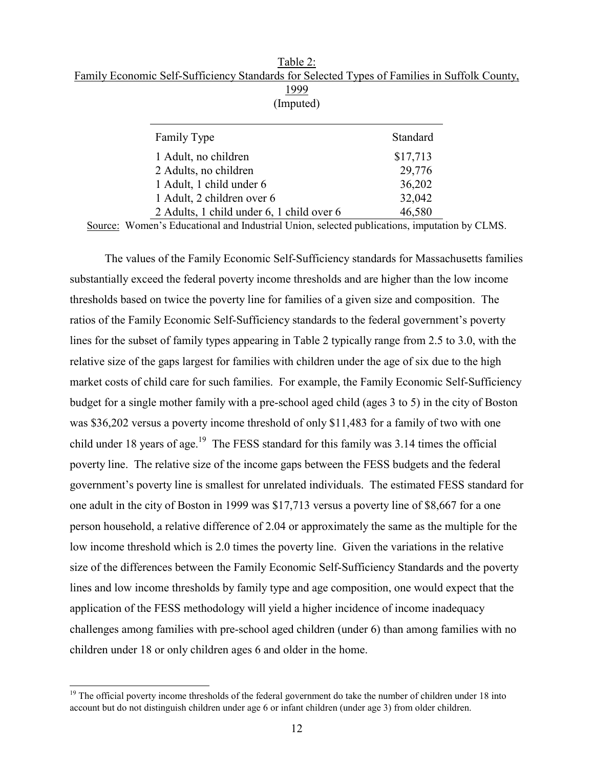Table 2:
Family Economic Self-Sufficiency Standards for Selected Types of Families in Suffolk County, 1999
(Imputed)

| Family Type | Standard |
|---|---|
| 1 Adult, no children | $17,713 |
| 2 Adults, no children | 29,776 |
| 1 Adult, 1 child under 6 | 36,202 |
| 1 Adult, 2 children over 6 | 32,042 |
| 2 Adults, 1 child under 6, 1 child over 6 | 46,580 |

Source: Women's Educational and Industrial Union, selected publications, imputation by CLMS.

The values of the Family Economic Self-Sufficiency standards for Massachusetts families substantially exceed the federal poverty income thresholds and are higher than the low income thresholds based on twice the poverty line for families of a given size and composition. The ratios of the Family Economic Self-Sufficiency standards to the federal government's poverty lines for the subset of family types appearing in Table 2 typically range from 2.5 to 3.0, with the relative size of the gaps largest for families with children under the age of six due to the high market costs of child care for such families. For example, the Family Economic Self-Sufficiency budget for a single mother family with a pre-school aged child (ages 3 to 5) in the city of Boston was $36,202 versus a poverty income threshold of only $11,483 for a family of two with one child under 18 years of age.[19] The FESS standard for this family was 3.14 times the official poverty line. The relative size of the income gaps between the FESS budgets and the federal government's poverty line is smallest for unrelated individuals. The estimated FESS standard for one adult in the city of Boston in 1999 was $17,713 versus a poverty line of $8,667 for a one person household, a relative difference of 2.04 or approximately the same as the multiple for the low income threshold which is 2.0 times the poverty line. Given the variations in the relative size of the differences between the Family Economic Self-Sufficiency Standards and the poverty lines and low income thresholds by family type and age composition, one would expect that the application of the FESS methodology will yield a higher incidence of income inadequacy challenges among families with pre-school aged children (under 6) than among families with no children under 18 or only children ages 6 and older in the home.

[19] The official poverty income thresholds of the federal government do take the number of children under 18 into account but do not distinguish children under age 6 or infant children (under age 3) from older children.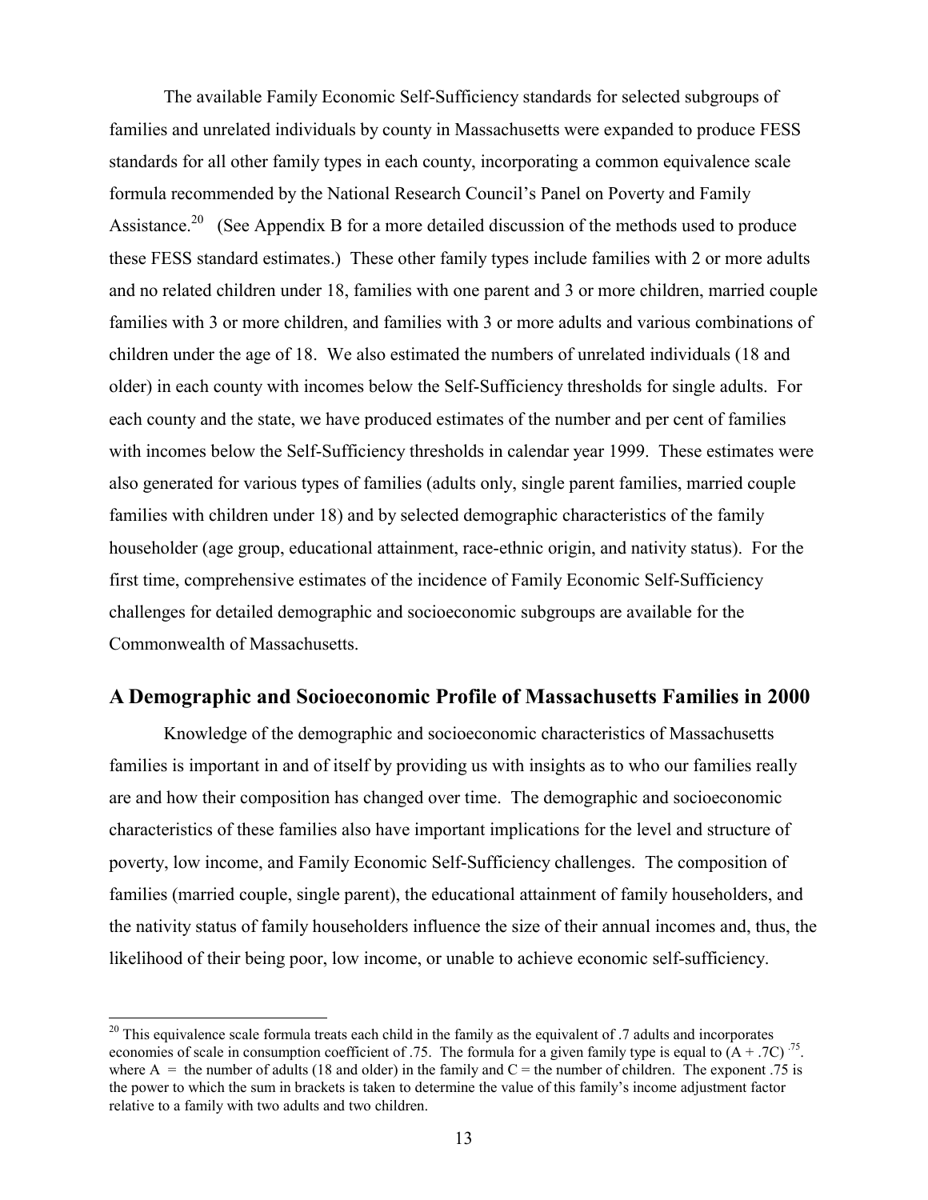The available Family Economic Self-Sufficiency standards for selected subgroups of families and unrelated individuals by county in Massachusetts were expanded to produce FESS standards for all other family types in each county, incorporating a common equivalence scale formula recommended by the National Research Council's Panel on Poverty and Family Assistance.[20] (See Appendix B for a more detailed discussion of the methods used to produce these FESS standard estimates.) These other family types include families with 2 or more adults and no related children under 18, families with one parent and 3 or more children, married couple families with 3 or more children, and families with 3 or more adults and various combinations of children under the age of 18. We also estimated the numbers of unrelated individuals (18 and older) in each county with incomes below the Self-Sufficiency thresholds for single adults. For each county and the state, we have produced estimates of the number and per cent of families with incomes below the Self-Sufficiency thresholds in calendar year 1999. These estimates were also generated for various types of families (adults only, single parent families, married couple families with children under 18) and by selected demographic characteristics of the family householder (age group, educational attainment, race-ethnic origin, and nativity status). For the first time, comprehensive estimates of the incidence of Family Economic Self-Sufficiency challenges for detailed demographic and socioeconomic subgroups are available for the Commonwealth of Massachusetts.

## A Demographic and Socioeconomic Profile of Massachusetts Families in 2000

Knowledge of the demographic and socioeconomic characteristics of Massachusetts families is important in and of itself by providing us with insights as to who our families really are and how their composition has changed over time. The demographic and socioeconomic characteristics of these families also have important implications for the level and structure of poverty, low income, and Family Economic Self-Sufficiency challenges. The composition of families (married couple, single parent), the educational attainment of family householders, and the nativity status of family householders influence the size of their annual incomes and, thus, the likelihood of their being poor, low income, or unable to achieve economic self-sufficiency.

---

[20] This equivalence scale formula treats each child in the family as the equivalent of .7 adults and incorporates economies of scale in consumption coefficient of .75. The formula for a given family type is equal to $(A + .7C)^{.75}$. where A = the number of adults (18 and older) in the family and C = the number of children. The exponent .75 is the power to which the sum in brackets is taken to determine the value of this family's income adjustment factor relative to a family with two adults and two children.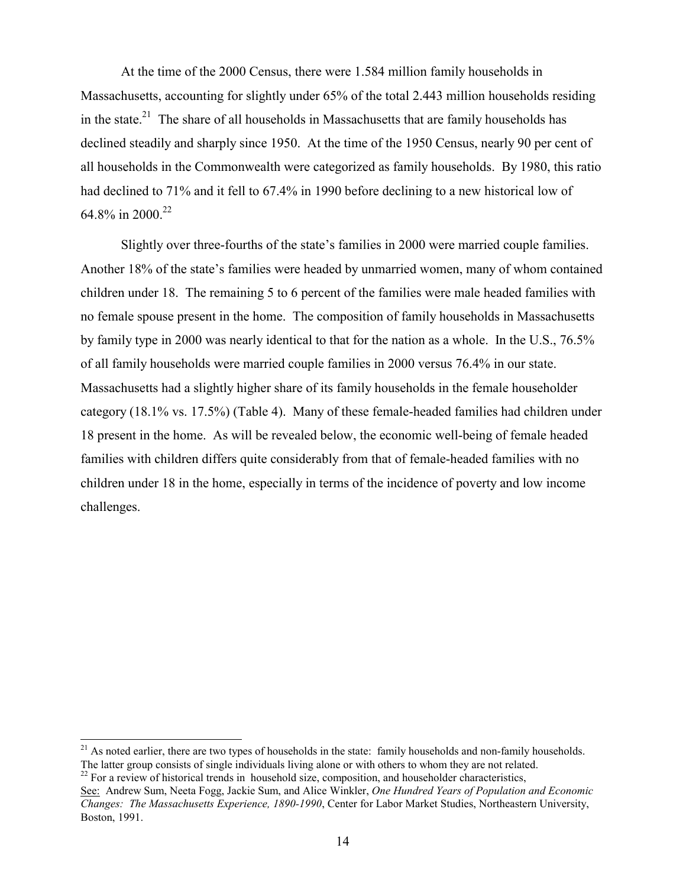At the time of the 2000 Census, there were 1.584 million family households in Massachusetts, accounting for slightly under 65% of the total 2.443 million households residing in the state.[21] The share of all households in Massachusetts that are family households has declined steadily and sharply since 1950. At the time of the 1950 Census, nearly 90 per cent of all households in the Commonwealth were categorized as family households. By 1980, this ratio had declined to 71% and it fell to 67.4% in 1990 before declining to a new historical low of 64.8% in 2000.[22]

Slightly over three-fourths of the state's families in 2000 were married couple families. Another 18% of the state's families were headed by unmarried women, many of whom contained children under 18. The remaining 5 to 6 percent of the families were male headed families with no female spouse present in the home. The composition of family households in Massachusetts by family type in 2000 was nearly identical to that for the nation as a whole. In the U.S., 76.5% of all family households were married couple families in 2000 versus 76.4% in our state. Massachusetts had a slightly higher share of its family households in the female householder category (18.1% vs. 17.5%) (Table 4). Many of these female-headed families had children under 18 present in the home. As will be revealed below, the economic well-being of female headed families with children differs quite considerably from that of female-headed families with no children under 18 in the home, especially in terms of the incidence of poverty and low income challenges.

---

[21] As noted earlier, there are two types of households in the state: family households and non-family households. The latter group consists of single individuals living alone or with others to whom they are not related.

[22] For a review of historical trends in household size, composition, and householder characteristics, See: Andrew Sum, Neeta Fogg, Jackie Sum, and Alice Winkler, *One Hundred Years of Population and Economic Changes: The Massachusetts Experience, 1890-1990*, Center for Labor Market Studies, Northeastern University, Boston, 1991.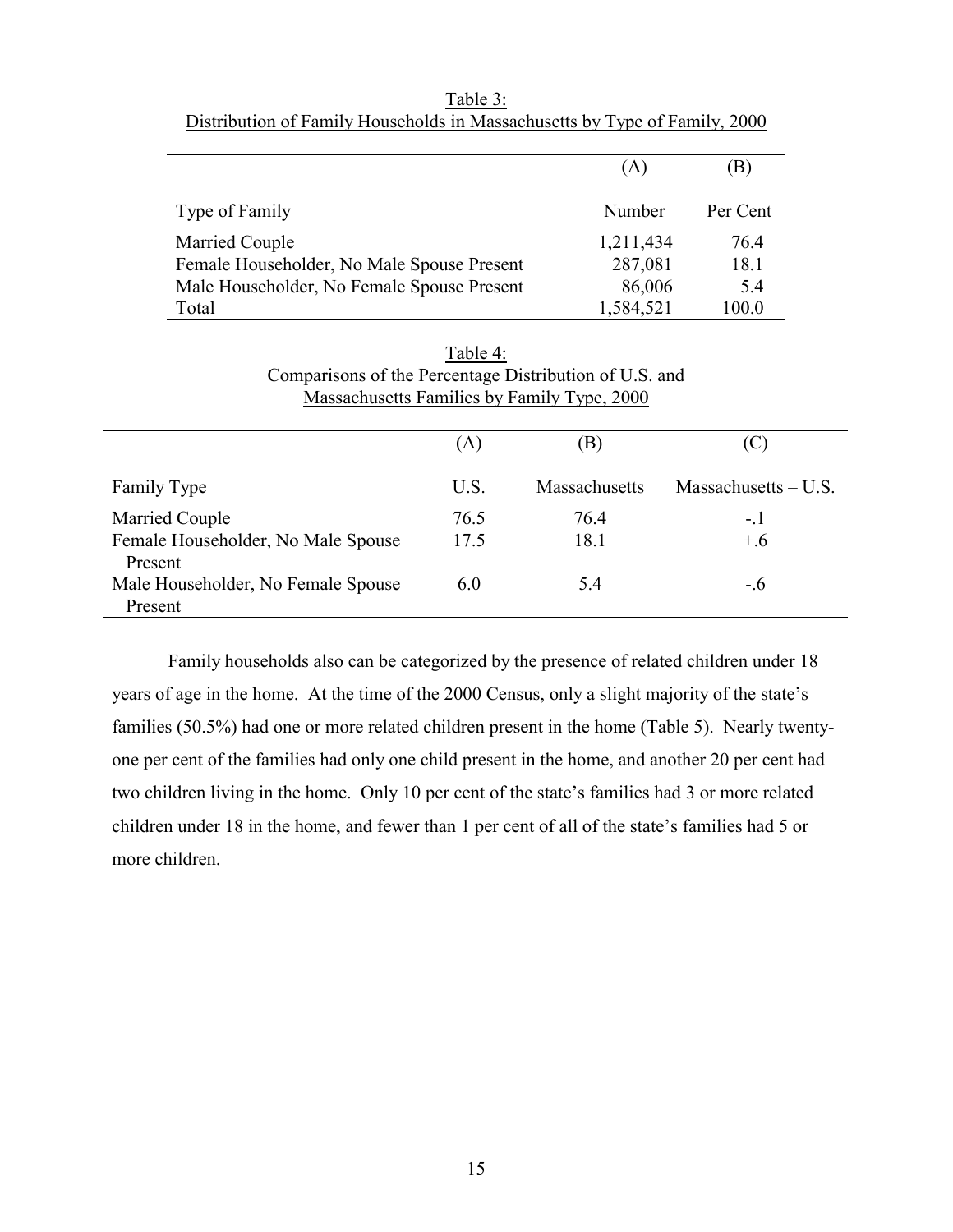Table 3:
Distribution of Family Households in Massachusetts by Type of Family, 2000

| | (A) | (B) |
|---|---|---|
| Type of Family | Number | Per Cent |
| Married Couple | 1,211,434 | 76.4 |
| Female Householder, No Male Spouse Present | 287,081 | 18.1 |
| Male Householder, No Female Spouse Present | 86,006 | 5.4 |
| Total | 1,584,521 | 100.0 |

Table 4:
Comparisons of the Percentage Distribution of U.S. and Massachusetts Families by Family Type, 2000

| | (A) | (B) | (C) |
|---|---|---|---|
| Family Type | U.S. | Massachusetts | Massachusetts – U.S. |
| Married Couple | 76.5 | 76.4 | -.1 |
| Female Householder, No Male Spouse Present | 17.5 | 18.1 | +.6 |
| Male Householder, No Female Spouse Present | 6.0 | 5.4 | -.6 |

Family households also can be categorized by the presence of related children under 18 years of age in the home. At the time of the 2000 Census, only a slight majority of the state's families (50.5%) had one or more related children present in the home (Table 5). Nearly twenty-one per cent of the families had only one child present in the home, and another 20 per cent had two children living in the home. Only 10 per cent of the state's families had 3 or more related children under 18 in the home, and fewer than 1 per cent of all of the state's families had 5 or more children.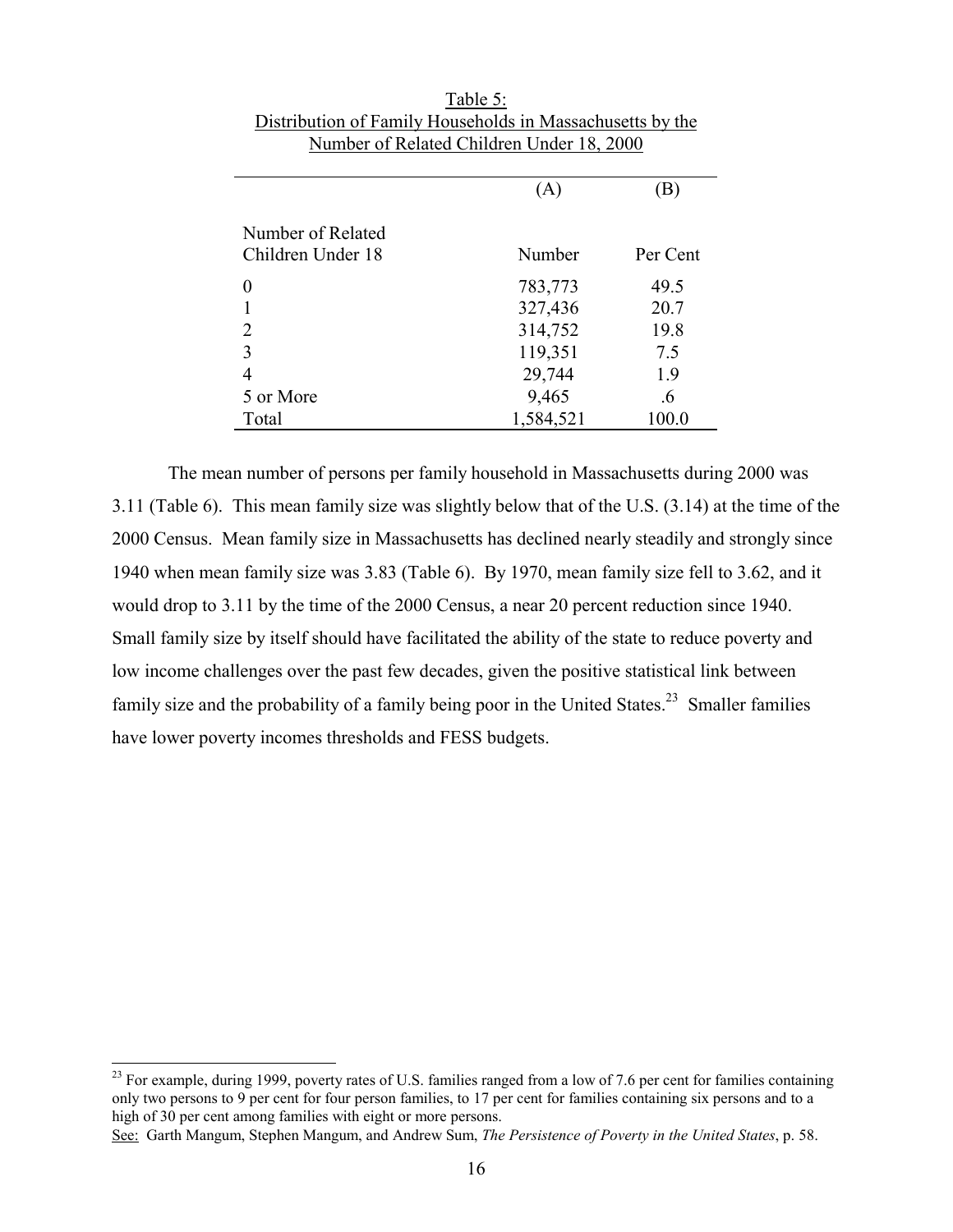Table 5:
Distribution of Family Households in Massachusetts by the Number of Related Children Under 18, 2000

| | (A) | (B) |
|---|---|---|
| Number of Related Children Under 18 | Number | Per Cent |
| 0 | 783,773 | 49.5 |
| 1 | 327,436 | 20.7 |
| 2 | 314,752 | 19.8 |
| 3 | 119,351 | 7.5 |
| 4 | 29,744 | 1.9 |
| 5 or More | 9,465 | .6 |
| Total | 1,584,521 | 100.0 |

The mean number of persons per family household in Massachusetts during 2000 was 3.11 (Table 6). This mean family size was slightly below that of the U.S. (3.14) at the time of the 2000 Census. Mean family size in Massachusetts has declined nearly steadily and strongly since 1940 when mean family size was 3.83 (Table 6). By 1970, mean family size fell to 3.62, and it would drop to 3.11 by the time of the 2000 Census, a near 20 percent reduction since 1940. Small family size by itself should have facilitated the ability of the state to reduce poverty and low income challenges over the past few decades, given the positive statistical link between family size and the probability of a family being poor in the United States.[23] Smaller families have lower poverty incomes thresholds and FESS budgets.

[23] For example, during 1999, poverty rates of U.S. families ranged from a low of 7.6 per cent for families containing only two persons to 9 per cent for four person families, to 17 per cent for families containing six persons and to a high of 30 per cent among families with eight or more persons.
See: Garth Mangum, Stephen Mangum, and Andrew Sum, *The Persistence of Poverty in the United States*, p. 58.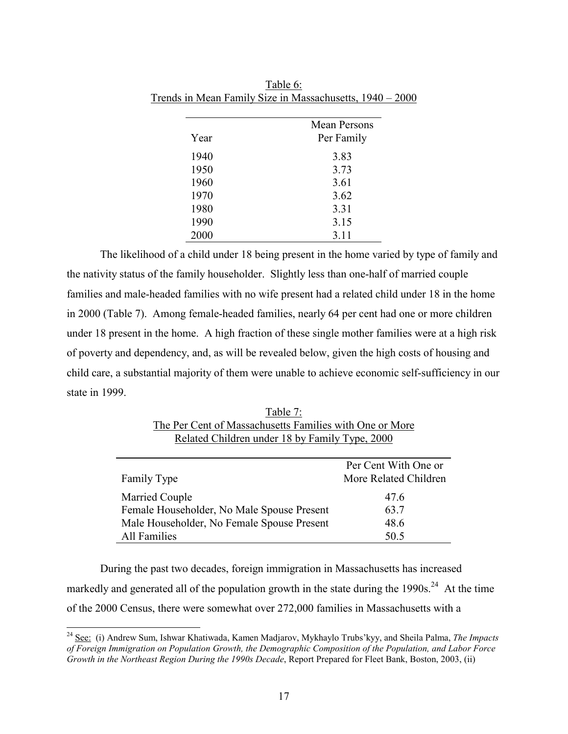Table 6:
Trends in Mean Family Size in Massachusetts, 1940 – 2000

| Year | Mean Persons Per Family |
|---|---|
| 1940 | 3.83 |
| 1950 | 3.73 |
| 1960 | 3.61 |
| 1970 | 3.62 |
| 1980 | 3.31 |
| 1990 | 3.15 |
| 2000 | 3.11 |

The likelihood of a child under 18 being present in the home varied by type of family and the nativity status of the family householder. Slightly less than one-half of married couple families and male-headed families with no wife present had a related child under 18 in the home in 2000 (Table 7). Among female-headed families, nearly 64 per cent had one or more children under 18 present in the home. A high fraction of these single mother families were at a high risk of poverty and dependency, and, as will be revealed below, given the high costs of housing and child care, a substantial majority of them were unable to achieve economic self-sufficiency in our state in 1999.

Table 7:
The Per Cent of Massachusetts Families with One or More Related Children under 18 by Family Type, 2000

| Family Type | Per Cent With One or More Related Children |
|---|---|
| Married Couple | 47.6 |
| Female Householder, No Male Spouse Present | 63.7 |
| Male Householder, No Female Spouse Present | 48.6 |
| All Families | 50.5 |

During the past two decades, foreign immigration in Massachusetts has increased markedly and generated all of the population growth in the state during the 1990s.[24] At the time of the 2000 Census, there were somewhat over 272,000 families in Massachusetts with a

[24] See: (i) Andrew Sum, Ishwar Khatiwada, Kamen Madjarov, Mykhaylo Trubs'kyy, and Sheila Palma, *The Impacts of Foreign Immigration on Population Growth, the Demographic Composition of the Population, and Labor Force Growth in the Northeast Region During the 1990s Decade*, Report Prepared for Fleet Bank, Boston, 2003, (ii)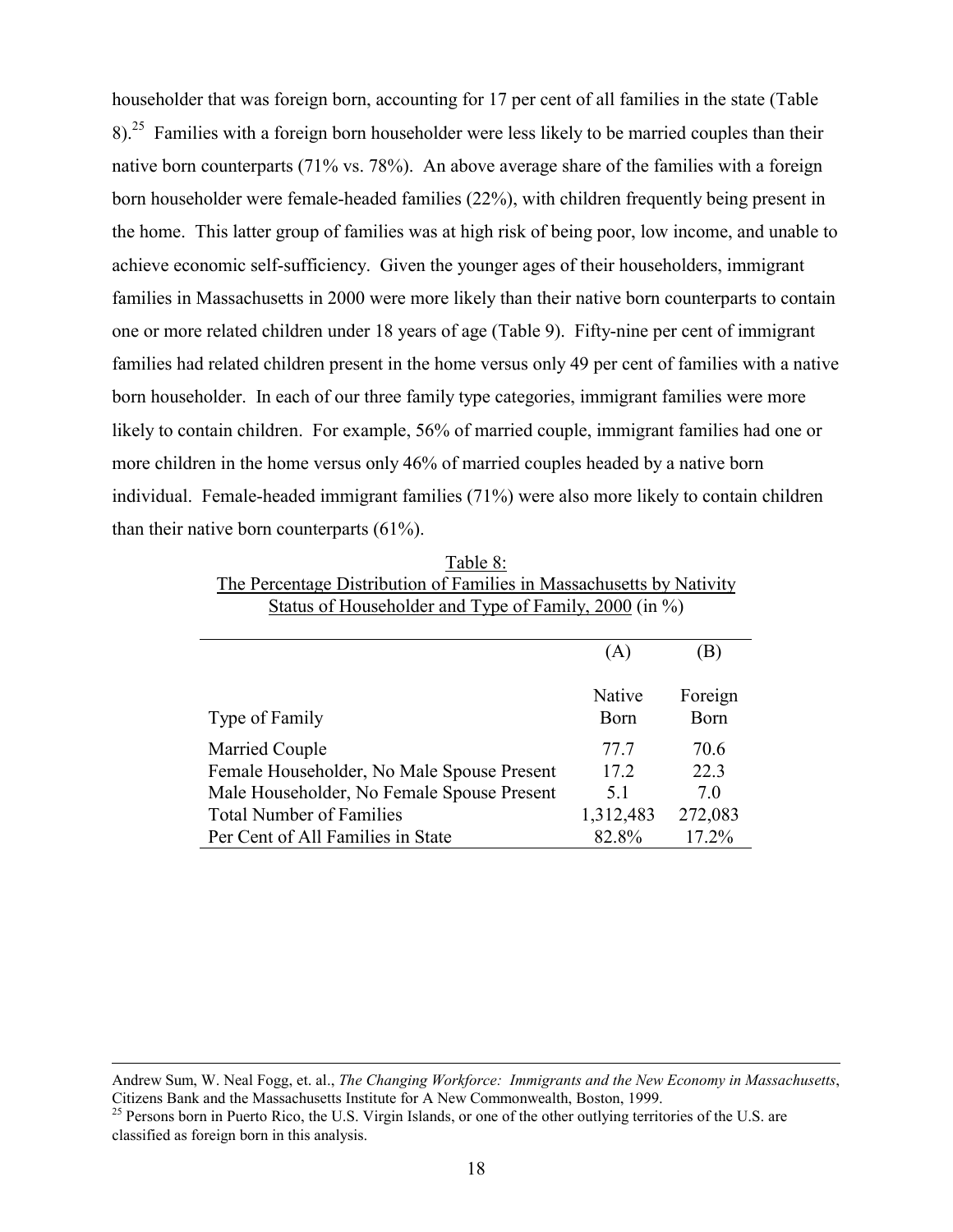householder that was foreign born, accounting for 17 per cent of all families in the state (Table 8).[25] Families with a foreign born householder were less likely to be married couples than their native born counterparts (71% vs. 78%). An above average share of the families with a foreign born householder were female-headed families (22%), with children frequently being present in the home. This latter group of families was at high risk of being poor, low income, and unable to achieve economic self-sufficiency. Given the younger ages of their householders, immigrant families in Massachusetts in 2000 were more likely than their native born counterparts to contain one or more related children under 18 years of age (Table 9). Fifty-nine per cent of immigrant families had related children present in the home versus only 49 per cent of families with a native born householder. In each of our three family type categories, immigrant families were more likely to contain children. For example, 56% of married couple, immigrant families had one or more children in the home versus only 46% of married couples headed by a native born individual. Female-headed immigrant families (71%) were also more likely to contain children than their native born counterparts (61%).

Table 8:
The Percentage Distribution of Families in Massachusetts by Nativity Status of Householder and Type of Family, 2000 (in %)

| | (A) | (B) |
|---|---|---|
| Type of Family | Native Born | Foreign Born |
| Married Couple | 77.7 | 70.6 |
| Female Householder, No Male Spouse Present | 17.2 | 22.3 |
| Male Householder, No Female Spouse Present | 5.1 | 7.0 |
| Total Number of Families | 1,312,483 | 272,083 |
| Per Cent of All Families in State | 82.8% | 17.2% |

Andrew Sum, W. Neal Fogg, et. al., *The Changing Workforce: Immigrants and the New Economy in Massachusetts*, Citizens Bank and the Massachusetts Institute for A New Commonwealth, Boston, 1999.

[25] Persons born in Puerto Rico, the U.S. Virgin Islands, or one of the other outlying territories of the U.S. are classified as foreign born in this analysis.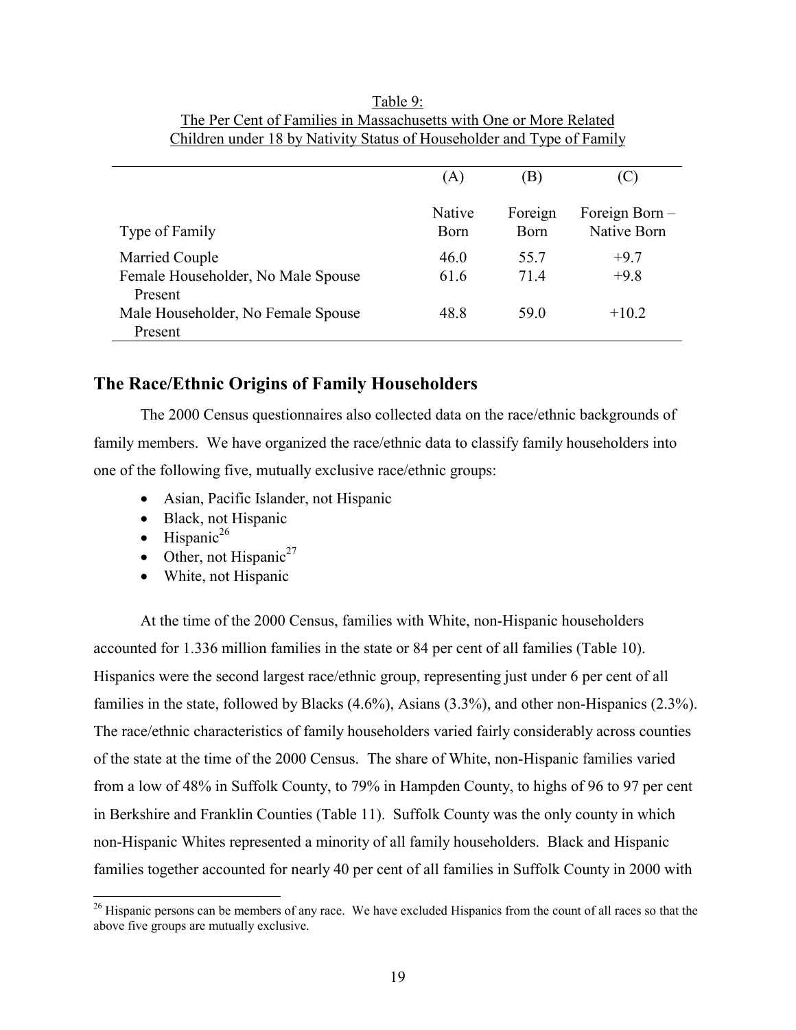Table 9:
The Per Cent of Families in Massachusetts with One or More Related Children under 18 by Nativity Status of Householder and Type of Family

| | (A) | (B) | (C) |
|---|---|---|---|
| Type of Family | Native Born | Foreign Born | Foreign Born – Native Born |
| Married Couple | 46.0 | 55.7 | +9.7 |
| Female Householder, No Male Spouse Present | 61.6 | 71.4 | +9.8 |
| Male Householder, No Female Spouse Present | 48.8 | 59.0 | +10.2 |

## The Race/Ethnic Origins of Family Householders

The 2000 Census questionnaires also collected data on the race/ethnic backgrounds of family members. We have organized the race/ethnic data to classify family householders into one of the following five, mutually exclusive race/ethnic groups:

- Asian, Pacific Islander, not Hispanic
- Black, not Hispanic
- Hispanic[26]
- Other, not Hispanic[27]
- White, not Hispanic

At the time of the 2000 Census, families with White, non-Hispanic householders accounted for 1.336 million families in the state or 84 per cent of all families (Table 10). Hispanics were the second largest race/ethnic group, representing just under 6 per cent of all families in the state, followed by Blacks (4.6%), Asians (3.3%), and other non-Hispanics (2.3%). The race/ethnic characteristics of family householders varied fairly considerably across counties of the state at the time of the 2000 Census. The share of White, non-Hispanic families varied from a low of 48% in Suffolk County, to 79% in Hampden County, to highs of 96 to 97 per cent in Berkshire and Franklin Counties (Table 11). Suffolk County was the only county in which non-Hispanic Whites represented a minority of all family householders. Black and Hispanic families together accounted for nearly 40 per cent of all families in Suffolk County in 2000 with

[26] Hispanic persons can be members of any race. We have excluded Hispanics from the count of all races so that the above five groups are mutually exclusive.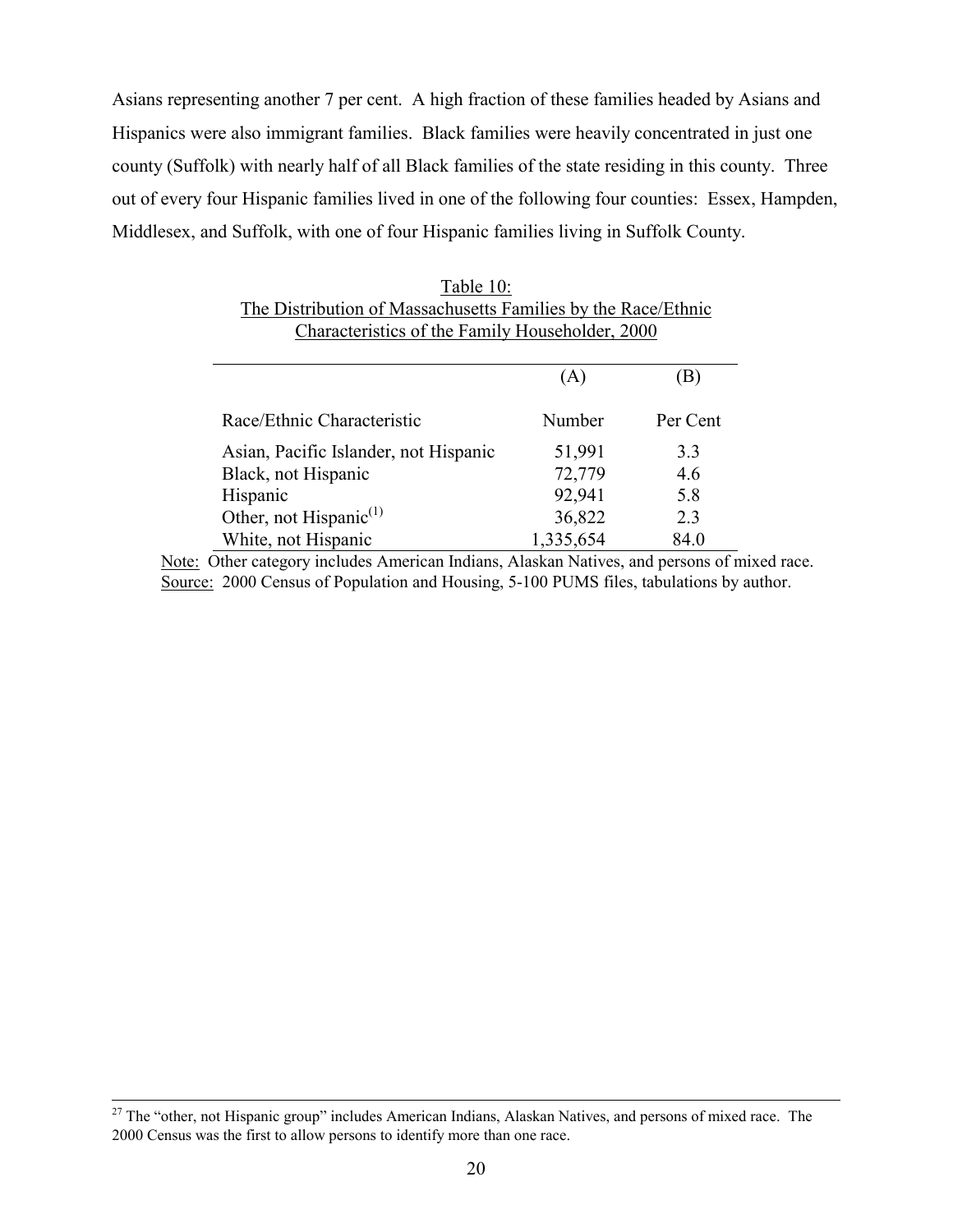Asians representing another 7 per cent. A high fraction of these families headed by Asians and Hispanics were also immigrant families. Black families were heavily concentrated in just one county (Suffolk) with nearly half of all Black families of the state residing in this county. Three out of every four Hispanic families lived in one of the following four counties: Essex, Hampden, Middlesex, and Suffolk, with one of four Hispanic families living in Suffolk County.

Table 10:
The Distribution of Massachusetts Families by the Race/Ethnic Characteristics of the Family Householder, 2000

| | (A) | (B) |
|---|---|---|
| Race/Ethnic Characteristic | Number | Per Cent |
| Asian, Pacific Islander, not Hispanic | 51,991 | 3.3 |
| Black, not Hispanic | 72,779 | 4.6 |
| Hispanic | 92,941 | 5.8 |
| Other, not Hispanic[(1)] | 36,822 | 2.3 |
| White, not Hispanic | 1,335,654 | 84.0 |

Note: Other category includes American Indians, Alaskan Natives, and persons of mixed race.
Source: 2000 Census of Population and Housing, 5-100 PUMS files, tabulations by author.

---

[27] The "other, not Hispanic group" includes American Indians, Alaskan Natives, and persons of mixed race. The 2000 Census was the first to allow persons to identify more than one race.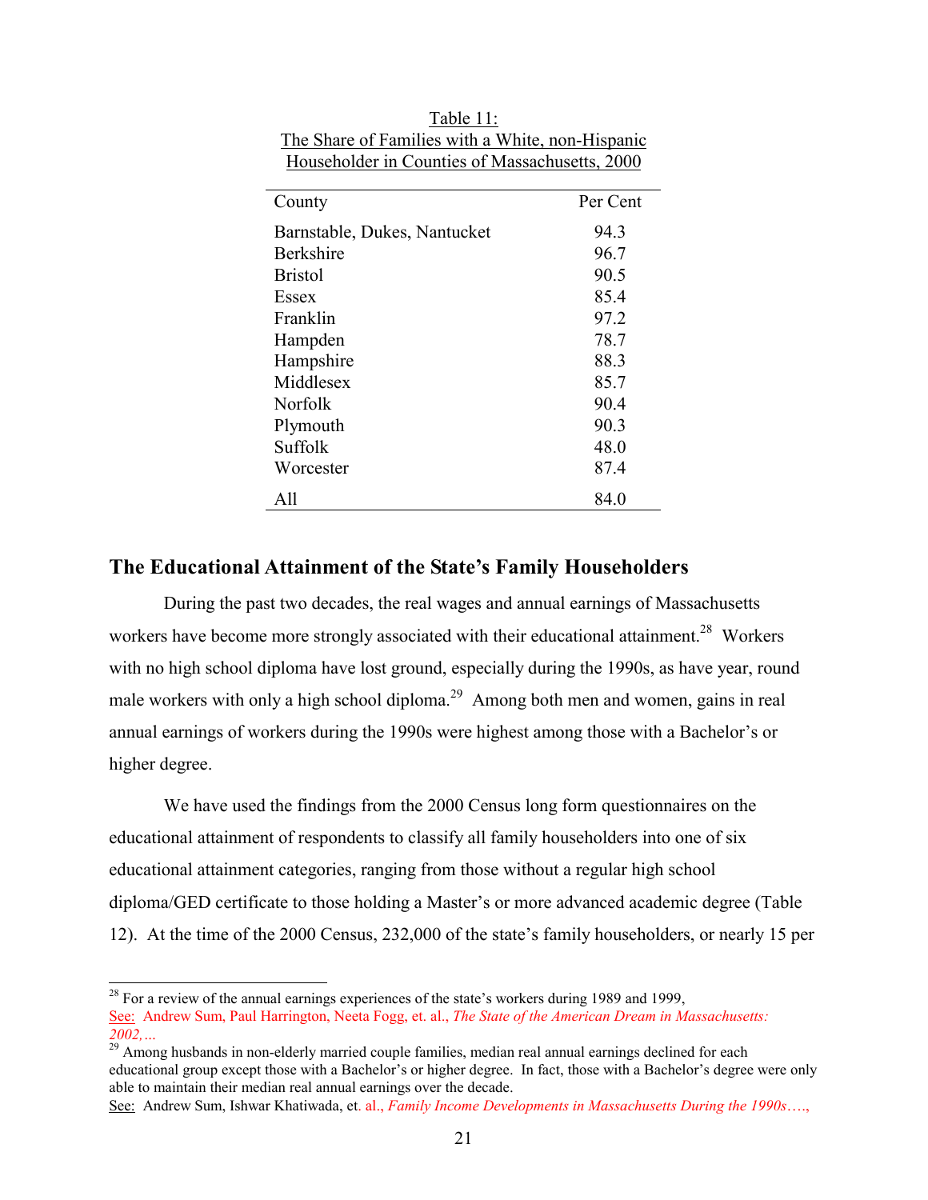Table 11:
The Share of Families with a White, non-Hispanic Householder in Counties of Massachusetts, 2000

| County | Per Cent |
|---|---|
| Barnstable, Dukes, Nantucket | 94.3 |
| Berkshire | 96.7 |
| Bristol | 90.5 |
| Essex | 85.4 |
| Franklin | 97.2 |
| Hampden | 78.7 |
| Hampshire | 88.3 |
| Middlesex | 85.7 |
| Norfolk | 90.4 |
| Plymouth | 90.3 |
| Suffolk | 48.0 |
| Worcester | 87.4 |
| All | 84.0 |

## The Educational Attainment of the State's Family Householders

During the past two decades, the real wages and annual earnings of Massachusetts workers have become more strongly associated with their educational attainment.[28] Workers with no high school diploma have lost ground, especially during the 1990s, as have year, round male workers with only a high school diploma.[29] Among both men and women, gains in real annual earnings of workers during the 1990s were highest among those with a Bachelor's or higher degree.

We have used the findings from the 2000 Census long form questionnaires on the educational attainment of respondents to classify all family householders into one of six educational attainment categories, ranging from those without a regular high school diploma/GED certificate to those holding a Master's or more advanced academic degree (Table 12). At the time of the 2000 Census, 232,000 of the state's family householders, or nearly 15 per

---

[28] For a review of the annual earnings experiences of the state's workers during 1989 and 1999, See: Andrew Sum, Paul Harrington, Neeta Fogg, et. al., *The State of the American Dream in Massachusetts: 2002,…*

[29] Among husbands in non-elderly married couple families, median real annual earnings declined for each educational group except those with a Bachelor's or higher degree. In fact, those with a Bachelor's degree were only able to maintain their median real annual earnings over the decade.
See: Andrew Sum, Ishwar Khatiwada, et. al., *Family Income Developments in Massachusetts During the 1990s….*,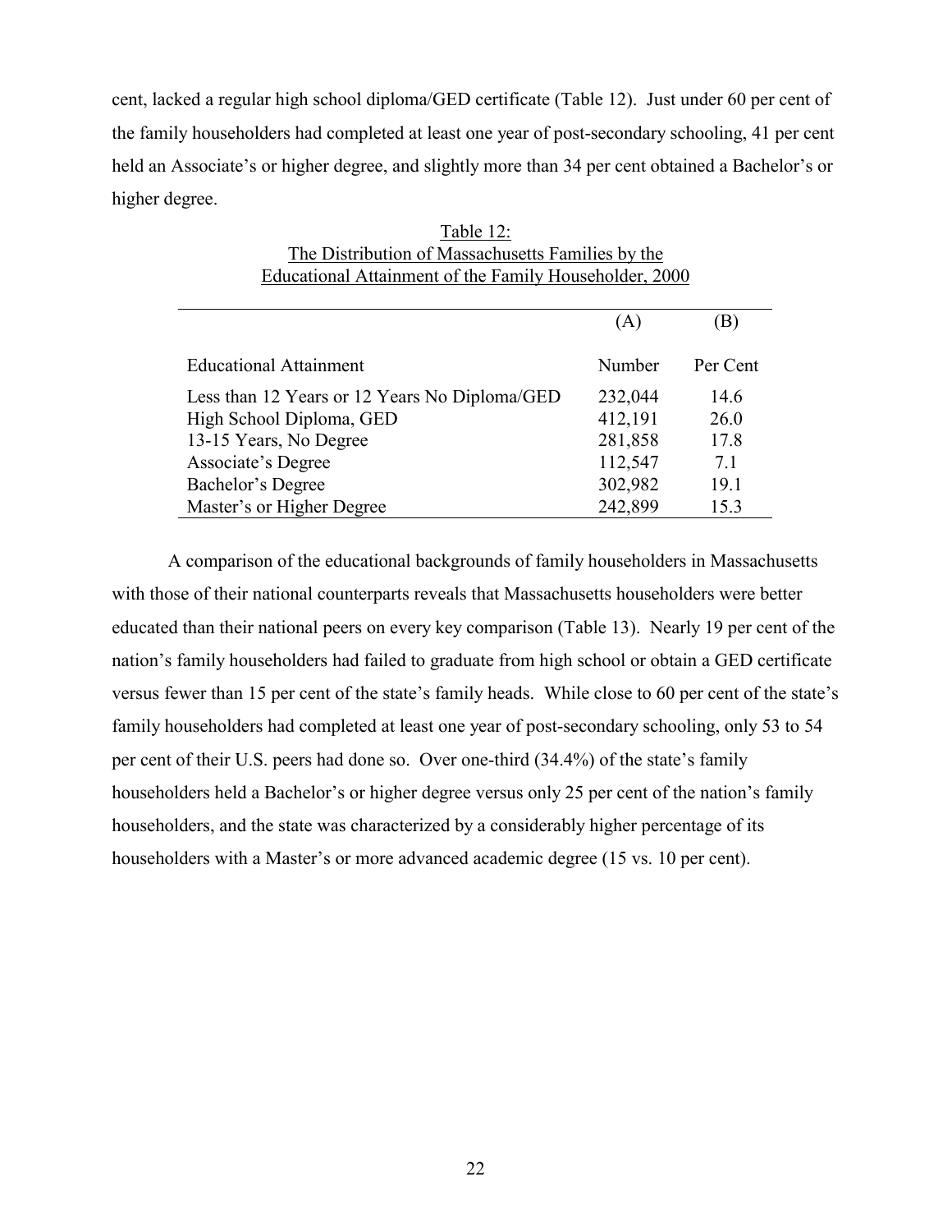cent, lacked a regular high school diploma/GED certificate (Table 12). Just under 60 per cent of the family householders had completed at least one year of post-secondary schooling, 41 per cent held an Associate's or higher degree, and slightly more than 34 per cent obtained a Bachelor's or higher degree.

Table 12:
The Distribution of Massachusetts Families by the
Educational Attainment of the Family Householder, 2000

| | (A) | (B) |
|---|---|---|
| Educational Attainment | Number | Per Cent |
| Less than 12 Years or 12 Years No Diploma/GED | 232,044 | 14.6 |
| High School Diploma, GED | 412,191 | 26.0 |
| 13-15 Years, No Degree | 281,858 | 17.8 |
| Associate's Degree | 112,547 | 7.1 |
| Bachelor's Degree | 302,982 | 19.1 |
| Master's or Higher Degree | 242,899 | 15.3 |

A comparison of the educational backgrounds of family householders in Massachusetts with those of their national counterparts reveals that Massachusetts householders were better educated than their national peers on every key comparison (Table 13). Nearly 19 per cent of the nation's family householders had failed to graduate from high school or obtain a GED certificate versus fewer than 15 per cent of the state's family heads. While close to 60 per cent of the state's family householders had completed at least one year of post-secondary schooling, only 53 to 54 per cent of their U.S. peers had done so. Over one-third (34.4%) of the state's family householders held a Bachelor's or higher degree versus only 25 per cent of the nation's family householders, and the state was characterized by a considerably higher percentage of its householders with a Master's or more advanced academic degree (15 vs. 10 per cent).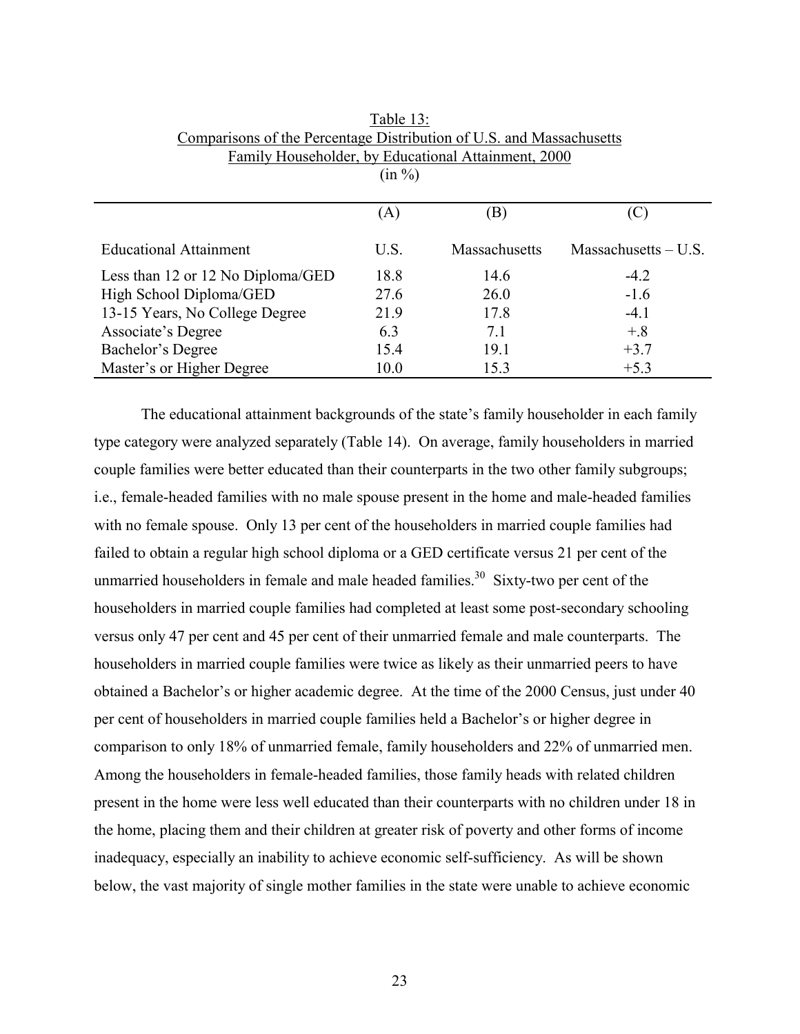Table 13:
Comparisons of the Percentage Distribution of U.S. and Massachusetts Family Householder, by Educational Attainment, 2000
(in %)

| | (A) | (B) | (C) |
|---|---|---|---|
| Educational Attainment | U.S. | Massachusetts | Massachusetts – U.S. |
| Less than 12 or 12 No Diploma/GED | 18.8 | 14.6 | -4.2 |
| High School Diploma/GED | 27.6 | 26.0 | -1.6 |
| 13-15 Years, No College Degree | 21.9 | 17.8 | -4.1 |
| Associate's Degree | 6.3 | 7.1 | +.8 |
| Bachelor's Degree | 15.4 | 19.1 | +3.7 |
| Master's or Higher Degree | 10.0 | 15.3 | +5.3 |

The educational attainment backgrounds of the state's family householder in each family type category were analyzed separately (Table 14). On average, family householders in married couple families were better educated than their counterparts in the two other family subgroups; i.e., female-headed families with no male spouse present in the home and male-headed families with no female spouse. Only 13 per cent of the householders in married couple families had failed to obtain a regular high school diploma or a GED certificate versus 21 per cent of the unmarried householders in female and male headed families.[30] Sixty-two per cent of the householders in married couple families had completed at least some post-secondary schooling versus only 47 per cent and 45 per cent of their unmarried female and male counterparts. The householders in married couple families were twice as likely as their unmarried peers to have obtained a Bachelor's or higher academic degree. At the time of the 2000 Census, just under 40 per cent of householders in married couple families held a Bachelor's or higher degree in comparison to only 18% of unmarried female, family householders and 22% of unmarried men. Among the householders in female-headed families, those family heads with related children present in the home were less well educated than their counterparts with no children under 18 in the home, placing them and their children at greater risk of poverty and other forms of income inadequacy, especially an inability to achieve economic self-sufficiency. As will be shown below, the vast majority of single mother families in the state were unable to achieve economic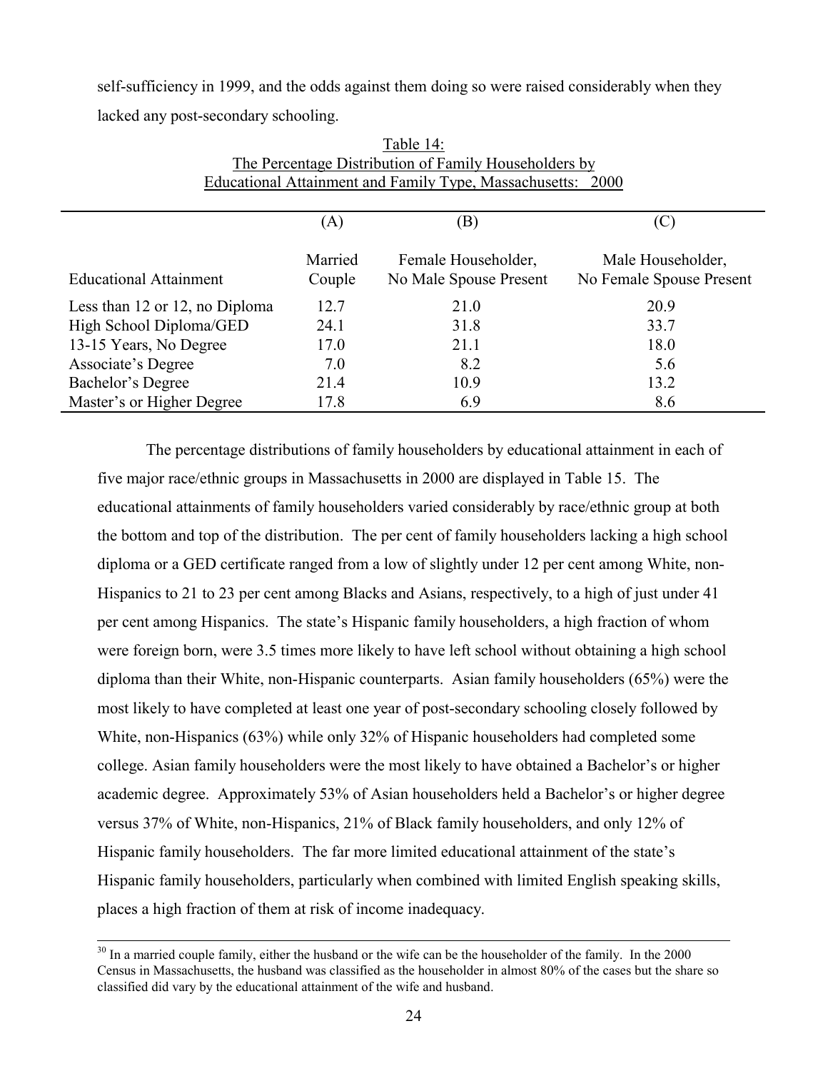self-sufficiency in 1999, and the odds against them doing so were raised considerably when they lacked any post-secondary schooling.

Table 14:
The Percentage Distribution of Family Householders by Educational Attainment and Family Type, Massachusetts: 2000

| | (A) | (B) | (C) |
|---|---|---|---|
| Educational Attainment | Married Couple | Female Householder, No Male Spouse Present | Male Householder, No Female Spouse Present |
| Less than 12 or 12, no Diploma | 12.7 | 21.0 | 20.9 |
| High School Diploma/GED | 24.1 | 31.8 | 33.7 |
| 13-15 Years, No Degree | 17.0 | 21.1 | 18.0 |
| Associate's Degree | 7.0 | 8.2 | 5.6 |
| Bachelor's Degree | 21.4 | 10.9 | 13.2 |
| Master's or Higher Degree | 17.8 | 6.9 | 8.6 |

The percentage distributions of family householders by educational attainment in each of five major race/ethnic groups in Massachusetts in 2000 are displayed in Table 15. The educational attainments of family householders varied considerably by race/ethnic group at both the bottom and top of the distribution. The per cent of family householders lacking a high school diploma or a GED certificate ranged from a low of slightly under 12 per cent among White, non-Hispanics to 21 to 23 per cent among Blacks and Asians, respectively, to a high of just under 41 per cent among Hispanics. The state's Hispanic family householders, a high fraction of whom were foreign born, were 3.5 times more likely to have left school without obtaining a high school diploma than their White, non-Hispanic counterparts. Asian family householders (65%) were the most likely to have completed at least one year of post-secondary schooling closely followed by White, non-Hispanics (63%) while only 32% of Hispanic householders had completed some college. Asian family householders were the most likely to have obtained a Bachelor's or higher academic degree. Approximately 53% of Asian householders held a Bachelor's or higher degree versus 37% of White, non-Hispanics, 21% of Black family householders, and only 12% of Hispanic family householders. The far more limited educational attainment of the state's Hispanic family householders, particularly when combined with limited English speaking skills, places a high fraction of them at risk of income inadequacy.

[30] In a married couple family, either the husband or the wife can be the householder of the family. In the 2000 Census in Massachusetts, the husband was classified as the householder in almost 80% of the cases but the share so classified did vary by the educational attainment of the wife and husband.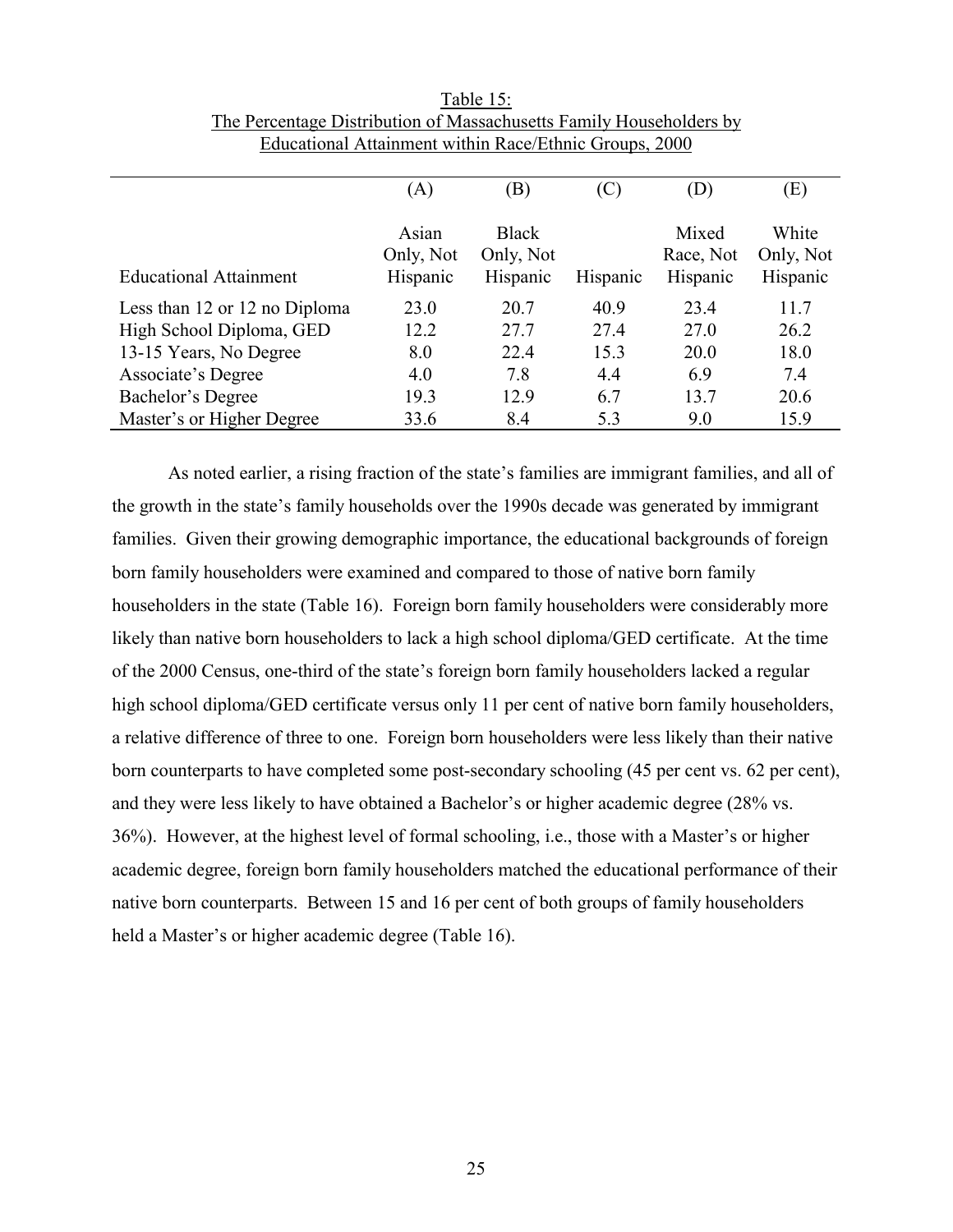Table 15:
The Percentage Distribution of Massachusetts Family Householders by Educational Attainment within Race/Ethnic Groups, 2000

| | (A) | (B) | (C) | (D) | (E) |
|---|---|---|---|---|---|
| Educational Attainment | Asian Only, Not Hispanic | Black Only, Not Hispanic | Hispanic | Mixed Race, Not Hispanic | White Only, Not Hispanic |
| Less than 12 or 12 no Diploma | 23.0 | 20.7 | 40.9 | 23.4 | 11.7 |
| High School Diploma, GED | 12.2 | 27.7 | 27.4 | 27.0 | 26.2 |
| 13-15 Years, No Degree | 8.0 | 22.4 | 15.3 | 20.0 | 18.0 |
| Associate's Degree | 4.0 | 7.8 | 4.4 | 6.9 | 7.4 |
| Bachelor's Degree | 19.3 | 12.9 | 6.7 | 13.7 | 20.6 |
| Master's or Higher Degree | 33.6 | 8.4 | 5.3 | 9.0 | 15.9 |

As noted earlier, a rising fraction of the state's families are immigrant families, and all of the growth in the state's family households over the 1990s decade was generated by immigrant families. Given their growing demographic importance, the educational backgrounds of foreign born family householders were examined and compared to those of native born family householders in the state (Table 16). Foreign born family householders were considerably more likely than native born householders to lack a high school diploma/GED certificate. At the time of the 2000 Census, one-third of the state's foreign born family householders lacked a regular high school diploma/GED certificate versus only 11 per cent of native born family householders, a relative difference of three to one. Foreign born householders were less likely than their native born counterparts to have completed some post-secondary schooling (45 per cent vs. 62 per cent), and they were less likely to have obtained a Bachelor's or higher academic degree (28% vs. 36%). However, at the highest level of formal schooling, i.e., those with a Master's or higher academic degree, foreign born family householders matched the educational performance of their native born counterparts. Between 15 and 16 per cent of both groups of family householders held a Master's or higher academic degree (Table 16).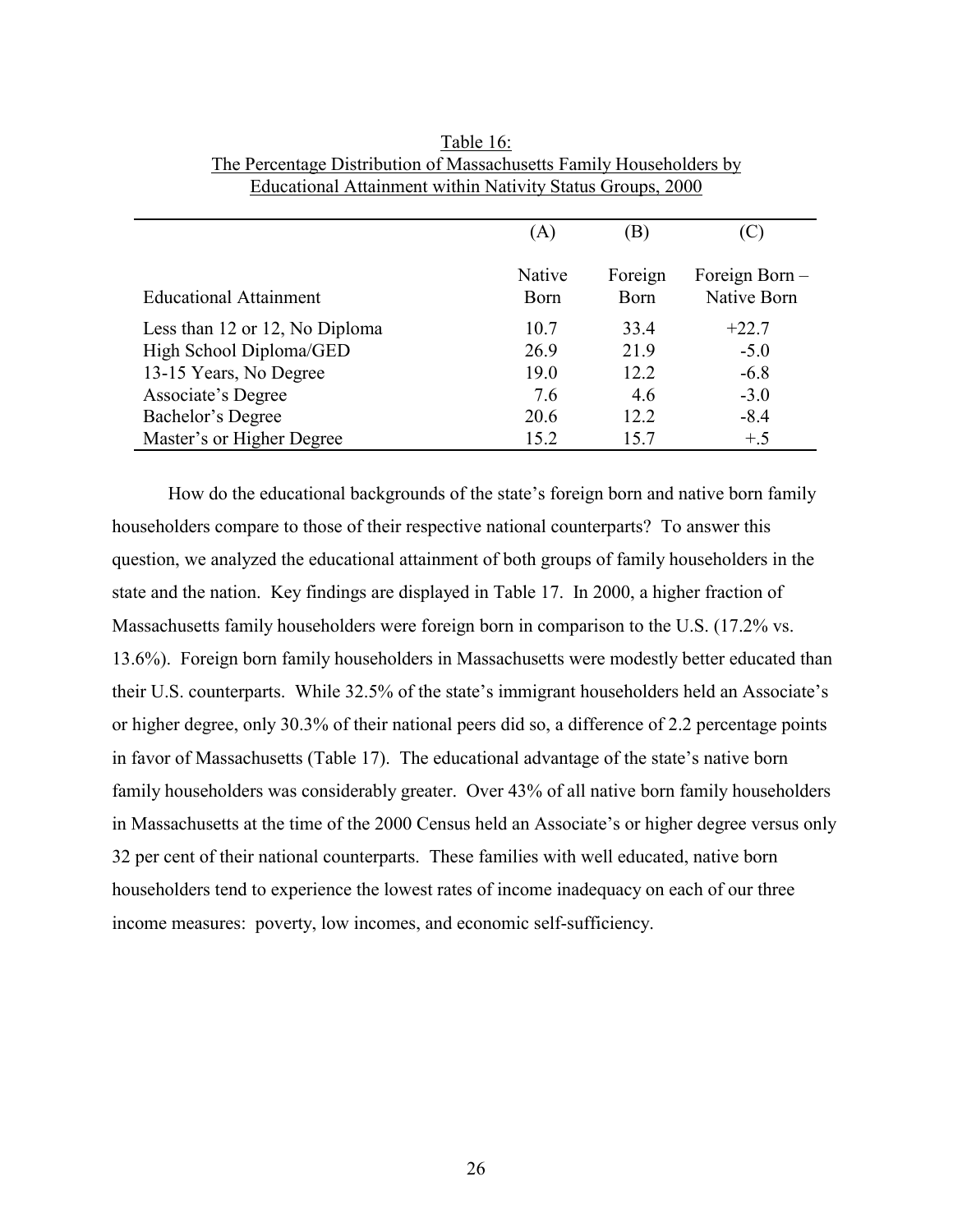Table 16:
The Percentage Distribution of Massachusetts Family Householders by Educational Attainment within Nativity Status Groups, 2000

| Educational Attainment | (A) Native Born | (B) Foreign Born | (C) Foreign Born – Native Born |
|---|---|---|---|
| Less than 12 or 12, No Diploma | 10.7 | 33.4 | +22.7 |
| High School Diploma/GED | 26.9 | 21.9 | -5.0 |
| 13-15 Years, No Degree | 19.0 | 12.2 | -6.8 |
| Associate's Degree | 7.6 | 4.6 | -3.0 |
| Bachelor's Degree | 20.6 | 12.2 | -8.4 |
| Master's or Higher Degree | 15.2 | 15.7 | +.5 |

How do the educational backgrounds of the state's foreign born and native born family householders compare to those of their respective national counterparts? To answer this question, we analyzed the educational attainment of both groups of family householders in the state and the nation. Key findings are displayed in Table 17. In 2000, a higher fraction of Massachusetts family householders were foreign born in comparison to the U.S. (17.2% vs. 13.6%). Foreign born family householders in Massachusetts were modestly better educated than their U.S. counterparts. While 32.5% of the state's immigrant householders held an Associate's or higher degree, only 30.3% of their national peers did so, a difference of 2.2 percentage points in favor of Massachusetts (Table 17). The educational advantage of the state's native born family householders was considerably greater. Over 43% of all native born family householders in Massachusetts at the time of the 2000 Census held an Associate's or higher degree versus only 32 per cent of their national counterparts. These families with well educated, native born householders tend to experience the lowest rates of income inadequacy on each of our three income measures: poverty, low incomes, and economic self-sufficiency.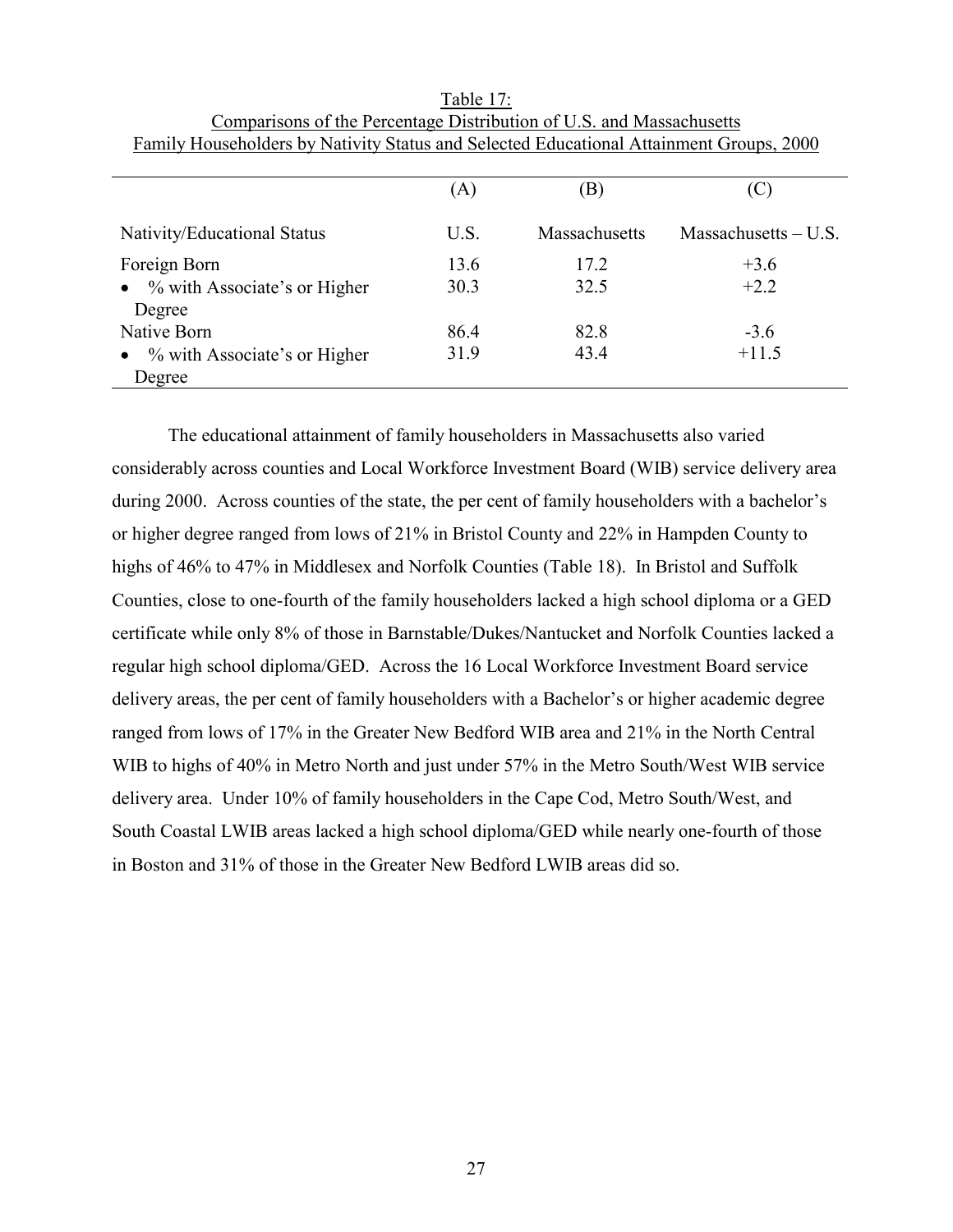Table 17:
Comparisons of the Percentage Distribution of U.S. and Massachusetts
Family Householders by Nativity Status and Selected Educational Attainment Groups, 2000

| | (A) | (B) | (C) |
|---|---|---|---|
| Nativity/Educational Status | U.S. | Massachusetts | Massachusetts – U.S. |
| Foreign Born | 13.6 | 17.2 | +3.6 |
| • % with Associate's or Higher Degree | 30.3 | 32.5 | +2.2 |
| Native Born | 86.4 | 82.8 | -3.6 |
| • % with Associate's or Higher Degree | 31.9 | 43.4 | +11.5 |

The educational attainment of family householders in Massachusetts also varied considerably across counties and Local Workforce Investment Board (WIB) service delivery area during 2000. Across counties of the state, the per cent of family householders with a bachelor's or higher degree ranged from lows of 21% in Bristol County and 22% in Hampden County to highs of 46% to 47% in Middlesex and Norfolk Counties (Table 18). In Bristol and Suffolk Counties, close to one-fourth of the family householders lacked a high school diploma or a GED certificate while only 8% of those in Barnstable/Dukes/Nantucket and Norfolk Counties lacked a regular high school diploma/GED. Across the 16 Local Workforce Investment Board service delivery areas, the per cent of family householders with a Bachelor's or higher academic degree ranged from lows of 17% in the Greater New Bedford WIB area and 21% in the North Central WIB to highs of 40% in Metro North and just under 57% in the Metro South/West WIB service delivery area. Under 10% of family householders in the Cape Cod, Metro South/West, and South Coastal LWIB areas lacked a high school diploma/GED while nearly one-fourth of those in Boston and 31% of those in the Greater New Bedford LWIB areas did so.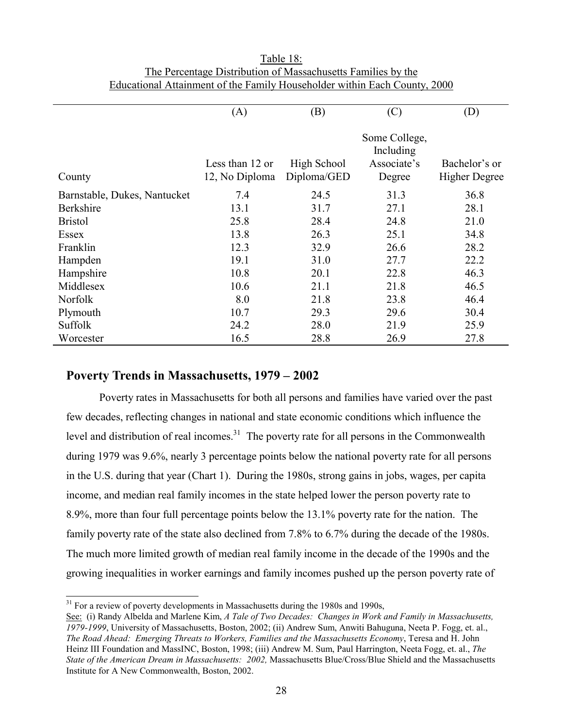Table 18:
The Percentage Distribution of Massachusetts Families by the Educational Attainment of the Family Householder within Each County, 2000

| County | (A) Less than 12 or 12, No Diploma | (B) High School Diploma/GED | (C) Some College, Including Associate's Degree | (D) Bachelor's or Higher Degree |
|---|---|---|---|---|
| Barnstable, Dukes, Nantucket | 7.4 | 24.5 | 31.3 | 36.8 |
| Berkshire | 13.1 | 31.7 | 27.1 | 28.1 |
| Bristol | 25.8 | 28.4 | 24.8 | 21.0 |
| Essex | 13.8 | 26.3 | 25.1 | 34.8 |
| Franklin | 12.3 | 32.9 | 26.6 | 28.2 |
| Hampden | 19.1 | 31.0 | 27.7 | 22.2 |
| Hampshire | 10.8 | 20.1 | 22.8 | 46.3 |
| Middlesex | 10.6 | 21.1 | 21.8 | 46.5 |
| Norfolk | 8.0 | 21.8 | 23.8 | 46.4 |
| Plymouth | 10.7 | 29.3 | 29.6 | 30.4 |
| Suffolk | 24.2 | 28.0 | 21.9 | 25.9 |
| Worcester | 16.5 | 28.8 | 26.9 | 27.8 |

## Poverty Trends in Massachusetts, 1979 – 2002

Poverty rates in Massachusetts for both all persons and families have varied over the past few decades, reflecting changes in national and state economic conditions which influence the level and distribution of real incomes.[31] The poverty rate for all persons in the Commonwealth during 1979 was 9.6%, nearly 3 percentage points below the national poverty rate for all persons in the U.S. during that year (Chart 1). During the 1980s, strong gains in jobs, wages, per capita income, and median real family incomes in the state helped lower the person poverty rate to 8.9%, more than four full percentage points below the 13.1% poverty rate for the nation. The family poverty rate of the state also declined from 7.8% to 6.7% during the decade of the 1980s. The much more limited growth of median real family income in the decade of the 1990s and the growing inequalities in worker earnings and family incomes pushed up the person poverty rate of

[31] For a review of poverty developments in Massachusetts during the 1980s and 1990s, See: (i) Randy Albelda and Marlene Kim, *A Tale of Two Decades: Changes in Work and Family in Massachusetts, 1979-1999*, University of Massachusetts, Boston, 2002; (ii) Andrew Sum, Anwiti Bahuguna, Neeta P. Fogg, et. al., *The Road Ahead: Emerging Threats to Workers, Families and the Massachusetts Economy*, Teresa and H. John Heinz III Foundation and MassINC, Boston, 1998; (iii) Andrew M. Sum, Paul Harrington, Neeta Fogg, et. al., *The State of the American Dream in Massachusetts: 2002,* Massachusetts Blue/Cross/Blue Shield and the Massachusetts Institute for A New Commonwealth, Boston, 2002.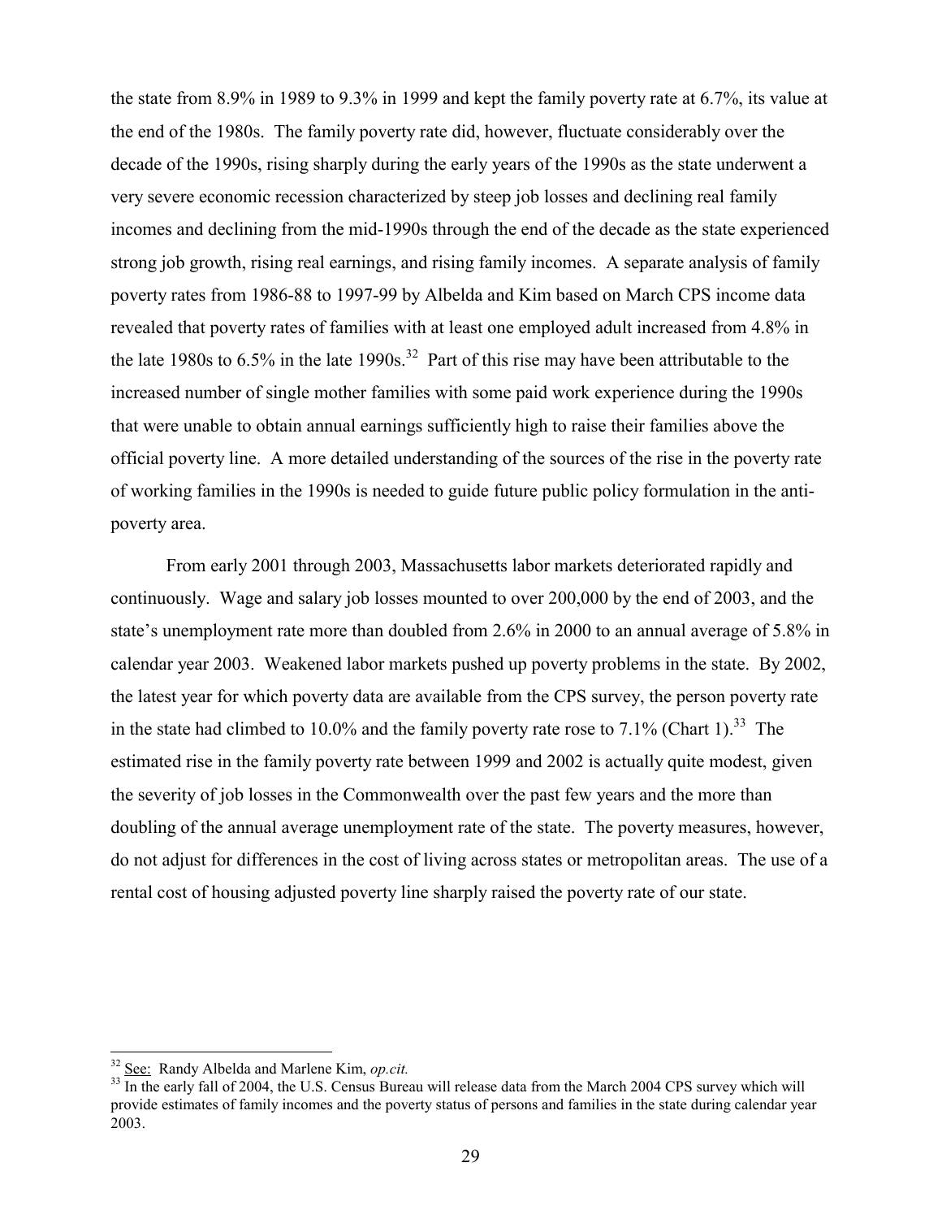the state from 8.9% in 1989 to 9.3% in 1999 and kept the family poverty rate at 6.7%, its value at the end of the 1980s. The family poverty rate did, however, fluctuate considerably over the decade of the 1990s, rising sharply during the early years of the 1990s as the state underwent a very severe economic recession characterized by steep job losses and declining real family incomes and declining from the mid-1990s through the end of the decade as the state experienced strong job growth, rising real earnings, and rising family incomes. A separate analysis of family poverty rates from 1986-88 to 1997-99 by Albelda and Kim based on March CPS income data revealed that poverty rates of families with at least one employed adult increased from 4.8% in the late 1980s to 6.5% in the late 1990s.[32] Part of this rise may have been attributable to the increased number of single mother families with some paid work experience during the 1990s that were unable to obtain annual earnings sufficiently high to raise their families above the official poverty line. A more detailed understanding of the sources of the rise in the poverty rate of working families in the 1990s is needed to guide future public policy formulation in the anti-poverty area.

From early 2001 through 2003, Massachusetts labor markets deteriorated rapidly and continuously. Wage and salary job losses mounted to over 200,000 by the end of 2003, and the state's unemployment rate more than doubled from 2.6% in 2000 to an annual average of 5.8% in calendar year 2003. Weakened labor markets pushed up poverty problems in the state. By 2002, the latest year for which poverty data are available from the CPS survey, the person poverty rate in the state had climbed to 10.0% and the family poverty rate rose to 7.1% (Chart 1).[33] The estimated rise in the family poverty rate between 1999 and 2002 is actually quite modest, given the severity of job losses in the Commonwealth over the past few years and the more than doubling of the annual average unemployment rate of the state. The poverty measures, however, do not adjust for differences in the cost of living across states or metropolitan areas. The use of a rental cost of housing adjusted poverty line sharply raised the poverty rate of our state.

---

[32] See: Randy Albelda and Marlene Kim, *op.cit.*

[33] In the early fall of 2004, the U.S. Census Bureau will release data from the March 2004 CPS survey which will provide estimates of family incomes and the poverty status of persons and families in the state during calendar year 2003.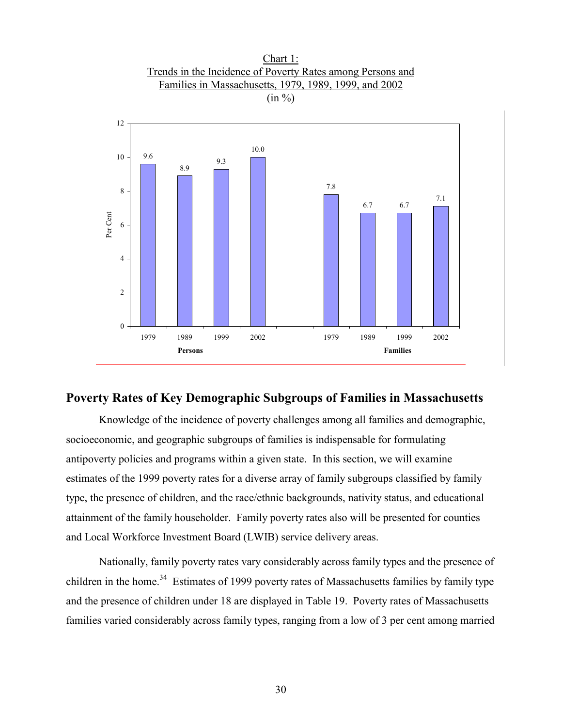Chart 1:
Trends in the Incidence of Poverty Rates among Persons and Families in Massachusetts, 1979, 1989, 1999, and 2002
(in %)

| | 1979 | 1989 | 1999 | 2002 |
|---|---|---|---|---|
| Persons | 9.6 | 8.9 | 9.3 | 10.0 |
| Families | 7.8 | 6.7 | 6.7 | 7.1 |

## Poverty Rates of Key Demographic Subgroups of Families in Massachusetts

Knowledge of the incidence of poverty challenges among all families and demographic, socioeconomic, and geographic subgroups of families is indispensable for formulating antipoverty policies and programs within a given state. In this section, we will examine estimates of the 1999 poverty rates for a diverse array of family subgroups classified by family type, the presence of children, and the race/ethnic backgrounds, nativity status, and educational attainment of the family householder. Family poverty rates also will be presented for counties and Local Workforce Investment Board (LWIB) service delivery areas.

Nationally, family poverty rates vary considerably across family types and the presence of children in the home.[34] Estimates of 1999 poverty rates of Massachusetts families by family type and the presence of children under 18 are displayed in Table 19. Poverty rates of Massachusetts families varied considerably across family types, ranging from a low of 3 per cent among married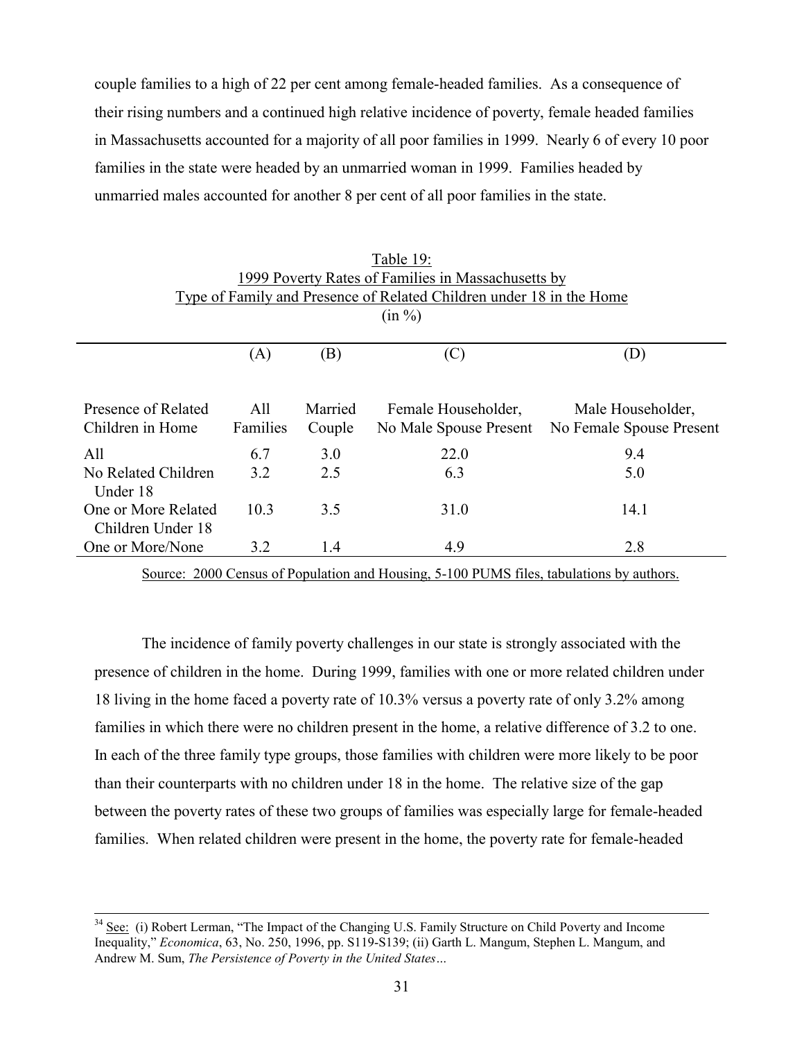couple families to a high of 22 per cent among female-headed families. As a consequence of their rising numbers and a continued high relative incidence of poverty, female headed families in Massachusetts accounted for a majority of all poor families in 1999. Nearly 6 of every 10 poor families in the state were headed by an unmarried woman in 1999. Families headed by unmarried males accounted for another 8 per cent of all poor families in the state.

Table 19:
1999 Poverty Rates of Families in Massachusetts by
Type of Family and Presence of Related Children under 18 in the Home
(in %)

| | (A) | (B) | (C) | (D) |
|---|---|---|---|---|
| Presence of Related Children in Home | All Families | Married Couple | Female Householder, No Male Spouse Present | Male Householder, No Female Spouse Present |
| All | 6.7 | 3.0 | 22.0 | 9.4 |
| No Related Children Under 18 | 3.2 | 2.5 | 6.3 | 5.0 |
| One or More Related Children Under 18 | 10.3 | 3.5 | 31.0 | 14.1 |
| One or More/None | 3.2 | 1.4 | 4.9 | 2.8 |

Source: 2000 Census of Population and Housing, 5-100 PUMS files, tabulations by authors.

The incidence of family poverty challenges in our state is strongly associated with the presence of children in the home. During 1999, families with one or more related children under 18 living in the home faced a poverty rate of 10.3% versus a poverty rate of only 3.2% among families in which there were no children present in the home, a relative difference of 3.2 to one. In each of the three family type groups, those families with children were more likely to be poor than their counterparts with no children under 18 in the home. The relative size of the gap between the poverty rates of these two groups of families was especially large for female-headed families. When related children were present in the home, the poverty rate for female-headed

[34] See: (i) Robert Lerman, "The Impact of the Changing U.S. Family Structure on Child Poverty and Income Inequality," *Economica*, 63, No. 250, 1996, pp. S119-S139; (ii) Garth L. Mangum, Stephen L. Mangum, and Andrew M. Sum, *The Persistence of Poverty in the United States…*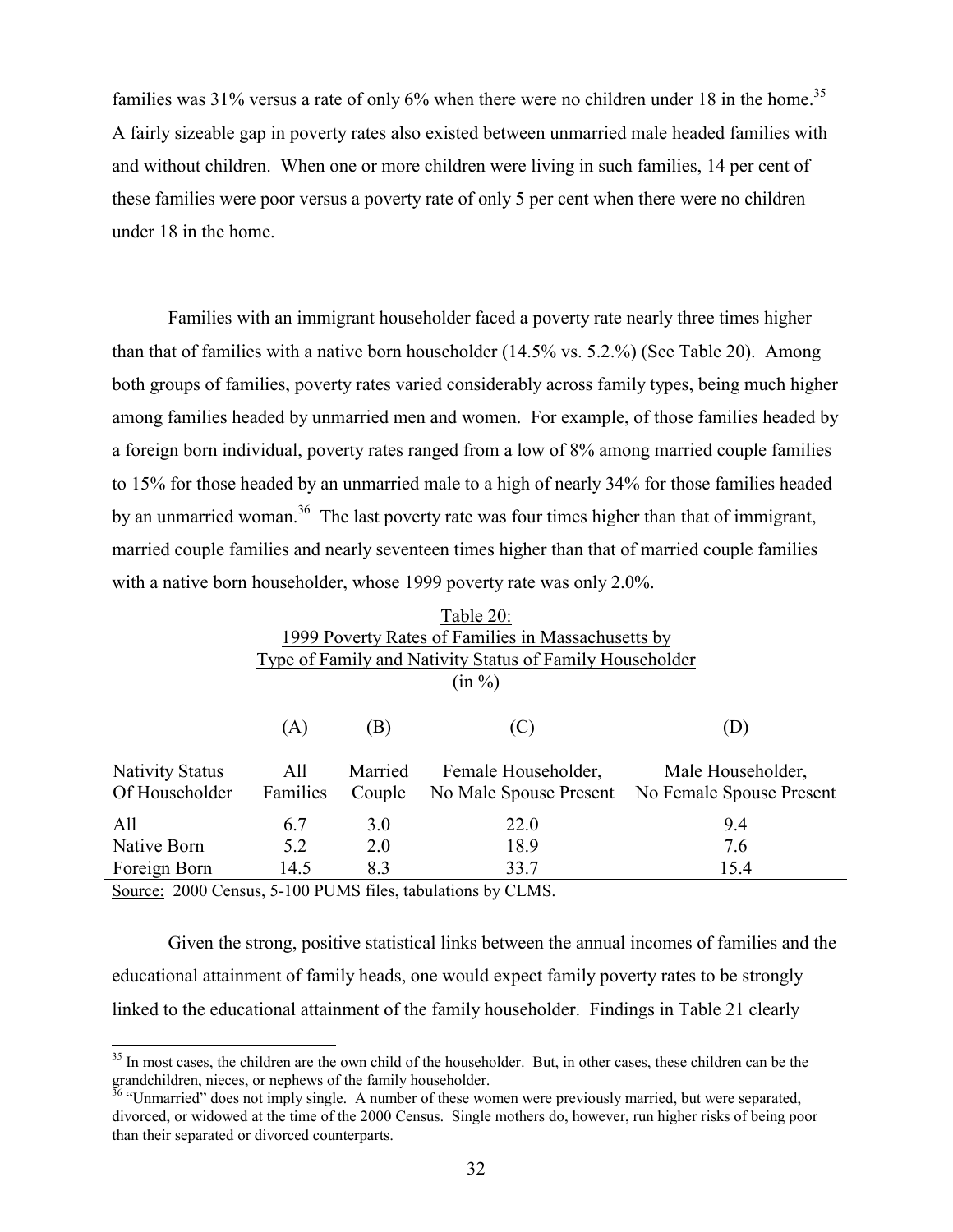families was 31% versus a rate of only 6% when there were no children under 18 in the home.[35] A fairly sizeable gap in poverty rates also existed between unmarried male headed families with and without children. When one or more children were living in such families, 14 per cent of these families were poor versus a poverty rate of only 5 per cent when there were no children under 18 in the home.

Families with an immigrant householder faced a poverty rate nearly three times higher than that of families with a native born householder (14.5% vs. 5.2.%) (See Table 20). Among both groups of families, poverty rates varied considerably across family types, being much higher among families headed by unmarried men and women. For example, of those families headed by a foreign born individual, poverty rates ranged from a low of 8% among married couple families to 15% for those headed by an unmarried male to a high of nearly 34% for those families headed by an unmarried woman.[36] The last poverty rate was four times higher than that of immigrant, married couple families and nearly seventeen times higher than that of married couple families with a native born householder, whose 1999 poverty rate was only 2.0%.

Table 20:
1999 Poverty Rates of Families in Massachusetts by
Type of Family and Nativity Status of Family Householder
(in %)

| | (A) | (B) | (C) | (D) |
|---|---|---|---|---|
| Nativity Status Of Householder | All Families | Married Couple | Female Householder, No Male Spouse Present | Male Householder, No Female Spouse Present |
| All | 6.7 | 3.0 | 22.0 | 9.4 |
| Native Born | 5.2 | 2.0 | 18.9 | 7.6 |
| Foreign Born | 14.5 | 8.3 | 33.7 | 15.4 |

Source: 2000 Census, 5-100 PUMS files, tabulations by CLMS.

Given the strong, positive statistical links between the annual incomes of families and the educational attainment of family heads, one would expect family poverty rates to be strongly linked to the educational attainment of the family householder. Findings in Table 21 clearly

[35] In most cases, the children are the own child of the householder. But, in other cases, these children can be the grandchildren, nieces, or nephews of the family householder.

[36] "Unmarried" does not imply single. A number of these women were previously married, but were separated, divorced, or widowed at the time of the 2000 Census. Single mothers do, however, run higher risks of being poor than their separated or divorced counterparts.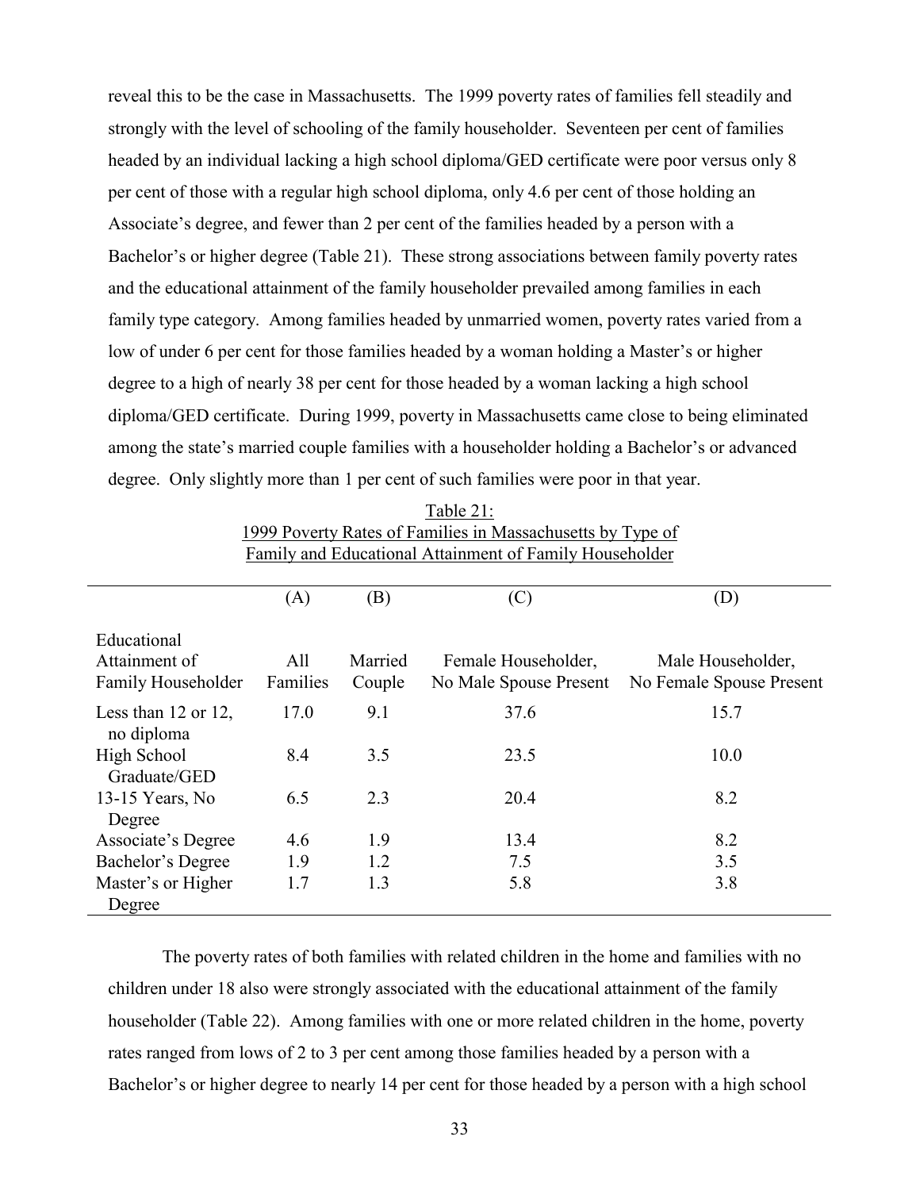reveal this to be the case in Massachusetts. The 1999 poverty rates of families fell steadily and strongly with the level of schooling of the family householder. Seventeen per cent of families headed by an individual lacking a high school diploma/GED certificate were poor versus only 8 per cent of those with a regular high school diploma, only 4.6 per cent of those holding an Associate's degree, and fewer than 2 per cent of the families headed by a person with a Bachelor's or higher degree (Table 21). These strong associations between family poverty rates and the educational attainment of the family householder prevailed among families in each family type category. Among families headed by unmarried women, poverty rates varied from a low of under 6 per cent for those families headed by a woman holding a Master's or higher degree to a high of nearly 38 per cent for those headed by a woman lacking a high school diploma/GED certificate. During 1999, poverty in Massachusetts came close to being eliminated among the state's married couple families with a householder holding a Bachelor's or advanced degree. Only slightly more than 1 per cent of such families were poor in that year.

Table 21:
1999 Poverty Rates of Families in Massachusetts by Type of Family and Educational Attainment of Family Householder

| | (A) | (B) | (C) | (D) |
|---|---|---|---|---|
| Educational Attainment of Family Householder | All Families | Married Couple | Female Householder, No Male Spouse Present | Male Householder, No Female Spouse Present |
| Less than 12 or 12, no diploma | 17.0 | 9.1 | 37.6 | 15.7 |
| High School Graduate/GED | 8.4 | 3.5 | 23.5 | 10.0 |
| 13-15 Years, No Degree | 6.5 | 2.3 | 20.4 | 8.2 |
| Associate's Degree | 4.6 | 1.9 | 13.4 | 8.2 |
| Bachelor's Degree | 1.9 | 1.2 | 7.5 | 3.5 |
| Master's or Higher Degree | 1.7 | 1.3 | 5.8 | 3.8 |

The poverty rates of both families with related children in the home and families with no children under 18 also were strongly associated with the educational attainment of the family householder (Table 22). Among families with one or more related children in the home, poverty rates ranged from lows of 2 to 3 per cent among those families headed by a person with a Bachelor's or higher degree to nearly 14 per cent for those headed by a person with a high school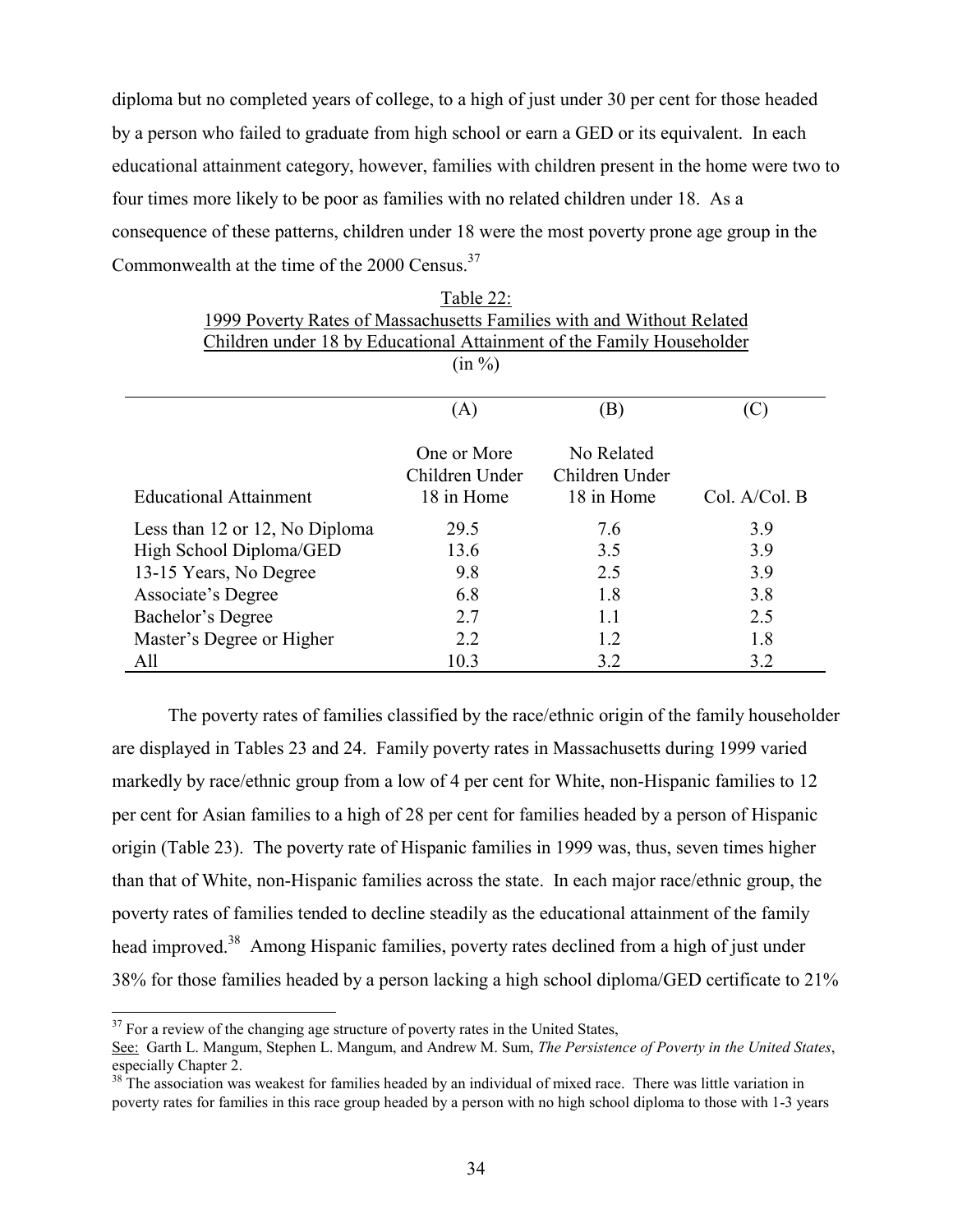diploma but no completed years of college, to a high of just under 30 per cent for those headed by a person who failed to graduate from high school or earn a GED or its equivalent. In each educational attainment category, however, families with children present in the home were two to four times more likely to be poor as families with no related children under 18. As a consequence of these patterns, children under 18 were the most poverty prone age group in the Commonwealth at the time of the 2000 Census.[37]

Table 22:
1999 Poverty Rates of Massachusetts Families with and Without Related Children under 18 by Educational Attainment of the Family Householder
(in %)

| Educational Attainment | (A) One or More Children Under 18 in Home | (B) No Related Children Under 18 in Home | (C) Col. A/Col. B |
|---|---|---|---|
| Less than 12 or 12, No Diploma | 29.5 | 7.6 | 3.9 |
| High School Diploma/GED | 13.6 | 3.5 | 3.9 |
| 13-15 Years, No Degree | 9.8 | 2.5 | 3.9 |
| Associate's Degree | 6.8 | 1.8 | 3.8 |
| Bachelor's Degree | 2.7 | 1.1 | 2.5 |
| Master's Degree or Higher | 2.2 | 1.2 | 1.8 |
| All | 10.3 | 3.2 | 3.2 |

The poverty rates of families classified by the race/ethnic origin of the family householder are displayed in Tables 23 and 24. Family poverty rates in Massachusetts during 1999 varied markedly by race/ethnic group from a low of 4 per cent for White, non-Hispanic families to 12 per cent for Asian families to a high of 28 per cent for families headed by a person of Hispanic origin (Table 23). The poverty rate of Hispanic families in 1999 was, thus, seven times higher than that of White, non-Hispanic families across the state. In each major race/ethnic group, the poverty rates of families tended to decline steadily as the educational attainment of the family head improved.[38] Among Hispanic families, poverty rates declined from a high of just under 38% for those families headed by a person lacking a high school diploma/GED certificate to 21%

[37] For a review of the changing age structure of poverty rates in the United States,
See: Garth L. Mangum, Stephen L. Mangum, and Andrew M. Sum, *The Persistence of Poverty in the United States*, especially Chapter 2.

[38] The association was weakest for families headed by an individual of mixed race. There was little variation in poverty rates for families in this race group headed by a person with no high school diploma to those with 1-3 years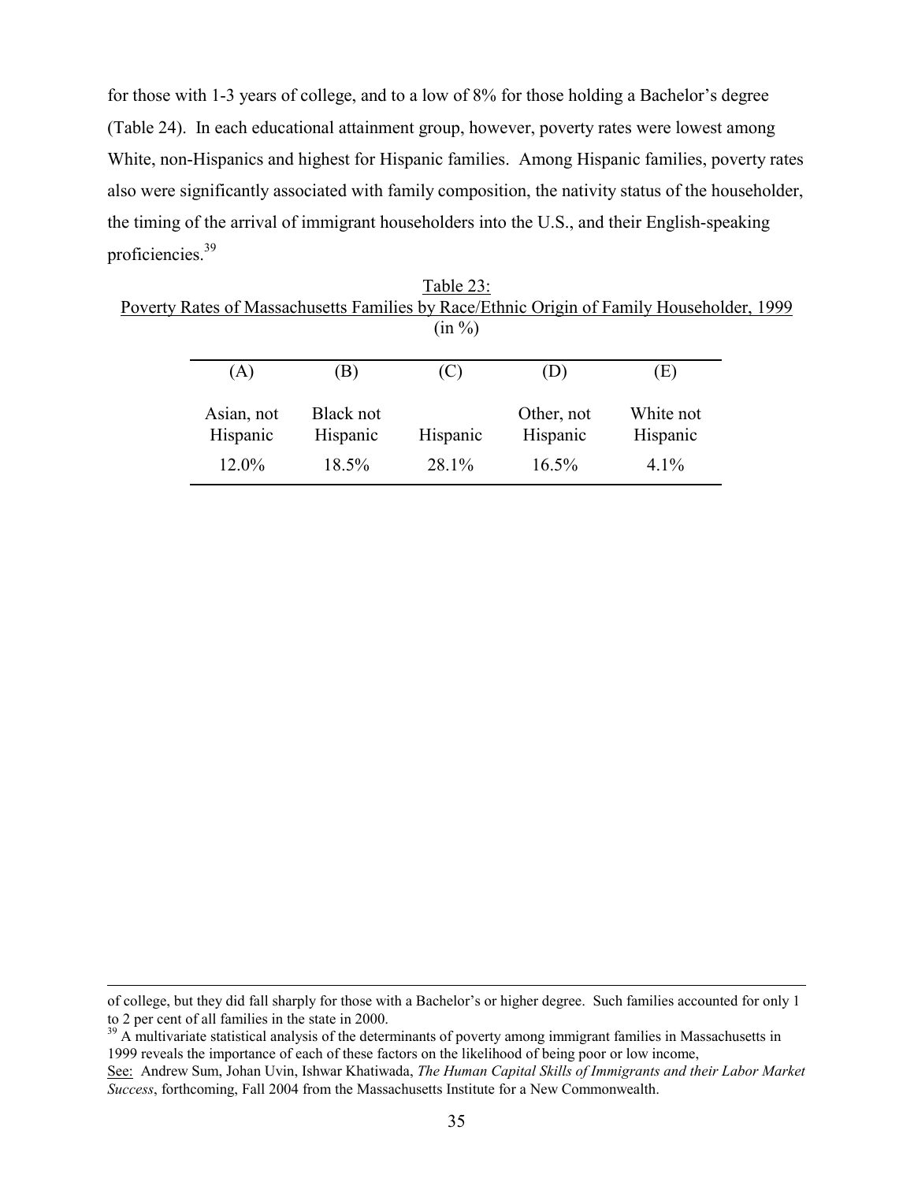for those with 1-3 years of college, and to a low of 8% for those holding a Bachelor's degree (Table 24). In each educational attainment group, however, poverty rates were lowest among White, non-Hispanics and highest for Hispanic families. Among Hispanic families, poverty rates also were significantly associated with family composition, the nativity status of the householder, the timing of the arrival of immigrant householders into the U.S., and their English-speaking proficiencies.[39]

Table 23:
Poverty Rates of Massachusetts Families by Race/Ethnic Origin of Family Householder, 1999
(in %)

| (A) | (B) | (C) | (D) | (E) |
|---|---|---|---|---|
| Asian, not Hispanic | Black not Hispanic | Hispanic | Other, not Hispanic | White not Hispanic |
| 12.0% | 18.5% | 28.1% | 16.5% | 4.1% |

---

of college, but they did fall sharply for those with a Bachelor's or higher degree. Such families accounted for only 1 to 2 per cent of all families in the state in 2000.

[39] A multivariate statistical analysis of the determinants of poverty among immigrant families in Massachusetts in 1999 reveals the importance of each of these factors on the likelihood of being poor or low income,
See: Andrew Sum, Johan Uvin, Ishwar Khatiwada, *The Human Capital Skills of Immigrants and their Labor Market Success*, forthcoming, Fall 2004 from the Massachusetts Institute for a New Commonwealth.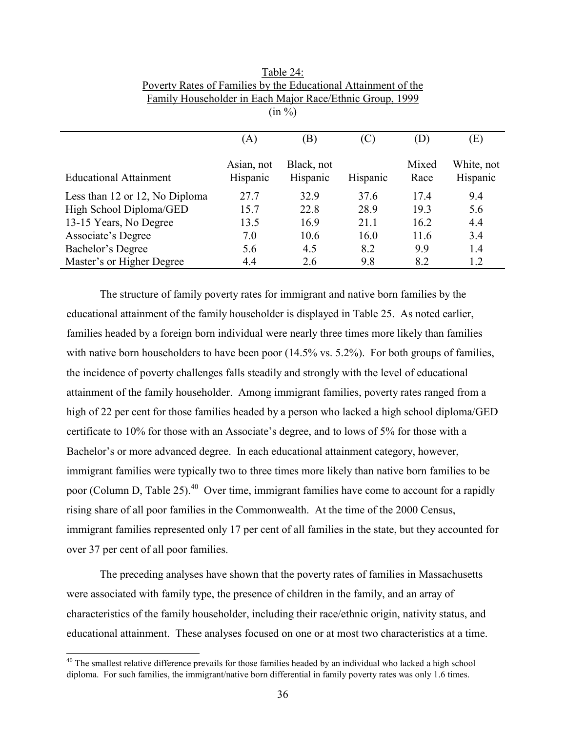Table 24:
Poverty Rates of Families by the Educational Attainment of the Family Householder in Each Major Race/Ethnic Group, 1999
(in %)

| Educational Attainment | (A) Asian, not Hispanic | (B) Black, not Hispanic | (C) Hispanic | (D) Mixed Race | (E) White, not Hispanic |
|---|---|---|---|---|---|
| Less than 12 or 12, No Diploma | 27.7 | 32.9 | 37.6 | 17.4 | 9.4 |
| High School Diploma/GED | 15.7 | 22.8 | 28.9 | 19.3 | 5.6 |
| 13-15 Years, No Degree | 13.5 | 16.9 | 21.1 | 16.2 | 4.4 |
| Associate's Degree | 7.0 | 10.6 | 16.0 | 11.6 | 3.4 |
| Bachelor's Degree | 5.6 | 4.5 | 8.2 | 9.9 | 1.4 |
| Master's or Higher Degree | 4.4 | 2.6 | 9.8 | 8.2 | 1.2 |

The structure of family poverty rates for immigrant and native born families by the educational attainment of the family householder is displayed in Table 25. As noted earlier, families headed by a foreign born individual were nearly three times more likely than families with native born householders to have been poor (14.5% vs. 5.2%). For both groups of families, the incidence of poverty challenges falls steadily and strongly with the level of educational attainment of the family householder. Among immigrant families, poverty rates ranged from a high of 22 per cent for those families headed by a person who lacked a high school diploma/GED certificate to 10% for those with an Associate's degree, and to lows of 5% for those with a Bachelor's or more advanced degree. In each educational attainment category, however, immigrant families were typically two to three times more likely than native born families to be poor (Column D, Table 25).[40] Over time, immigrant families have come to account for a rapidly rising share of all poor families in the Commonwealth. At the time of the 2000 Census, immigrant families represented only 17 per cent of all families in the state, but they accounted for over 37 per cent of all poor families.

The preceding analyses have shown that the poverty rates of families in Massachusetts were associated with family type, the presence of children in the family, and an array of characteristics of the family householder, including their race/ethnic origin, nativity status, and educational attainment. These analyses focused on one or at most two characteristics at a time.

[40] The smallest relative difference prevails for those families headed by an individual who lacked a high school diploma. For such families, the immigrant/native born differential in family poverty rates was only 1.6 times.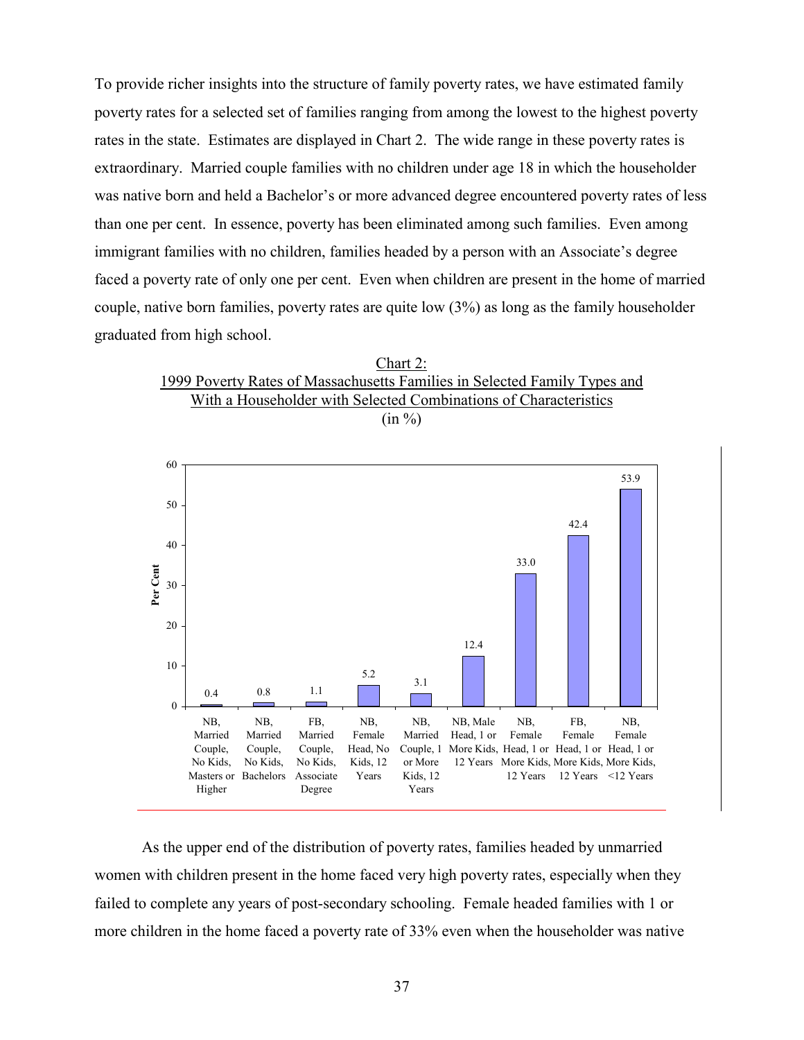To provide richer insights into the structure of family poverty rates, we have estimated family poverty rates for a selected set of families ranging from among the lowest to the highest poverty rates in the state. Estimates are displayed in Chart 2. The wide range in these poverty rates is extraordinary. Married couple families with no children under age 18 in which the householder was native born and held a Bachelor's or more advanced degree encountered poverty rates of less than one per cent. In essence, poverty has been eliminated among such families. Even among immigrant families with no children, families headed by a person with an Associate's degree faced a poverty rate of only one per cent. Even when children are present in the home of married couple, native born families, poverty rates are quite low (3%) as long as the family householder graduated from high school.

Chart 2:
1999 Poverty Rates of Massachusetts Families in Selected Family Types and With a Householder with Selected Combinations of Characteristics
(in %)

| Family Type | Per Cent |
|---|---|
| NB, Married Couple, No Kids, Masters or Higher | 0.4 |
| NB, Married Couple, No Kids, Bachelors | 0.8 |
| FB, Married Couple, No Kids, Associate Degree | 1.1 |
| NB, Female Head, No Kids, 12 Years | 5.2 |
| NB, Married Couple, 1 or More Kids, 12 Years | 3.1 |
| NB, Male Head, 1 or More Kids, 12 Years | 12.4 |
| NB, Female Head, 1 or More Kids, 12 Years | 33.0 |
| FB, Female Head, 1 or More Kids, 12 Years | 42.4 |
| NB, Female Head, 1 or More Kids, <12 Years | 53.9 |

As the upper end of the distribution of poverty rates, families headed by unmarried women with children present in the home faced very high poverty rates, especially when they failed to complete any years of post-secondary schooling. Female headed families with 1 or more children in the home faced a poverty rate of 33% even when the householder was native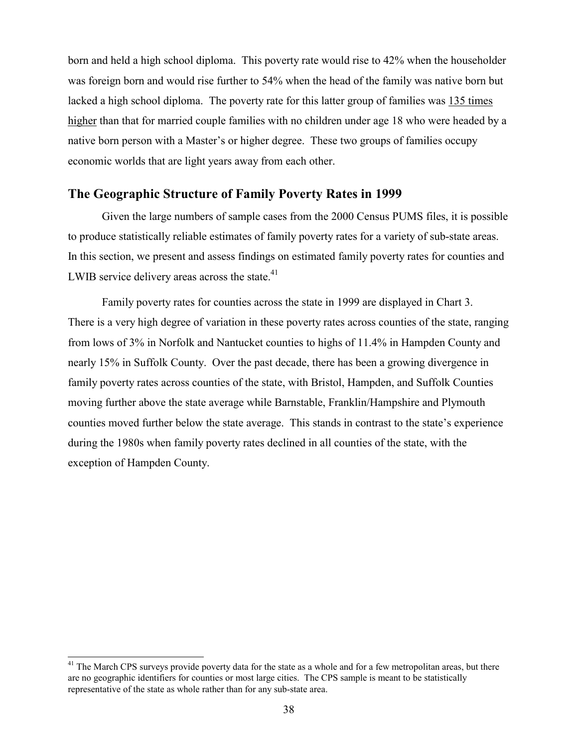born and held a high school diploma. This poverty rate would rise to 42% when the householder was foreign born and would rise further to 54% when the head of the family was native born but lacked a high school diploma. The poverty rate for this latter group of families was <u>135 times higher</u> than that for married couple families with no children under age 18 who were headed by a native born person with a Master's or higher degree. These two groups of families occupy economic worlds that are light years away from each other.

## The Geographic Structure of Family Poverty Rates in 1999

Given the large numbers of sample cases from the 2000 Census PUMS files, it is possible to produce statistically reliable estimates of family poverty rates for a variety of sub-state areas. In this section, we present and assess findings on estimated family poverty rates for counties and LWIB service delivery areas across the state.[41]

Family poverty rates for counties across the state in 1999 are displayed in Chart 3. There is a very high degree of variation in these poverty rates across counties of the state, ranging from lows of 3% in Norfolk and Nantucket counties to highs of 11.4% in Hampden County and nearly 15% in Suffolk County. Over the past decade, there has been a growing divergence in family poverty rates across counties of the state, with Bristol, Hampden, and Suffolk Counties moving further above the state average while Barnstable, Franklin/Hampshire and Plymouth counties moved further below the state average. This stands in contrast to the state's experience during the 1980s when family poverty rates declined in all counties of the state, with the exception of Hampden County.

[41] The March CPS surveys provide poverty data for the state as a whole and for a few metropolitan areas, but there are no geographic identifiers for counties or most large cities. The CPS sample is meant to be statistically representative of the state as whole rather than for any sub-state area.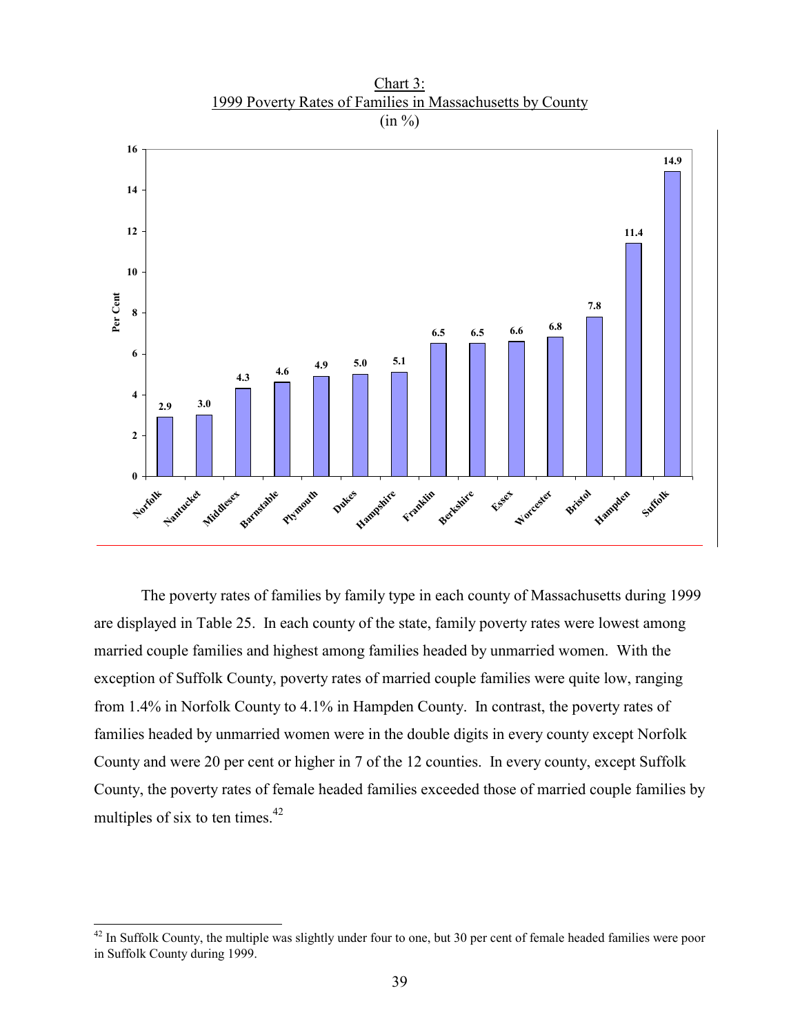Chart 3:
1999 Poverty Rates of Families in Massachusetts by County
(in %)

| County | Per Cent |
|---|---|
| Norfolk | 2.9 |
| Nantucket | 3.0 |
| Middlesex | 4.3 |
| Barnstable | 4.6 |
| Plymouth | 4.9 |
| Dukes | 5.0 |
| Hampshire | 5.1 |
| Franklin | 6.5 |
| Berkshire | 6.5 |
| Essex | 6.6 |
| Worcester | 6.8 |
| Bristol | 7.8 |
| Hampden | 11.4 |
| Suffolk | 14.9 |

The poverty rates of families by family type in each county of Massachusetts during 1999 are displayed in Table 25. In each county of the state, family poverty rates were lowest among married couple families and highest among families headed by unmarried women. With the exception of Suffolk County, poverty rates of married couple families were quite low, ranging from 1.4% in Norfolk County to 4.1% in Hampden County. In contrast, the poverty rates of families headed by unmarried women were in the double digits in every county except Norfolk County and were 20 per cent or higher in 7 of the 12 counties. In every county, except Suffolk County, the poverty rates of female headed families exceeded those of married couple families by multiples of six to ten times.[42]

[42] In Suffolk County, the multiple was slightly under four to one, but 30 per cent of female headed families were poor in Suffolk County during 1999.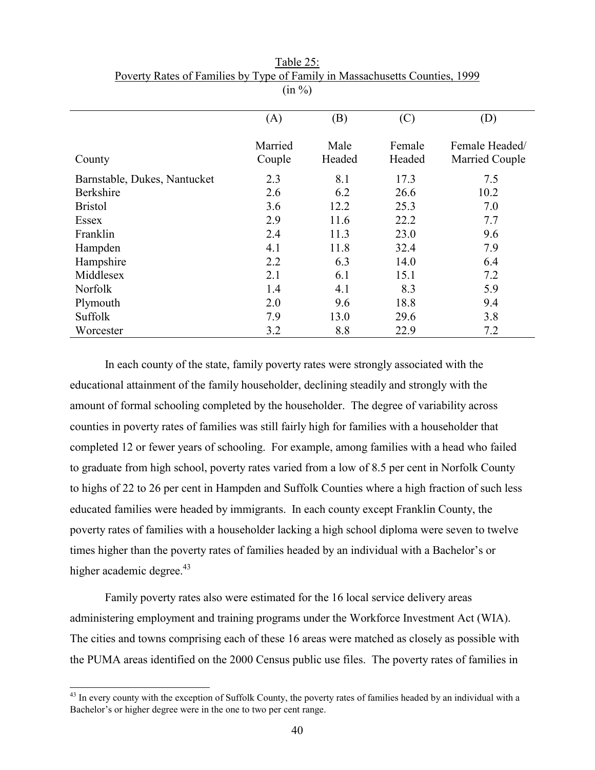Table 25:
Poverty Rates of Families by Type of Family in Massachusetts Counties, 1999
(in %)

| County | (A) Married Couple | (B) Male Headed | (C) Female Headed | (D) Female Headed/ Married Couple |
|---|---|---|---|---|
| Barnstable, Dukes, Nantucket | 2.3 | 8.1 | 17.3 | 7.5 |
| Berkshire | 2.6 | 6.2 | 26.6 | 10.2 |
| Bristol | 3.6 | 12.2 | 25.3 | 7.0 |
| Essex | 2.9 | 11.6 | 22.2 | 7.7 |
| Franklin | 2.4 | 11.3 | 23.0 | 9.6 |
| Hampden | 4.1 | 11.8 | 32.4 | 7.9 |
| Hampshire | 2.2 | 6.3 | 14.0 | 6.4 |
| Middlesex | 2.1 | 6.1 | 15.1 | 7.2 |
| Norfolk | 1.4 | 4.1 | 8.3 | 5.9 |
| Plymouth | 2.0 | 9.6 | 18.8 | 9.4 |
| Suffolk | 7.9 | 13.0 | 29.6 | 3.8 |
| Worcester | 3.2 | 8.8 | 22.9 | 7.2 |

In each county of the state, family poverty rates were strongly associated with the educational attainment of the family householder, declining steadily and strongly with the amount of formal schooling completed by the householder. The degree of variability across counties in poverty rates of families was still fairly high for families with a householder that completed 12 or fewer years of schooling. For example, among families with a head who failed to graduate from high school, poverty rates varied from a low of 8.5 per cent in Norfolk County to highs of 22 to 26 per cent in Hampden and Suffolk Counties where a high fraction of such less educated families were headed by immigrants. In each county except Franklin County, the poverty rates of families with a householder lacking a high school diploma were seven to twelve times higher than the poverty rates of families headed by an individual with a Bachelor's or higher academic degree.[43]

Family poverty rates also were estimated for the 16 local service delivery areas administering employment and training programs under the Workforce Investment Act (WIA). The cities and towns comprising each of these 16 areas were matched as closely as possible with the PUMA areas identified on the 2000 Census public use files. The poverty rates of families in

[43] In every county with the exception of Suffolk County, the poverty rates of families headed by an individual with a Bachelor's or higher degree were in the one to two per cent range.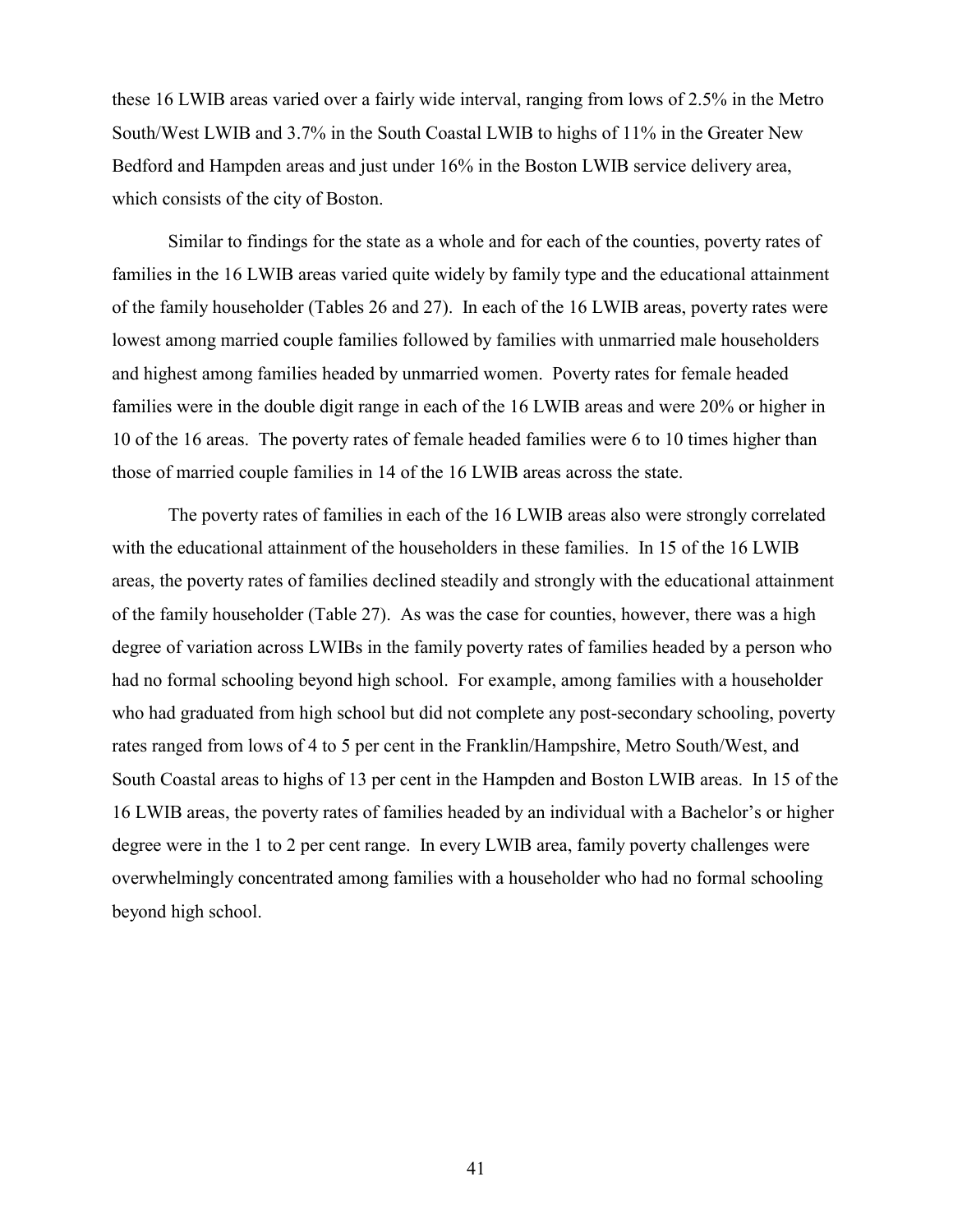these 16 LWIB areas varied over a fairly wide interval, ranging from lows of 2.5% in the Metro South/West LWIB and 3.7% in the South Coastal LWIB to highs of 11% in the Greater New Bedford and Hampden areas and just under 16% in the Boston LWIB service delivery area, which consists of the city of Boston.

Similar to findings for the state as a whole and for each of the counties, poverty rates of families in the 16 LWIB areas varied quite widely by family type and the educational attainment of the family householder (Tables 26 and 27). In each of the 16 LWIB areas, poverty rates were lowest among married couple families followed by families with unmarried male householders and highest among families headed by unmarried women. Poverty rates for female headed families were in the double digit range in each of the 16 LWIB areas and were 20% or higher in 10 of the 16 areas. The poverty rates of female headed families were 6 to 10 times higher than those of married couple families in 14 of the 16 LWIB areas across the state.

The poverty rates of families in each of the 16 LWIB areas also were strongly correlated with the educational attainment of the householders in these families. In 15 of the 16 LWIB areas, the poverty rates of families declined steadily and strongly with the educational attainment of the family householder (Table 27). As was the case for counties, however, there was a high degree of variation across LWIBs in the family poverty rates of families headed by a person who had no formal schooling beyond high school. For example, among families with a householder who had graduated from high school but did not complete any post-secondary schooling, poverty rates ranged from lows of 4 to 5 per cent in the Franklin/Hampshire, Metro South/West, and South Coastal areas to highs of 13 per cent in the Hampden and Boston LWIB areas. In 15 of the 16 LWIB areas, the poverty rates of families headed by an individual with a Bachelor's or higher degree were in the 1 to 2 per cent range. In every LWIB area, family poverty challenges were overwhelmingly concentrated among families with a householder who had no formal schooling beyond high school.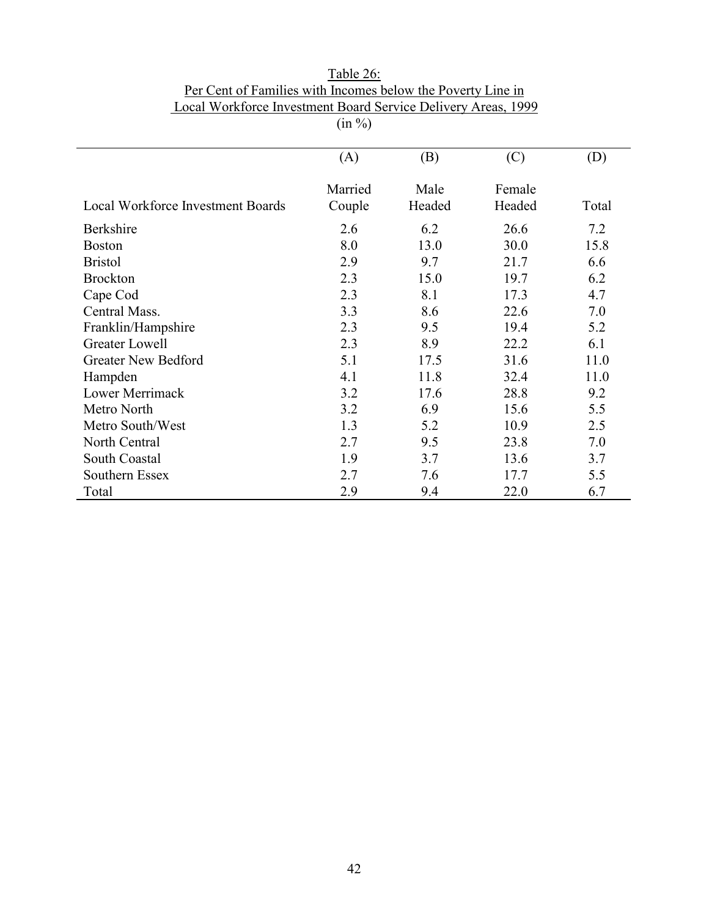Table 26:
Per Cent of Families with Incomes below the Poverty Line in
Local Workforce Investment Board Service Delivery Areas, 1999
(in %)

| | (A) | (B) | (C) | (D) |
|---|---|---|---|---|
| Local Workforce Investment Boards | Married Couple | Male Headed | Female Headed | Total |
| Berkshire | 2.6 | 6.2 | 26.6 | 7.2 |
| Boston | 8.0 | 13.0 | 30.0 | 15.8 |
| Bristol | 2.9 | 9.7 | 21.7 | 6.6 |
| Brockton | 2.3 | 15.0 | 19.7 | 6.2 |
| Cape Cod | 2.3 | 8.1 | 17.3 | 4.7 |
| Central Mass. | 3.3 | 8.6 | 22.6 | 7.0 |
| Franklin/Hampshire | 2.3 | 9.5 | 19.4 | 5.2 |
| Greater Lowell | 2.3 | 8.9 | 22.2 | 6.1 |
| Greater New Bedford | 5.1 | 17.5 | 31.6 | 11.0 |
| Hampden | 4.1 | 11.8 | 32.4 | 11.0 |
| Lower Merrimack | 3.2 | 17.6 | 28.8 | 9.2 |
| Metro North | 3.2 | 6.9 | 15.6 | 5.5 |
| Metro South/West | 1.3 | 5.2 | 10.9 | 2.5 |
| North Central | 2.7 | 9.5 | 23.8 | 7.0 |
| South Coastal | 1.9 | 3.7 | 13.6 | 3.7 |
| Southern Essex | 2.7 | 7.6 | 17.7 | 5.5 |
| Total | 2.9 | 9.4 | 22.0 | 6.7 |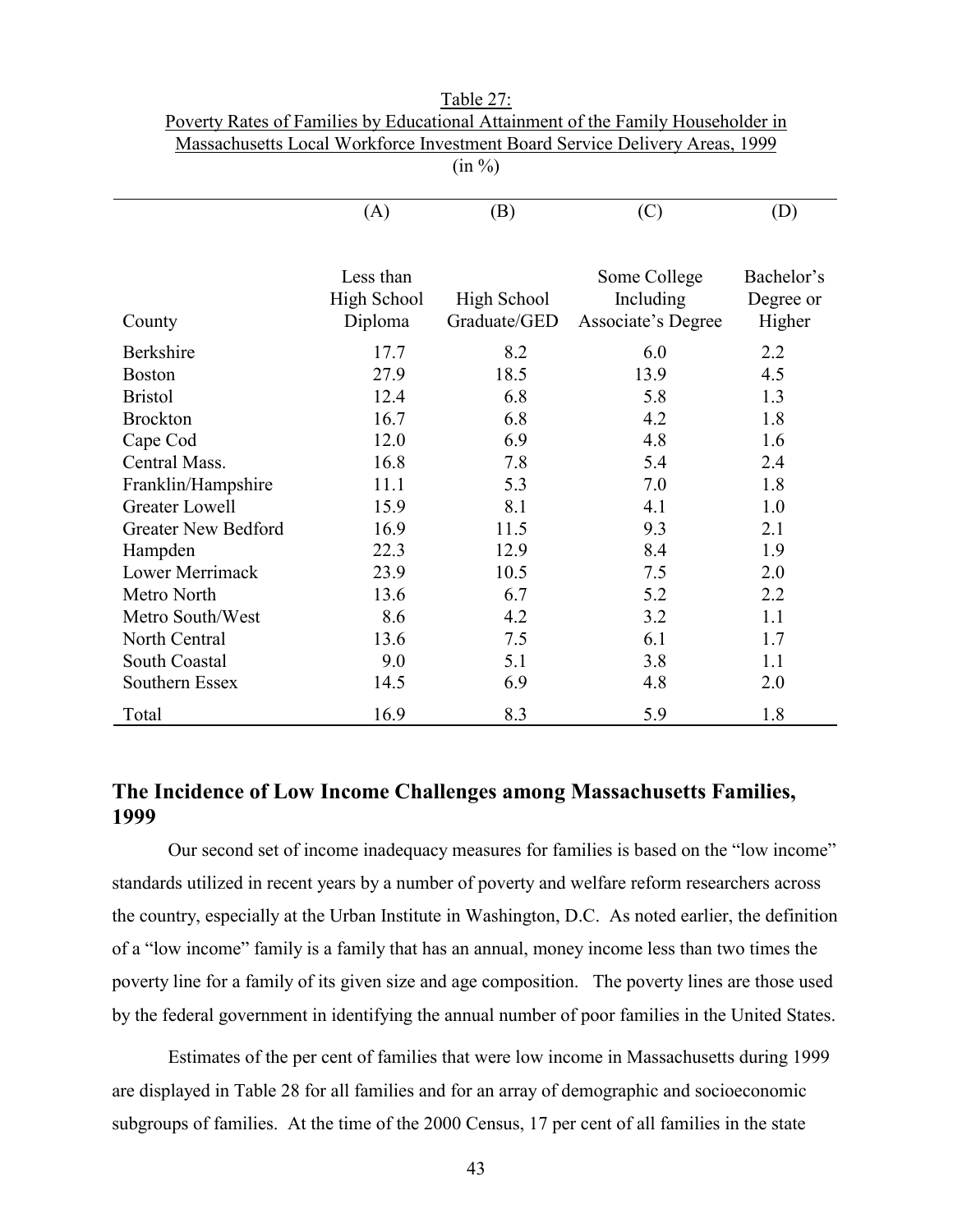Table 27:
Poverty Rates of Families by Educational Attainment of the Family Householder in Massachusetts Local Workforce Investment Board Service Delivery Areas, 1999
(in %)

| | (A) | (B) | (C) | (D) |
|---|---|---|---|---|
| County | Less than High School Diploma | High School Graduate/GED | Some College Including Associate's Degree | Bachelor's Degree or Higher |
| Berkshire | 17.7 | 8.2 | 6.0 | 2.2 |
| Boston | 27.9 | 18.5 | 13.9 | 4.5 |
| Bristol | 12.4 | 6.8 | 5.8 | 1.3 |
| Brockton | 16.7 | 6.8 | 4.2 | 1.8 |
| Cape Cod | 12.0 | 6.9 | 4.8 | 1.6 |
| Central Mass. | 16.8 | 7.8 | 5.4 | 2.4 |
| Franklin/Hampshire | 11.1 | 5.3 | 7.0 | 1.8 |
| Greater Lowell | 15.9 | 8.1 | 4.1 | 1.0 |
| Greater New Bedford | 16.9 | 11.5 | 9.3 | 2.1 |
| Hampden | 22.3 | 12.9 | 8.4 | 1.9 |
| Lower Merrimack | 23.9 | 10.5 | 7.5 | 2.0 |
| Metro North | 13.6 | 6.7 | 5.2 | 2.2 |
| Metro South/West | 8.6 | 4.2 | 3.2 | 1.1 |
| North Central | 13.6 | 7.5 | 6.1 | 1.7 |
| South Coastal | 9.0 | 5.1 | 3.8 | 1.1 |
| Southern Essex | 14.5 | 6.9 | 4.8 | 2.0 |
| Total | 16.9 | 8.3 | 5.9 | 1.8 |

## The Incidence of Low Income Challenges among Massachusetts Families, 1999

Our second set of income inadequacy measures for families is based on the "low income" standards utilized in recent years by a number of poverty and welfare reform researchers across the country, especially at the Urban Institute in Washington, D.C. As noted earlier, the definition of a "low income" family is a family that has an annual, money income less than two times the poverty line for a family of its given size and age composition. The poverty lines are those used by the federal government in identifying the annual number of poor families in the United States.

Estimates of the per cent of families that were low income in Massachusetts during 1999 are displayed in Table 28 for all families and for an array of demographic and socioeconomic subgroups of families. At the time of the 2000 Census, 17 per cent of all families in the state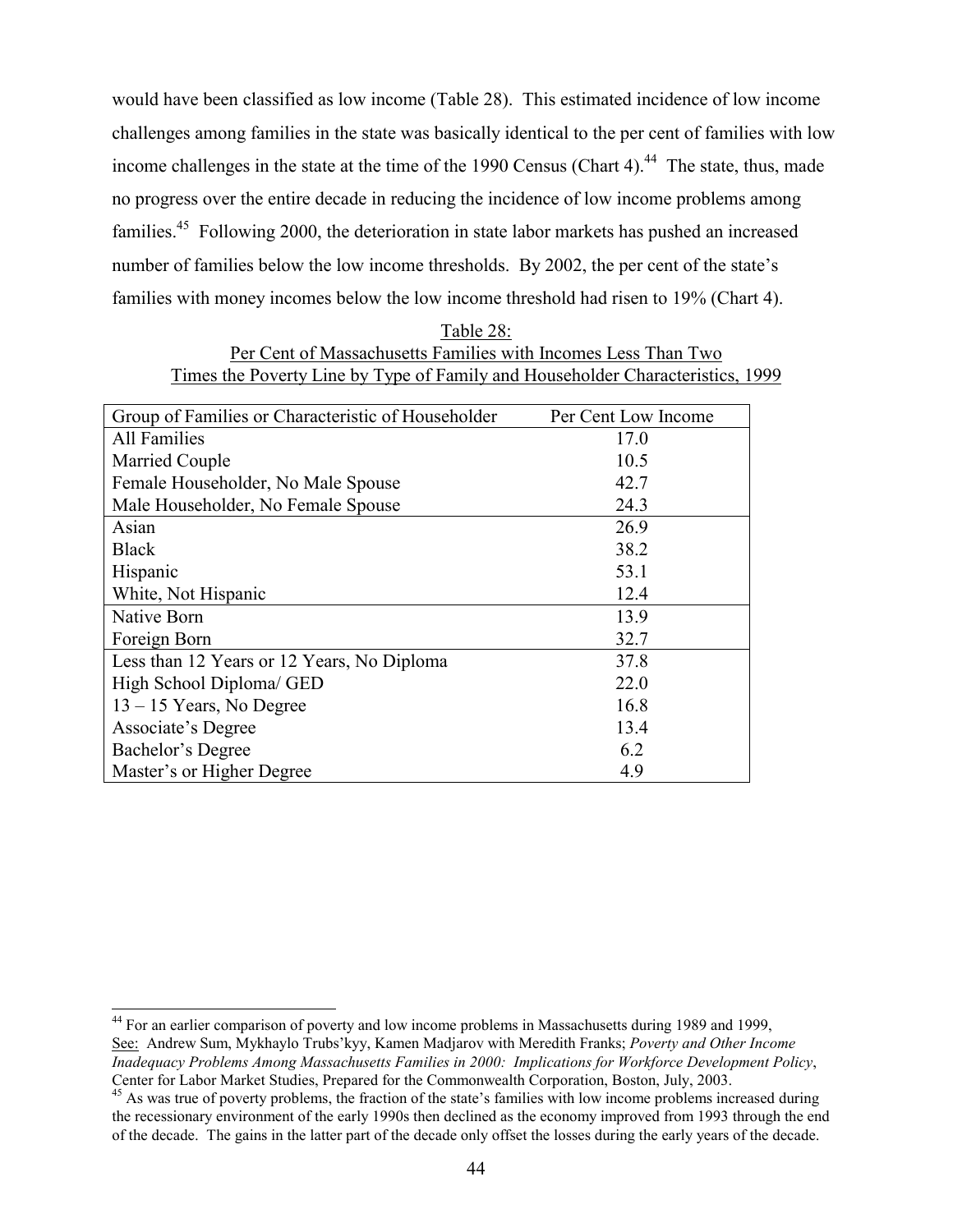would have been classified as low income (Table 28). This estimated incidence of low income challenges among families in the state was basically identical to the per cent of families with low income challenges in the state at the time of the 1990 Census (Chart 4).[44] The state, thus, made no progress over the entire decade in reducing the incidence of low income problems among families.[45] Following 2000, the deterioration in state labor markets has pushed an increased number of families below the low income thresholds. By 2002, the per cent of the state's families with money incomes below the low income threshold had risen to 19% (Chart 4).

Table 28:
Per Cent of Massachusetts Families with Incomes Less Than Two Times the Poverty Line by Type of Family and Householder Characteristics, 1999

| Group of Families or Characteristic of Householder | Per Cent Low Income |
|---|---|
| All Families | 17.0 |
| Married Couple | 10.5 |
| Female Householder, No Male Spouse | 42.7 |
| Male Householder, No Female Spouse | 24.3 |
| Asian | 26.9 |
| Black | 38.2 |
| Hispanic | 53.1 |
| White, Not Hispanic | 12.4 |
| Native Born | 13.9 |
| Foreign Born | 32.7 |
| Less than 12 Years or 12 Years, No Diploma | 37.8 |
| High School Diploma/ GED | 22.0 |
| 13 – 15 Years, No Degree | 16.8 |
| Associate's Degree | 13.4 |
| Bachelor's Degree | 6.2 |
| Master's or Higher Degree | 4.9 |

[44] For an earlier comparison of poverty and low income problems in Massachusetts during 1989 and 1999, See: Andrew Sum, Mykhaylo Trubs'kyy, Kamen Madjarov with Meredith Franks; *Poverty and Other Income Inadequacy Problems Among Massachusetts Families in 2000: Implications for Workforce Development Policy*, Center for Labor Market Studies, Prepared for the Commonwealth Corporation, Boston, July, 2003.

[45] As was true of poverty problems, the fraction of the state's families with low income problems increased during the recessionary environment of the early 1990s then declined as the economy improved from 1993 through the end of the decade. The gains in the latter part of the decade only offset the losses during the early years of the decade.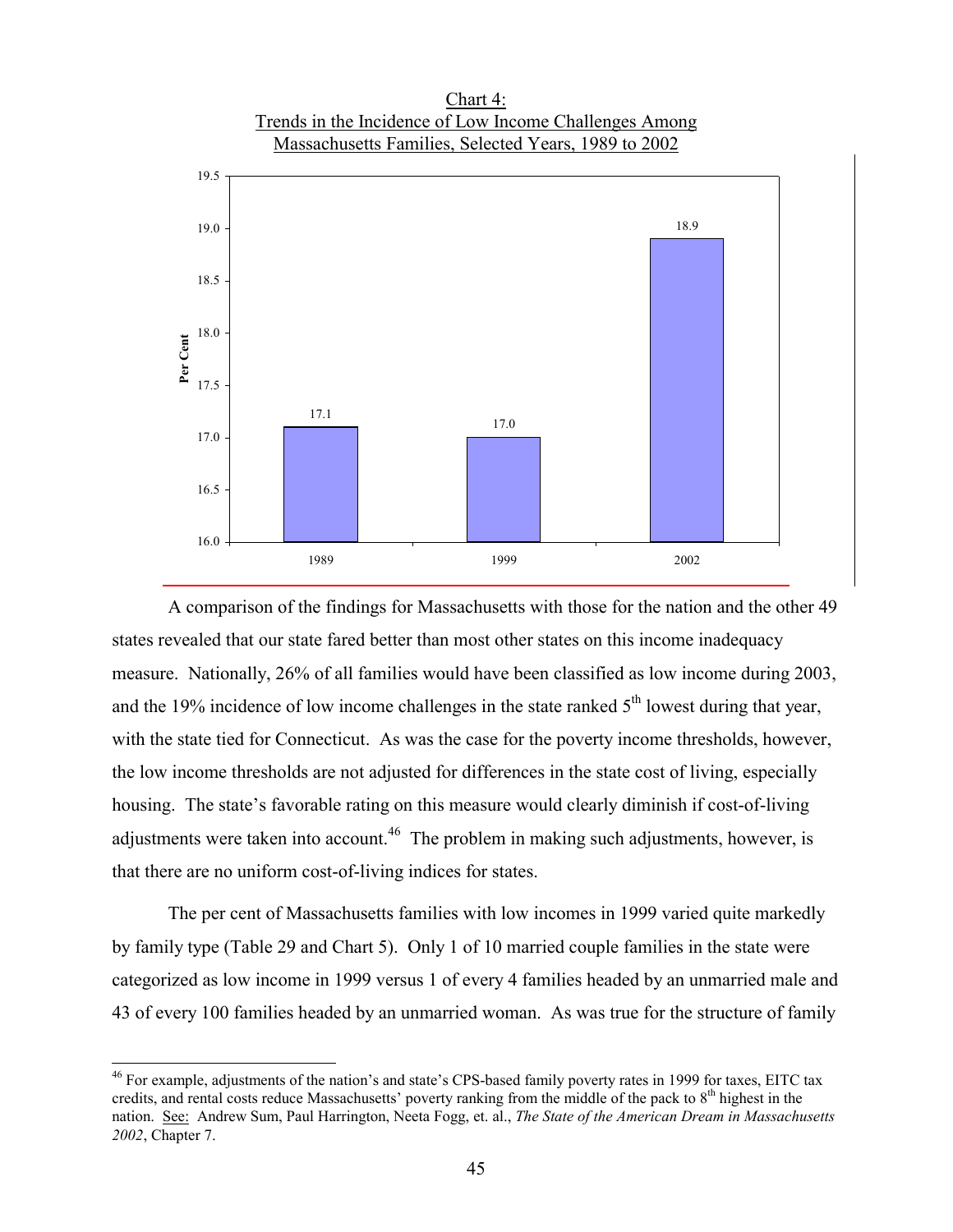Chart 4:
Trends in the Incidence of Low Income Challenges Among Massachusetts Families, Selected Years, 1989 to 2002

| Year | Per Cent |
| --- | --- |
| 1989 | 17.1 |
| 1999 | 17.0 |
| 2002 | 18.9 |

A comparison of the findings for Massachusetts with those for the nation and the other 49 states revealed that our state fared better than most other states on this income inadequacy measure. Nationally, 26% of all families would have been classified as low income during 2003, and the 19% incidence of low income challenges in the state ranked 5th lowest during that year, with the state tied for Connecticut. As was the case for the poverty income thresholds, however, the low income thresholds are not adjusted for differences in the state cost of living, especially housing. The state's favorable rating on this measure would clearly diminish if cost-of-living adjustments were taken into account.[46] The problem in making such adjustments, however, is that there are no uniform cost-of-living indices for states.

The per cent of Massachusetts families with low incomes in 1999 varied quite markedly by family type (Table 29 and Chart 5). Only 1 of 10 married couple families in the state were categorized as low income in 1999 versus 1 of every 4 families headed by an unmarried male and 43 of every 100 families headed by an unmarried woman. As was true for the structure of family

[46] For example, adjustments of the nation's and state's CPS-based family poverty rates in 1999 for taxes, EITC tax credits, and rental costs reduce Massachusetts' poverty ranking from the middle of the pack to 8th highest in the nation. See: Andrew Sum, Paul Harrington, Neeta Fogg, et. al., *The State of the American Dream in Massachusetts 2002*, Chapter 7.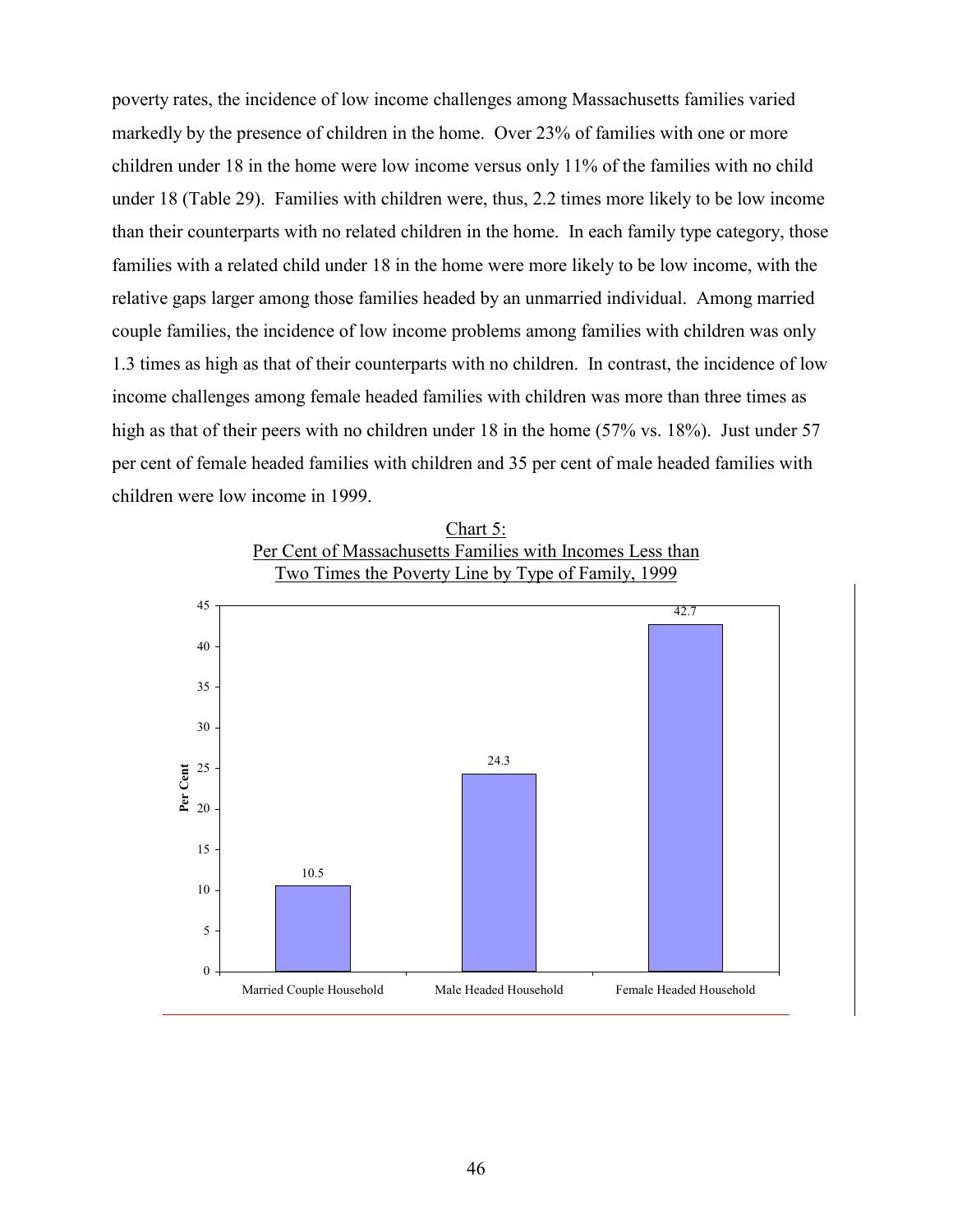poverty rates, the incidence of low income challenges among Massachusetts families varied markedly by the presence of children in the home. Over 23% of families with one or more children under 18 in the home were low income versus only 11% of the families with no child under 18 (Table 29). Families with children were, thus, 2.2 times more likely to be low income than their counterparts with no related children in the home. In each family type category, those families with a related child under 18 in the home were more likely to be low income, with the relative gaps larger among those families headed by an unmarried individual. Among married couple families, the incidence of low income problems among families with children was only 1.3 times as high as that of their counterparts with no children. In contrast, the incidence of low income challenges among female headed families with children was more than three times as high as that of their peers with no children under 18 in the home (57% vs. 18%). Just under 57 per cent of female headed families with children and 35 per cent of male headed families with children were low income in 1999.

Chart 5:
Per Cent of Massachusetts Families with Incomes Less than Two Times the Poverty Line by Type of Family, 1999

| Type of Family | Per Cent |
|---|---|
| Married Couple Household | 10.5 |
| Male Headed Household | 24.3 |
| Female Headed Household | 42.7 |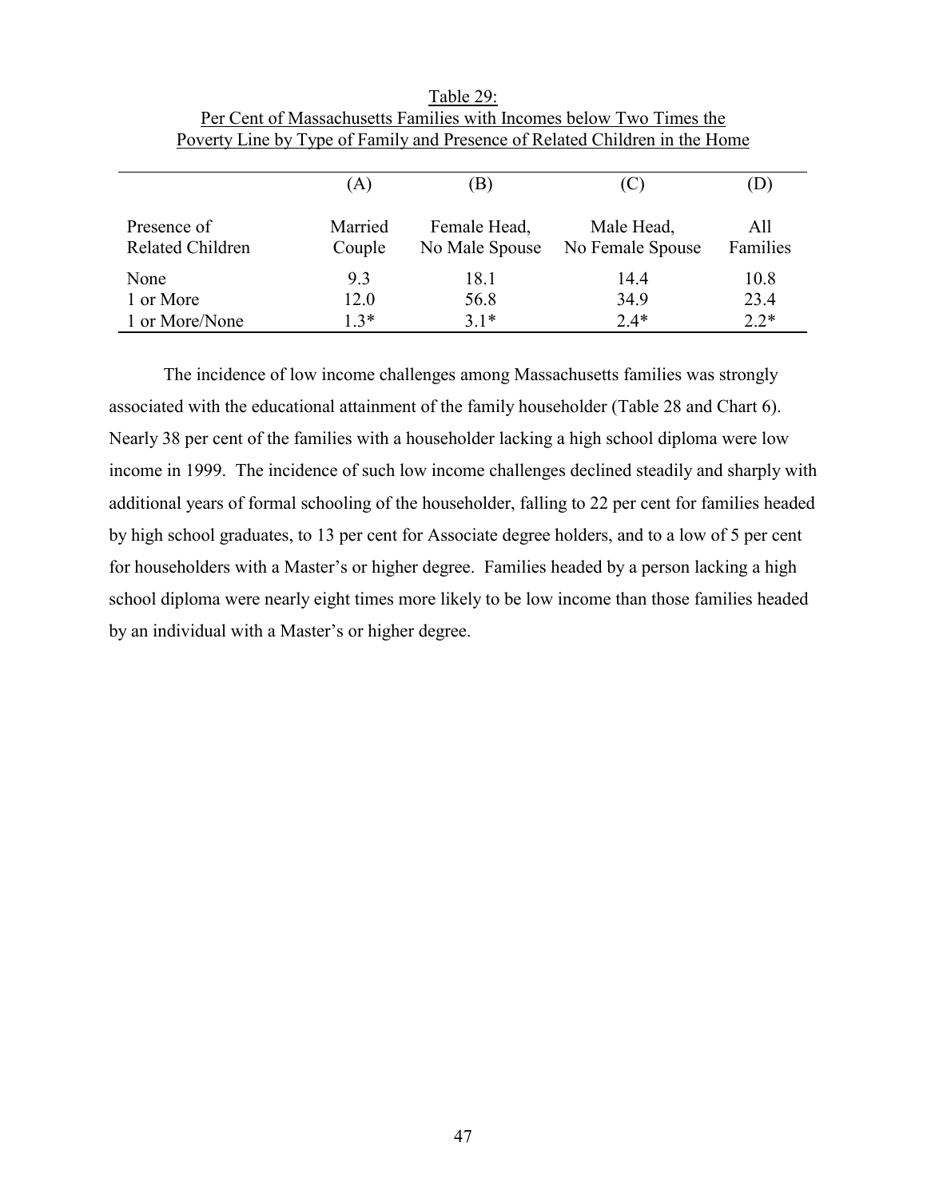Table 29:
Per Cent of Massachusetts Families with Incomes below Two Times the Poverty Line by Type of Family and Presence of Related Children in the Home

| | (A) | (B) | (C) | (D) |
|---|---|---|---|---|
| Presence of Related Children | Married Couple | Female Head, No Male Spouse | Male Head, No Female Spouse | All Families |
| None | 9.3 | 18.1 | 14.4 | 10.8 |
| 1 or More | 12.0 | 56.8 | 34.9 | 23.4 |
| 1 or More/None | 1.3* | 3.1* | 2.4* | 2.2* |

The incidence of low income challenges among Massachusetts families was strongly associated with the educational attainment of the family householder (Table 28 and Chart 6). Nearly 38 per cent of the families with a householder lacking a high school diploma were low income in 1999. The incidence of such low income challenges declined steadily and sharply with additional years of formal schooling of the householder, falling to 22 per cent for families headed by high school graduates, to 13 per cent for Associate degree holders, and to a low of 5 per cent for householders with a Master's or higher degree. Families headed by a person lacking a high school diploma were nearly eight times more likely to be low income than those families headed by an individual with a Master's or higher degree.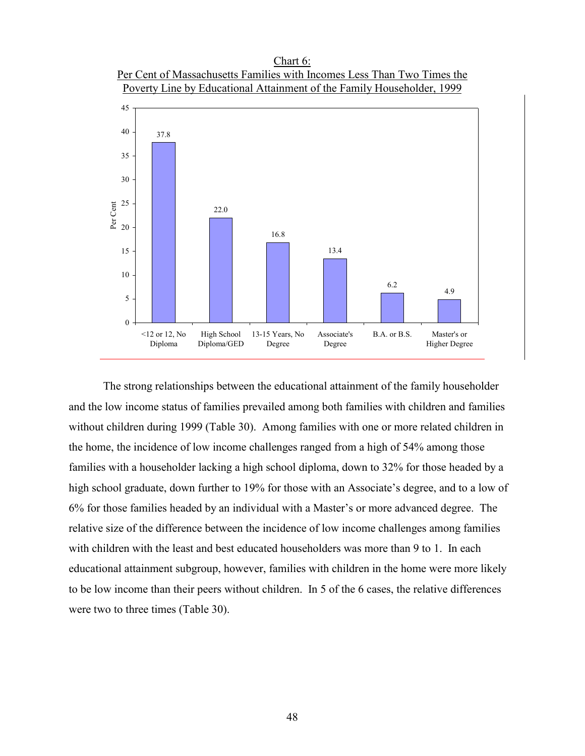Chart 6:
Per Cent of Massachusetts Families with Incomes Less Than Two Times the Poverty Line by Educational Attainment of the Family Householder, 1999

| Educational Attainment | Per Cent |
|---|---|
| <12 or 12, No Diploma | 37.8 |
| High School Diploma/GED | 22.0 |
| 13-15 Years, No Degree | 16.8 |
| Associate's Degree | 13.4 |
| B.A. or B.S. | 6.2 |
| Master's or Higher Degree | 4.9 |

The strong relationships between the educational attainment of the family householder and the low income status of families prevailed among both families with children and families without children during 1999 (Table 30). Among families with one or more related children in the home, the incidence of low income challenges ranged from a high of 54% among those families with a householder lacking a high school diploma, down to 32% for those headed by a high school graduate, down further to 19% for those with an Associate's degree, and to a low of 6% for those families headed by an individual with a Master's or more advanced degree. The relative size of the difference between the incidence of low income challenges among families with children with the least and best educated householders was more than 9 to 1. In each educational attainment subgroup, however, families with children in the home were more likely to be low income than their peers without children. In 5 of the 6 cases, the relative differences were two to three times (Table 30).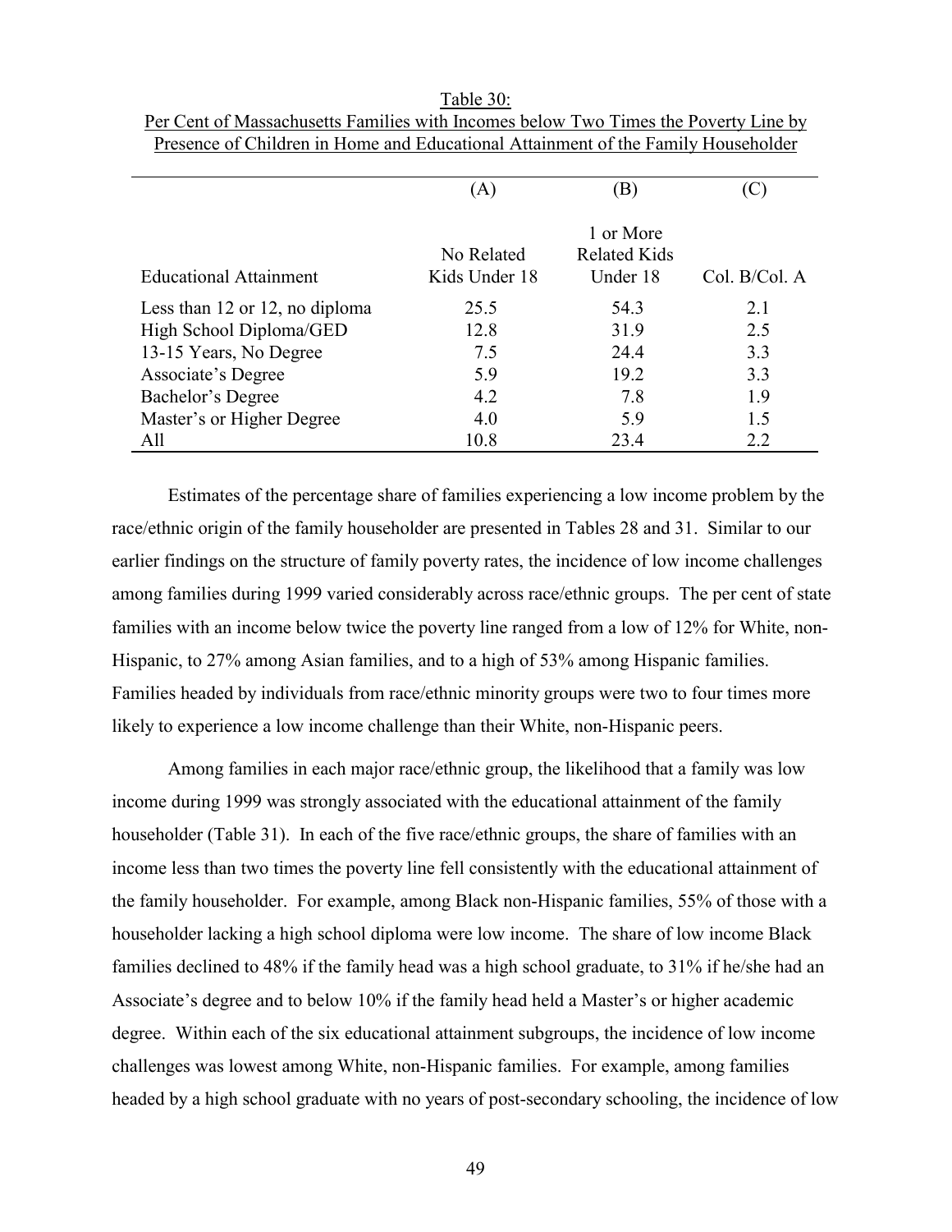Table 30:
Per Cent of Massachusetts Families with Incomes below Two Times the Poverty Line by Presence of Children in Home and Educational Attainment of the Family Householder

| | (A) | (B) | (C) |
|---|---|---|---|
| Educational Attainment | No Related Kids Under 18 | 1 or More Related Kids Under 18 | Col. B/Col. A |
| Less than 12 or 12, no diploma | 25.5 | 54.3 | 2.1 |
| High School Diploma/GED | 12.8 | 31.9 | 2.5 |
| 13-15 Years, No Degree | 7.5 | 24.4 | 3.3 |
| Associate's Degree | 5.9 | 19.2 | 3.3 |
| Bachelor's Degree | 4.2 | 7.8 | 1.9 |
| Master's or Higher Degree | 4.0 | 5.9 | 1.5 |
| All | 10.8 | 23.4 | 2.2 |

Estimates of the percentage share of families experiencing a low income problem by the race/ethnic origin of the family householder are presented in Tables 28 and 31. Similar to our earlier findings on the structure of family poverty rates, the incidence of low income challenges among families during 1999 varied considerably across race/ethnic groups. The per cent of state families with an income below twice the poverty line ranged from a low of 12% for White, non-Hispanic, to 27% among Asian families, and to a high of 53% among Hispanic families. Families headed by individuals from race/ethnic minority groups were two to four times more likely to experience a low income challenge than their White, non-Hispanic peers.

Among families in each major race/ethnic group, the likelihood that a family was low income during 1999 was strongly associated with the educational attainment of the family householder (Table 31). In each of the five race/ethnic groups, the share of families with an income less than two times the poverty line fell consistently with the educational attainment of the family householder. For example, among Black non-Hispanic families, 55% of those with a householder lacking a high school diploma were low income. The share of low income Black families declined to 48% if the family head was a high school graduate, to 31% if he/she had an Associate's degree and to below 10% if the family head held a Master's or higher academic degree. Within each of the six educational attainment subgroups, the incidence of low income challenges was lowest among White, non-Hispanic families. For example, among families headed by a high school graduate with no years of post-secondary schooling, the incidence of low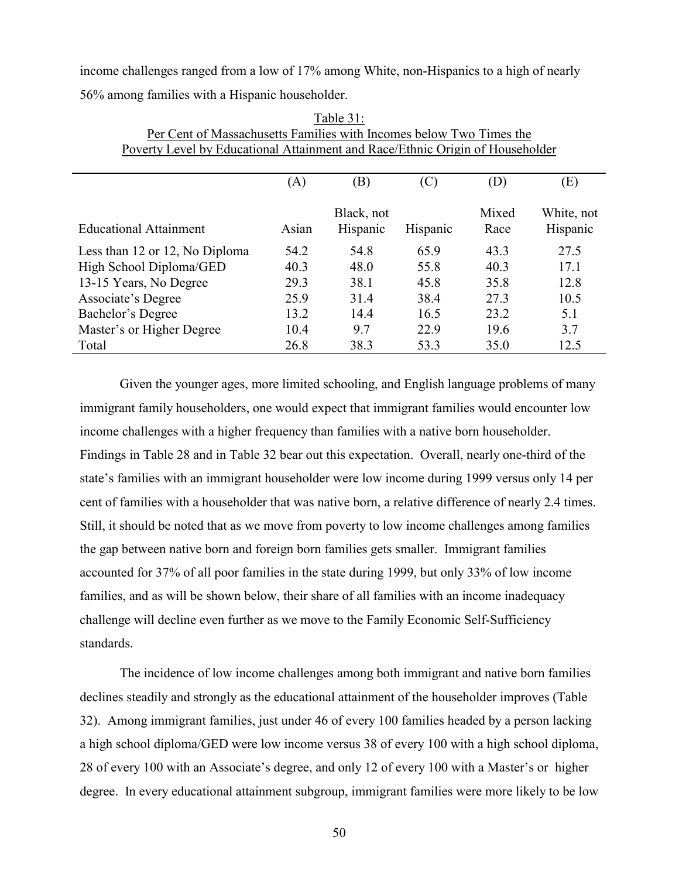income challenges ranged from a low of 17% among White, non-Hispanics to a high of nearly 56% among families with a Hispanic householder.

Table 31:
Per Cent of Massachusetts Families with Incomes below Two Times the Poverty Level by Educational Attainment and Race/Ethnic Origin of Householder

| | (A) | (B) | (C) | (D) | (E) |
|---|---|---|---|---|---|
| Educational Attainment | Asian | Black, not Hispanic | Hispanic | Mixed Race | White, not Hispanic |
| Less than 12 or 12, No Diploma | 54.2 | 54.8 | 65.9 | 43.3 | 27.5 |
| High School Diploma/GED | 40.3 | 48.0 | 55.8 | 40.3 | 17.1 |
| 13-15 Years, No Degree | 29.3 | 38.1 | 45.8 | 35.8 | 12.8 |
| Associate's Degree | 25.9 | 31.4 | 38.4 | 27.3 | 10.5 |
| Bachelor's Degree | 13.2 | 14.4 | 16.5 | 23.2 | 5.1 |
| Master's or Higher Degree | 10.4 | 9.7 | 22.9 | 19.6 | 3.7 |
| Total | 26.8 | 38.3 | 53.3 | 35.0 | 12.5 |

Given the younger ages, more limited schooling, and English language problems of many immigrant family householders, one would expect that immigrant families would encounter low income challenges with a higher frequency than families with a native born householder. Findings in Table 28 and in Table 32 bear out this expectation. Overall, nearly one-third of the state's families with an immigrant householder were low income during 1999 versus only 14 per cent of families with a householder that was native born, a relative difference of nearly 2.4 times. Still, it should be noted that as we move from poverty to low income challenges among families the gap between native born and foreign born families gets smaller. Immigrant families accounted for 37% of all poor families in the state during 1999, but only 33% of low income families, and as will be shown below, their share of all families with an income inadequacy challenge will decline even further as we move to the Family Economic Self-Sufficiency standards.

The incidence of low income challenges among both immigrant and native born families declines steadily and strongly as the educational attainment of the householder improves (Table 32). Among immigrant families, just under 46 of every 100 families headed by a person lacking a high school diploma/GED were low income versus 38 of every 100 with a high school diploma, 28 of every 100 with an Associate's degree, and only 12 of every 100 with a Master's or higher degree. In every educational attainment subgroup, immigrant families were more likely to be low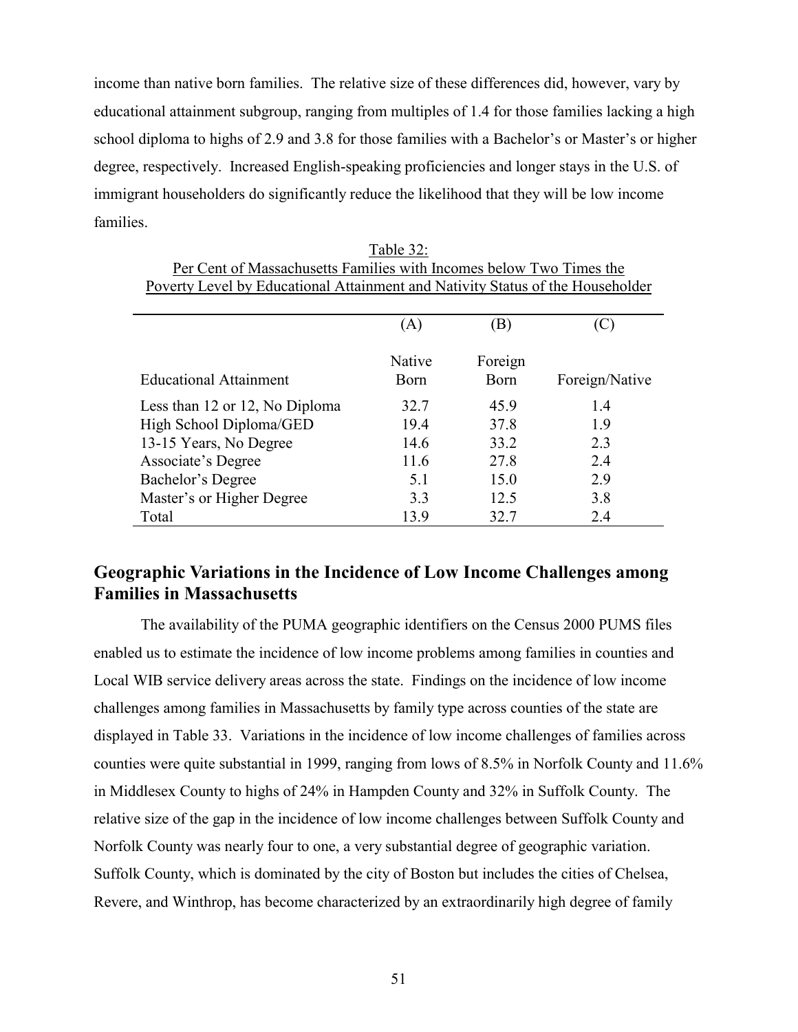income than native born families. The relative size of these differences did, however, vary by educational attainment subgroup, ranging from multiples of 1.4 for those families lacking a high school diploma to highs of 2.9 and 3.8 for those families with a Bachelor's or Master's or higher degree, respectively. Increased English-speaking proficiencies and longer stays in the U.S. of immigrant householders do significantly reduce the likelihood that they will be low income families.

Table 32:
Per Cent of Massachusetts Families with Incomes below Two Times the Poverty Level by Educational Attainment and Nativity Status of the Householder

| | (A) | (B) | (C) |
|---|---|---|---|
| Educational Attainment | Native Born | Foreign Born | Foreign/Native |
| Less than 12 or 12, No Diploma | 32.7 | 45.9 | 1.4 |
| High School Diploma/GED | 19.4 | 37.8 | 1.9 |
| 13-15 Years, No Degree | 14.6 | 33.2 | 2.3 |
| Associate's Degree | 11.6 | 27.8 | 2.4 |
| Bachelor's Degree | 5.1 | 15.0 | 2.9 |
| Master's or Higher Degree | 3.3 | 12.5 | 3.8 |
| Total | 13.9 | 32.7 | 2.4 |

## Geographic Variations in the Incidence of Low Income Challenges among Families in Massachusetts

The availability of the PUMA geographic identifiers on the Census 2000 PUMS files enabled us to estimate the incidence of low income problems among families in counties and Local WIB service delivery areas across the state. Findings on the incidence of low income challenges among families in Massachusetts by family type across counties of the state are displayed in Table 33. Variations in the incidence of low income challenges of families across counties were quite substantial in 1999, ranging from lows of 8.5% in Norfolk County and 11.6% in Middlesex County to highs of 24% in Hampden County and 32% in Suffolk County. The relative size of the gap in the incidence of low income challenges between Suffolk County and Norfolk County was nearly four to one, a very substantial degree of geographic variation. Suffolk County, which is dominated by the city of Boston but includes the cities of Chelsea, Revere, and Winthrop, has become characterized by an extraordinarily high degree of family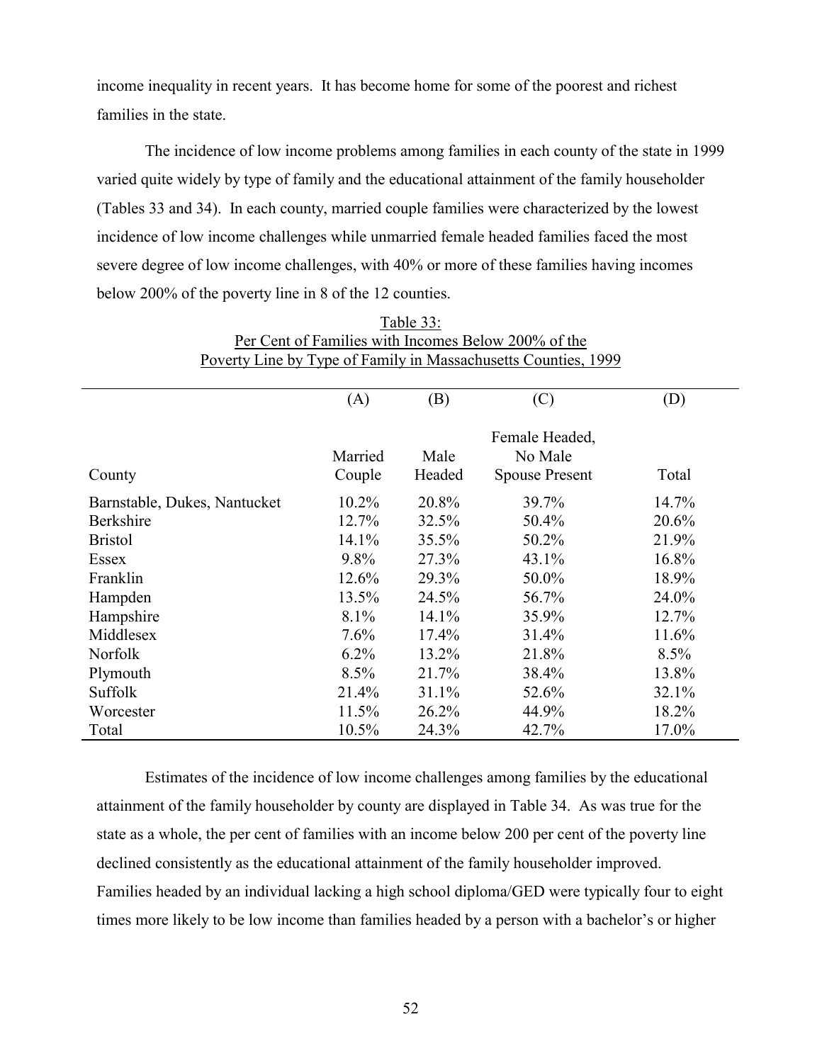income inequality in recent years. It has become home for some of the poorest and richest families in the state.

The incidence of low income problems among families in each county of the state in 1999 varied quite widely by type of family and the educational attainment of the family householder (Tables 33 and 34). In each county, married couple families were characterized by the lowest incidence of low income challenges while unmarried female headed families faced the most severe degree of low income challenges, with 40% or more of these families having incomes below 200% of the poverty line in 8 of the 12 counties.

Table 33:
Per Cent of Families with Incomes Below 200% of the Poverty Line by Type of Family in Massachusetts Counties, 1999

| | (A) | (B) | (C) | (D) |
|---|---|---|---|---|
| County | Married Couple | Male Headed | Female Headed, No Male Spouse Present | Total |
| Barnstable, Dukes, Nantucket | 10.2% | 20.8% | 39.7% | 14.7% |
| Berkshire | 12.7% | 32.5% | 50.4% | 20.6% |
| Bristol | 14.1% | 35.5% | 50.2% | 21.9% |
| Essex | 9.8% | 27.3% | 43.1% | 16.8% |
| Franklin | 12.6% | 29.3% | 50.0% | 18.9% |
| Hampden | 13.5% | 24.5% | 56.7% | 24.0% |
| Hampshire | 8.1% | 14.1% | 35.9% | 12.7% |
| Middlesex | 7.6% | 17.4% | 31.4% | 11.6% |
| Norfolk | 6.2% | 13.2% | 21.8% | 8.5% |
| Plymouth | 8.5% | 21.7% | 38.4% | 13.8% |
| Suffolk | 21.4% | 31.1% | 52.6% | 32.1% |
| Worcester | 11.5% | 26.2% | 44.9% | 18.2% |
| Total | 10.5% | 24.3% | 42.7% | 17.0% |

Estimates of the incidence of low income challenges among families by the educational attainment of the family householder by county are displayed in Table 34. As was true for the state as a whole, the per cent of families with an income below 200 per cent of the poverty line declined consistently as the educational attainment of the family householder improved. Families headed by an individual lacking a high school diploma/GED were typically four to eight times more likely to be low income than families headed by a person with a bachelor's or higher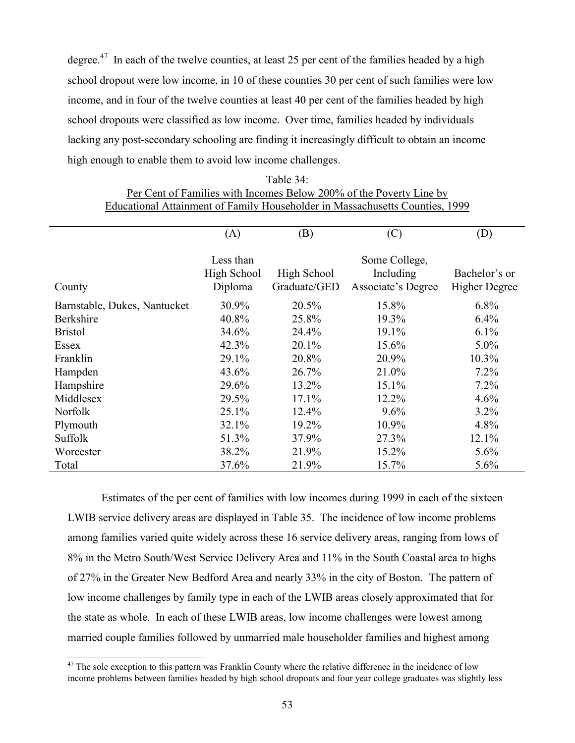degree.[47] In each of the twelve counties, at least 25 per cent of the families headed by a high school dropout were low income, in 10 of these counties 30 per cent of such families were low income, and in four of the twelve counties at least 40 per cent of the families headed by high school dropouts were classified as low income. Over time, families headed by individuals lacking any post-secondary schooling are finding it increasingly difficult to obtain an income high enough to enable them to avoid low income challenges.

Table 34:
Per Cent of Families with Incomes Below 200% of the Poverty Line by Educational Attainment of Family Householder in Massachusetts Counties, 1999

| County | (A) Less than High School Diploma | (B) High School Graduate/GED | (C) Some College, Including Associate's Degree | (D) Bachelor's or Higher Degree |
|---|---|---|---|---|
| Barnstable, Dukes, Nantucket | 30.9% | 20.5% | 15.8% | 6.8% |
| Berkshire | 40.8% | 25.8% | 19.3% | 6.4% |
| Bristol | 34.6% | 24.4% | 19.1% | 6.1% |
| Essex | 42.3% | 20.1% | 15.6% | 5.0% |
| Franklin | 29.1% | 20.8% | 20.9% | 10.3% |
| Hampden | 43.6% | 26.7% | 21.0% | 7.2% |
| Hampshire | 29.6% | 13.2% | 15.1% | 7.2% |
| Middlesex | 29.5% | 17.1% | 12.2% | 4.6% |
| Norfolk | 25.1% | 12.4% | 9.6% | 3.2% |
| Plymouth | 32.1% | 19.2% | 10.9% | 4.8% |
| Suffolk | 51.3% | 37.9% | 27.3% | 12.1% |
| Worcester | 38.2% | 21.9% | 15.2% | 5.6% |
| Total | 37.6% | 21.9% | 15.7% | 5.6% |

Estimates of the per cent of families with low incomes during 1999 in each of the sixteen LWIB service delivery areas are displayed in Table 35. The incidence of low income problems among families varied quite widely across these 16 service delivery areas, ranging from lows of 8% in the Metro South/West Service Delivery Area and 11% in the South Coastal area to highs of 27% in the Greater New Bedford Area and nearly 33% in the city of Boston. The pattern of low income challenges by family type in each of the LWIB areas closely approximated that for the state as whole. In each of these LWIB areas, low income challenges were lowest among married couple families followed by unmarried male householder families and highest among

[47] The sole exception to this pattern was Franklin County where the relative difference in the incidence of low income problems between families headed by high school dropouts and four year college graduates was slightly less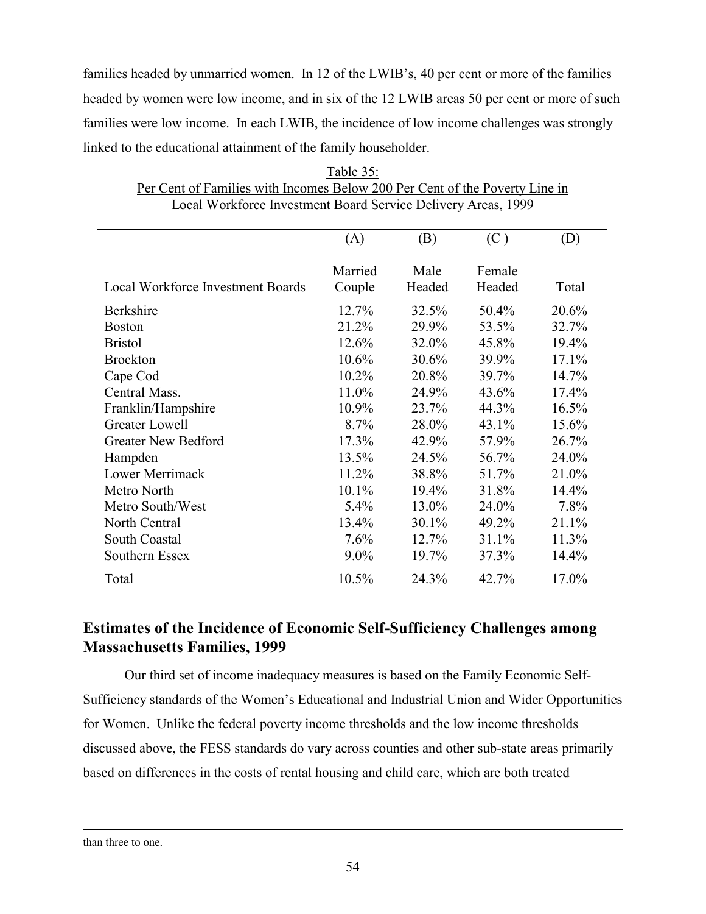families headed by unmarried women. In 12 of the LWIB's, 40 per cent or more of the families headed by women were low income, and in six of the 12 LWIB areas 50 per cent or more of such families were low income. In each LWIB, the incidence of low income challenges was strongly linked to the educational attainment of the family householder.

Table 35:
Per Cent of Families with Incomes Below 200 Per Cent of the Poverty Line in Local Workforce Investment Board Service Delivery Areas, 1999

| | (A) | (B) | (C ) | (D) |
|---|---|---|---|---|
| Local Workforce Investment Boards | Married Couple | Male Headed | Female Headed | Total |
| Berkshire | 12.7% | 32.5% | 50.4% | 20.6% |
| Boston | 21.2% | 29.9% | 53.5% | 32.7% |
| Bristol | 12.6% | 32.0% | 45.8% | 19.4% |
| Brockton | 10.6% | 30.6% | 39.9% | 17.1% |
| Cape Cod | 10.2% | 20.8% | 39.7% | 14.7% |
| Central Mass. | 11.0% | 24.9% | 43.6% | 17.4% |
| Franklin/Hampshire | 10.9% | 23.7% | 44.3% | 16.5% |
| Greater Lowell | 8.7% | 28.0% | 43.1% | 15.6% |
| Greater New Bedford | 17.3% | 42.9% | 57.9% | 26.7% |
| Hampden | 13.5% | 24.5% | 56.7% | 24.0% |
| Lower Merrimack | 11.2% | 38.8% | 51.7% | 21.0% |
| Metro North | 10.1% | 19.4% | 31.8% | 14.4% |
| Metro South/West | 5.4% | 13.0% | 24.0% | 7.8% |
| North Central | 13.4% | 30.1% | 49.2% | 21.1% |
| South Coastal | 7.6% | 12.7% | 31.1% | 11.3% |
| Southern Essex | 9.0% | 19.7% | 37.3% | 14.4% |
| Total | 10.5% | 24.3% | 42.7% | 17.0% |

## Estimates of the Incidence of Economic Self-Sufficiency Challenges among Massachusetts Families, 1999

Our third set of income inadequacy measures is based on the Family Economic Self-Sufficiency standards of the Women's Educational and Industrial Union and Wider Opportunities for Women. Unlike the federal poverty income thresholds and the low income thresholds discussed above, the FESS standards do vary across counties and other sub-state areas primarily based on differences in the costs of rental housing and child care, which are both treated

than three to one.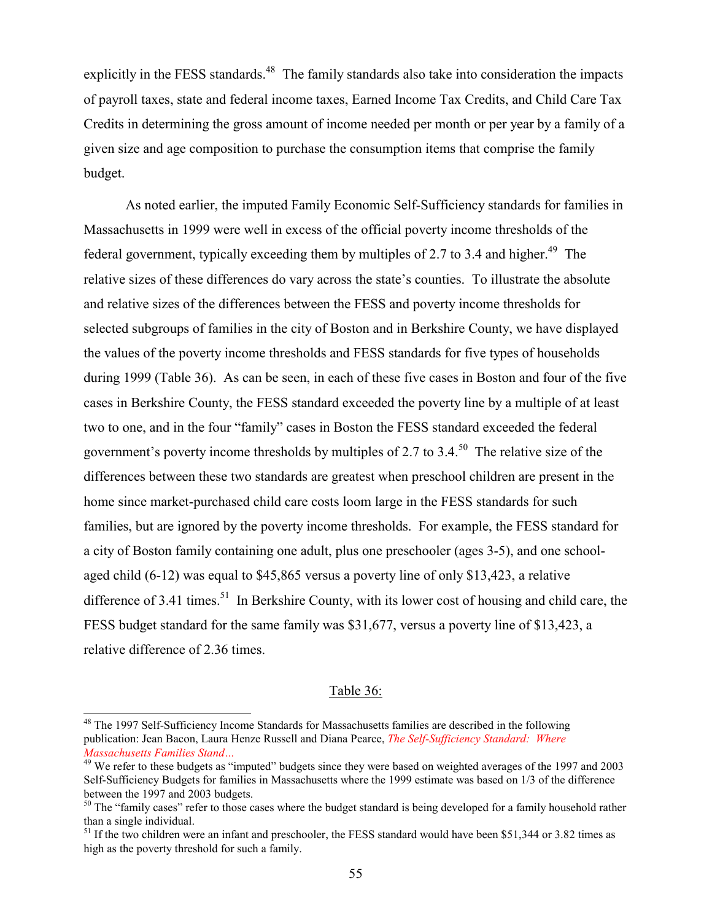explicitly in the FESS standards.[48] The family standards also take into consideration the impacts of payroll taxes, state and federal income taxes, Earned Income Tax Credits, and Child Care Tax Credits in determining the gross amount of income needed per month or per year by a family of a given size and age composition to purchase the consumption items that comprise the family budget.

As noted earlier, the imputed Family Economic Self-Sufficiency standards for families in Massachusetts in 1999 were well in excess of the official poverty income thresholds of the federal government, typically exceeding them by multiples of 2.7 to 3.4 and higher.[49] The relative sizes of these differences do vary across the state's counties. To illustrate the absolute and relative sizes of the differences between the FESS and poverty income thresholds for selected subgroups of families in the city of Boston and in Berkshire County, we have displayed the values of the poverty income thresholds and FESS standards for five types of households during 1999 (Table 36). As can be seen, in each of these five cases in Boston and four of the five cases in Berkshire County, the FESS standard exceeded the poverty line by a multiple of at least two to one, and in the four "family" cases in Boston the FESS standard exceeded the federal government's poverty income thresholds by multiples of 2.7 to 3.4.[50] The relative size of the differences between these two standards are greatest when preschool children are present in the home since market-purchased child care costs loom large in the FESS standards for such families, but are ignored by the poverty income thresholds. For example, the FESS standard for a city of Boston family containing one adult, plus one preschooler (ages 3-5), and one school-aged child (6-12) was equal to $45,865 versus a poverty line of only $13,423, a relative difference of 3.41 times.[51] In Berkshire County, with its lower cost of housing and child care, the FESS budget standard for the same family was $31,677, versus a poverty line of $13,423, a relative difference of 2.36 times.

Table 36:

[48] The 1997 Self-Sufficiency Income Standards for Massachusetts families are described in the following publication: Jean Bacon, Laura Henze Russell and Diana Pearce, *The Self-Sufficiency Standard: Where Massachusetts Families Stand…*

[49] We refer to these budgets as "imputed" budgets since they were based on weighted averages of the 1997 and 2003 Self-Sufficiency Budgets for families in Massachusetts where the 1999 estimate was based on 1/3 of the difference between the 1997 and 2003 budgets.

[50] The "family cases" refer to those cases where the budget standard is being developed for a family household rather than a single individual.

[51] If the two children were an infant and preschooler, the FESS standard would have been $51,344 or 3.82 times as high as the poverty threshold for such a family.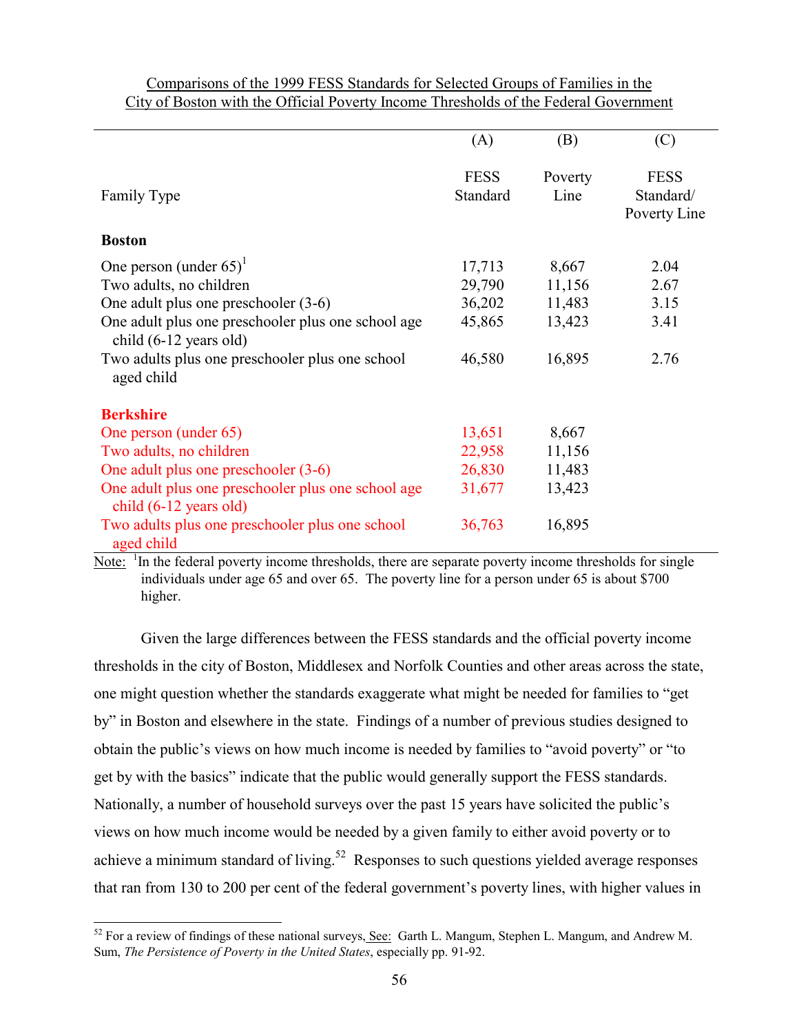Comparisons of the 1999 FESS Standards for Selected Groups of Families in the City of Boston with the Official Poverty Income Thresholds of the Federal Government

| Family Type | (A) FESS Standard | (B) Poverty Line | (C) FESS Standard/ Poverty Line |
|---|---|---|---|
| **Boston** | | | |
| One person (under 65)[1] | 17,713 | 8,667 | 2.04 |
| Two adults, no children | 29,790 | 11,156 | 2.67 |
| One adult plus one preschooler (3-6) | 36,202 | 11,483 | 3.15 |
| One adult plus one preschooler plus one school age child (6-12 years old) | 45,865 | 13,423 | 3.41 |
| Two adults plus one preschooler plus one school aged child | 46,580 | 16,895 | 2.76 |
| **Berkshire** | | | |
| One person (under 65) | 13,651 | 8,667 | |
| Two adults, no children | 22,958 | 11,156 | |
| One adult plus one preschooler (3-6) | 26,830 | 11,483 | |
| One adult plus one preschooler plus one school age child (6-12 years old) | 31,677 | 13,423 | |
| Two adults plus one preschooler plus one school aged child | 36,763 | 16,895 | |

Note: [1]In the federal poverty income thresholds, there are separate poverty income thresholds for single individuals under age 65 and over 65. The poverty line for a person under 65 is about $700 higher.

Given the large differences between the FESS standards and the official poverty income thresholds in the city of Boston, Middlesex and Norfolk Counties and other areas across the state, one might question whether the standards exaggerate what might be needed for families to "get by" in Boston and elsewhere in the state. Findings of a number of previous studies designed to obtain the public's views on how much income is needed by families to "avoid poverty" or "to get by with the basics" indicate that the public would generally support the FESS standards. Nationally, a number of household surveys over the past 15 years have solicited the public's views on how much income would be needed by a given family to either avoid poverty or to achieve a minimum standard of living.[52] Responses to such questions yielded average responses that ran from 130 to 200 per cent of the federal government's poverty lines, with higher values in

[52] For a review of findings of these national surveys, See: Garth L. Mangum, Stephen L. Mangum, and Andrew M. Sum, *The Persistence of Poverty in the United States*, especially pp. 91-92.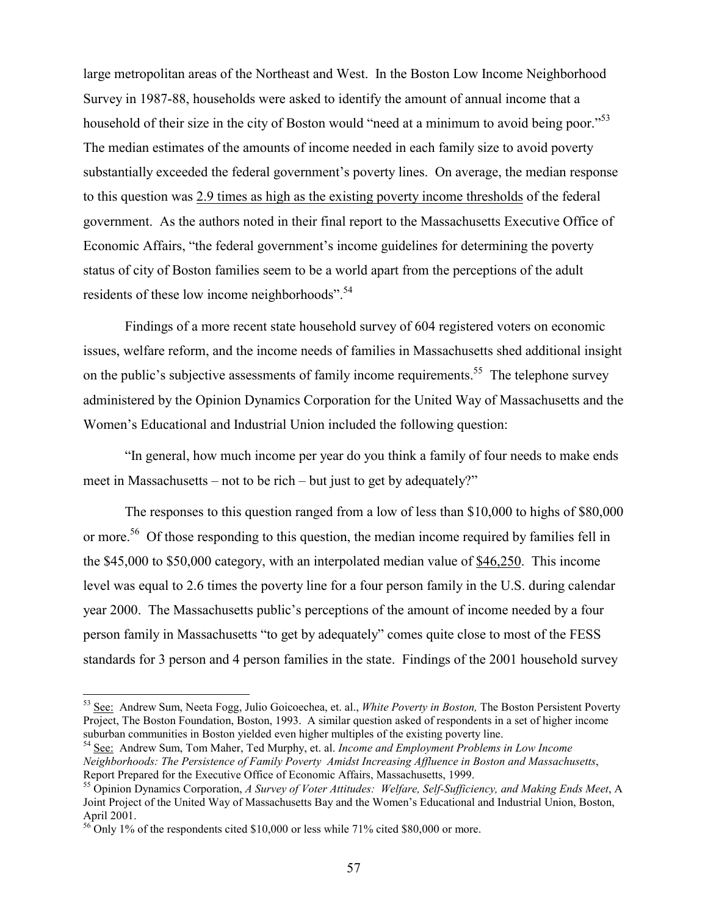large metropolitan areas of the Northeast and West. In the Boston Low Income Neighborhood Survey in 1987-88, households were asked to identify the amount of annual income that a household of their size in the city of Boston would "need at a minimum to avoid being poor."[53] The median estimates of the amounts of income needed in each family size to avoid poverty substantially exceeded the federal government's poverty lines. On average, the median response to this question was <u>2.9 times as high as the existing poverty income thresholds</u> of the federal government. As the authors noted in their final report to the Massachusetts Executive Office of Economic Affairs, "the federal government's income guidelines for determining the poverty status of city of Boston families seem to be a world apart from the perceptions of the adult residents of these low income neighborhoods".[54]

Findings of a more recent state household survey of 604 registered voters on economic issues, welfare reform, and the income needs of families in Massachusetts shed additional insight on the public's subjective assessments of family income requirements.[55] The telephone survey administered by the Opinion Dynamics Corporation for the United Way of Massachusetts and the Women's Educational and Industrial Union included the following question:

"In general, how much income per year do you think a family of four needs to make ends meet in Massachusetts – not to be rich – but just to get by adequately?"

The responses to this question ranged from a low of less than $10,000 to highs of $80,000 or more.[56] Of those responding to this question, the median income required by families fell in the $45,000 to $50,000 category, with an interpolated median value of <u>$46,250</u>. This income level was equal to 2.6 times the poverty line for a four person family in the U.S. during calendar year 2000. The Massachusetts public's perceptions of the amount of income needed by a four person family in Massachusetts "to get by adequately" comes quite close to most of the FESS standards for 3 person and 4 person families in the state. Findings of the 2001 household survey

---

[53] <u>See:</u> Andrew Sum, Neeta Fogg, Julio Goicoechea, et. al., *White Poverty in Boston,* The Boston Persistent Poverty Project, The Boston Foundation, Boston, 1993. A similar question asked of respondents in a set of higher income suburban communities in Boston yielded even higher multiples of the existing poverty line.

[54] <u>See:</u> Andrew Sum, Tom Maher, Ted Murphy, et. al. *Income and Employment Problems in Low Income Neighborhoods: The Persistence of Family Poverty Amidst Increasing Affluence in Boston and Massachusetts*, Report Prepared for the Executive Office of Economic Affairs, Massachusetts, 1999.

[55] Opinion Dynamics Corporation, *A Survey of Voter Attitudes: Welfare, Self-Sufficiency, and Making Ends Meet*, A Joint Project of the United Way of Massachusetts Bay and the Women's Educational and Industrial Union, Boston, April 2001.

[56] Only 1% of the respondents cited $10,000 or less while 71% cited $80,000 or more.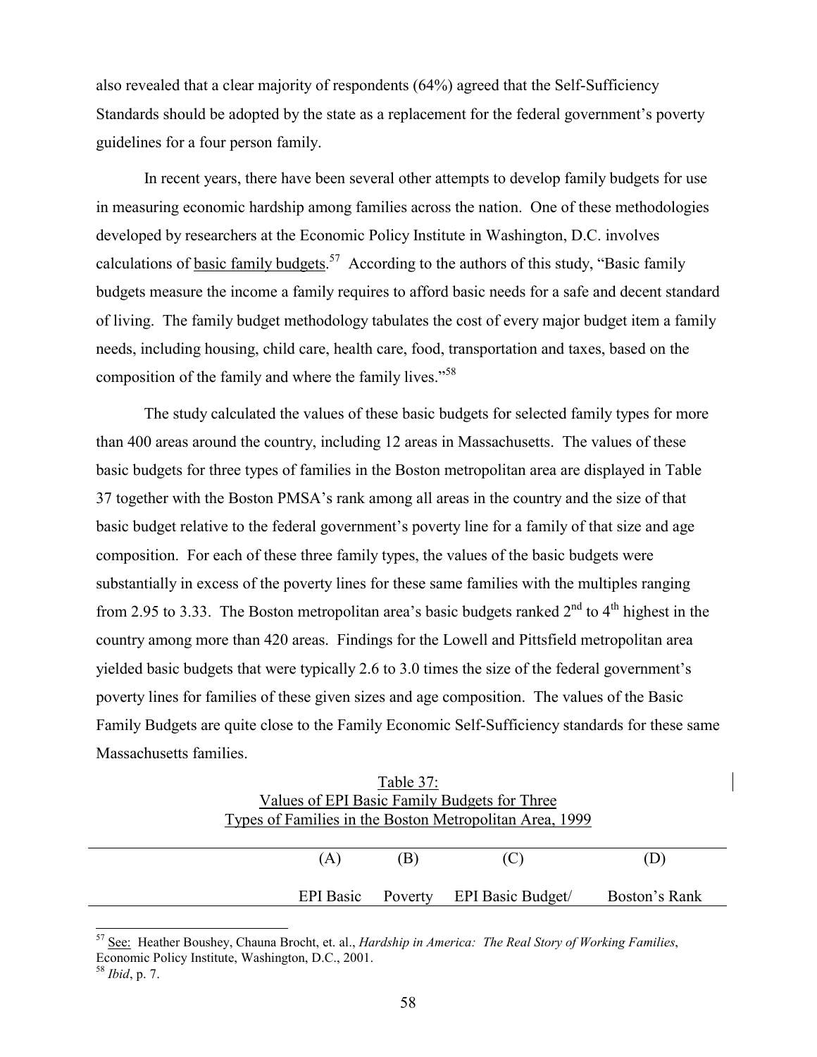also revealed that a clear majority of respondents (64%) agreed that the Self-Sufficiency Standards should be adopted by the state as a replacement for the federal government's poverty guidelines for a four person family.

In recent years, there have been several other attempts to develop family budgets for use in measuring economic hardship among families across the nation. One of these methodologies developed by researchers at the Economic Policy Institute in Washington, D.C. involves calculations of basic family budgets.[57] According to the authors of this study, "Basic family budgets measure the income a family requires to afford basic needs for a safe and decent standard of living. The family budget methodology tabulates the cost of every major budget item a family needs, including housing, child care, health care, food, transportation and taxes, based on the composition of the family and where the family lives."[58]

The study calculated the values of these basic budgets for selected family types for more than 400 areas around the country, including 12 areas in Massachusetts. The values of these basic budgets for three types of families in the Boston metropolitan area are displayed in Table 37 together with the Boston PMSA's rank among all areas in the country and the size of that basic budget relative to the federal government's poverty line for a family of that size and age composition. For each of these three family types, the values of the basic budgets were substantially in excess of the poverty lines for these same families with the multiples ranging from 2.95 to 3.33. The Boston metropolitan area's basic budgets ranked 2[nd] to 4[th] highest in the country among more than 420 areas. Findings for the Lowell and Pittsfield metropolitan area yielded basic budgets that were typically 2.6 to 3.0 times the size of the federal government's poverty lines for families of these given sizes and age composition. The values of the Basic Family Budgets are quite close to the Family Economic Self-Sufficiency standards for these same Massachusetts families.

Table 37:
Values of EPI Basic Family Budgets for Three
Types of Families in the Boston Metropolitan Area, 1999

| | (A) | (B) | (C) | (D) |
|---|---|---|---|---|
| | EPI Basic | Poverty | EPI Basic Budget/ | Boston's Rank |

[57] See: Heather Boushey, Chauna Brocht, et. al., *Hardship in America: The Real Story of Working Families*, Economic Policy Institute, Washington, D.C., 2001.

[58] *Ibid*, p. 7.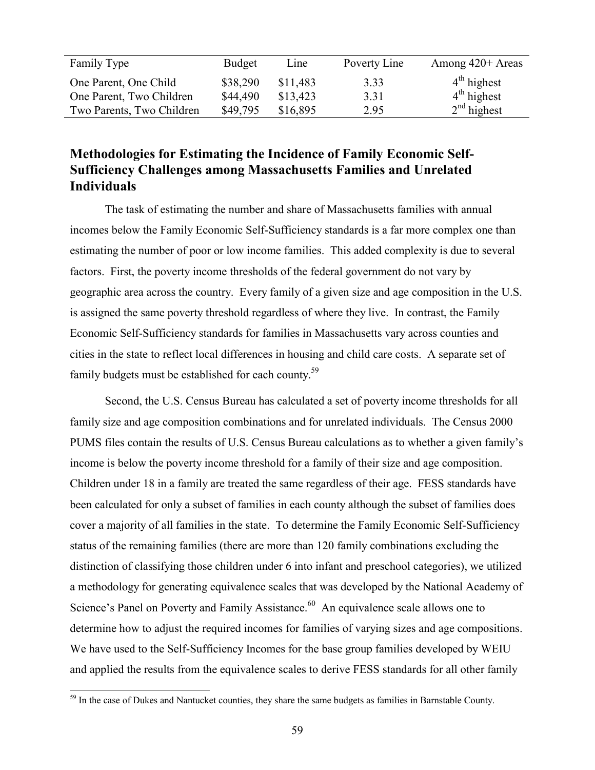| Family Type | Budget | Line | Poverty Line | Among 420+ Areas |
|---|---|---|---|---|
| One Parent, One Child | \$38,290 | \$11,483 | 3.33 | 4th highest |
| One Parent, Two Children | \$44,490 | \$13,423 | 3.31 | 4th highest |
| Two Parents, Two Children | \$49,795 | \$16,895 | 2.95 | 2nd highest |

## Methodologies for Estimating the Incidence of Family Economic Self-Sufficiency Challenges among Massachusetts Families and Unrelated Individuals

The task of estimating the number and share of Massachusetts families with annual incomes below the Family Economic Self-Sufficiency standards is a far more complex one than estimating the number of poor or low income families. This added complexity is due to several factors. First, the poverty income thresholds of the federal government do not vary by geographic area across the country. Every family of a given size and age composition in the U.S. is assigned the same poverty threshold regardless of where they live. In contrast, the Family Economic Self-Sufficiency standards for families in Massachusetts vary across counties and cities in the state to reflect local differences in housing and child care costs. A separate set of family budgets must be established for each county.[59]

Second, the U.S. Census Bureau has calculated a set of poverty income thresholds for all family size and age composition combinations and for unrelated individuals. The Census 2000 PUMS files contain the results of U.S. Census Bureau calculations as to whether a given family's income is below the poverty income threshold for a family of their size and age composition. Children under 18 in a family are treated the same regardless of their age. FESS standards have been calculated for only a subset of families in each county although the subset of families does cover a majority of all families in the state. To determine the Family Economic Self-Sufficiency status of the remaining families (there are more than 120 family combinations excluding the distinction of classifying those children under 6 into infant and preschool categories), we utilized a methodology for generating equivalence scales that was developed by the National Academy of Science's Panel on Poverty and Family Assistance.[60] An equivalence scale allows one to determine how to adjust the required incomes for families of varying sizes and age compositions. We have used to the Self-Sufficiency Incomes for the base group families developed by WEIU and applied the results from the equivalence scales to derive FESS standards for all other family

[59] In the case of Dukes and Nantucket counties, they share the same budgets as families in Barnstable County.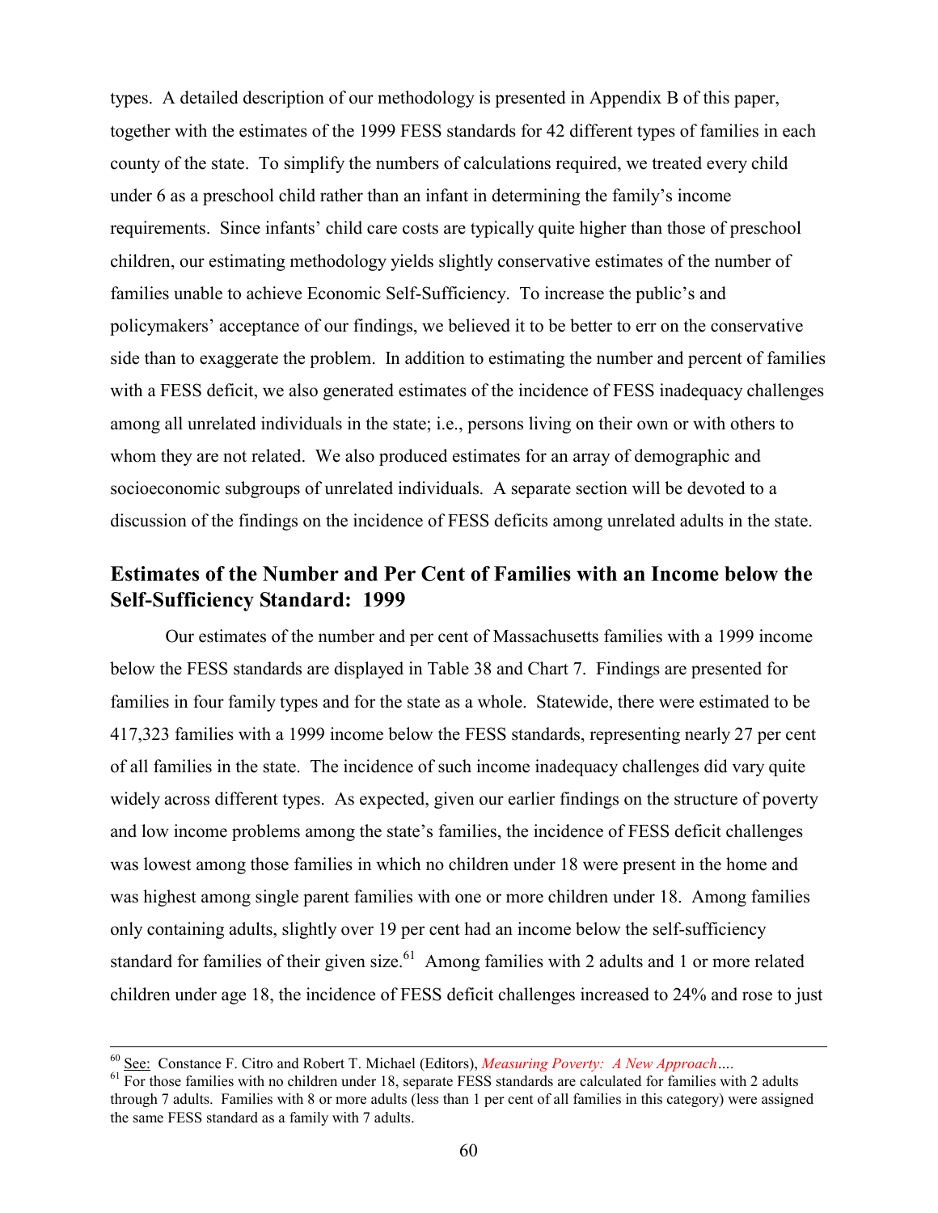types. A detailed description of our methodology is presented in Appendix B of this paper, together with the estimates of the 1999 FESS standards for 42 different types of families in each county of the state. To simplify the numbers of calculations required, we treated every child under 6 as a preschool child rather than an infant in determining the family's income requirements. Since infants' child care costs are typically quite higher than those of preschool children, our estimating methodology yields slightly conservative estimates of the number of families unable to achieve Economic Self-Sufficiency. To increase the public's and policymakers' acceptance of our findings, we believed it to be better to err on the conservative side than to exaggerate the problem. In addition to estimating the number and percent of families with a FESS deficit, we also generated estimates of the incidence of FESS inadequacy challenges among all unrelated individuals in the state; i.e., persons living on their own or with others to whom they are not related. We also produced estimates for an array of demographic and socioeconomic subgroups of unrelated individuals. A separate section will be devoted to a discussion of the findings on the incidence of FESS deficits among unrelated adults in the state.

## Estimates of the Number and Per Cent of Families with an Income below the Self-Sufficiency Standard: 1999

Our estimates of the number and per cent of Massachusetts families with a 1999 income below the FESS standards are displayed in Table 38 and Chart 7. Findings are presented for families in four family types and for the state as a whole. Statewide, there were estimated to be 417,323 families with a 1999 income below the FESS standards, representing nearly 27 per cent of all families in the state. The incidence of such income inadequacy challenges did vary quite widely across different types. As expected, given our earlier findings on the structure of poverty and low income problems among the state's families, the incidence of FESS deficit challenges was lowest among those families in which no children under 18 were present in the home and was highest among single parent families with one or more children under 18. Among families only containing adults, slightly over 19 per cent had an income below the self-sufficiency standard for families of their given size.[61] Among families with 2 adults and 1 or more related children under age 18, the incidence of FESS deficit challenges increased to 24% and rose to just

---

[60] See: Constance F. Citro and Robert T. Michael (Editors), *Measuring Poverty: A New Approach*….

[61] For those families with no children under 18, separate FESS standards are calculated for families with 2 adults through 7 adults. Families with 8 or more adults (less than 1 per cent of all families in this category) were assigned the same FESS standard as a family with 7 adults.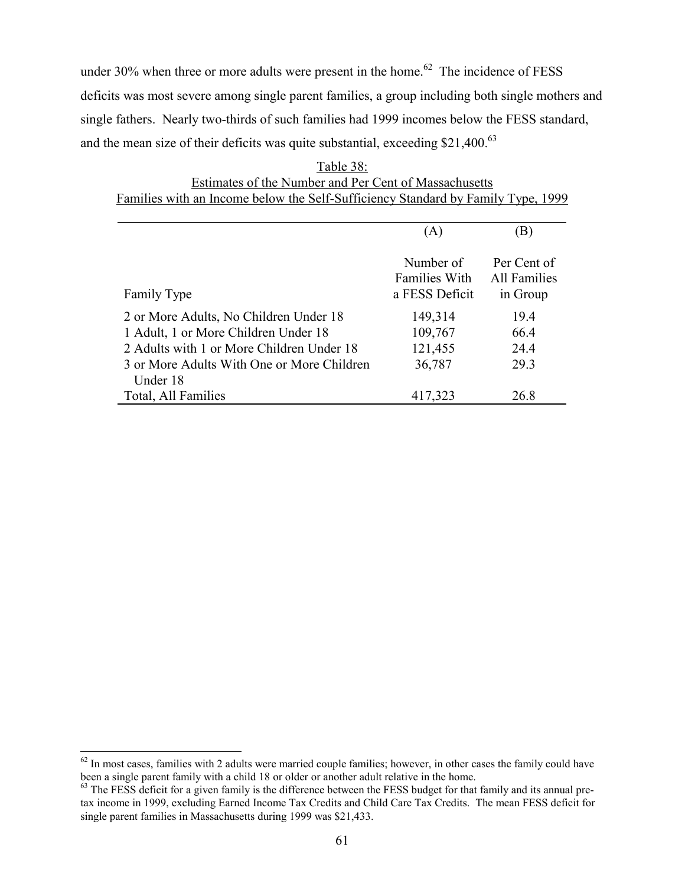under 30% when three or more adults were present in the home.[62] The incidence of FESS deficits was most severe among single parent families, a group including both single mothers and single fathers. Nearly two-thirds of such families had 1999 incomes below the FESS standard, and the mean size of their deficits was quite substantial, exceeding $21,400.[63]

Table 38:
Estimates of the Number and Per Cent of Massachusetts Families with an Income below the Self-Sufficiency Standard by Family Type, 1999

| | (A) | (B) |
|---|---|---|
| Family Type | Number of Families With a FESS Deficit | Per Cent of All Families in Group |
| 2 or More Adults, No Children Under 18 | 149,314 | 19.4 |
| 1 Adult, 1 or More Children Under 18 | 109,767 | 66.4 |
| 2 Adults with 1 or More Children Under 18 | 121,455 | 24.4 |
| 3 or More Adults With One or More Children Under 18 | 36,787 | 29.3 |
| Total, All Families | 417,323 | 26.8 |

[62] In most cases, families with 2 adults were married couple families; however, in other cases the family could have been a single parent family with a child 18 or older or another adult relative in the home.

[63] The FESS deficit for a given family is the difference between the FESS budget for that family and its annual pre-tax income in 1999, excluding Earned Income Tax Credits and Child Care Tax Credits. The mean FESS deficit for single parent families in Massachusetts during 1999 was $21,433.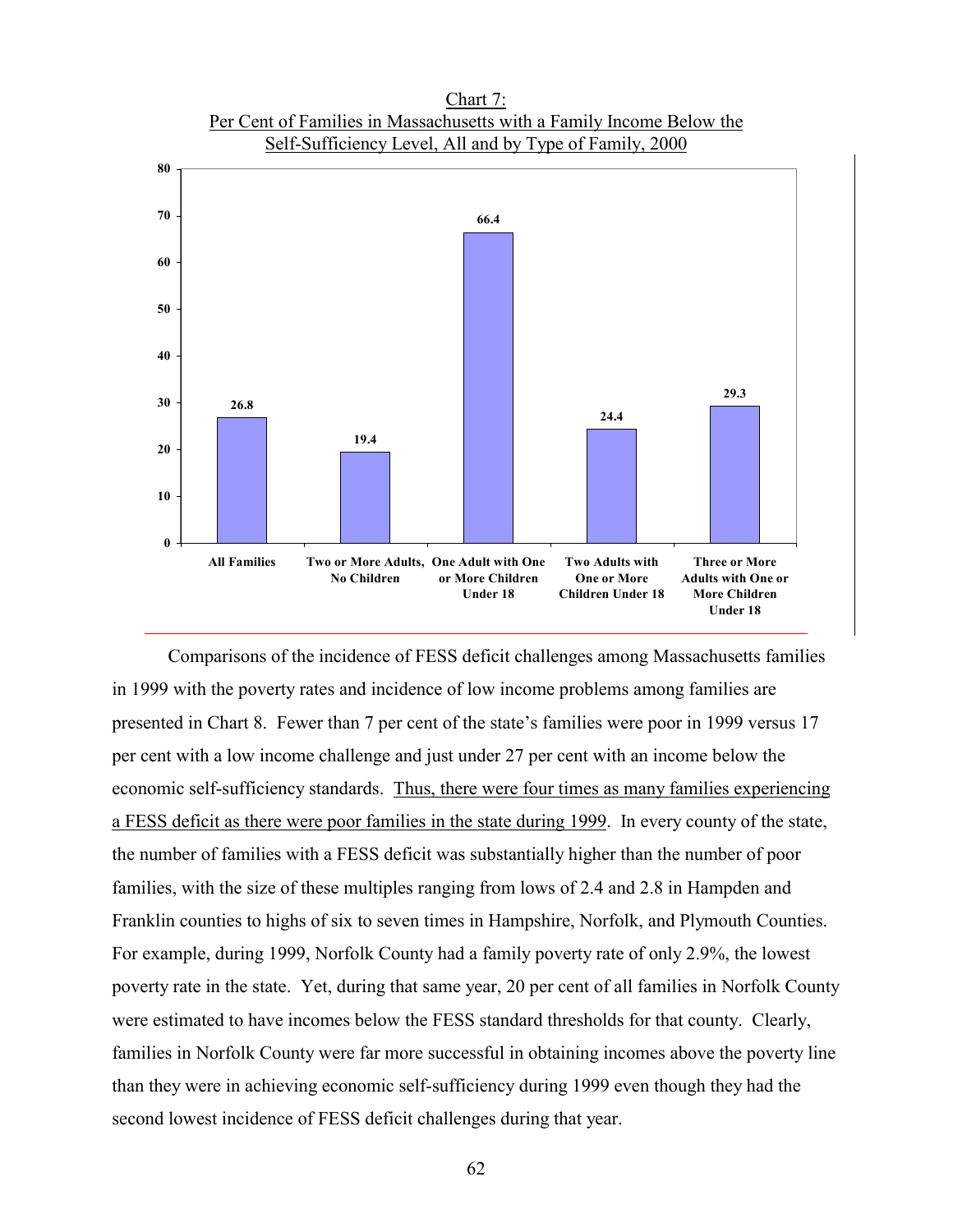Chart 7:
Per Cent of Families in Massachusetts with a Family Income Below the Self-Sufficiency Level, All and by Type of Family, 2000

| Type of Family | Per Cent |
|---|---|
| All Families | 26.8 |
| Two or More Adults, No Children | 19.4 |
| One Adult with One or More Children Under 18 | 66.4 |
| Two Adults with One or More Children Under 18 | 24.4 |
| Three or More Adults with One or More Children Under 18 | 29.3 |

Comparisons of the incidence of FESS deficit challenges among Massachusetts families in 1999 with the poverty rates and incidence of low income problems among families are presented in Chart 8. Fewer than 7 per cent of the state's families were poor in 1999 versus 17 per cent with a low income challenge and just under 27 per cent with an income below the economic self-sufficiency standards. <u>Thus, there were four times as many families experiencing a FESS deficit as there were poor families in the state during 1999</u>. In every county of the state, the number of families with a FESS deficit was substantially higher than the number of poor families, with the size of these multiples ranging from lows of 2.4 and 2.8 in Hampden and Franklin counties to highs of six to seven times in Hampshire, Norfolk, and Plymouth Counties. For example, during 1999, Norfolk County had a family poverty rate of only 2.9%, the lowest poverty rate in the state. Yet, during that same year, 20 per cent of all families in Norfolk County were estimated to have incomes below the FESS standard thresholds for that county. Clearly, families in Norfolk County were far more successful in obtaining incomes above the poverty line than they were in achieving economic self-sufficiency during 1999 even though they had the second lowest incidence of FESS deficit challenges during that year.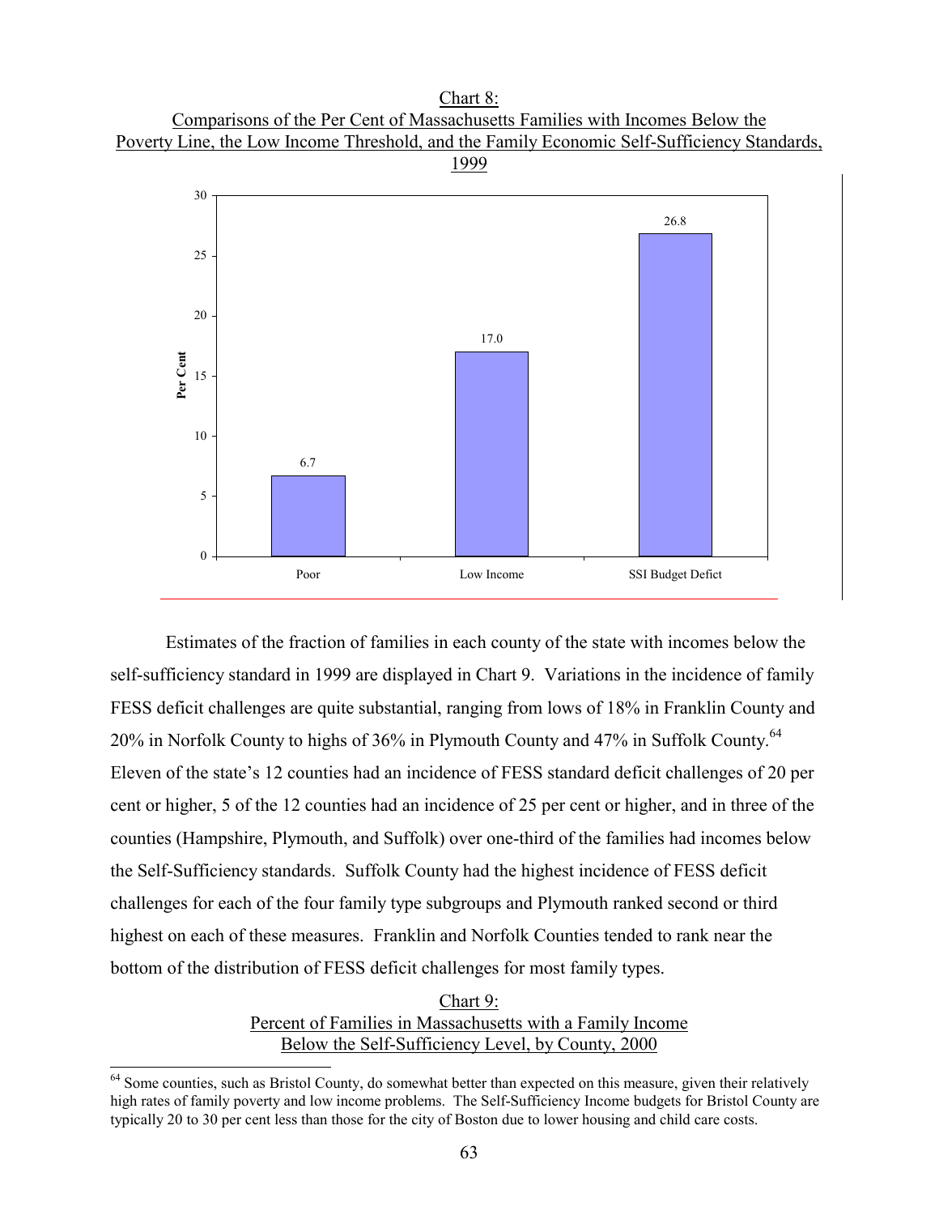Chart 8:
Comparisons of the Per Cent of Massachusetts Families with Incomes Below the Poverty Line, the Low Income Threshold, and the Family Economic Self-Sufficiency Standards, 1999

| | Per Cent |
|---|---|
| Poor | 6.7 |
| Low Income | 17.0 |
| SSI Budget Defict | 26.8 |

Estimates of the fraction of families in each county of the state with incomes below the self-sufficiency standard in 1999 are displayed in Chart 9. Variations in the incidence of family FESS deficit challenges are quite substantial, ranging from lows of 18% in Franklin County and 20% in Norfolk County to highs of 36% in Plymouth County and 47% in Suffolk County.[64] Eleven of the state's 12 counties had an incidence of FESS standard deficit challenges of 20 per cent or higher, 5 of the 12 counties had an incidence of 25 per cent or higher, and in three of the counties (Hampshire, Plymouth, and Suffolk) over one-third of the families had incomes below the Self-Sufficiency standards. Suffolk County had the highest incidence of FESS deficit challenges for each of the four family type subgroups and Plymouth ranked second or third highest on each of these measures. Franklin and Norfolk Counties tended to rank near the bottom of the distribution of FESS deficit challenges for most family types.

Chart 9:
Percent of Families in Massachusetts with a Family Income Below the Self-Sufficiency Level, by County, 2000

[64] Some counties, such as Bristol County, do somewhat better than expected on this measure, given their relatively high rates of family poverty and low income problems. The Self-Sufficiency Income budgets for Bristol County are typically 20 to 30 per cent less than those for the city of Boston due to lower housing and child care costs.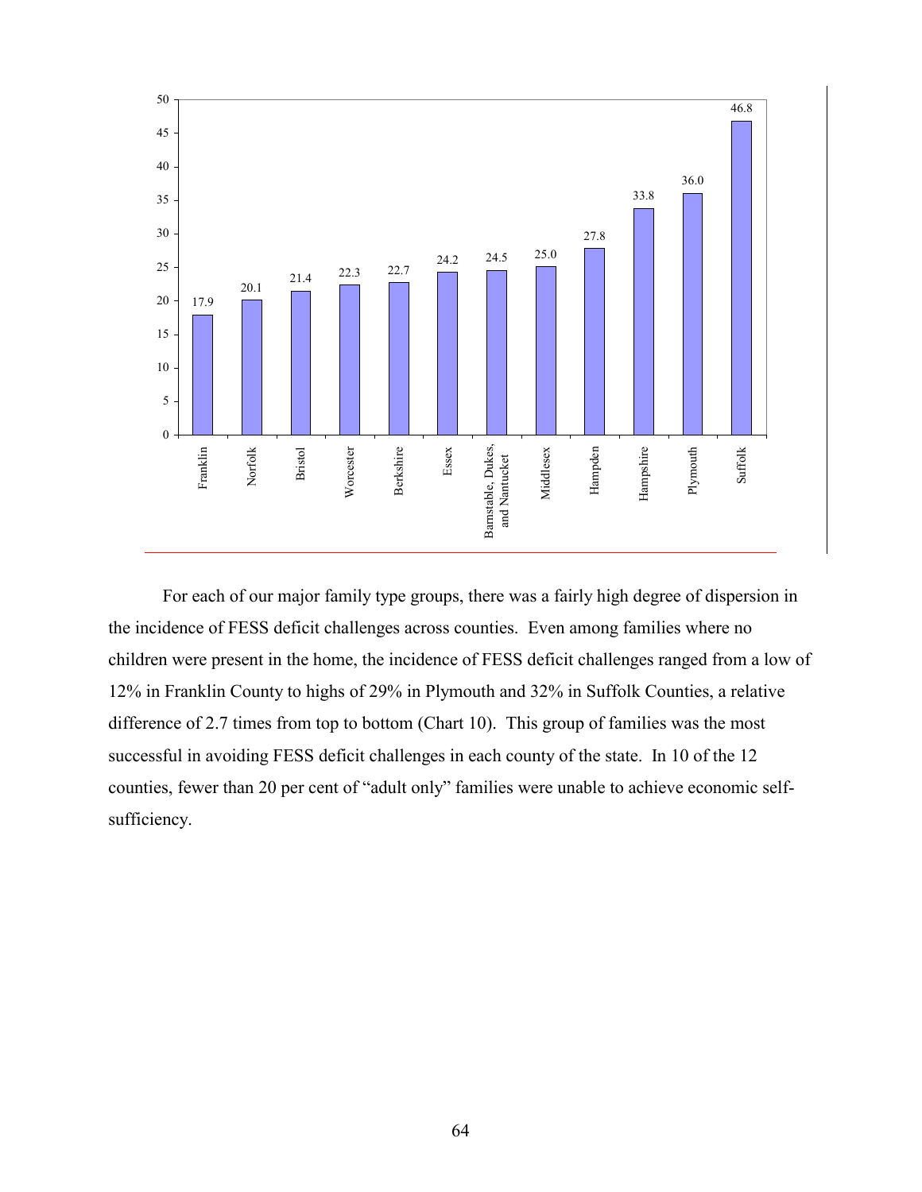| County | Value |
|---|---|
| Franklin | 17.9 |
| Norfolk | 20.1 |
| Bristol | 21.4 |
| Worcester | 22.3 |
| Berkshire | 22.7 |
| Essex | 24.2 |
| Barnstable, Dukes, and Nantucket | 24.5 |
| Middlesex | 25.0 |
| Hampden | 27.8 |
| Hampshire | 33.8 |
| Plymouth | 36.0 |
| Suffolk | 46.8 |

For each of our major family type groups, there was a fairly high degree of dispersion in the incidence of FESS deficit challenges across counties. Even among families where no children were present in the home, the incidence of FESS deficit challenges ranged from a low of 12% in Franklin County to highs of 29% in Plymouth and 32% in Suffolk Counties, a relative difference of 2.7 times from top to bottom (Chart 10). This group of families was the most successful in avoiding FESS deficit challenges in each county of the state. In 10 of the 12 counties, fewer than 20 per cent of "adult only" families were unable to achieve economic self-sufficiency.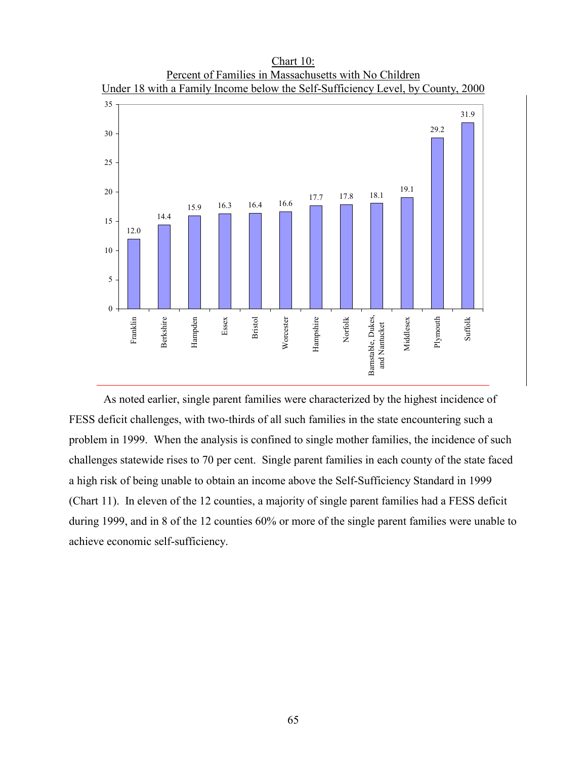Chart 10:
Percent of Families in Massachusetts with No Children Under 18 with a Family Income below the Self-Sufficiency Level, by County, 2000

| County | Percent |
| --- | --- |
| Franklin | 12.0 |
| Berkshire | 14.4 |
| Hampden | 15.9 |
| Essex | 16.3 |
| Bristol | 16.4 |
| Worcester | 16.6 |
| Hampshire | 17.7 |
| Norfolk | 17.8 |
| Barnstable, Dukes, and Nantucket | 18.1 |
| Middlesex | 19.1 |
| Plymouth | 29.2 |
| Suffolk | 31.9 |

As noted earlier, single parent families were characterized by the highest incidence of FESS deficit challenges, with two-thirds of all such families in the state encountering such a problem in 1999. When the analysis is confined to single mother families, the incidence of such challenges statewide rises to 70 per cent. Single parent families in each county of the state faced a high risk of being unable to obtain an income above the Self-Sufficiency Standard in 1999 (Chart 11). In eleven of the 12 counties, a majority of single parent families had a FESS deficit during 1999, and in 8 of the 12 counties 60% or more of the single parent families were unable to achieve economic self-sufficiency.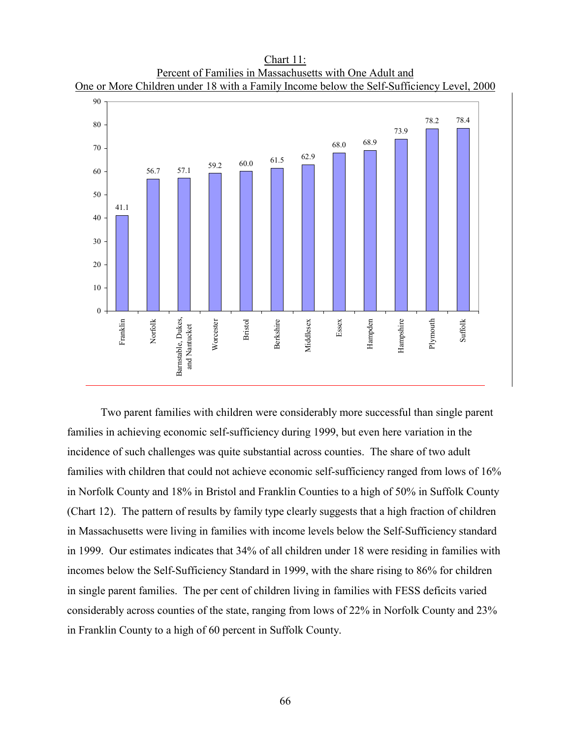Chart 11:
Percent of Families in Massachusetts with One Adult and
One or More Children under 18 with a Family Income below the Self-Sufficiency Level, 2000

| County | Percent |
|---|---|
| Franklin | 41.1 |
| Norfolk | 56.7 |
| Barnstable, Dukes, and Nantucket | 57.1 |
| Worcester | 59.2 |
| Bristol | 60.0 |
| Berkshire | 61.5 |
| Middlesex | 62.9 |
| Essex | 68.0 |
| Hampden | 68.9 |
| Hampshire | 73.9 |
| Plymouth | 78.2 |
| Suffolk | 78.4 |

Two parent families with children were considerably more successful than single parent families in achieving economic self-sufficiency during 1999, but even here variation in the incidence of such challenges was quite substantial across counties. The share of two adult families with children that could not achieve economic self-sufficiency ranged from lows of 16% in Norfolk County and 18% in Bristol and Franklin Counties to a high of 50% in Suffolk County (Chart 12). The pattern of results by family type clearly suggests that a high fraction of children in Massachusetts were living in families with income levels below the Self-Sufficiency standard in 1999. Our estimates indicates that 34% of all children under 18 were residing in families with incomes below the Self-Sufficiency Standard in 1999, with the share rising to 86% for children in single parent families. The per cent of children living in families with FESS deficits varied considerably across counties of the state, ranging from lows of 22% in Norfolk County and 23% in Franklin County to a high of 60 percent in Suffolk County.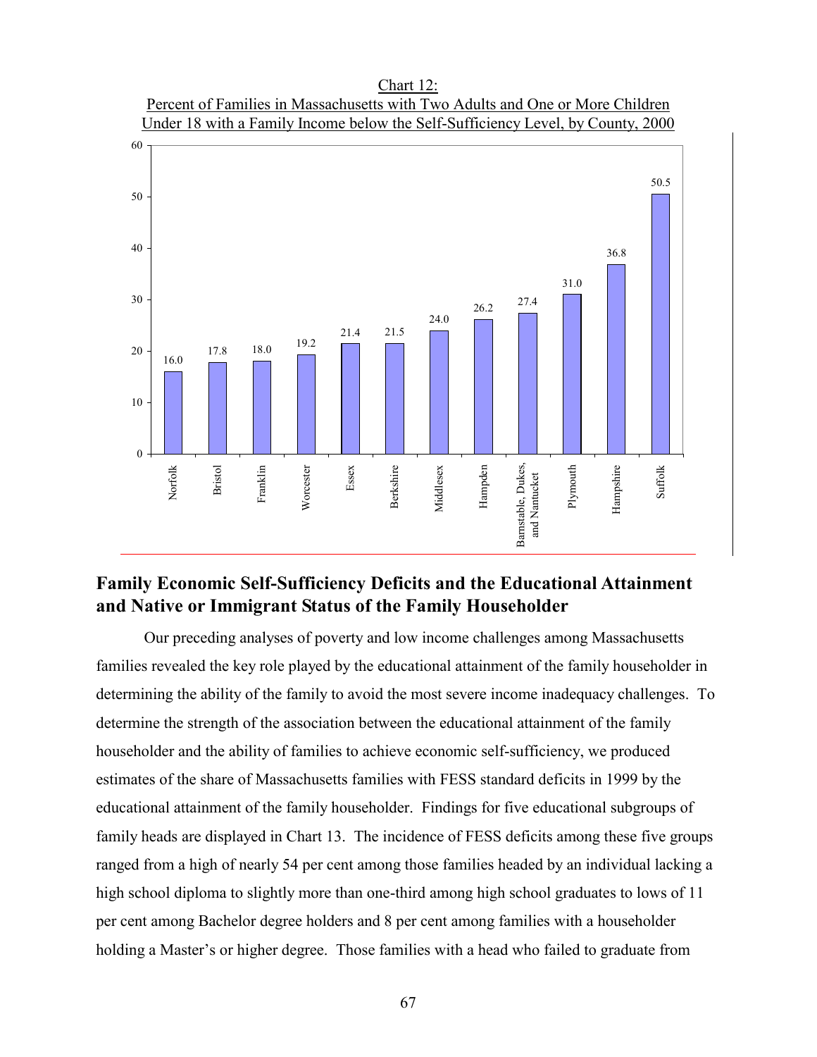Chart 12:
Percent of Families in Massachusetts with Two Adults and One or More Children Under 18 with a Family Income below the Self-Sufficiency Level, by County, 2000

| County | Percent |
| --- | --- |
| Norfolk | 16.0 |
| Bristol | 17.8 |
| Franklin | 18.0 |
| Worcester | 19.2 |
| Essex | 21.4 |
| Berkshire | 21.5 |
| Middlesex | 24.0 |
| Hampden | 26.2 |
| Barnstable, Dukes, and Nantucket | 27.4 |
| Plymouth | 31.0 |
| Hampshire | 36.8 |
| Suffolk | 50.5 |

## Family Economic Self-Sufficiency Deficits and the Educational Attainment and Native or Immigrant Status of the Family Householder

Our preceding analyses of poverty and low income challenges among Massachusetts families revealed the key role played by the educational attainment of the family householder in determining the ability of the family to avoid the most severe income inadequacy challenges. To determine the strength of the association between the educational attainment of the family householder and the ability of families to achieve economic self-sufficiency, we produced estimates of the share of Massachusetts families with FESS standard deficits in 1999 by the educational attainment of the family householder. Findings for five educational subgroups of family heads are displayed in Chart 13. The incidence of FESS deficits among these five groups ranged from a high of nearly 54 per cent among those families headed by an individual lacking a high school diploma to slightly more than one-third among high school graduates to lows of 11 per cent among Bachelor degree holders and 8 per cent among families with a householder holding a Master's or higher degree. Those families with a head who failed to graduate from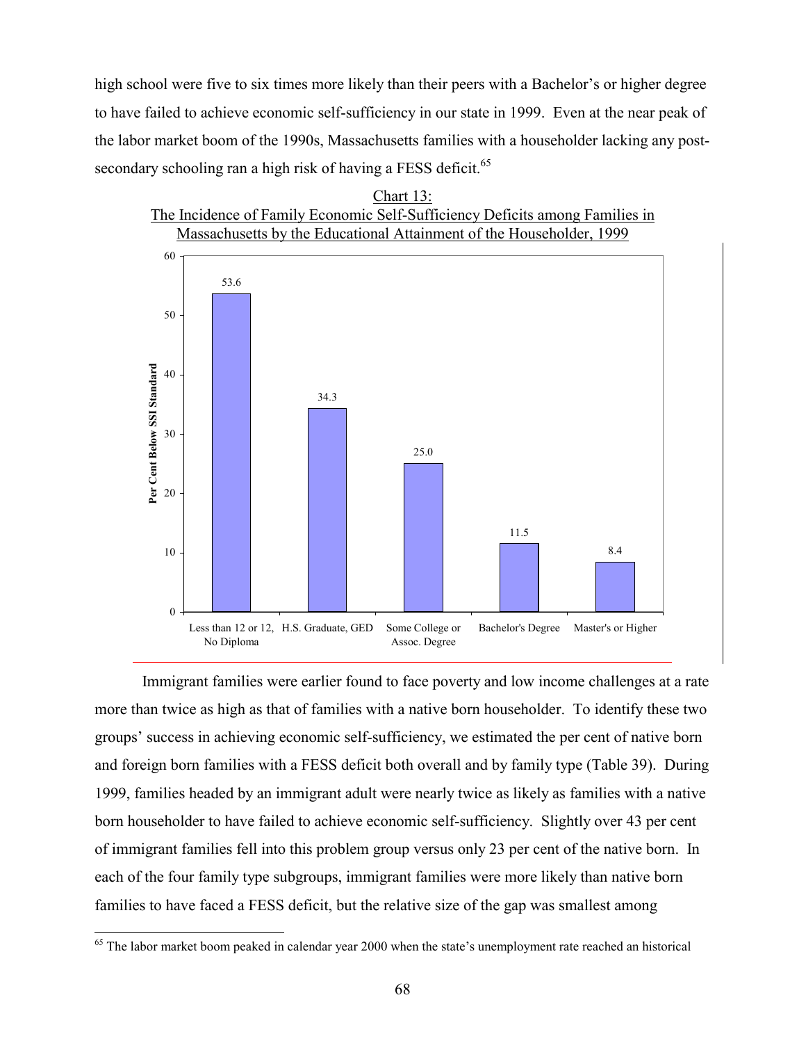high school were five to six times more likely than their peers with a Bachelor's or higher degree to have failed to achieve economic self-sufficiency in our state in 1999. Even at the near peak of the labor market boom of the 1990s, Massachusetts families with a householder lacking any post-secondary schooling ran a high risk of having a FESS deficit.[65]

Chart 13:
The Incidence of Family Economic Self-Sufficiency Deficits among Families in Massachusetts by the Educational Attainment of the Householder, 1999

| Educational Attainment | Per Cent Below SSI Standard |
|---|---|
| Less than 12 or 12, No Diploma | 53.6 |
| H.S. Graduate, GED | 34.3 |
| Some College or Assoc. Degree | 25.0 |
| Bachelor's Degree | 11.5 |
| Master's or Higher | 8.4 |

Immigrant families were earlier found to face poverty and low income challenges at a rate more than twice as high as that of families with a native born householder. To identify these two groups' success in achieving economic self-sufficiency, we estimated the per cent of native born and foreign born families with a FESS deficit both overall and by family type (Table 39). During 1999, families headed by an immigrant adult were nearly twice as likely as families with a native born householder to have failed to achieve economic self-sufficiency. Slightly over 43 per cent of immigrant families fell into this problem group versus only 23 per cent of the native born. In each of the four family type subgroups, immigrant families were more likely than native born families to have faced a FESS deficit, but the relative size of the gap was smallest among

[65] The labor market boom peaked in calendar year 2000 when the state's unemployment rate reached an historical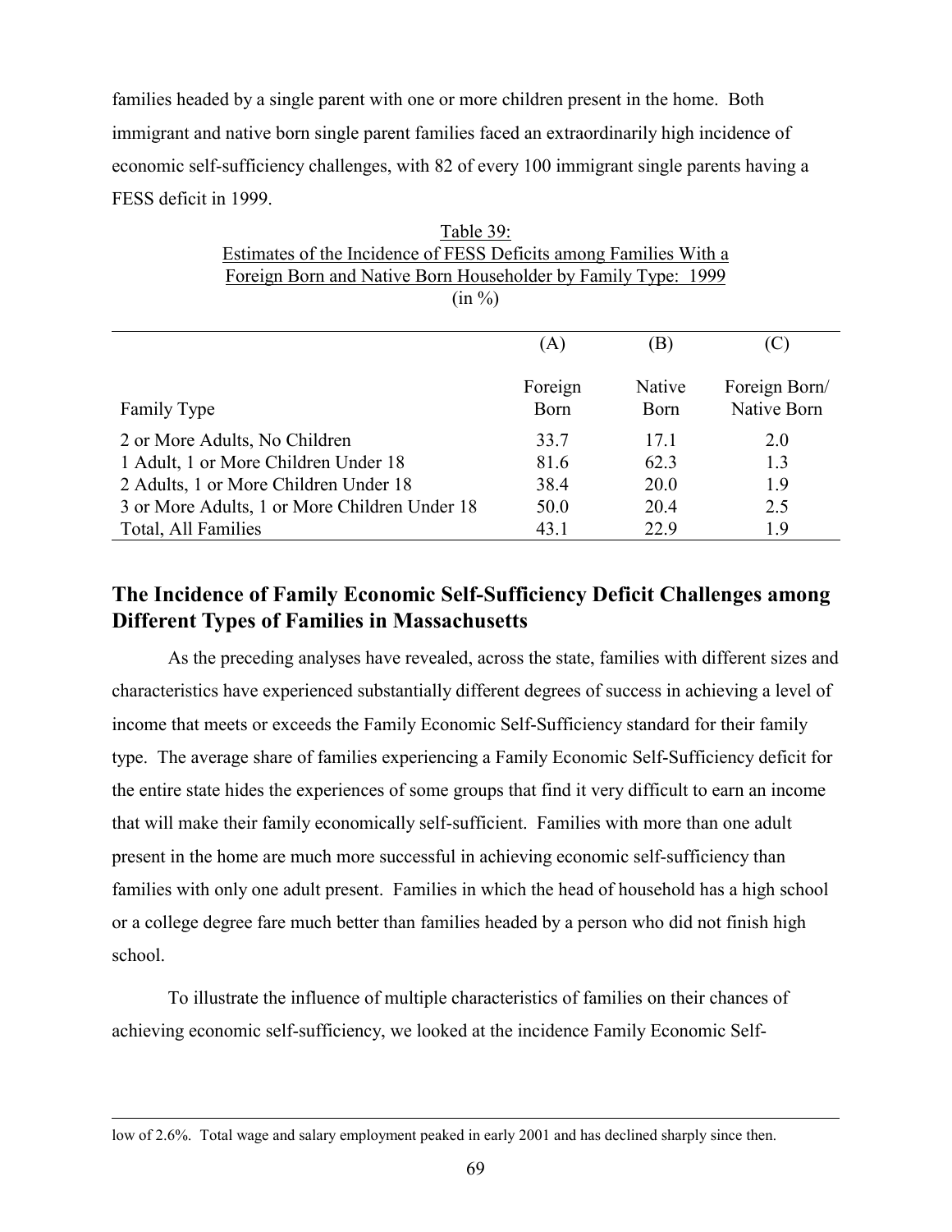families headed by a single parent with one or more children present in the home. Both immigrant and native born single parent families faced an extraordinarily high incidence of economic self-sufficiency challenges, with 82 of every 100 immigrant single parents having a FESS deficit in 1999.

Table 39:
Estimates of the Incidence of FESS Deficits among Families With a Foreign Born and Native Born Householder by Family Type: 1999
(in %)

| | (A) | (B) | (C) |
|---|---|---|---|
| Family Type | Foreign Born | Native Born | Foreign Born/ Native Born |
| 2 or More Adults, No Children | 33.7 | 17.1 | 2.0 |
| 1 Adult, 1 or More Children Under 18 | 81.6 | 62.3 | 1.3 |
| 2 Adults, 1 or More Children Under 18 | 38.4 | 20.0 | 1.9 |
| 3 or More Adults, 1 or More Children Under 18 | 50.0 | 20.4 | 2.5 |
| Total, All Families | 43.1 | 22.9 | 1.9 |

## The Incidence of Family Economic Self-Sufficiency Deficit Challenges among Different Types of Families in Massachusetts

As the preceding analyses have revealed, across the state, families with different sizes and characteristics have experienced substantially different degrees of success in achieving a level of income that meets or exceeds the Family Economic Self-Sufficiency standard for their family type. The average share of families experiencing a Family Economic Self-Sufficiency deficit for the entire state hides the experiences of some groups that find it very difficult to earn an income that will make their family economically self-sufficient. Families with more than one adult present in the home are much more successful in achieving economic self-sufficiency than families with only one adult present. Families in which the head of household has a high school or a college degree fare much better than families headed by a person who did not finish high school.

To illustrate the influence of multiple characteristics of families on their chances of achieving economic self-sufficiency, we looked at the incidence Family Economic Self-

low of 2.6%. Total wage and salary employment peaked in early 2001 and has declined sharply since then.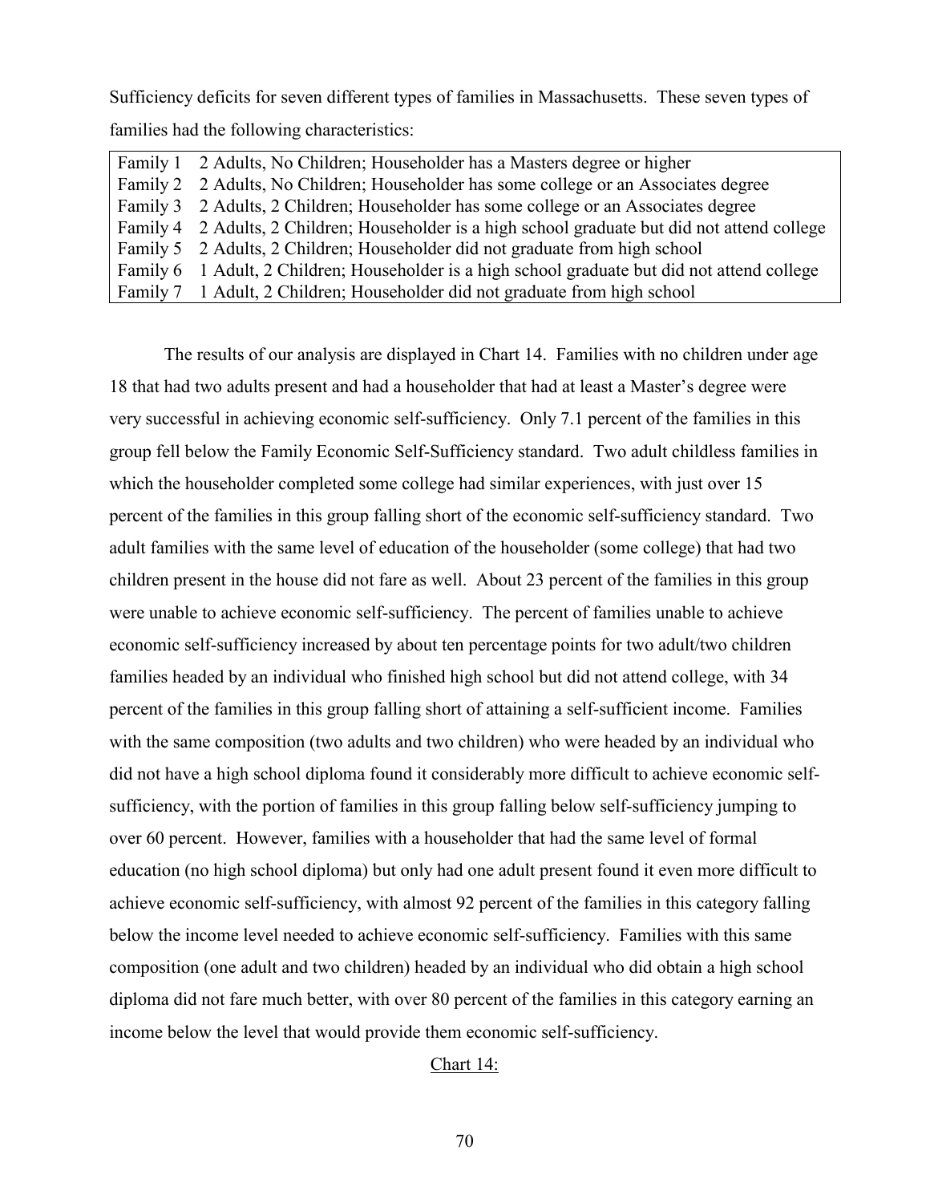Sufficiency deficits for seven different types of families in Massachusetts. These seven types of families had the following characteristics:

| | |
|---|---|
| Family 1 | 2 Adults, No Children; Householder has a Masters degree or higher |
| Family 2 | 2 Adults, No Children; Householder has some college or an Associates degree |
| Family 3 | 2 Adults, 2 Children; Householder has some college or an Associates degree |
| Family 4 | 2 Adults, 2 Children; Householder is a high school graduate but did not attend college |
| Family 5 | 2 Adults, 2 Children; Householder did not graduate from high school |
| Family 6 | 1 Adult, 2 Children; Householder is a high school graduate but did not attend college |
| Family 7 | 1 Adult, 2 Children; Householder did not graduate from high school |

The results of our analysis are displayed in Chart 14. Families with no children under age 18 that had two adults present and had a householder that had at least a Master's degree were very successful in achieving economic self-sufficiency. Only 7.1 percent of the families in this group fell below the Family Economic Self-Sufficiency standard. Two adult childless families in which the householder completed some college had similar experiences, with just over 15 percent of the families in this group falling short of the economic self-sufficiency standard. Two adult families with the same level of education of the householder (some college) that had two children present in the house did not fare as well. About 23 percent of the families in this group were unable to achieve economic self-sufficiency. The percent of families unable to achieve economic self-sufficiency increased by about ten percentage points for two adult/two children families headed by an individual who finished high school but did not attend college, with 34 percent of the families in this group falling short of attaining a self-sufficient income. Families with the same composition (two adults and two children) who were headed by an individual who did not have a high school diploma found it considerably more difficult to achieve economic self-sufficiency, with the portion of families in this group falling below self-sufficiency jumping to over 60 percent. However, families with a householder that had the same level of formal education (no high school diploma) but only had one adult present found it even more difficult to achieve economic self-sufficiency, with almost 92 percent of the families in this category falling below the income level needed to achieve economic self-sufficiency. Families with this same composition (one adult and two children) headed by an individual who did obtain a high school diploma did not fare much better, with over 80 percent of the families in this category earning an income below the level that would provide them economic self-sufficiency.

Chart 14: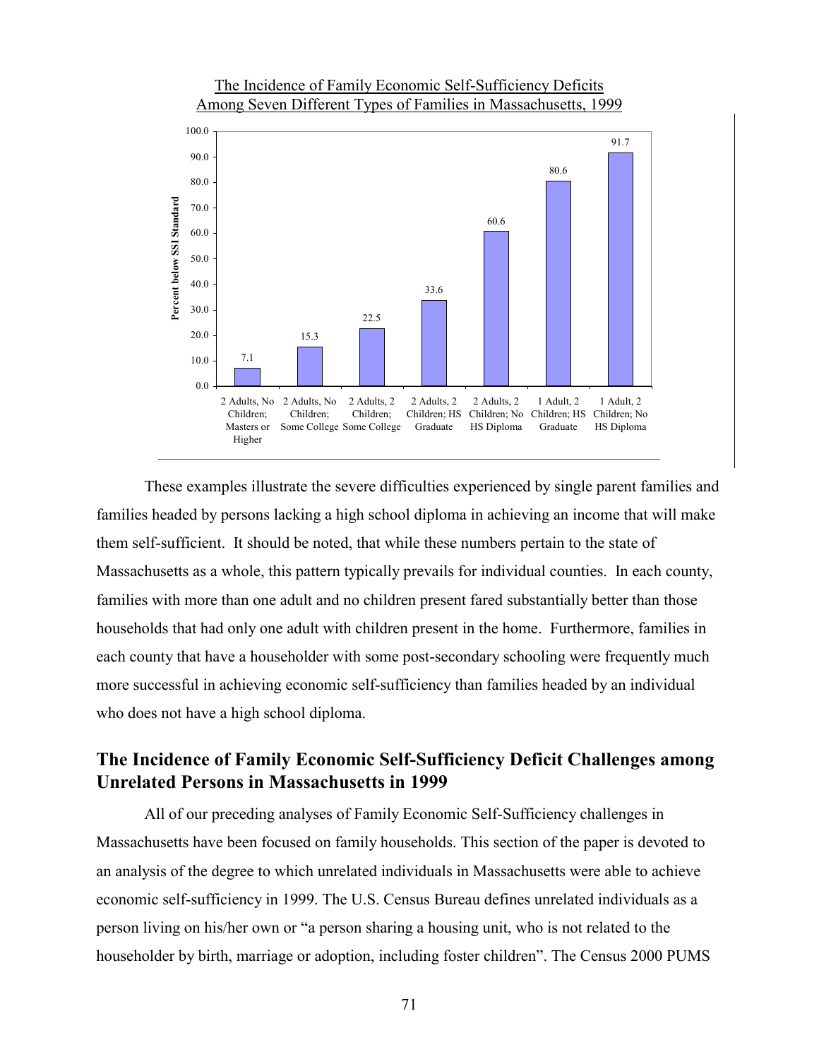The Incidence of Family Economic Self-Sufficiency Deficits Among Seven Different Types of Families in Massachusetts, 1999

| Family Type | Percent below SSI Standard |
|---|---|
| 2 Adults, No Children; Masters or Higher | 7.1 |
| 2 Adults, No Children; Some College | 15.3 |
| 2 Adults, 2 Children; Some College | 22.5 |
| 2 Adults, 2 Children; HS Graduate | 33.6 |
| 2 Adults, 2 Children; No HS Diploma | 60.6 |
| 1 Adult, 2 Children; HS Graduate | 80.6 |
| 1 Adult, 2 Children; No HS Diploma | 91.7 |

These examples illustrate the severe difficulties experienced by single parent families and families headed by persons lacking a high school diploma in achieving an income that will make them self-sufficient. It should be noted, that while these numbers pertain to the state of Massachusetts as a whole, this pattern typically prevails for individual counties. In each county, families with more than one adult and no children present fared substantially better than those households that had only one adult with children present in the home. Furthermore, families in each county that have a householder with some post-secondary schooling were frequently much more successful in achieving economic self-sufficiency than families headed by an individual who does not have a high school diploma.

## The Incidence of Family Economic Self-Sufficiency Deficit Challenges among Unrelated Persons in Massachusetts in 1999

All of our preceding analyses of Family Economic Self-Sufficiency challenges in Massachusetts have been focused on family households. This section of the paper is devoted to an analysis of the degree to which unrelated individuals in Massachusetts were able to achieve economic self-sufficiency in 1999. The U.S. Census Bureau defines unrelated individuals as a person living on his/her own or "a person sharing a housing unit, who is not related to the householder by birth, marriage or adoption, including foster children". The Census 2000 PUMS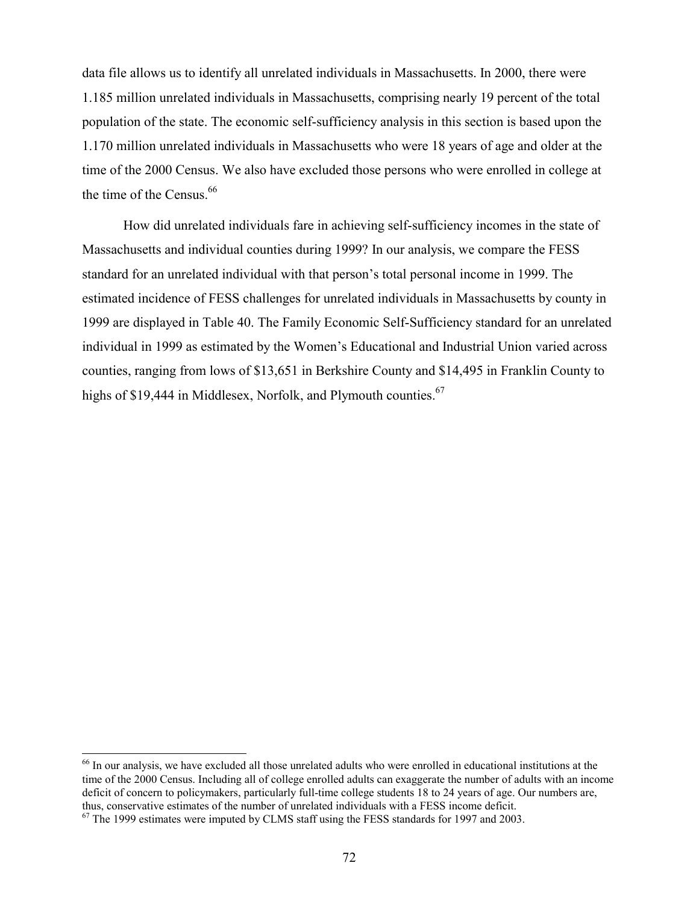data file allows us to identify all unrelated individuals in Massachusetts. In 2000, there were 1.185 million unrelated individuals in Massachusetts, comprising nearly 19 percent of the total population of the state. The economic self-sufficiency analysis in this section is based upon the 1.170 million unrelated individuals in Massachusetts who were 18 years of age and older at the time of the 2000 Census. We also have excluded those persons who were enrolled in college at the time of the Census.[66]

How did unrelated individuals fare in achieving self-sufficiency incomes in the state of Massachusetts and individual counties during 1999? In our analysis, we compare the FESS standard for an unrelated individual with that person's total personal income in 1999. The estimated incidence of FESS challenges for unrelated individuals in Massachusetts by county in 1999 are displayed in Table 40. The Family Economic Self-Sufficiency standard for an unrelated individual in 1999 as estimated by the Women's Educational and Industrial Union varied across counties, ranging from lows of $13,651 in Berkshire County and $14,495 in Franklin County to highs of $19,444 in Middlesex, Norfolk, and Plymouth counties.[67]

---

[66] In our analysis, we have excluded all those unrelated adults who were enrolled in educational institutions at the time of the 2000 Census. Including all of college enrolled adults can exaggerate the number of adults with an income deficit of concern to policymakers, particularly full-time college students 18 to 24 years of age. Our numbers are, thus, conservative estimates of the number of unrelated individuals with a FESS income deficit.

[67] The 1999 estimates were imputed by CLMS staff using the FESS standards for 1997 and 2003.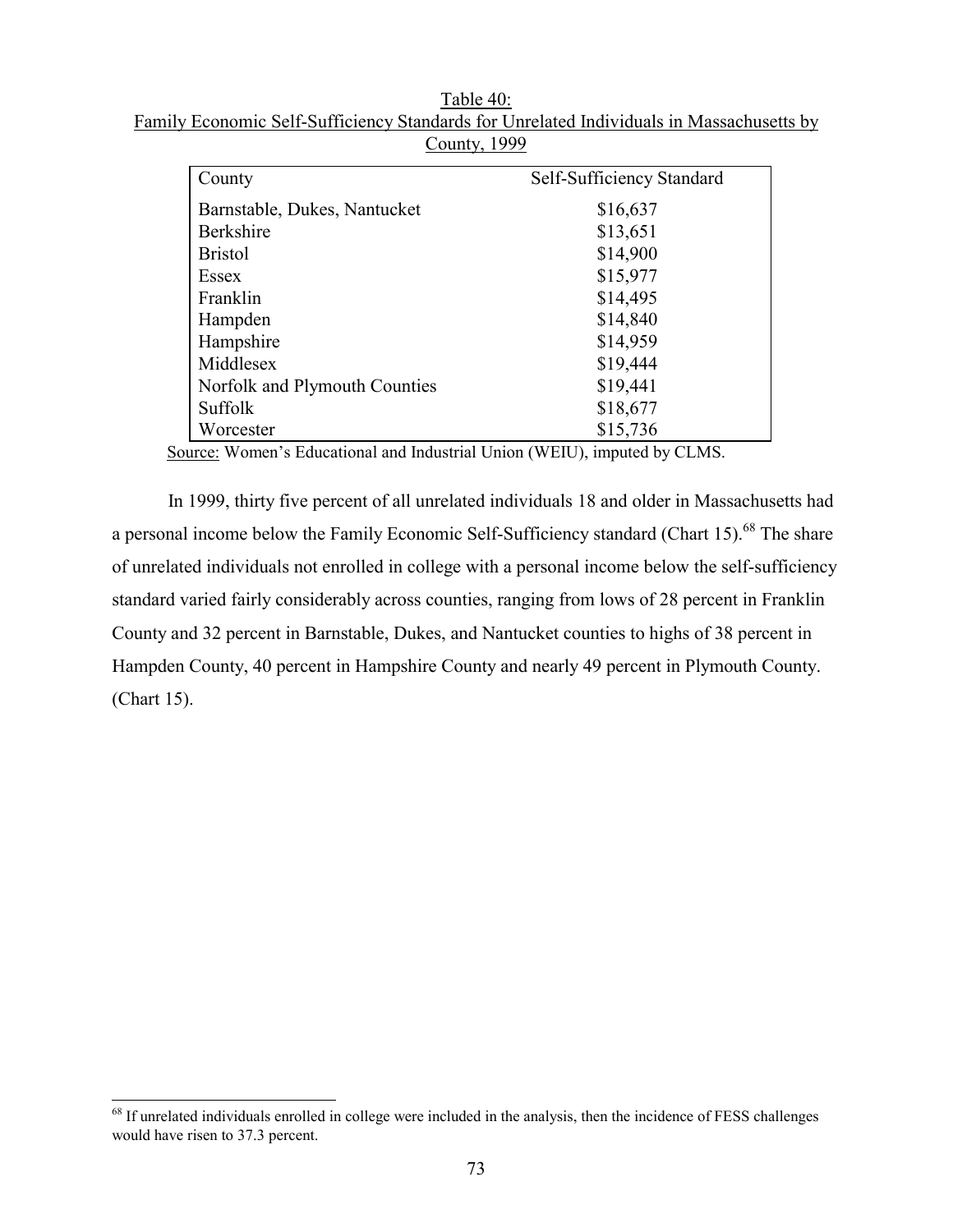Table 40:
Family Economic Self-Sufficiency Standards for Unrelated Individuals in Massachusetts by County, 1999

| County | Self-Sufficiency Standard |
|---|---|
| Barnstable, Dukes, Nantucket | $16,637 |
| Berkshire | $13,651 |
| Bristol | $14,900 |
| Essex | $15,977 |
| Franklin | $14,495 |
| Hampden | $14,840 |
| Hampshire | $14,959 |
| Middlesex | $19,444 |
| Norfolk and Plymouth Counties | $19,441 |
| Suffolk | $18,677 |
| Worcester | $15,736 |

Source: Women's Educational and Industrial Union (WEIU), imputed by CLMS.

In 1999, thirty five percent of all unrelated individuals 18 and older in Massachusetts had a personal income below the Family Economic Self-Sufficiency standard (Chart 15).[68] The share of unrelated individuals not enrolled in college with a personal income below the self-sufficiency standard varied fairly considerably across counties, ranging from lows of 28 percent in Franklin County and 32 percent in Barnstable, Dukes, and Nantucket counties to highs of 38 percent in Hampden County, 40 percent in Hampshire County and nearly 49 percent in Plymouth County. (Chart 15).

[68] If unrelated individuals enrolled in college were included in the analysis, then the incidence of FESS challenges would have risen to 37.3 percent.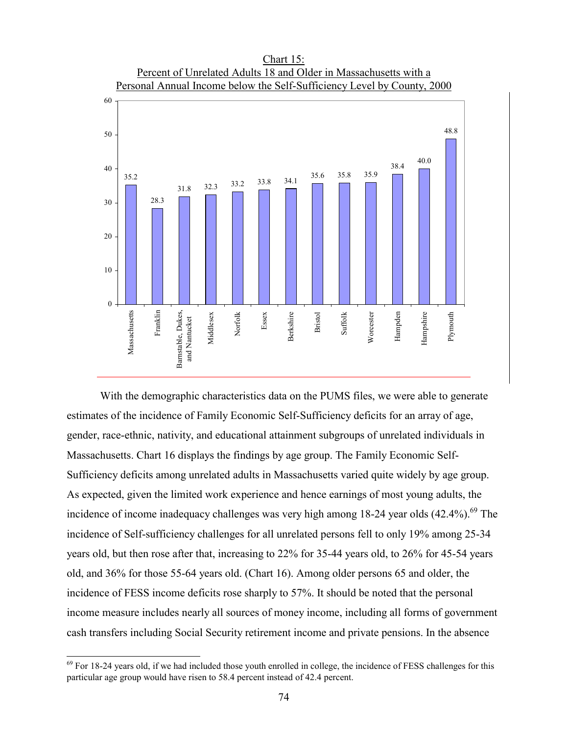Chart 15:
Percent of Unrelated Adults 18 and Older in Massachusetts with a Personal Annual Income below the Self-Sufficiency Level by County, 2000

| County | Percent |
| --- | --- |
| Massachusetts | 35.2 |
| Franklin | 28.3 |
| Barnstable, Dukes, and Nantucket | 31.8 |
| Middlesex | 32.3 |
| Norfolk | 33.2 |
| Essex | 33.8 |
| Berkshire | 34.1 |
| Bristol | 35.6 |
| Suffolk | 35.8 |
| Worcester | 35.9 |
| Hampden | 38.4 |
| Hampshire | 40.0 |
| Plymouth | 48.8 |

With the demographic characteristics data on the PUMS files, we were able to generate estimates of the incidence of Family Economic Self-Sufficiency deficits for an array of age, gender, race-ethnic, nativity, and educational attainment subgroups of unrelated individuals in Massachusetts. Chart 16 displays the findings by age group. The Family Economic Self-Sufficiency deficits among unrelated adults in Massachusetts varied quite widely by age group. As expected, given the limited work experience and hence earnings of most young adults, the incidence of income inadequacy challenges was very high among 18-24 year olds (42.4%).[69] The incidence of Self-sufficiency challenges for all unrelated persons fell to only 19% among 25-34 years old, but then rose after that, increasing to 22% for 35-44 years old, to 26% for 45-54 years old, and 36% for those 55-64 years old. (Chart 16). Among older persons 65 and older, the incidence of FESS income deficits rose sharply to 57%. It should be noted that the personal income measure includes nearly all sources of money income, including all forms of government cash transfers including Social Security retirement income and private pensions. In the absence

[69] For 18-24 years old, if we had included those youth enrolled in college, the incidence of FESS challenges for this particular age group would have risen to 58.4 percent instead of 42.4 percent.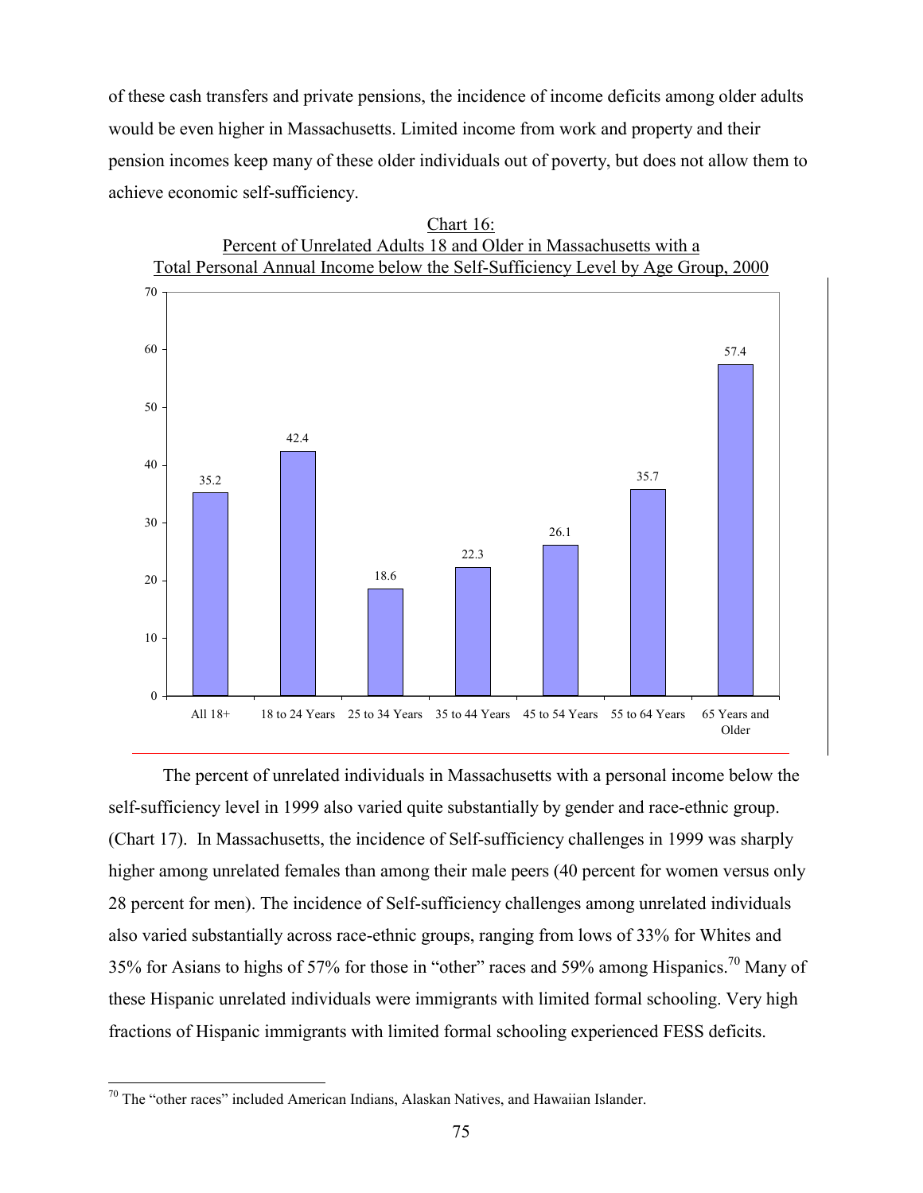of these cash transfers and private pensions, the incidence of income deficits among older adults would be even higher in Massachusetts. Limited income from work and property and their pension incomes keep many of these older individuals out of poverty, but does not allow them to achieve economic self-sufficiency.

Chart 16:
Percent of Unrelated Adults 18 and Older in Massachusetts with a Total Personal Annual Income below the Self-Sufficiency Level by Age Group, 2000

| Age Group | Percent |
|---|---|
| All 18+ | 35.2 |
| 18 to 24 Years | 42.4 |
| 25 to 34 Years | 18.6 |
| 35 to 44 Years | 22.3 |
| 45 to 54 Years | 26.1 |
| 55 to 64 Years | 35.7 |
| 65 Years and Older | 57.4 |

The percent of unrelated individuals in Massachusetts with a personal income below the self-sufficiency level in 1999 also varied quite substantially by gender and race-ethnic group. (Chart 17). In Massachusetts, the incidence of Self-sufficiency challenges in 1999 was sharply higher among unrelated females than among their male peers (40 percent for women versus only 28 percent for men). The incidence of Self-sufficiency challenges among unrelated individuals also varied substantially across race-ethnic groups, ranging from lows of 33% for Whites and 35% for Asians to highs of 57% for those in "other" races and 59% among Hispanics.[70] Many of these Hispanic unrelated individuals were immigrants with limited formal schooling. Very high fractions of Hispanic immigrants with limited formal schooling experienced FESS deficits.

[70] The "other races" included American Indians, Alaskan Natives, and Hawaiian Islander.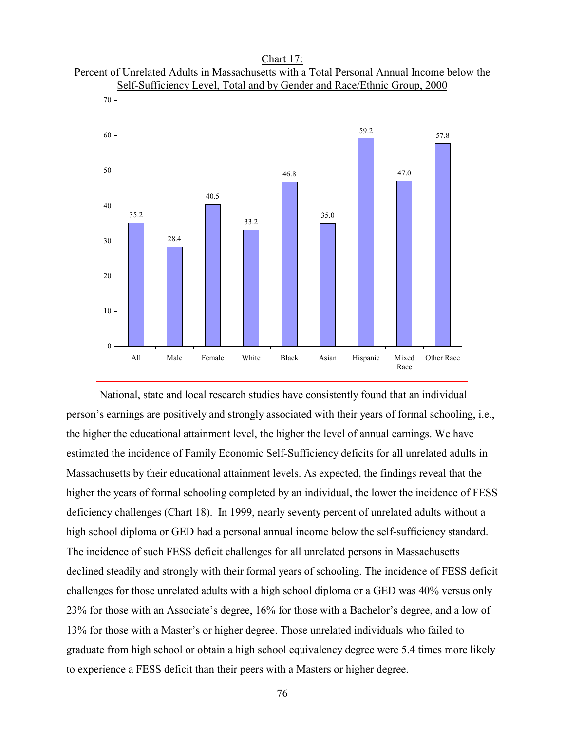Chart 17:
Percent of Unrelated Adults in Massachusetts with a Total Personal Annual Income below the Self-Sufficiency Level, Total and by Gender and Race/Ethnic Group, 2000

| Group | Percent |
|---|---|
| All | 35.2 |
| Male | 28.4 |
| Female | 40.5 |
| White | 33.2 |
| Black | 46.8 |
| Asian | 35.0 |
| Hispanic | 59.2 |
| Mixed Race | 47.0 |
| Other Race | 57.8 |

National, state and local research studies have consistently found that an individual person's earnings are positively and strongly associated with their years of formal schooling, i.e., the higher the educational attainment level, the higher the level of annual earnings. We have estimated the incidence of Family Economic Self-Sufficiency deficits for all unrelated adults in Massachusetts by their educational attainment levels. As expected, the findings reveal that the higher the years of formal schooling completed by an individual, the lower the incidence of FESS deficiency challenges (Chart 18). In 1999, nearly seventy percent of unrelated adults without a high school diploma or GED had a personal annual income below the self-sufficiency standard. The incidence of such FESS deficit challenges for all unrelated persons in Massachusetts declined steadily and strongly with their formal years of schooling. The incidence of FESS deficit challenges for those unrelated adults with a high school diploma or a GED was 40% versus only 23% for those with an Associate's degree, 16% for those with a Bachelor's degree, and a low of 13% for those with a Master's or higher degree. Those unrelated individuals who failed to graduate from high school or obtain a high school equivalency degree were 5.4 times more likely to experience a FESS deficit than their peers with a Masters or higher degree.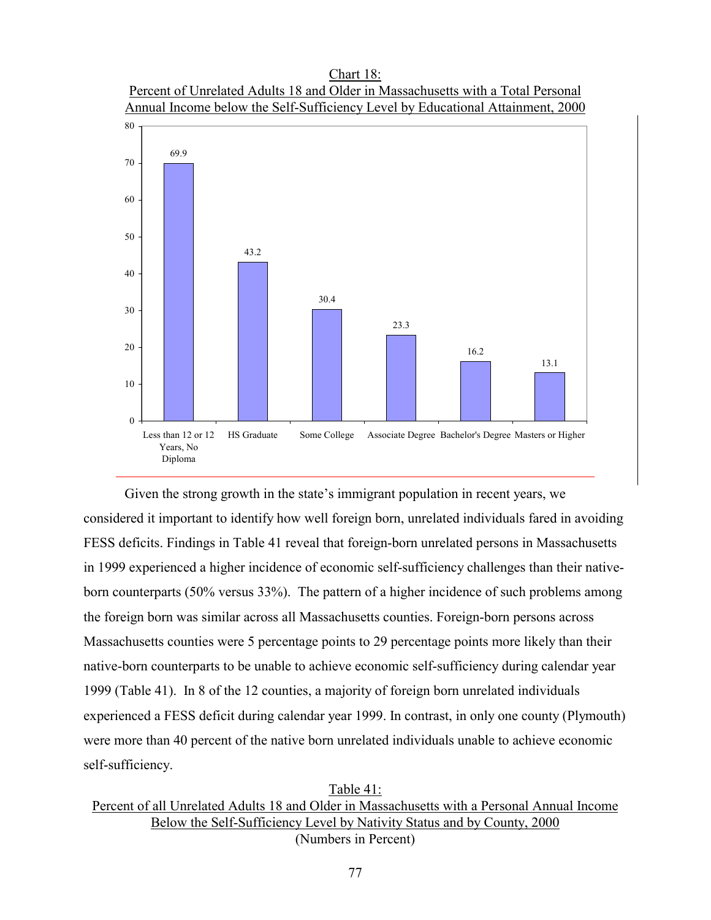Chart 18:
Percent of Unrelated Adults 18 and Older in Massachusetts with a Total Personal Annual Income below the Self-Sufficiency Level by Educational Attainment, 2000

| Educational Attainment | Percent |
|---|---|
| Less than 12 or 12 Years, No Diploma | 69.9 |
| HS Graduate | 43.2 |
| Some College | 30.4 |
| Associate Degree | 23.3 |
| Bachelor's Degree | 16.2 |
| Masters or Higher | 13.1 |

Given the strong growth in the state's immigrant population in recent years, we considered it important to identify how well foreign born, unrelated individuals fared in avoiding FESS deficits. Findings in Table 41 reveal that foreign-born unrelated persons in Massachusetts in 1999 experienced a higher incidence of economic self-sufficiency challenges than their native-born counterparts (50% versus 33%). The pattern of a higher incidence of such problems among the foreign born was similar across all Massachusetts counties. Foreign-born persons across Massachusetts counties were 5 percentage points to 29 percentage points more likely than their native-born counterparts to be unable to achieve economic self-sufficiency during calendar year 1999 (Table 41). In 8 of the 12 counties, a majority of foreign born unrelated individuals experienced a FESS deficit during calendar year 1999. In contrast, in only one county (Plymouth) were more than 40 percent of the native born unrelated individuals unable to achieve economic self-sufficiency.

Table 41:
Percent of all Unrelated Adults 18 and Older in Massachusetts with a Personal Annual Income Below the Self-Sufficiency Level by Nativity Status and by County, 2000
(Numbers in Percent)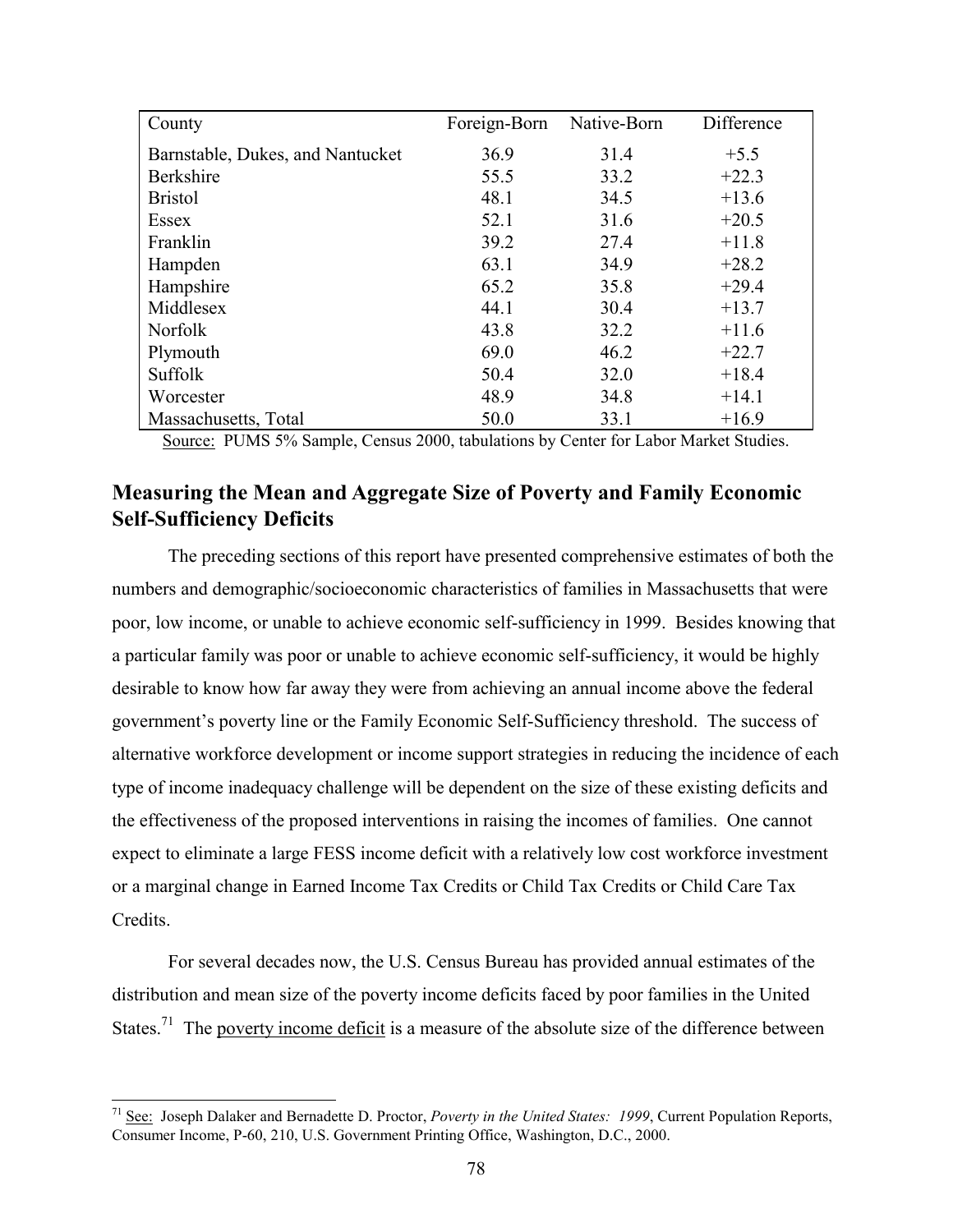| County | Foreign-Born | Native-Born | Difference |
|---|---|---|---|
| Barnstable, Dukes, and Nantucket | 36.9 | 31.4 | +5.5 |
| Berkshire | 55.5 | 33.2 | +22.3 |
| Bristol | 48.1 | 34.5 | +13.6 |
| Essex | 52.1 | 31.6 | +20.5 |
| Franklin | 39.2 | 27.4 | +11.8 |
| Hampden | 63.1 | 34.9 | +28.2 |
| Hampshire | 65.2 | 35.8 | +29.4 |
| Middlesex | 44.1 | 30.4 | +13.7 |
| Norfolk | 43.8 | 32.2 | +11.6 |
| Plymouth | 69.0 | 46.2 | +22.7 |
| Suffolk | 50.4 | 32.0 | +18.4 |
| Worcester | 48.9 | 34.8 | +14.1 |
| Massachusetts, Total | 50.0 | 33.1 | +16.9 |

Source: PUMS 5% Sample, Census 2000, tabulations by Center for Labor Market Studies.

## Measuring the Mean and Aggregate Size of Poverty and Family Economic Self-Sufficiency Deficits

The preceding sections of this report have presented comprehensive estimates of both the numbers and demographic/socioeconomic characteristics of families in Massachusetts that were poor, low income, or unable to achieve economic self-sufficiency in 1999. Besides knowing that a particular family was poor or unable to achieve economic self-sufficiency, it would be highly desirable to know how far away they were from achieving an annual income above the federal government's poverty line or the Family Economic Self-Sufficiency threshold. The success of alternative workforce development or income support strategies in reducing the incidence of each type of income inadequacy challenge will be dependent on the size of these existing deficits and the effectiveness of the proposed interventions in raising the incomes of families. One cannot expect to eliminate a large FESS income deficit with a relatively low cost workforce investment or a marginal change in Earned Income Tax Credits or Child Tax Credits or Child Care Tax Credits.

For several decades now, the U.S. Census Bureau has provided annual estimates of the distribution and mean size of the poverty income deficits faced by poor families in the United States.[71] The poverty income deficit is a measure of the absolute size of the difference between

[71] See: Joseph Dalaker and Bernadette D. Proctor, *Poverty in the United States: 1999*, Current Population Reports, Consumer Income, P-60, 210, U.S. Government Printing Office, Washington, D.C., 2000.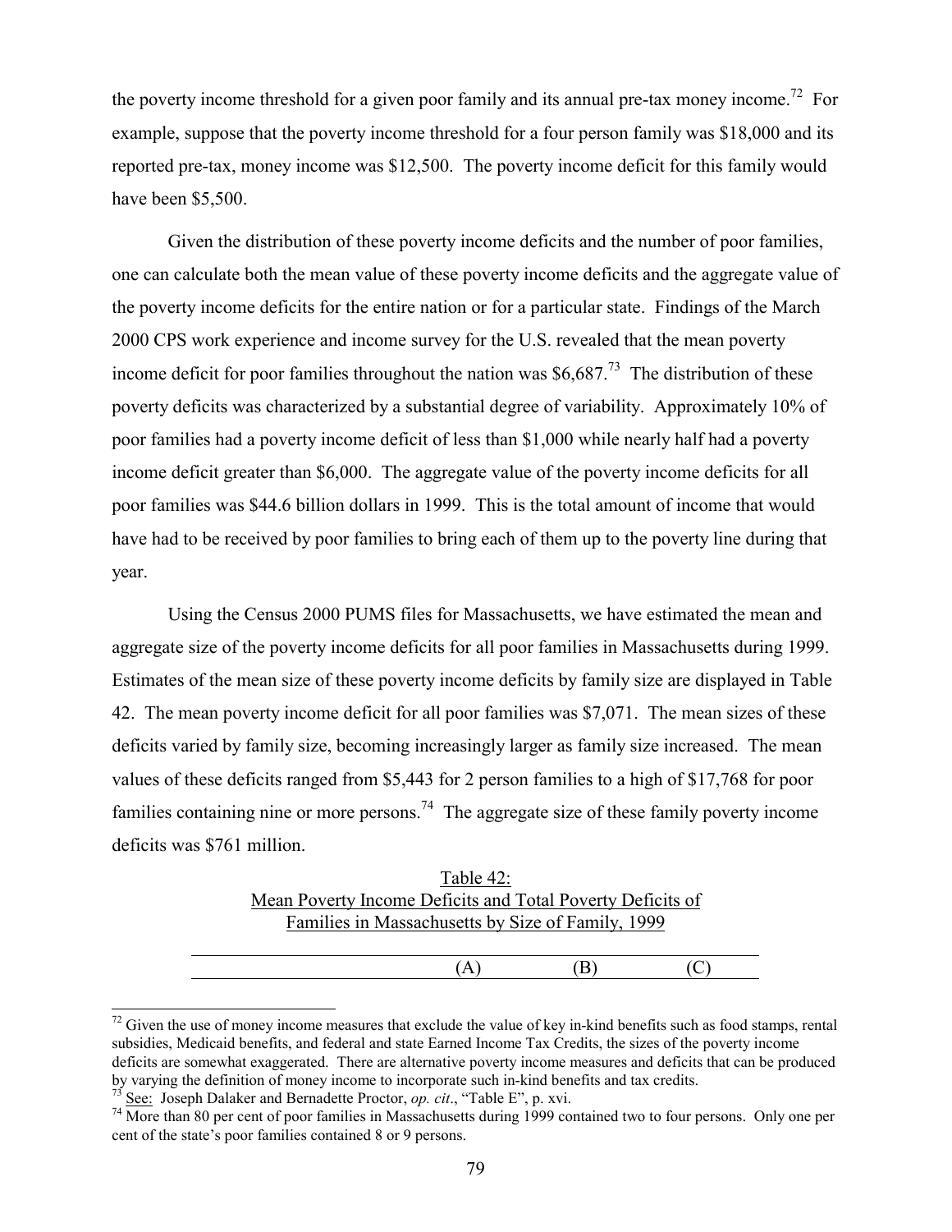the poverty income threshold for a given poor family and its annual pre-tax money income.[72] For example, suppose that the poverty income threshold for a four person family was $18,000 and its reported pre-tax, money income was $12,500. The poverty income deficit for this family would have been $5,500.

Given the distribution of these poverty income deficits and the number of poor families, one can calculate both the mean value of these poverty income deficits and the aggregate value of the poverty income deficits for the entire nation or for a particular state. Findings of the March 2000 CPS work experience and income survey for the U.S. revealed that the mean poverty income deficit for poor families throughout the nation was $6,687.[73] The distribution of these poverty deficits was characterized by a substantial degree of variability. Approximately 10% of poor families had a poverty income deficit of less than $1,000 while nearly half had a poverty income deficit greater than $6,000. The aggregate value of the poverty income deficits for all poor families was $44.6 billion dollars in 1999. This is the total amount of income that would have had to be received by poor families to bring each of them up to the poverty line during that year.

Using the Census 2000 PUMS files for Massachusetts, we have estimated the mean and aggregate size of the poverty income deficits for all poor families in Massachusetts during 1999. Estimates of the mean size of these poverty income deficits by family size are displayed in Table 42. The mean poverty income deficit for all poor families was $7,071. The mean sizes of these deficits varied by family size, becoming increasingly larger as family size increased. The mean values of these deficits ranged from $5,443 for 2 person families to a high of $17,768 for poor families containing nine or more persons.[74] The aggregate size of these family poverty income deficits was $761 million.

Table 42:
Mean Poverty Income Deficits and Total Poverty Deficits of Families in Massachusetts by Size of Family, 1999

| | (A) | (B) | (C) |
|---|---|---|---|

[72] Given the use of money income measures that exclude the value of key in-kind benefits such as food stamps, rental subsidies, Medicaid benefits, and federal and state Earned Income Tax Credits, the sizes of the poverty income deficits are somewhat exaggerated. There are alternative poverty income measures and deficits that can be produced by varying the definition of money income to incorporate such in-kind benefits and tax credits.

[73] See: Joseph Dalaker and Bernadette Proctor, *op. cit*., "Table E", p. xvi.

[74] More than 80 per cent of poor families in Massachusetts during 1999 contained two to four persons. Only one per cent of the state's poor families contained 8 or 9 persons.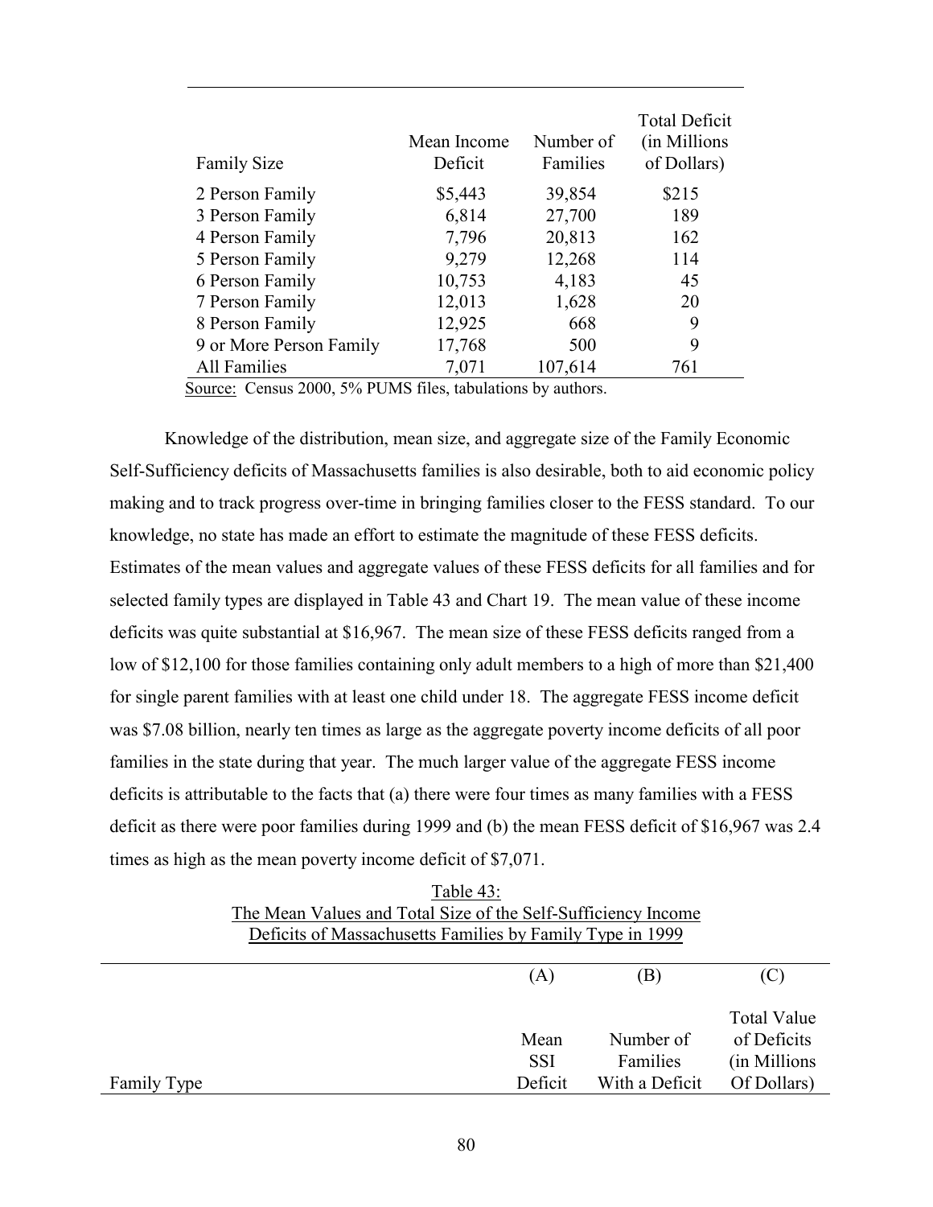| Family Size | Mean Income Deficit | Number of Families | Total Deficit (in Millions of Dollars) |
|---|---|---|---|
| 2 Person Family | $5,443 | 39,854 | $215 |
| 3 Person Family | 6,814 | 27,700 | 189 |
| 4 Person Family | 7,796 | 20,813 | 162 |
| 5 Person Family | 9,279 | 12,268 | 114 |
| 6 Person Family | 10,753 | 4,183 | 45 |
| 7 Person Family | 12,013 | 1,628 | 20 |
| 8 Person Family | 12,925 | 668 | 9 |
| 9 or More Person Family | 17,768 | 500 | 9 |
| All Families | 7,071 | 107,614 | 761 |

Source: Census 2000, 5% PUMS files, tabulations by authors.

Knowledge of the distribution, mean size, and aggregate size of the Family Economic Self-Sufficiency deficits of Massachusetts families is also desirable, both to aid economic policy making and to track progress over-time in bringing families closer to the FESS standard. To our knowledge, no state has made an effort to estimate the magnitude of these FESS deficits. Estimates of the mean values and aggregate values of these FESS deficits for all families and for selected family types are displayed in Table 43 and Chart 19. The mean value of these income deficits was quite substantial at $16,967. The mean size of these FESS deficits ranged from a low of $12,100 for those families containing only adult members to a high of more than $21,400 for single parent families with at least one child under 18. The aggregate FESS income deficit was $7.08 billion, nearly ten times as large as the aggregate poverty income deficits of all poor families in the state during that year. The much larger value of the aggregate FESS income deficits is attributable to the facts that (a) there were four times as many families with a FESS deficit as there were poor families during 1999 and (b) the mean FESS deficit of $16,967 was 2.4 times as high as the mean poverty income deficit of $7,071.

Table 43:
The Mean Values and Total Size of the Self-Sufficiency Income Deficits of Massachusetts Families by Family Type in 1999

| | (A) | (B) | (C) |
|---|---|---|---|
| Family Type | Mean SSI Deficit | Number of Families With a Deficit | Total Value of Deficits (in Millions Of Dollars) |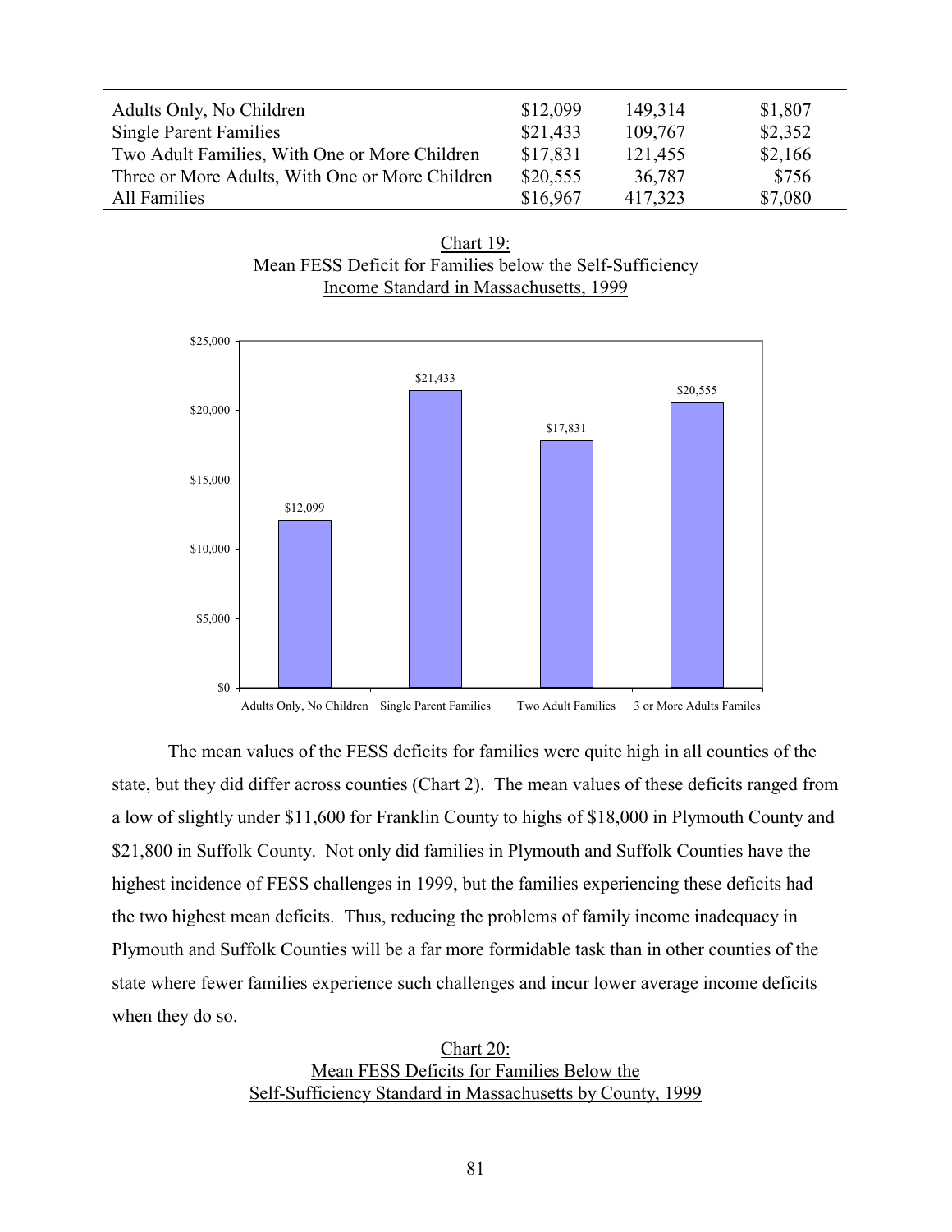| | | | |
|---|---|---|---|
| Adults Only, No Children | $12,099 | 149,314 | $1,807 |
| Single Parent Families | $21,433 | 109,767 | $2,352 |
| Two Adult Families, With One or More Children | $17,831 | 121,455 | $2,166 |
| Three or More Adults, With One or More Children | $20,555 | 36,787 | $756 |
| All Families | $16,967 | 417,323 | $7,080 |

Chart 19:
Mean FESS Deficit for Families below the Self-Sufficiency Income Standard in Massachusetts, 1999

| Family Type | Mean FESS Deficit |
|---|---|
| Adults Only, No Children | $12,099 |
| Single Parent Families | $21,433 |
| Two Adult Families | $17,831 |
| 3 or More Adults Familes | $20,555 |

The mean values of the FESS deficits for families were quite high in all counties of the state, but they did differ across counties (Chart 2). The mean values of these deficits ranged from a low of slightly under $11,600 for Franklin County to highs of $18,000 in Plymouth County and $21,800 in Suffolk County. Not only did families in Plymouth and Suffolk Counties have the highest incidence of FESS challenges in 1999, but the families experiencing these deficits had the two highest mean deficits. Thus, reducing the problems of family income inadequacy in Plymouth and Suffolk Counties will be a far more formidable task than in other counties of the state where fewer families experience such challenges and incur lower average income deficits when they do so.

Chart 20:
Mean FESS Deficits for Families Below the Self-Sufficiency Standard in Massachusetts by County, 1999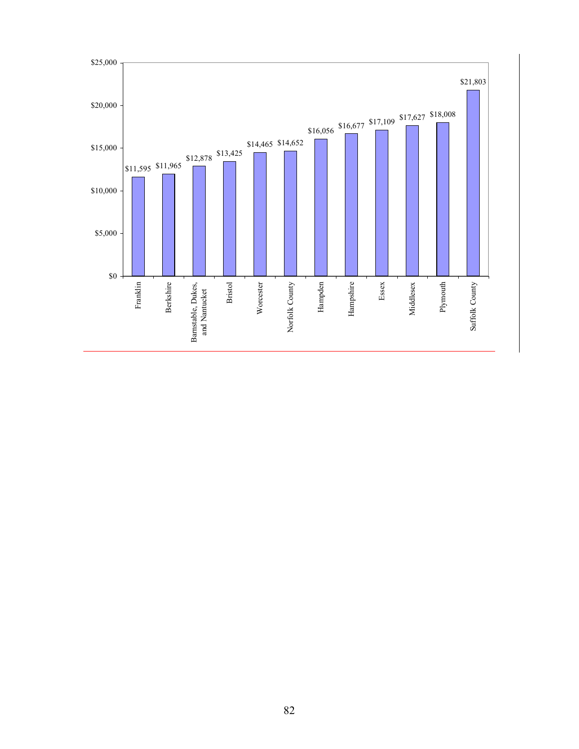| County | Value |
|---|---|
| Franklin | $11,595 |
| Berkshire | $11,965 |
| Barnstable, Dukes, and Nantucket | $12,878 |
| Bristol | $13,425 |
| Worcester | $14,465 |
| Norfolk County | $14,652 |
| Hampden | $16,056 |
| Hampshire | $16,677 |
| Essex | $17,109 |
| Middlesex | $17,627 |
| Plymouth | $18,008 |
| Suffolk County | $21,803 |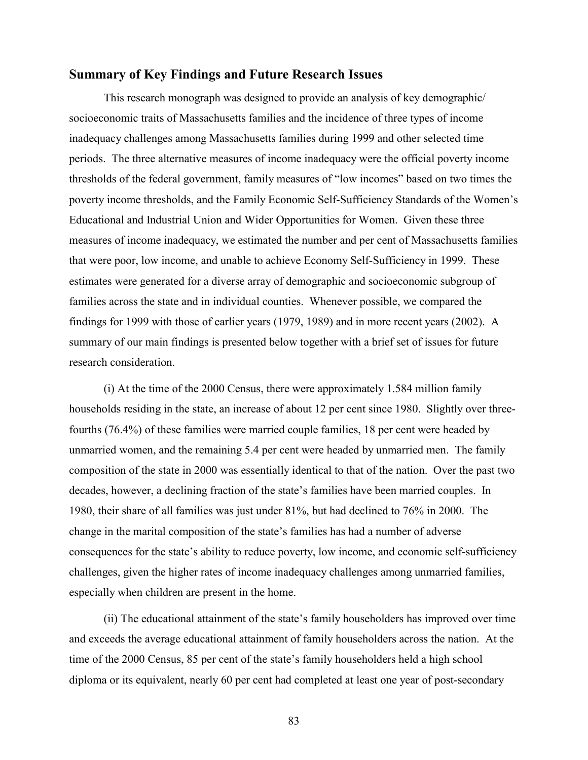## Summary of Key Findings and Future Research Issues

This research monograph was designed to provide an analysis of key demographic/ socioeconomic traits of Massachusetts families and the incidence of three types of income inadequacy challenges among Massachusetts families during 1999 and other selected time periods. The three alternative measures of income inadequacy were the official poverty income thresholds of the federal government, family measures of "low incomes" based on two times the poverty income thresholds, and the Family Economic Self-Sufficiency Standards of the Women's Educational and Industrial Union and Wider Opportunities for Women. Given these three measures of income inadequacy, we estimated the number and per cent of Massachusetts families that were poor, low income, and unable to achieve Economy Self-Sufficiency in 1999. These estimates were generated for a diverse array of demographic and socioeconomic subgroup of families across the state and in individual counties. Whenever possible, we compared the findings for 1999 with those of earlier years (1979, 1989) and in more recent years (2002). A summary of our main findings is presented below together with a brief set of issues for future research consideration.

(i) At the time of the 2000 Census, there were approximately 1.584 million family households residing in the state, an increase of about 12 per cent since 1980. Slightly over three-fourths (76.4%) of these families were married couple families, 18 per cent were headed by unmarried women, and the remaining 5.4 per cent were headed by unmarried men. The family composition of the state in 2000 was essentially identical to that of the nation. Over the past two decades, however, a declining fraction of the state's families have been married couples. In 1980, their share of all families was just under 81%, but had declined to 76% in 2000. The change in the marital composition of the state's families has had a number of adverse consequences for the state's ability to reduce poverty, low income, and economic self-sufficiency challenges, given the higher rates of income inadequacy challenges among unmarried families, especially when children are present in the home.

(ii) The educational attainment of the state's family householders has improved over time and exceeds the average educational attainment of family householders across the nation. At the time of the 2000 Census, 85 per cent of the state's family householders held a high school diploma or its equivalent, nearly 60 per cent had completed at least one year of post-secondary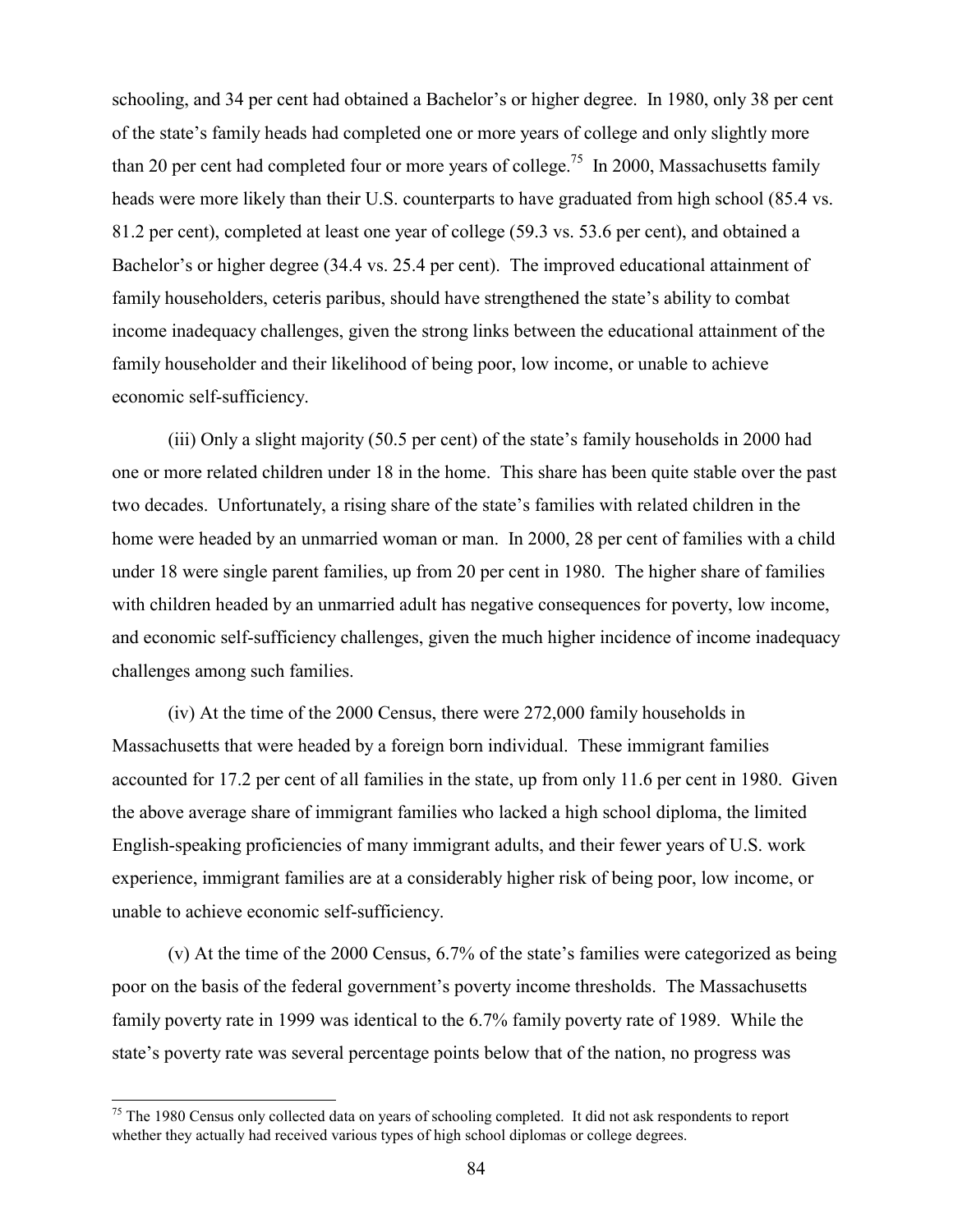schooling, and 34 per cent had obtained a Bachelor's or higher degree. In 1980, only 38 per cent of the state's family heads had completed one or more years of college and only slightly more than 20 per cent had completed four or more years of college.[75] In 2000, Massachusetts family heads were more likely than their U.S. counterparts to have graduated from high school (85.4 vs. 81.2 per cent), completed at least one year of college (59.3 vs. 53.6 per cent), and obtained a Bachelor's or higher degree (34.4 vs. 25.4 per cent). The improved educational attainment of family householders, ceteris paribus, should have strengthened the state's ability to combat income inadequacy challenges, given the strong links between the educational attainment of the family householder and their likelihood of being poor, low income, or unable to achieve economic self-sufficiency.

(iii) Only a slight majority (50.5 per cent) of the state's family households in 2000 had one or more related children under 18 in the home. This share has been quite stable over the past two decades. Unfortunately, a rising share of the state's families with related children in the home were headed by an unmarried woman or man. In 2000, 28 per cent of families with a child under 18 were single parent families, up from 20 per cent in 1980. The higher share of families with children headed by an unmarried adult has negative consequences for poverty, low income, and economic self-sufficiency challenges, given the much higher incidence of income inadequacy challenges among such families.

(iv) At the time of the 2000 Census, there were 272,000 family households in Massachusetts that were headed by a foreign born individual. These immigrant families accounted for 17.2 per cent of all families in the state, up from only 11.6 per cent in 1980. Given the above average share of immigrant families who lacked a high school diploma, the limited English-speaking proficiencies of many immigrant adults, and their fewer years of U.S. work experience, immigrant families are at a considerably higher risk of being poor, low income, or unable to achieve economic self-sufficiency.

(v) At the time of the 2000 Census, 6.7% of the state's families were categorized as being poor on the basis of the federal government's poverty income thresholds. The Massachusetts family poverty rate in 1999 was identical to the 6.7% family poverty rate of 1989. While the state's poverty rate was several percentage points below that of the nation, no progress was

---

[75] The 1980 Census only collected data on years of schooling completed. It did not ask respondents to report whether they actually had received various types of high school diplomas or college degrees.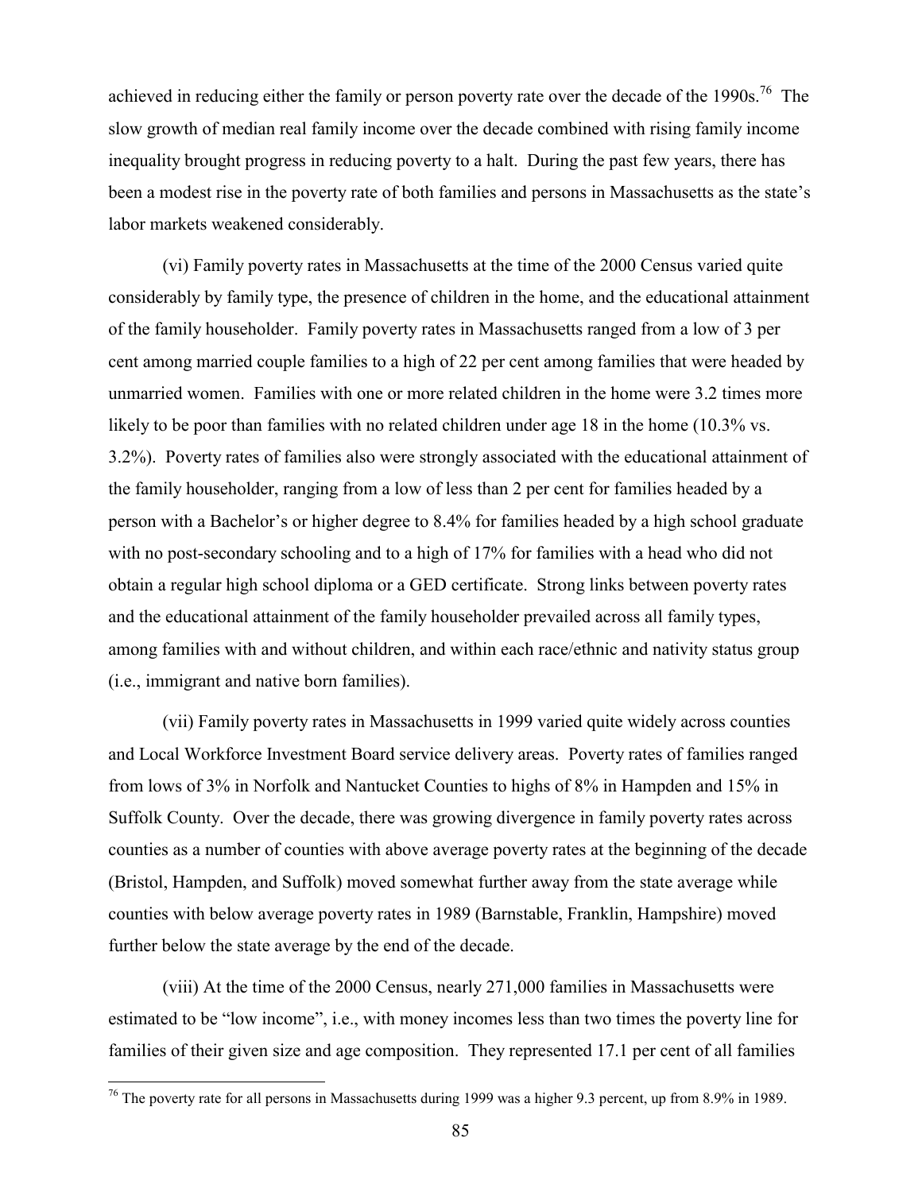achieved in reducing either the family or person poverty rate over the decade of the 1990s.[76] The slow growth of median real family income over the decade combined with rising family income inequality brought progress in reducing poverty to a halt. During the past few years, there has been a modest rise in the poverty rate of both families and persons in Massachusetts as the state's labor markets weakened considerably.

(vi) Family poverty rates in Massachusetts at the time of the 2000 Census varied quite considerably by family type, the presence of children in the home, and the educational attainment of the family householder. Family poverty rates in Massachusetts ranged from a low of 3 per cent among married couple families to a high of 22 per cent among families that were headed by unmarried women. Families with one or more related children in the home were 3.2 times more likely to be poor than families with no related children under age 18 in the home (10.3% vs. 3.2%). Poverty rates of families also were strongly associated with the educational attainment of the family householder, ranging from a low of less than 2 per cent for families headed by a person with a Bachelor's or higher degree to 8.4% for families headed by a high school graduate with no post-secondary schooling and to a high of 17% for families with a head who did not obtain a regular high school diploma or a GED certificate. Strong links between poverty rates and the educational attainment of the family householder prevailed across all family types, among families with and without children, and within each race/ethnic and nativity status group (i.e., immigrant and native born families).

(vii) Family poverty rates in Massachusetts in 1999 varied quite widely across counties and Local Workforce Investment Board service delivery areas. Poverty rates of families ranged from lows of 3% in Norfolk and Nantucket Counties to highs of 8% in Hampden and 15% in Suffolk County. Over the decade, there was growing divergence in family poverty rates across counties as a number of counties with above average poverty rates at the beginning of the decade (Bristol, Hampden, and Suffolk) moved somewhat further away from the state average while counties with below average poverty rates in 1989 (Barnstable, Franklin, Hampshire) moved further below the state average by the end of the decade.

(viii) At the time of the 2000 Census, nearly 271,000 families in Massachusetts were estimated to be "low income", i.e., with money incomes less than two times the poverty line for families of their given size and age composition. They represented 17.1 per cent of all families

[76] The poverty rate for all persons in Massachusetts during 1999 was a higher 9.3 percent, up from 8.9% in 1989.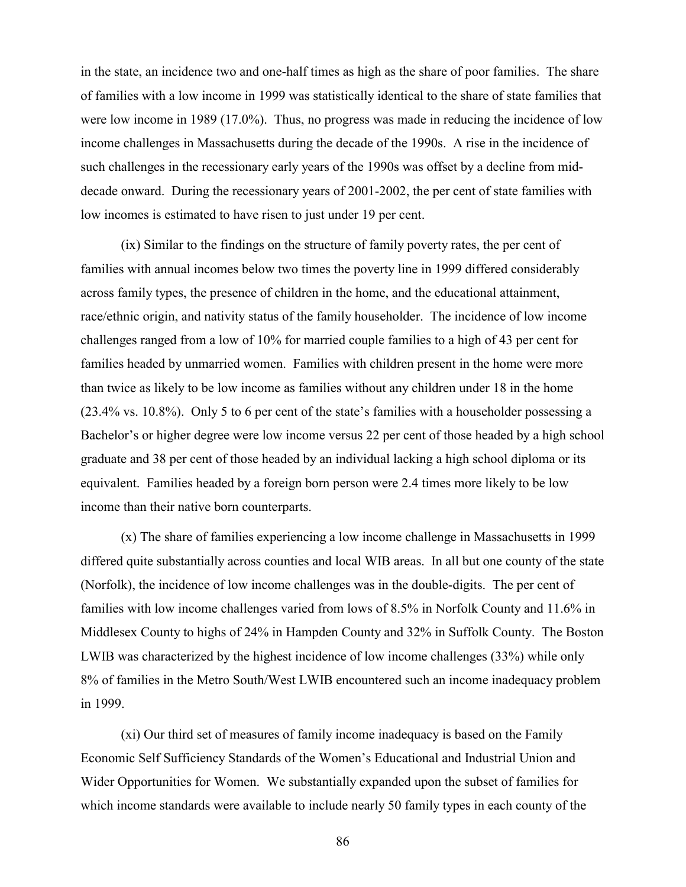in the state, an incidence two and one-half times as high as the share of poor families. The share of families with a low income in 1999 was statistically identical to the share of state families that were low income in 1989 (17.0%). Thus, no progress was made in reducing the incidence of low income challenges in Massachusetts during the decade of the 1990s. A rise in the incidence of such challenges in the recessionary early years of the 1990s was offset by a decline from mid-decade onward. During the recessionary years of 2001-2002, the per cent of state families with low incomes is estimated to have risen to just under 19 per cent.

(ix) Similar to the findings on the structure of family poverty rates, the per cent of families with annual incomes below two times the poverty line in 1999 differed considerably across family types, the presence of children in the home, and the educational attainment, race/ethnic origin, and nativity status of the family householder. The incidence of low income challenges ranged from a low of 10% for married couple families to a high of 43 per cent for families headed by unmarried women. Families with children present in the home were more than twice as likely to be low income as families without any children under 18 in the home (23.4% vs. 10.8%). Only 5 to 6 per cent of the state's families with a householder possessing a Bachelor's or higher degree were low income versus 22 per cent of those headed by a high school graduate and 38 per cent of those headed by an individual lacking a high school diploma or its equivalent. Families headed by a foreign born person were 2.4 times more likely to be low income than their native born counterparts.

(x) The share of families experiencing a low income challenge in Massachusetts in 1999 differed quite substantially across counties and local WIB areas. In all but one county of the state (Norfolk), the incidence of low income challenges was in the double-digits. The per cent of families with low income challenges varied from lows of 8.5% in Norfolk County and 11.6% in Middlesex County to highs of 24% in Hampden County and 32% in Suffolk County. The Boston LWIB was characterized by the highest incidence of low income challenges (33%) while only 8% of families in the Metro South/West LWIB encountered such an income inadequacy problem in 1999.

(xi) Our third set of measures of family income inadequacy is based on the Family Economic Self Sufficiency Standards of the Women's Educational and Industrial Union and Wider Opportunities for Women. We substantially expanded upon the subset of families for which income standards were available to include nearly 50 family types in each county of the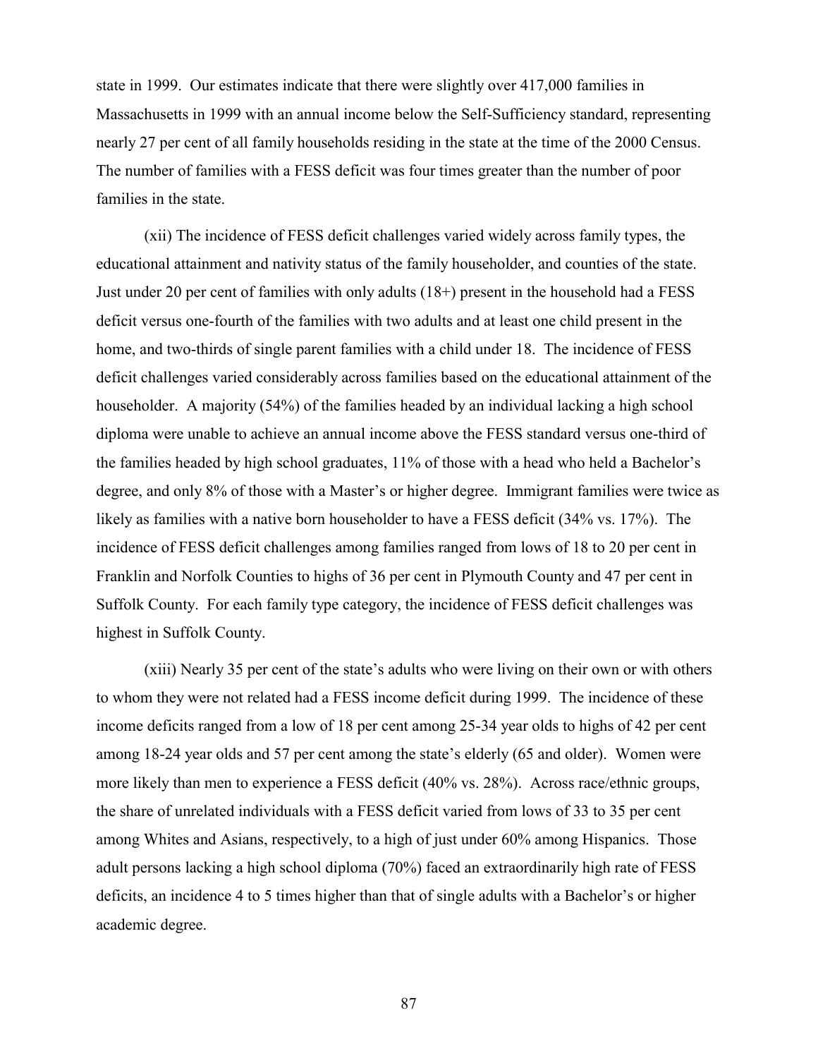state in 1999. Our estimates indicate that there were slightly over 417,000 families in Massachusetts in 1999 with an annual income below the Self-Sufficiency standard, representing nearly 27 per cent of all family households residing in the state at the time of the 2000 Census. The number of families with a FESS deficit was four times greater than the number of poor families in the state.

(xii) The incidence of FESS deficit challenges varied widely across family types, the educational attainment and nativity status of the family householder, and counties of the state. Just under 20 per cent of families with only adults (18+) present in the household had a FESS deficit versus one-fourth of the families with two adults and at least one child present in the home, and two-thirds of single parent families with a child under 18. The incidence of FESS deficit challenges varied considerably across families based on the educational attainment of the householder. A majority (54%) of the families headed by an individual lacking a high school diploma were unable to achieve an annual income above the FESS standard versus one-third of the families headed by high school graduates, 11% of those with a head who held a Bachelor's degree, and only 8% of those with a Master's or higher degree. Immigrant families were twice as likely as families with a native born householder to have a FESS deficit (34% vs. 17%). The incidence of FESS deficit challenges among families ranged from lows of 18 to 20 per cent in Franklin and Norfolk Counties to highs of 36 per cent in Plymouth County and 47 per cent in Suffolk County. For each family type category, the incidence of FESS deficit challenges was highest in Suffolk County.

(xiii) Nearly 35 per cent of the state's adults who were living on their own or with others to whom they were not related had a FESS income deficit during 1999. The incidence of these income deficits ranged from a low of 18 per cent among 25-34 year olds to highs of 42 per cent among 18-24 year olds and 57 per cent among the state's elderly (65 and older). Women were more likely than men to experience a FESS deficit (40% vs. 28%). Across race/ethnic groups, the share of unrelated individuals with a FESS deficit varied from lows of 33 to 35 per cent among Whites and Asians, respectively, to a high of just under 60% among Hispanics. Those adult persons lacking a high school diploma (70%) faced an extraordinarily high rate of FESS deficits, an incidence 4 to 5 times higher than that of single adults with a Bachelor's or higher academic degree.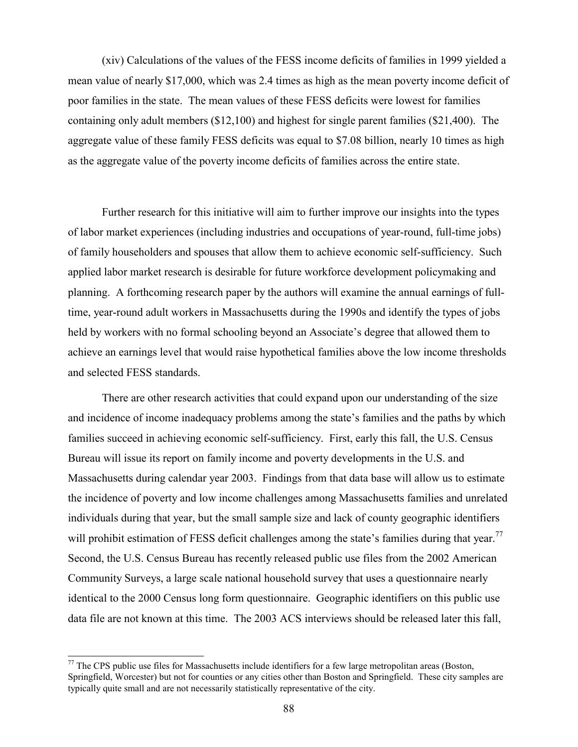(xiv) Calculations of the values of the FESS income deficits of families in 1999 yielded a mean value of nearly $17,000, which was 2.4 times as high as the mean poverty income deficit of poor families in the state. The mean values of these FESS deficits were lowest for families containing only adult members ($12,100) and highest for single parent families ($21,400). The aggregate value of these family FESS deficits was equal to $7.08 billion, nearly 10 times as high as the aggregate value of the poverty income deficits of families across the entire state.

Further research for this initiative will aim to further improve our insights into the types of labor market experiences (including industries and occupations of year-round, full-time jobs) of family householders and spouses that allow them to achieve economic self-sufficiency. Such applied labor market research is desirable for future workforce development policymaking and planning. A forthcoming research paper by the authors will examine the annual earnings of full-time, year-round adult workers in Massachusetts during the 1990s and identify the types of jobs held by workers with no formal schooling beyond an Associate's degree that allowed them to achieve an earnings level that would raise hypothetical families above the low income thresholds and selected FESS standards.

There are other research activities that could expand upon our understanding of the size and incidence of income inadequacy problems among the state's families and the paths by which families succeed in achieving economic self-sufficiency. First, early this fall, the U.S. Census Bureau will issue its report on family income and poverty developments in the U.S. and Massachusetts during calendar year 2003. Findings from that data base will allow us to estimate the incidence of poverty and low income challenges among Massachusetts families and unrelated individuals during that year, but the small sample size and lack of county geographic identifiers will prohibit estimation of FESS deficit challenges among the state's families during that year.[77] Second, the U.S. Census Bureau has recently released public use files from the 2002 American Community Surveys, a large scale national household survey that uses a questionnaire nearly identical to the 2000 Census long form questionnaire. Geographic identifiers on this public use data file are not known at this time. The 2003 ACS interviews should be released later this fall,

[77] The CPS public use files for Massachusetts include identifiers for a few large metropolitan areas (Boston, Springfield, Worcester) but not for counties or any cities other than Boston and Springfield. These city samples are typically quite small and are not necessarily statistically representative of the city.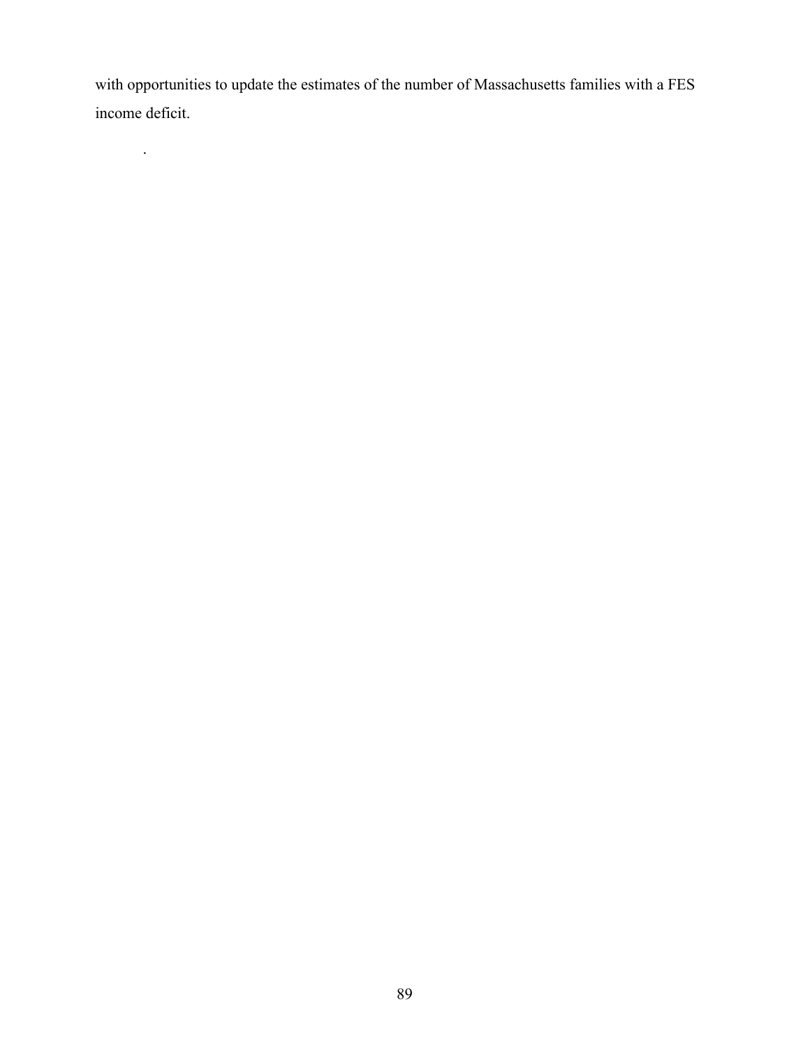with opportunities to update the estimates of the number of Massachusetts families with a FES income deficit.

.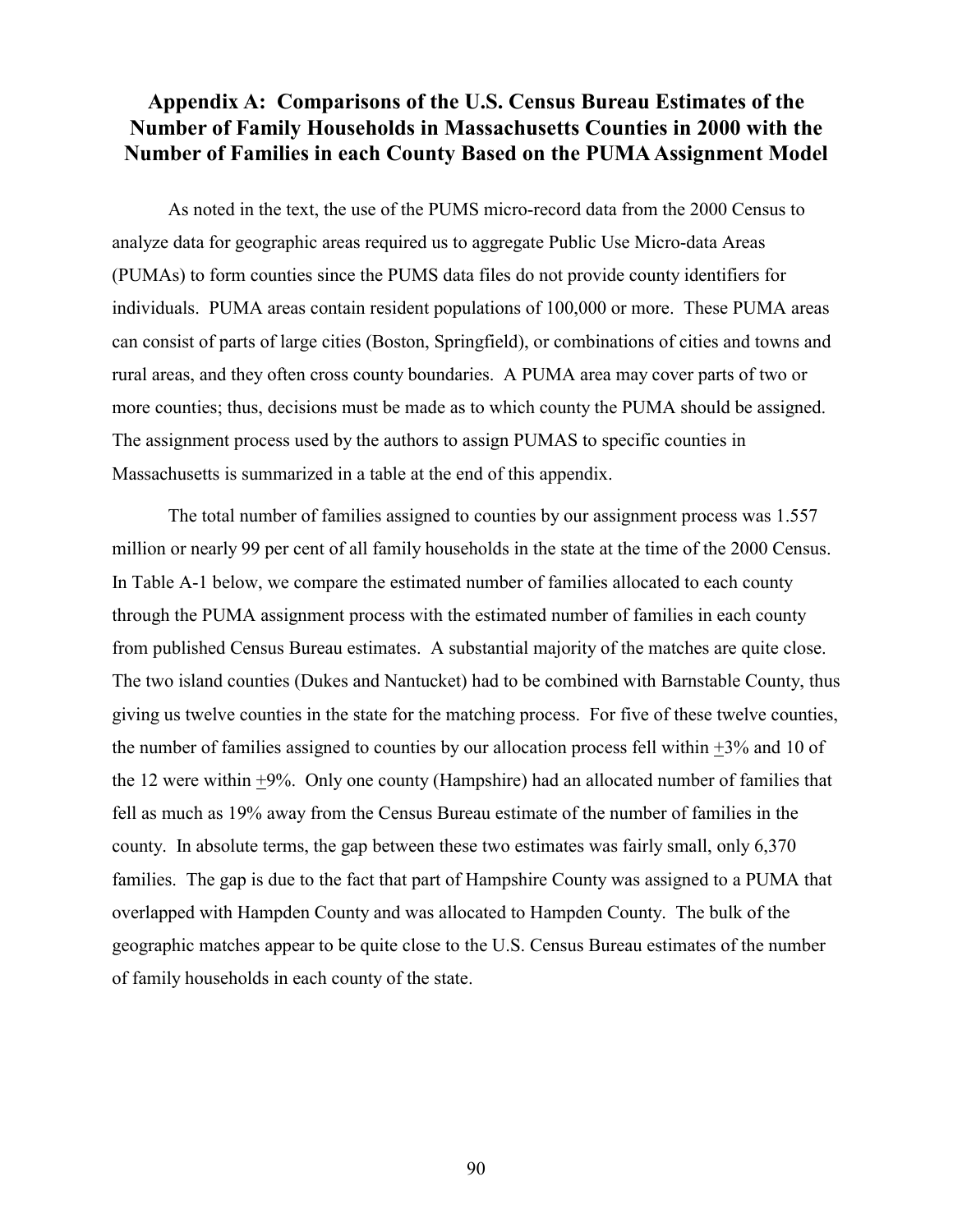## Appendix A: Comparisons of the U.S. Census Bureau Estimates of the Number of Family Households in Massachusetts Counties in 2000 with the Number of Families in each County Based on the PUMA Assignment Model

As noted in the text, the use of the PUMS micro-record data from the 2000 Census to analyze data for geographic areas required us to aggregate Public Use Micro-data Areas (PUMAs) to form counties since the PUMS data files do not provide county identifiers for individuals. PUMA areas contain resident populations of 100,000 or more. These PUMA areas can consist of parts of large cities (Boston, Springfield), or combinations of cities and towns and rural areas, and they often cross county boundaries. A PUMA area may cover parts of two or more counties; thus, decisions must be made as to which county the PUMA should be assigned. The assignment process used by the authors to assign PUMAS to specific counties in Massachusetts is summarized in a table at the end of this appendix.

The total number of families assigned to counties by our assignment process was 1.557 million or nearly 99 per cent of all family households in the state at the time of the 2000 Census. In Table A-1 below, we compare the estimated number of families allocated to each county through the PUMA assignment process with the estimated number of families in each county from published Census Bureau estimates. A substantial majority of the matches are quite close. The two island counties (Dukes and Nantucket) had to be combined with Barnstable County, thus giving us twelve counties in the state for the matching process. For five of these twelve counties, the number of families assigned to counties by our allocation process fell within ±3% and 10 of the 12 were within ±9%. Only one county (Hampshire) had an allocated number of families that fell as much as 19% away from the Census Bureau estimate of the number of families in the county. In absolute terms, the gap between these two estimates was fairly small, only 6,370 families. The gap is due to the fact that part of Hampshire County was assigned to a PUMA that overlapped with Hampden County and was allocated to Hampden County. The bulk of the geographic matches appear to be quite close to the U.S. Census Bureau estimates of the number of family households in each county of the state.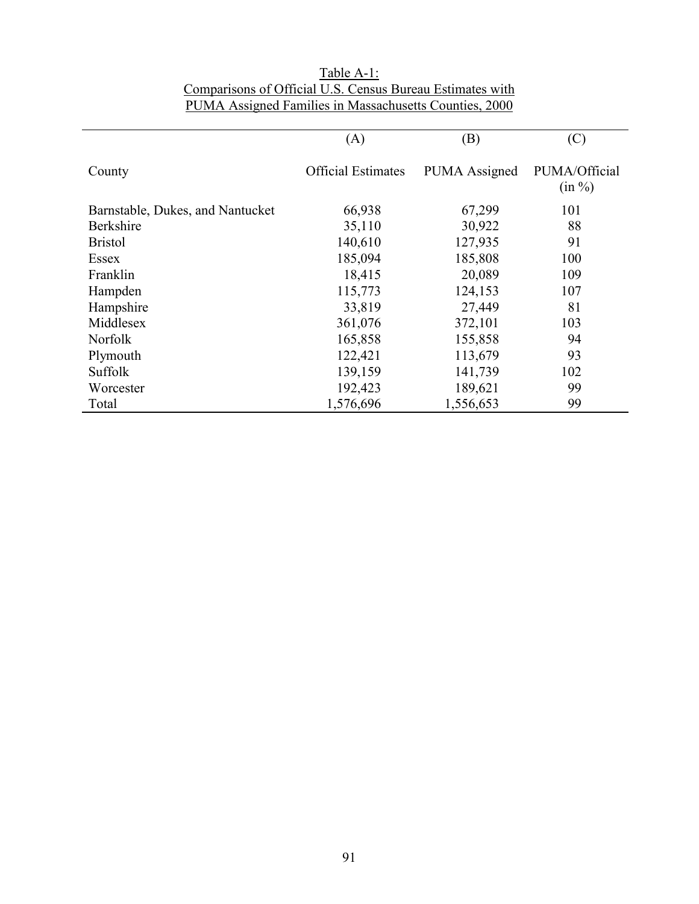Table A-1:
Comparisons of Official U.S. Census Bureau Estimates with
PUMA Assigned Families in Massachusetts Counties, 2000

| | (A) | (B) | (C) |
|---|---|---|---|
| County | Official Estimates | PUMA Assigned | PUMA/Official (in %) |
| Barnstable, Dukes, and Nantucket | 66,938 | 67,299 | 101 |
| Berkshire | 35,110 | 30,922 | 88 |
| Bristol | 140,610 | 127,935 | 91 |
| Essex | 185,094 | 185,808 | 100 |
| Franklin | 18,415 | 20,089 | 109 |
| Hampden | 115,773 | 124,153 | 107 |
| Hampshire | 33,819 | 27,449 | 81 |
| Middlesex | 361,076 | 372,101 | 103 |
| Norfolk | 165,858 | 155,858 | 94 |
| Plymouth | 122,421 | 113,679 | 93 |
| Suffolk | 139,159 | 141,739 | 102 |
| Worcester | 192,423 | 189,621 | 99 |
| Total | 1,576,696 | 1,556,653 | 99 |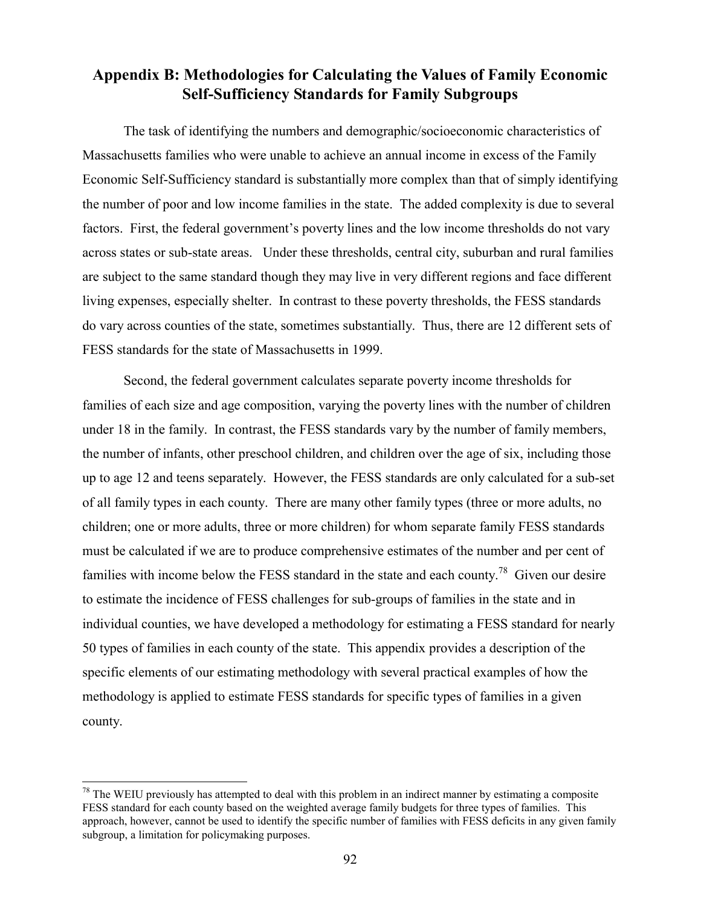## Appendix B: Methodologies for Calculating the Values of Family Economic Self-Sufficiency Standards for Family Subgroups

The task of identifying the numbers and demographic/socioeconomic characteristics of Massachusetts families who were unable to achieve an annual income in excess of the Family Economic Self-Sufficiency standard is substantially more complex than that of simply identifying the number of poor and low income families in the state. The added complexity is due to several factors. First, the federal government's poverty lines and the low income thresholds do not vary across states or sub-state areas. Under these thresholds, central city, suburban and rural families are subject to the same standard though they may live in very different regions and face different living expenses, especially shelter. In contrast to these poverty thresholds, the FESS standards do vary across counties of the state, sometimes substantially. Thus, there are 12 different sets of FESS standards for the state of Massachusetts in 1999.

Second, the federal government calculates separate poverty income thresholds for families of each size and age composition, varying the poverty lines with the number of children under 18 in the family. In contrast, the FESS standards vary by the number of family members, the number of infants, other preschool children, and children over the age of six, including those up to age 12 and teens separately. However, the FESS standards are only calculated for a sub-set of all family types in each county. There are many other family types (three or more adults, no children; one or more adults, three or more children) for whom separate family FESS standards must be calculated if we are to produce comprehensive estimates of the number and per cent of families with income below the FESS standard in the state and each county.[78] Given our desire to estimate the incidence of FESS challenges for sub-groups of families in the state and in individual counties, we have developed a methodology for estimating a FESS standard for nearly 50 types of families in each county of the state. This appendix provides a description of the specific elements of our estimating methodology with several practical examples of how the methodology is applied to estimate FESS standards for specific types of families in a given county.

---

[78] The WEIU previously has attempted to deal with this problem in an indirect manner by estimating a composite FESS standard for each county based on the weighted average family budgets for three types of families. This approach, however, cannot be used to identify the specific number of families with FESS deficits in any given family subgroup, a limitation for policymaking purposes.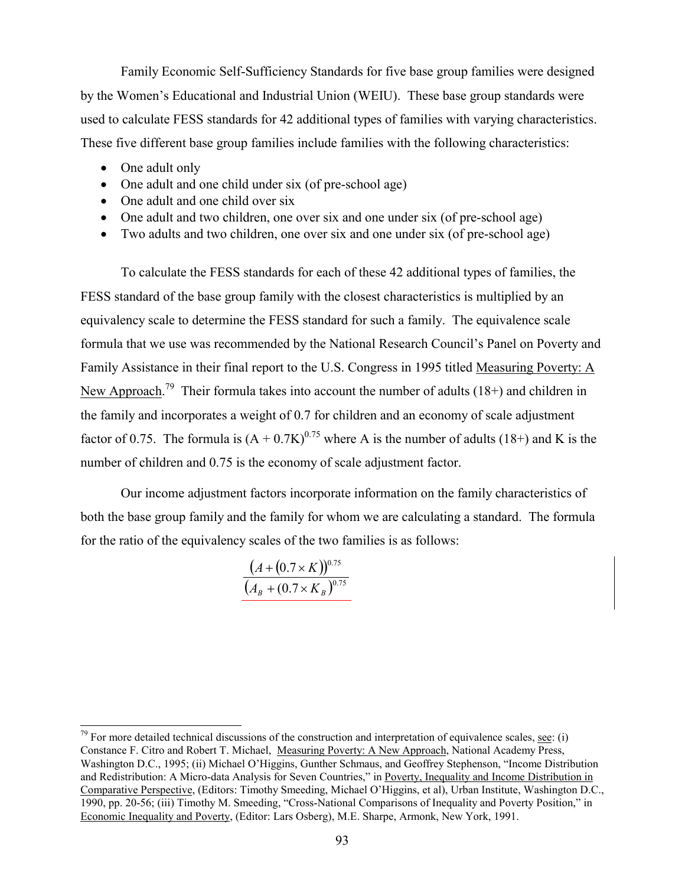Family Economic Self-Sufficiency Standards for five base group families were designed by the Women's Educational and Industrial Union (WEIU). These base group standards were used to calculate FESS standards for 42 additional types of families with varying characteristics. These five different base group families include families with the following characteristics:

- One adult only
- One adult and one child under six (of pre-school age)
- One adult and one child over six
- One adult and two children, one over six and one under six (of pre-school age)
- Two adults and two children, one over six and one under six (of pre-school age)

To calculate the FESS standards for each of these 42 additional types of families, the FESS standard of the base group family with the closest characteristics is multiplied by an equivalency scale to determine the FESS standard for such a family. The equivalence scale formula that we use was recommended by the National Research Council's Panel on Poverty and Family Assistance in their final report to the U.S. Congress in 1995 titled Measuring Poverty: A New Approach.[79] Their formula takes into account the number of adults (18+) and children in the family and incorporates a weight of 0.7 for children and an economy of scale adjustment factor of 0.75. The formula is $(A + 0.7K)^{0.75}$ where A is the number of adults (18+) and K is the number of children and 0.75 is the economy of scale adjustment factor.

Our income adjustment factors incorporate information on the family characteristics of both the base group family and the family for whom we are calculating a standard. The formula for the ratio of the equivalency scales of the two families is as follows:

$$\frac{\left(A + (0.7 \times K)\right)^{0.75}}{\left(A_B + (0.7 \times K_B\right)^{0.75}}$$

[79] For more detailed technical discussions of the construction and interpretation of equivalence scales, see: (i) Constance F. Citro and Robert T. Michael, Measuring Poverty: A New Approach, National Academy Press, Washington D.C., 1995; (ii) Michael O'Higgins, Gunther Schmaus, and Geoffrey Stephenson, "Income Distribution and Redistribution: A Micro-data Analysis for Seven Countries," in Poverty, Inequality and Income Distribution in Comparative Perspective, (Editors: Timothy Smeeding, Michael O'Higgins, et al), Urban Institute, Washington D.C., 1990, pp. 20-56; (iii) Timothy M. Smeeding, "Cross-National Comparisons of Inequality and Poverty Position," in Economic Inequality and Poverty, (Editor: Lars Osberg), M.E. Sharpe, Armonk, New York, 1991.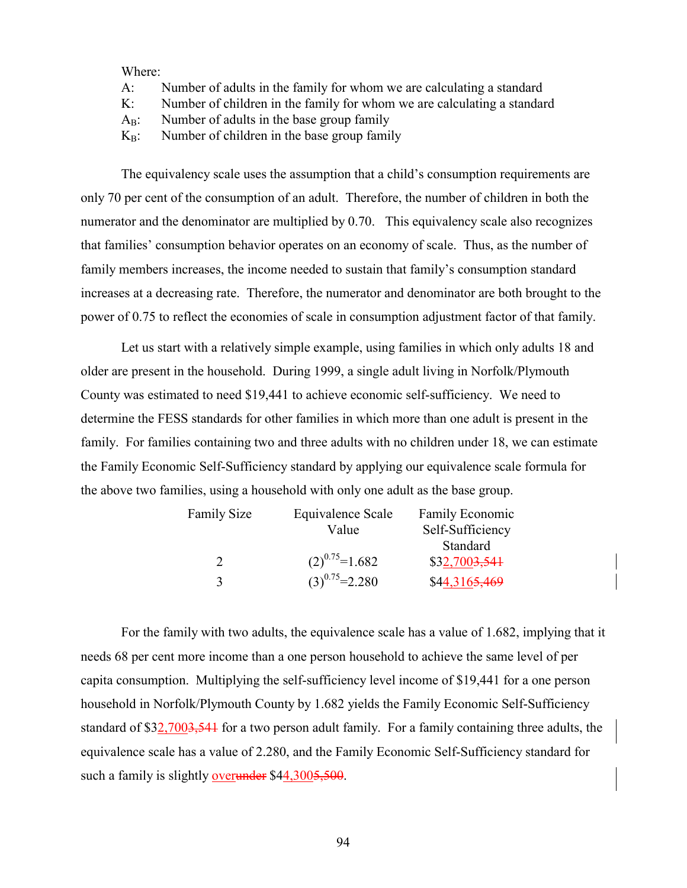Where:

| | |
|---|---|
| A: | Number of adults in the family for whom we are calculating a standard |
| K: | Number of children in the family for whom we are calculating a standard |
| $A_B$: | Number of adults in the base group family |
| $K_B$: | Number of children in the base group family |

The equivalency scale uses the assumption that a child's consumption requirements are only 70 per cent of the consumption of an adult. Therefore, the number of children in both the numerator and the denominator are multiplied by 0.70. This equivalency scale also recognizes that families' consumption behavior operates on an economy of scale. Thus, as the number of family members increases, the income needed to sustain that family's consumption standard increases at a decreasing rate. Therefore, the numerator and denominator are both brought to the power of 0.75 to reflect the economies of scale in consumption adjustment factor of that family.

Let us start with a relatively simple example, using families in which only adults 18 and older are present in the household. During 1999, a single adult living in Norfolk/Plymouth County was estimated to need $19,441 to achieve economic self-sufficiency. We need to determine the FESS standards for other families in which more than one adult is present in the family. For families containing two and three adults with no children under 18, we can estimate the Family Economic Self-Sufficiency standard by applying our equivalence scale formula for the above two families, using a household with only one adult as the base group.

| Family Size | Equivalence Scale Value | Family Economic Self-Sufficiency Standard |
|---|---|---|
| 2 | $(2)^{0.75}=1.682$ | $32,700~~3,541~~ |
| 3 | $(3)^{0.75}=2.280$ | $44,316~~5,469~~ |

For the family with two adults, the equivalence scale has a value of 1.682, implying that it needs 68 per cent more income than a one person household to achieve the same level of per capita consumption. Multiplying the self-sufficiency level income of $19,441 for a one person household in Norfolk/Plymouth County by 1.682 yields the Family Economic Self-Sufficiency standard of $32,700~~3,541~~ for a two person adult family. For a family containing three adults, the equivalence scale has a value of 2.280, and the Family Economic Self-Sufficiency standard for such a family is slightly over~~under~~ $44,300~~5,500~~.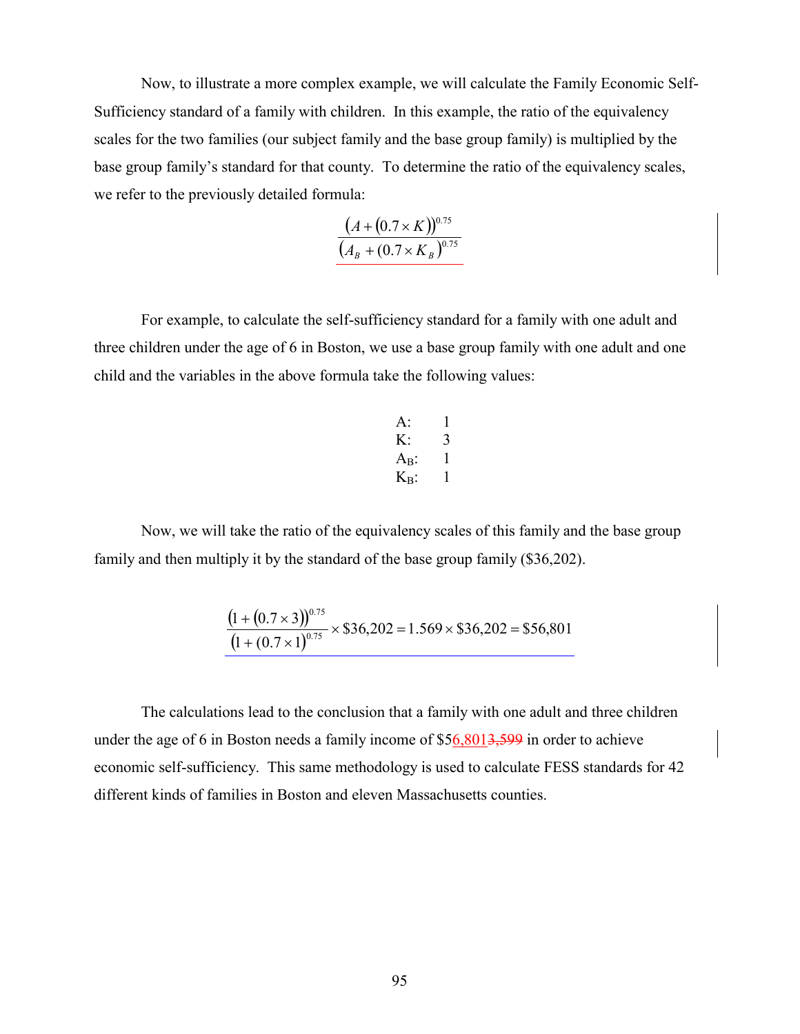Now, to illustrate a more complex example, we will calculate the Family Economic Self-Sufficiency standard of a family with children. In this example, the ratio of the equivalency scales for the two families (our subject family and the base group family) is multiplied by the base group family's standard for that county. To determine the ratio of the equivalency scales, we refer to the previously detailed formula:

$$\frac{(A + (0.7 \times K))^{0.75}}{(A_B + (0.7 \times K_B))^{0.75}}$$

For example, to calculate the self-sufficiency standard for a family with one adult and three children under the age of 6 in Boston, we use a base group family with one adult and one child and the variables in the above formula take the following values:

| | |
|---|---|
| A: | 1 |
| K: | 3 |
| $A_B$: | 1 |
| $K_B$: | 1 |

Now, we will take the ratio of the equivalency scales of this family and the base group family and then multiply it by the standard of the base group family ($36,202).

$$\frac{(1 + (0.7 \times 3))^{0.75}}{(1 + (0.7 \times 1))^{0.75}} \times \$36{,}202 = 1.569 \times \$36{,}202 = \$56{,}801$$

The calculations lead to the conclusion that a family with one adult and three children under the age of 6 in Boston needs a family income of $56,801~~3,599~~ in order to achieve economic self-sufficiency. This same methodology is used to calculate FESS standards for 42 different kinds of families in Boston and eleven Massachusetts counties.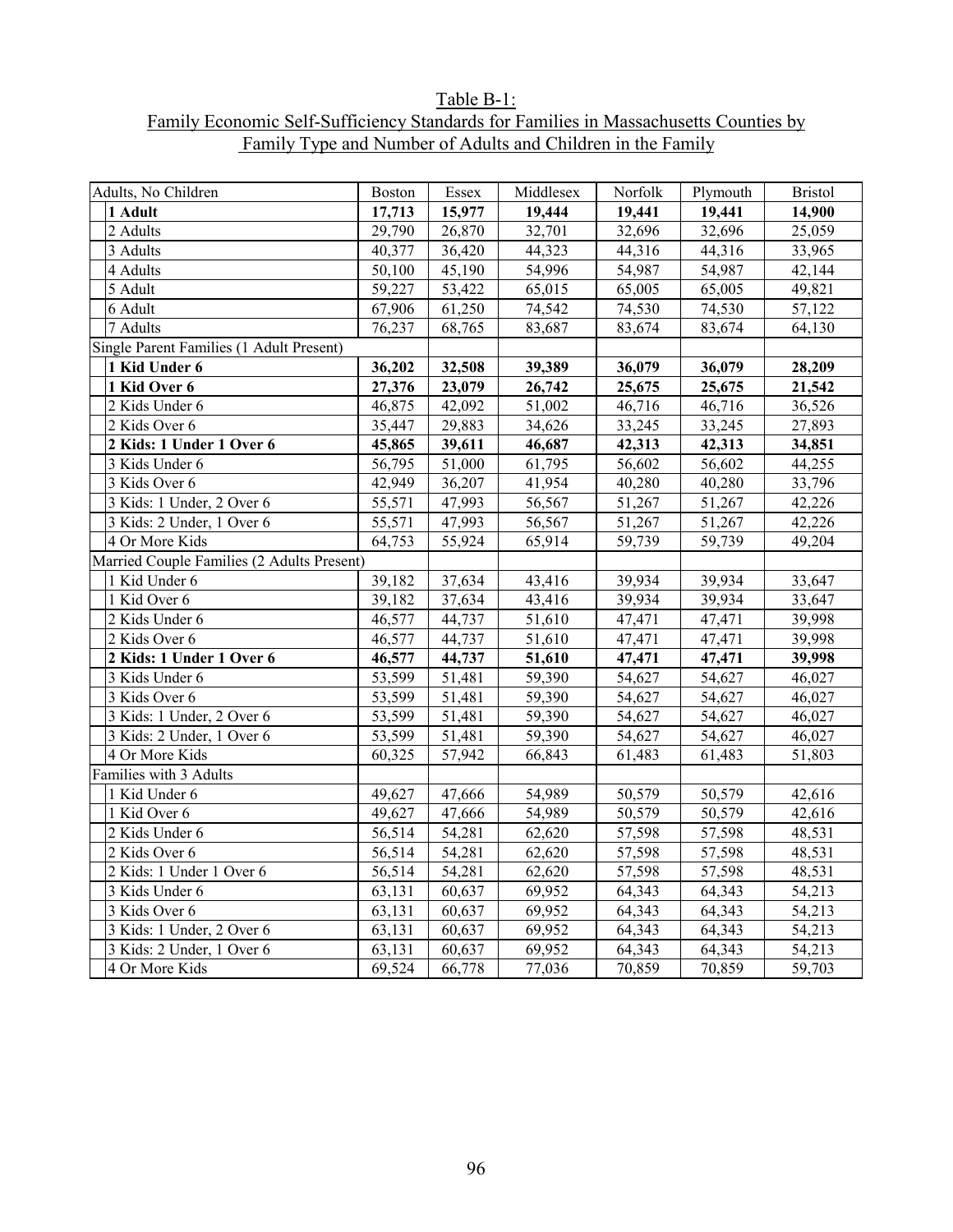Table B-1:
Family Economic Self-Sufficiency Standards for Families in Massachusetts Counties by Family Type and Number of Adults and Children in the Family

| Adults, No Children | Boston | Essex | Middlesex | Norfolk | Plymouth | Bristol |
|---|---|---|---|---|---|---|
| **1 Adult** | **17,713** | **15,977** | **19,444** | **19,441** | **19,441** | **14,900** |
| 2 Adults | 29,790 | 26,870 | 32,701 | 32,696 | 32,696 | 25,059 |
| 3 Adults | 40,377 | 36,420 | 44,323 | 44,316 | 44,316 | 33,965 |
| 4 Adults | 50,100 | 45,190 | 54,996 | 54,987 | 54,987 | 42,144 |
| 5 Adult | 59,227 | 53,422 | 65,015 | 65,005 | 65,005 | 49,821 |
| 6 Adult | 67,906 | 61,250 | 74,542 | 74,530 | 74,530 | 57,122 |
| 7 Adults | 76,237 | 68,765 | 83,687 | 83,674 | 83,674 | 64,130 |
| Single Parent Families (1 Adult Present) | | | | | | |
| **1 Kid Under 6** | **36,202** | **32,508** | **39,389** | **36,079** | **36,079** | **28,209** |
| **1 Kid Over 6** | **27,376** | **23,079** | **26,742** | **25,675** | **25,675** | **21,542** |
| 2 Kids Under 6 | 46,875 | 42,092 | 51,002 | 46,716 | 46,716 | 36,526 |
| 2 Kids Over 6 | 35,447 | 29,883 | 34,626 | 33,245 | 33,245 | 27,893 |
| **2 Kids: 1 Under 1 Over 6** | **45,865** | **39,611** | **46,687** | **42,313** | **42,313** | **34,851** |
| 3 Kids Under 6 | 56,795 | 51,000 | 61,795 | 56,602 | 56,602 | 44,255 |
| 3 Kids Over 6 | 42,949 | 36,207 | 41,954 | 40,280 | 40,280 | 33,796 |
| 3 Kids: 1 Under, 2 Over 6 | 55,571 | 47,993 | 56,567 | 51,267 | 51,267 | 42,226 |
| 3 Kids: 2 Under, 1 Over 6 | 55,571 | 47,993 | 56,567 | 51,267 | 51,267 | 42,226 |
| 4 Or More Kids | 64,753 | 55,924 | 65,914 | 59,739 | 59,739 | 49,204 |
| Married Couple Families (2 Adults Present) | | | | | | |
| 1 Kid Under 6 | 39,182 | 37,634 | 43,416 | 39,934 | 39,934 | 33,647 |
| 1 Kid Over 6 | 39,182 | 37,634 | 43,416 | 39,934 | 39,934 | 33,647 |
| 2 Kids Under 6 | 46,577 | 44,737 | 51,610 | 47,471 | 47,471 | 39,998 |
| 2 Kids Over 6 | 46,577 | 44,737 | 51,610 | 47,471 | 47,471 | 39,998 |
| **2 Kids: 1 Under 1 Over 6** | **46,577** | **44,737** | **51,610** | **47,471** | **47,471** | **39,998** |
| 3 Kids Under 6 | 53,599 | 51,481 | 59,390 | 54,627 | 54,627 | 46,027 |
| 3 Kids Over 6 | 53,599 | 51,481 | 59,390 | 54,627 | 54,627 | 46,027 |
| 3 Kids: 1 Under, 2 Over 6 | 53,599 | 51,481 | 59,390 | 54,627 | 54,627 | 46,027 |
| 3 Kids: 2 Under, 1 Over 6 | 53,599 | 51,481 | 59,390 | 54,627 | 54,627 | 46,027 |
| 4 Or More Kids | 60,325 | 57,942 | 66,843 | 61,483 | 61,483 | 51,803 |
| Families with 3 Adults | | | | | | |
| 1 Kid Under 6 | 49,627 | 47,666 | 54,989 | 50,579 | 50,579 | 42,616 |
| 1 Kid Over 6 | 49,627 | 47,666 | 54,989 | 50,579 | 50,579 | 42,616 |
| 2 Kids Under 6 | 56,514 | 54,281 | 62,620 | 57,598 | 57,598 | 48,531 |
| 2 Kids Over 6 | 56,514 | 54,281 | 62,620 | 57,598 | 57,598 | 48,531 |
| 2 Kids: 1 Under 1 Over 6 | 56,514 | 54,281 | 62,620 | 57,598 | 57,598 | 48,531 |
| 3 Kids Under 6 | 63,131 | 60,637 | 69,952 | 64,343 | 64,343 | 54,213 |
| 3 Kids Over 6 | 63,131 | 60,637 | 69,952 | 64,343 | 64,343 | 54,213 |
| 3 Kids: 1 Under, 2 Over 6 | 63,131 | 60,637 | 69,952 | 64,343 | 64,343 | 54,213 |
| 3 Kids: 2 Under, 1 Over 6 | 63,131 | 60,637 | 69,952 | 64,343 | 64,343 | 54,213 |
| 4 Or More Kids | 69,524 | 66,778 | 77,036 | 70,859 | 70,859 | 59,703 |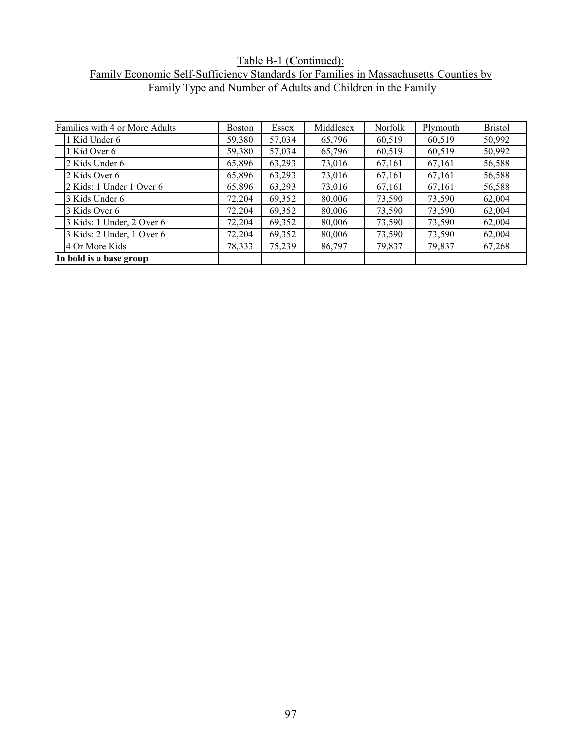Table B-1 (Continued):
Family Economic Self-Sufficiency Standards for Families in Massachusetts Counties by Family Type and Number of Adults and Children in the Family

| Families with 4 or More Adults | Boston | Essex | Middlesex | Norfolk | Plymouth | Bristol |
|---|---|---|---|---|---|---|
| 1 Kid Under 6 | 59,380 | 57,034 | 65,796 | 60,519 | 60,519 | 50,992 |
| 1 Kid Over 6 | 59,380 | 57,034 | 65,796 | 60,519 | 60,519 | 50,992 |
| 2 Kids Under 6 | 65,896 | 63,293 | 73,016 | 67,161 | 67,161 | 56,588 |
| 2 Kids Over 6 | 65,896 | 63,293 | 73,016 | 67,161 | 67,161 | 56,588 |
| 2 Kids: 1 Under 1 Over 6 | 65,896 | 63,293 | 73,016 | 67,161 | 67,161 | 56,588 |
| 3 Kids Under 6 | 72,204 | 69,352 | 80,006 | 73,590 | 73,590 | 62,004 |
| 3 Kids Over 6 | 72,204 | 69,352 | 80,006 | 73,590 | 73,590 | 62,004 |
| 3 Kids: 1 Under, 2 Over 6 | 72,204 | 69,352 | 80,006 | 73,590 | 73,590 | 62,004 |
| 3 Kids: 2 Under, 1 Over 6 | 72,204 | 69,352 | 80,006 | 73,590 | 73,590 | 62,004 |
| 4 Or More Kids | 78,333 | 75,239 | 86,797 | 79,837 | 79,837 | 67,268 |
| **In bold is a base group** | | | | | | |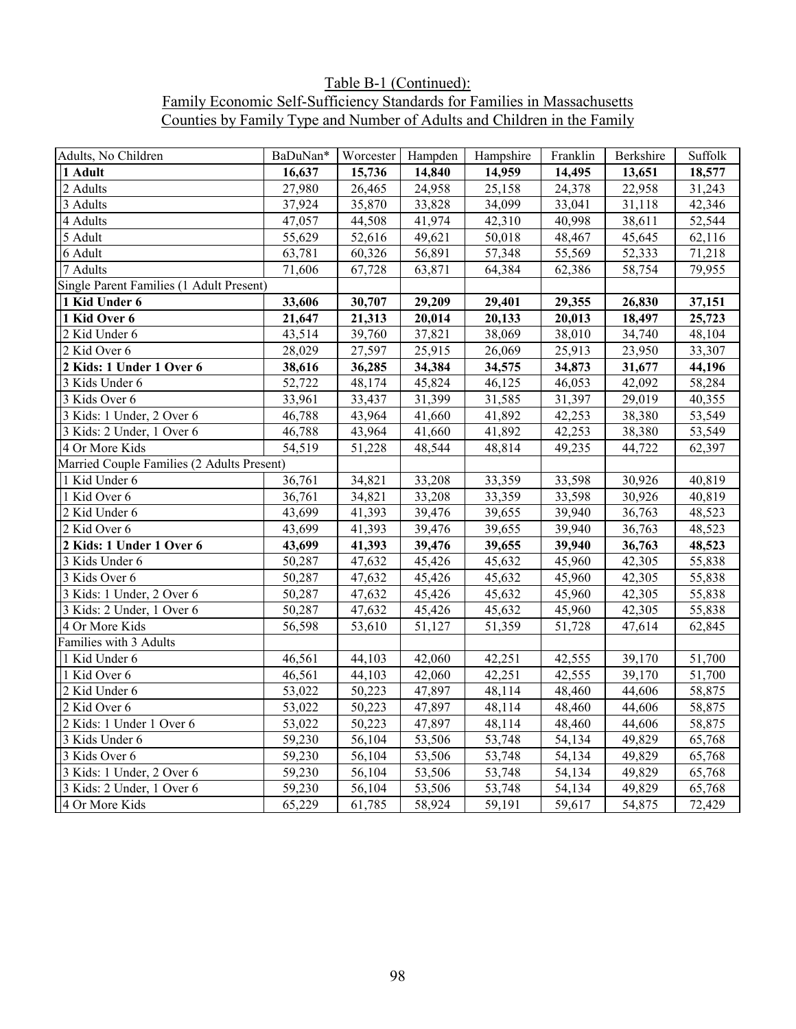Table B-1 (Continued):
Family Economic Self-Sufficiency Standards for Families in Massachusetts Counties by Family Type and Number of Adults and Children in the Family

| Adults, No Children | BaDuNan* | Worcester | Hampden | Hampshire | Franklin | Berkshire | Suffolk |
|---|---|---|---|---|---|---|---|
| **1 Adult** | **16,637** | **15,736** | **14,840** | **14,959** | **14,495** | **13,651** | **18,577** |
| 2 Adults | 27,980 | 26,465 | 24,958 | 25,158 | 24,378 | 22,958 | 31,243 |
| 3 Adults | 37,924 | 35,870 | 33,828 | 34,099 | 33,041 | 31,118 | 42,346 |
| 4 Adults | 47,057 | 44,508 | 41,974 | 42,310 | 40,998 | 38,611 | 52,544 |
| 5 Adult | 55,629 | 52,616 | 49,621 | 50,018 | 48,467 | 45,645 | 62,116 |
| 6 Adult | 63,781 | 60,326 | 56,891 | 57,348 | 55,569 | 52,333 | 71,218 |
| 7 Adults | 71,606 | 67,728 | 63,871 | 64,384 | 62,386 | 58,754 | 79,955 |
| Single Parent Families (1 Adult Present) | | | | | | | |
| **1 Kid Under 6** | **33,606** | **30,707** | **29,209** | **29,401** | **29,355** | **26,830** | **37,151** |
| **1 Kid Over 6** | **21,647** | **21,313** | **20,014** | **20,133** | **20,013** | **18,497** | **25,723** |
| 2 Kid Under 6 | 43,514 | 39,760 | 37,821 | 38,069 | 38,010 | 34,740 | 48,104 |
| 2 Kid Over 6 | 28,029 | 27,597 | 25,915 | 26,069 | 25,913 | 23,950 | 33,307 |
| **2 Kids: 1 Under 1 Over 6** | **38,616** | **36,285** | **34,384** | **34,575** | **34,873** | **31,677** | **44,196** |
| 3 Kids Under 6 | 52,722 | 48,174 | 45,824 | 46,125 | 46,053 | 42,092 | 58,284 |
| 3 Kids Over 6 | 33,961 | 33,437 | 31,399 | 31,585 | 31,397 | 29,019 | 40,355 |
| 3 Kids: 1 Under, 2 Over 6 | 46,788 | 43,964 | 41,660 | 41,892 | 42,253 | 38,380 | 53,549 |
| 3 Kids: 2 Under, 1 Over 6 | 46,788 | 43,964 | 41,660 | 41,892 | 42,253 | 38,380 | 53,549 |
| 4 Or More Kids | 54,519 | 51,228 | 48,544 | 48,814 | 49,235 | 44,722 | 62,397 |
| Married Couple Families (2 Adults Present) | | | | | | | |
| 1 Kid Under 6 | 36,761 | 34,821 | 33,208 | 33,359 | 33,598 | 30,926 | 40,819 |
| 1 Kid Over 6 | 36,761 | 34,821 | 33,208 | 33,359 | 33,598 | 30,926 | 40,819 |
| 2 Kid Under 6 | 43,699 | 41,393 | 39,476 | 39,655 | 39,940 | 36,763 | 48,523 |
| 2 Kid Over 6 | 43,699 | 41,393 | 39,476 | 39,655 | 39,940 | 36,763 | 48,523 |
| **2 Kids: 1 Under 1 Over 6** | **43,699** | **41,393** | **39,476** | **39,655** | **39,940** | **36,763** | **48,523** |
| 3 Kids Under 6 | 50,287 | 47,632 | 45,426 | 45,632 | 45,960 | 42,305 | 55,838 |
| 3 Kids Over 6 | 50,287 | 47,632 | 45,426 | 45,632 | 45,960 | 42,305 | 55,838 |
| 3 Kids: 1 Under, 2 Over 6 | 50,287 | 47,632 | 45,426 | 45,632 | 45,960 | 42,305 | 55,838 |
| 3 Kids: 2 Under, 1 Over 6 | 50,287 | 47,632 | 45,426 | 45,632 | 45,960 | 42,305 | 55,838 |
| 4 Or More Kids | 56,598 | 53,610 | 51,127 | 51,359 | 51,728 | 47,614 | 62,845 |
| Families with 3 Adults | | | | | | | |
| 1 Kid Under 6 | 46,561 | 44,103 | 42,060 | 42,251 | 42,555 | 39,170 | 51,700 |
| 1 Kid Over 6 | 46,561 | 44,103 | 42,060 | 42,251 | 42,555 | 39,170 | 51,700 |
| 2 Kid Under 6 | 53,022 | 50,223 | 47,897 | 48,114 | 48,460 | 44,606 | 58,875 |
| 2 Kid Over 6 | 53,022 | 50,223 | 47,897 | 48,114 | 48,460 | 44,606 | 58,875 |
| 2 Kids: 1 Under 1 Over 6 | 53,022 | 50,223 | 47,897 | 48,114 | 48,460 | 44,606 | 58,875 |
| 3 Kids Under 6 | 59,230 | 56,104 | 53,506 | 53,748 | 54,134 | 49,829 | 65,768 |
| 3 Kids Over 6 | 59,230 | 56,104 | 53,506 | 53,748 | 54,134 | 49,829 | 65,768 |
| 3 Kids: 1 Under, 2 Over 6 | 59,230 | 56,104 | 53,506 | 53,748 | 54,134 | 49,829 | 65,768 |
| 3 Kids: 2 Under, 1 Over 6 | 59,230 | 56,104 | 53,506 | 53,748 | 54,134 | 49,829 | 65,768 |
| 4 Or More Kids | 65,229 | 61,785 | 58,924 | 59,191 | 59,617 | 54,875 | 72,429 |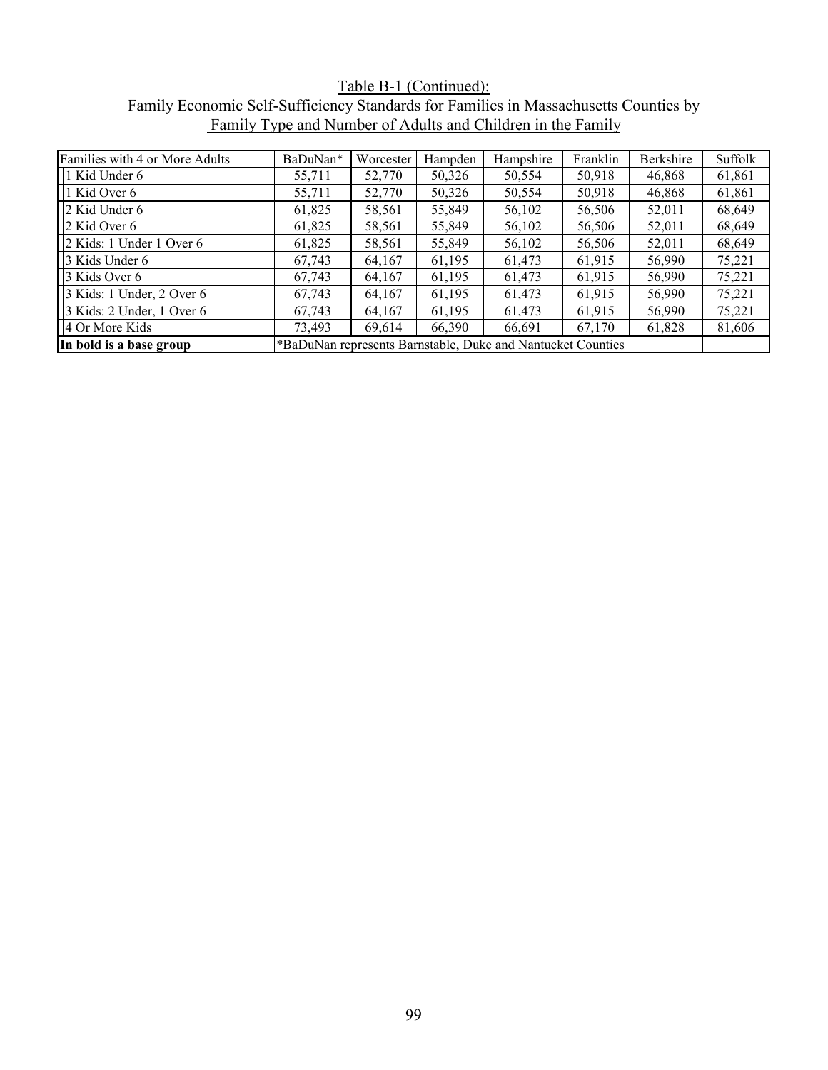Table B-1 (Continued):
Family Economic Self-Sufficiency Standards for Families in Massachusetts Counties by Family Type and Number of Adults and Children in the Family

| Families with 4 or More Adults | BaDuNan* | Worcester | Hampden | Hampshire | Franklin | Berkshire | Suffolk |
|---|---|---|---|---|---|---|---|
| 1 Kid Under 6 | 55,711 | 52,770 | 50,326 | 50,554 | 50,918 | 46,868 | 61,861 |
| 1 Kid Over 6 | 55,711 | 52,770 | 50,326 | 50,554 | 50,918 | 46,868 | 61,861 |
| 2 Kid Under 6 | 61,825 | 58,561 | 55,849 | 56,102 | 56,506 | 52,011 | 68,649 |
| 2 Kid Over 6 | 61,825 | 58,561 | 55,849 | 56,102 | 56,506 | 52,011 | 68,649 |
| 2 Kids: 1 Under 1 Over 6 | 61,825 | 58,561 | 55,849 | 56,102 | 56,506 | 52,011 | 68,649 |
| 3 Kids Under 6 | 67,743 | 64,167 | 61,195 | 61,473 | 61,915 | 56,990 | 75,221 |
| 3 Kids Over 6 | 67,743 | 64,167 | 61,195 | 61,473 | 61,915 | 56,990 | 75,221 |
| 3 Kids: 1 Under, 2 Over 6 | 67,743 | 64,167 | 61,195 | 61,473 | 61,915 | 56,990 | 75,221 |
| 3 Kids: 2 Under, 1 Over 6 | 67,743 | 64,167 | 61,195 | 61,473 | 61,915 | 56,990 | 75,221 |
| 4 Or More Kids | 73,493 | 69,614 | 66,390 | 66,691 | 67,170 | 61,828 | 81,606 |
| **In bold is a base group** | *BaDuNan represents Barnstable, Duke and Nantucket Counties | | | | | | |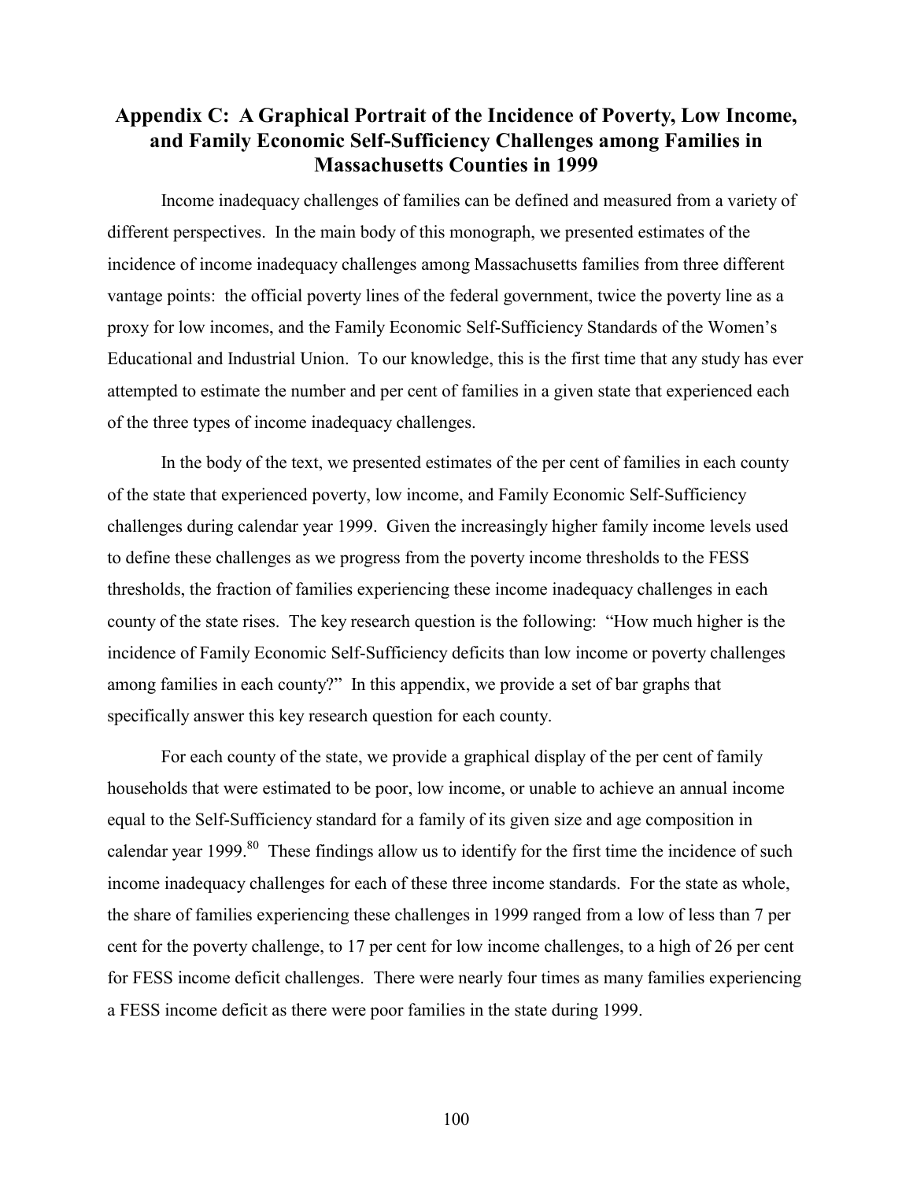## Appendix C: A Graphical Portrait of the Incidence of Poverty, Low Income, and Family Economic Self-Sufficiency Challenges among Families in Massachusetts Counties in 1999

Income inadequacy challenges of families can be defined and measured from a variety of different perspectives. In the main body of this monograph, we presented estimates of the incidence of income inadequacy challenges among Massachusetts families from three different vantage points: the official poverty lines of the federal government, twice the poverty line as a proxy for low incomes, and the Family Economic Self-Sufficiency Standards of the Women's Educational and Industrial Union. To our knowledge, this is the first time that any study has ever attempted to estimate the number and per cent of families in a given state that experienced each of the three types of income inadequacy challenges.

In the body of the text, we presented estimates of the per cent of families in each county of the state that experienced poverty, low income, and Family Economic Self-Sufficiency challenges during calendar year 1999. Given the increasingly higher family income levels used to define these challenges as we progress from the poverty income thresholds to the FESS thresholds, the fraction of families experiencing these income inadequacy challenges in each county of the state rises. The key research question is the following: "How much higher is the incidence of Family Economic Self-Sufficiency deficits than low income or poverty challenges among families in each county?" In this appendix, we provide a set of bar graphs that specifically answer this key research question for each county.

For each county of the state, we provide a graphical display of the per cent of family households that were estimated to be poor, low income, or unable to achieve an annual income equal to the Self-Sufficiency standard for a family of its given size and age composition in calendar year 1999.[80] These findings allow us to identify for the first time the incidence of such income inadequacy challenges for each of these three income standards. For the state as whole, the share of families experiencing these challenges in 1999 ranged from a low of less than 7 per cent for the poverty challenge, to 17 per cent for low income challenges, to a high of 26 per cent for FESS income deficit challenges. There were nearly four times as many families experiencing a FESS income deficit as there were poor families in the state during 1999.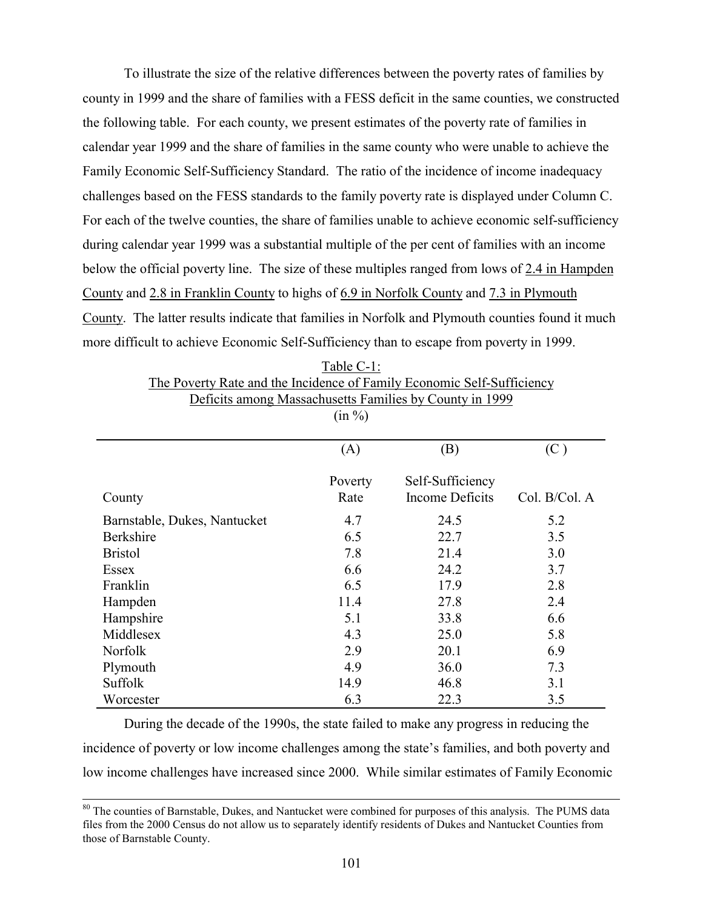To illustrate the size of the relative differences between the poverty rates of families by county in 1999 and the share of families with a FESS deficit in the same counties, we constructed the following table. For each county, we present estimates of the poverty rate of families in calendar year 1999 and the share of families in the same county who were unable to achieve the Family Economic Self-Sufficiency Standard. The ratio of the incidence of income inadequacy challenges based on the FESS standards to the family poverty rate is displayed under Column C. For each of the twelve counties, the share of families unable to achieve economic self-sufficiency during calendar year 1999 was a substantial multiple of the per cent of families with an income below the official poverty line. The size of these multiples ranged from lows of 2.4 in Hampden County and 2.8 in Franklin County to highs of 6.9 in Norfolk County and 7.3 in Plymouth County. The latter results indicate that families in Norfolk and Plymouth counties found it much more difficult to achieve Economic Self-Sufficiency than to escape from poverty in 1999.

Table C-1:
The Poverty Rate and the Incidence of Family Economic Self-Sufficiency Deficits among Massachusetts Families by County in 1999
(in %)

| County | (A) Poverty Rate | (B) Self-Sufficiency Income Deficits | (C) Col. B/Col. A |
|---|---|---|---|
| Barnstable, Dukes, Nantucket | 4.7 | 24.5 | 5.2 |
| Berkshire | 6.5 | 22.7 | 3.5 |
| Bristol | 7.8 | 21.4 | 3.0 |
| Essex | 6.6 | 24.2 | 3.7 |
| Franklin | 6.5 | 17.9 | 2.8 |
| Hampden | 11.4 | 27.8 | 2.4 |
| Hampshire | 5.1 | 33.8 | 6.6 |
| Middlesex | 4.3 | 25.0 | 5.8 |
| Norfolk | 2.9 | 20.1 | 6.9 |
| Plymouth | 4.9 | 36.0 | 7.3 |
| Suffolk | 14.9 | 46.8 | 3.1 |
| Worcester | 6.3 | 22.3 | 3.5 |

During the decade of the 1990s, the state failed to make any progress in reducing the incidence of poverty or low income challenges among the state's families, and both poverty and low income challenges have increased since 2000. While similar estimates of Family Economic

[80] The counties of Barnstable, Dukes, and Nantucket were combined for purposes of this analysis. The PUMS data files from the 2000 Census do not allow us to separately identify residents of Dukes and Nantucket Counties from those of Barnstable County.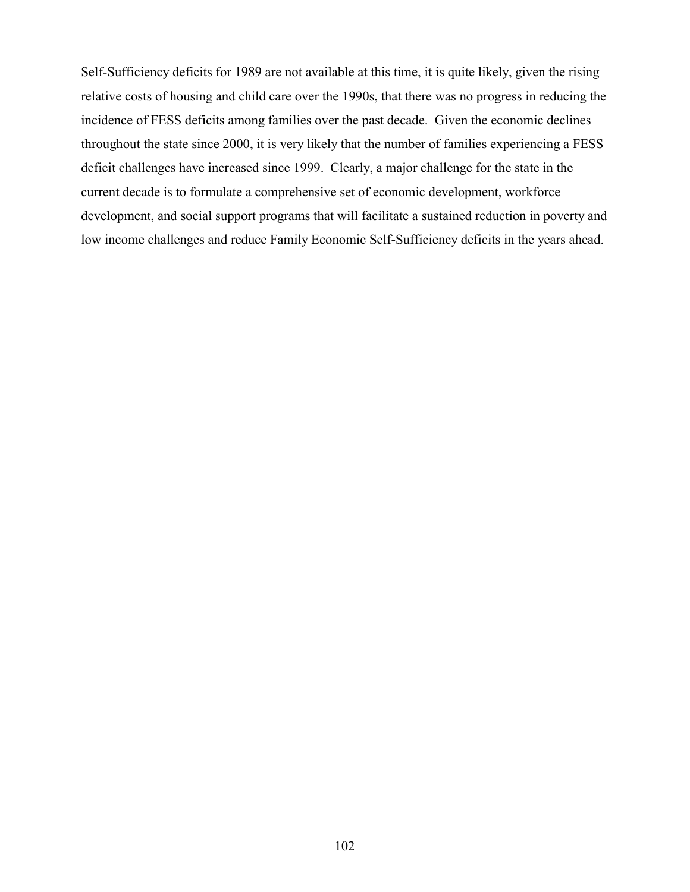Self-Sufficiency deficits for 1989 are not available at this time, it is quite likely, given the rising relative costs of housing and child care over the 1990s, that there was no progress in reducing the incidence of FESS deficits among families over the past decade.  Given the economic declines throughout the state since 2000, it is very likely that the number of families experiencing a FESS deficit challenges have increased since 1999.  Clearly, a major challenge for the state in the current decade is to formulate a comprehensive set of economic development, workforce development, and social support programs that will facilitate a sustained reduction in poverty and low income challenges and reduce Family Economic Self-Sufficiency deficits in the years ahead.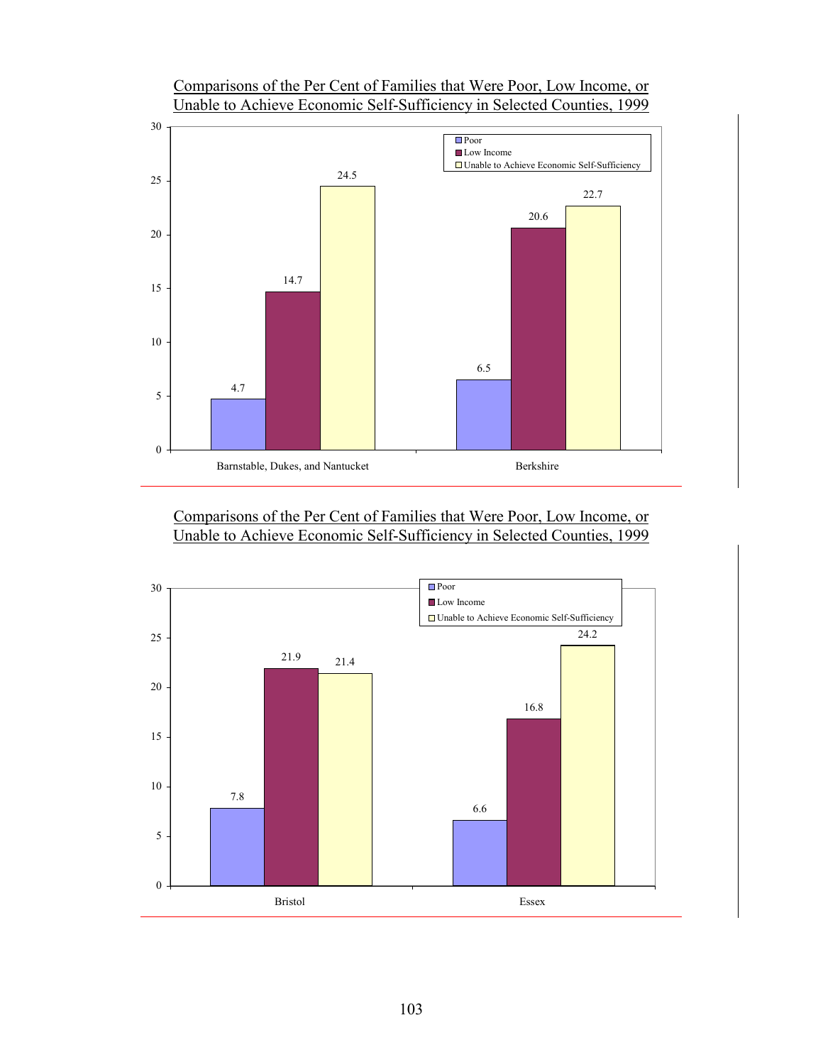Comparisons of the Per Cent of Families that Were Poor, Low Income, or Unable to Achieve Economic Self-Sufficiency in Selected Counties, 1999

| | Poor | Low Income | Unable to Achieve Economic Self-Sufficiency |
|---|---|---|---|
| Barnstable, Dukes, and Nantucket | 4.7 | 14.7 | 24.5 |
| Berkshire | 6.5 | 20.6 | 22.7 |

Comparisons of the Per Cent of Families that Were Poor, Low Income, or Unable to Achieve Economic Self-Sufficiency in Selected Counties, 1999

| | Poor | Low Income | Unable to Achieve Economic Self-Sufficiency |
|---|---|---|---|
| Bristol | 7.8 | 21.9 | 21.4 |
| Essex | 6.6 | 16.8 | 24.2 |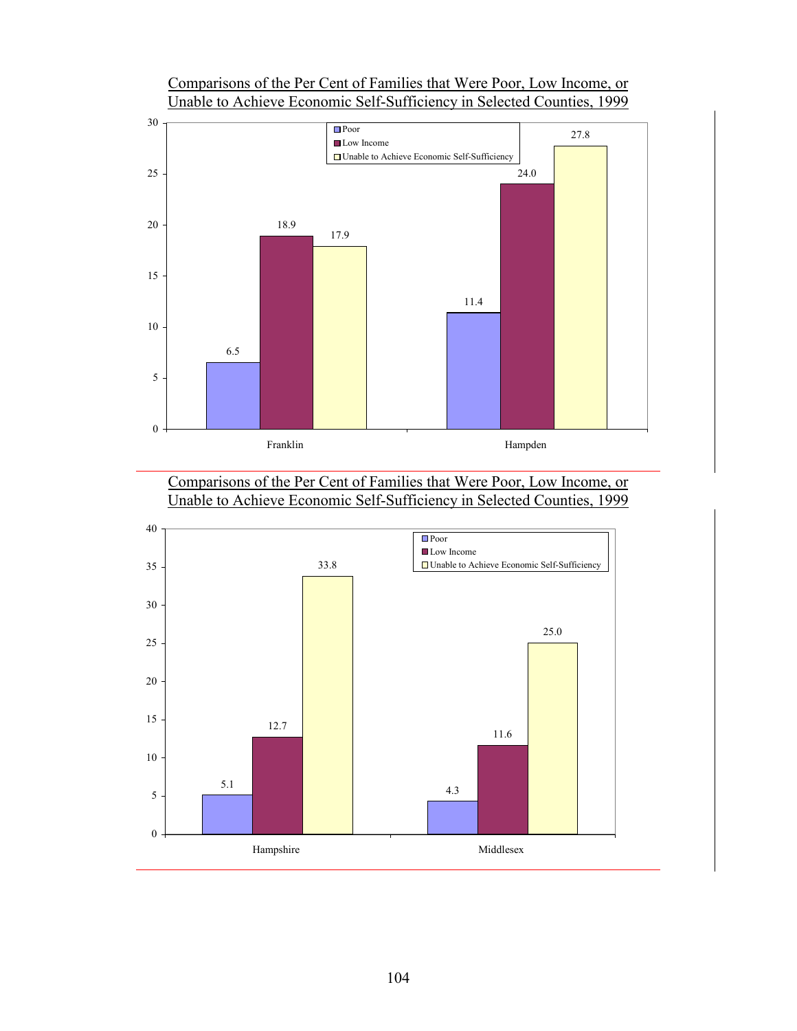Comparisons of the Per Cent of Families that Were Poor, Low Income, or Unable to Achieve Economic Self-Sufficiency in Selected Counties, 1999

| County | Poor | Low Income | Unable to Achieve Economic Self-Sufficiency |
|---|---|---|---|
| Franklin | 6.5 | 18.9 | 17.9 |
| Hampden | 11.4 | 24.0 | 27.8 |

Comparisons of the Per Cent of Families that Were Poor, Low Income, or Unable to Achieve Economic Self-Sufficiency in Selected Counties, 1999

| County | Poor | Low Income | Unable to Achieve Economic Self-Sufficiency |
|---|---|---|---|
| Hampshire | 5.1 | 12.7 | 33.8 |
| Middlesex | 4.3 | 11.6 | 25.0 |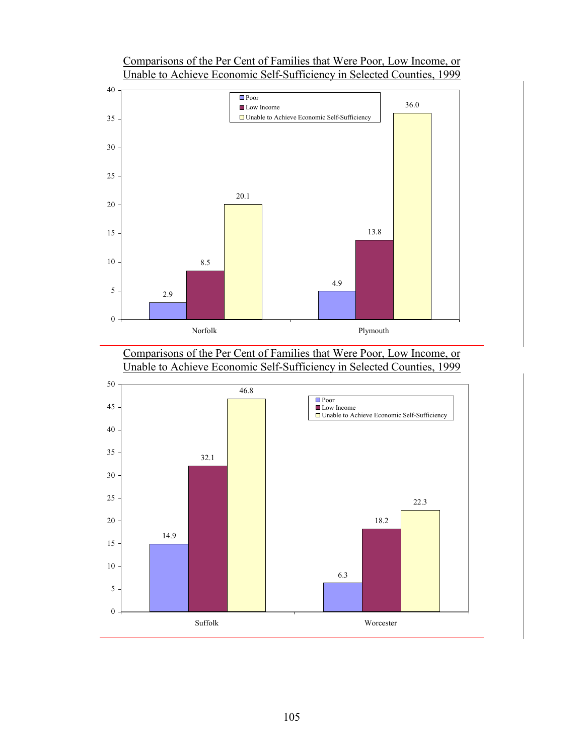Comparisons of the Per Cent of Families that Were Poor, Low Income, or Unable to Achieve Economic Self-Sufficiency in Selected Counties, 1999

| County | Poor | Low Income | Unable to Achieve Economic Self-Sufficiency |
|---|---|---|---|
| Norfolk | 2.9 | 8.5 | 20.1 |
| Plymouth | 4.9 | 13.8 | 36.0 |

Comparisons of the Per Cent of Families that Were Poor, Low Income, or Unable to Achieve Economic Self-Sufficiency in Selected Counties, 1999

| County | Poor | Low Income | Unable to Achieve Economic Self-Sufficiency |
|---|---|---|---|
| Suffolk | 14.9 | 32.1 | 46.8 |
| Worcester | 6.3 | 18.2 | 22.3 |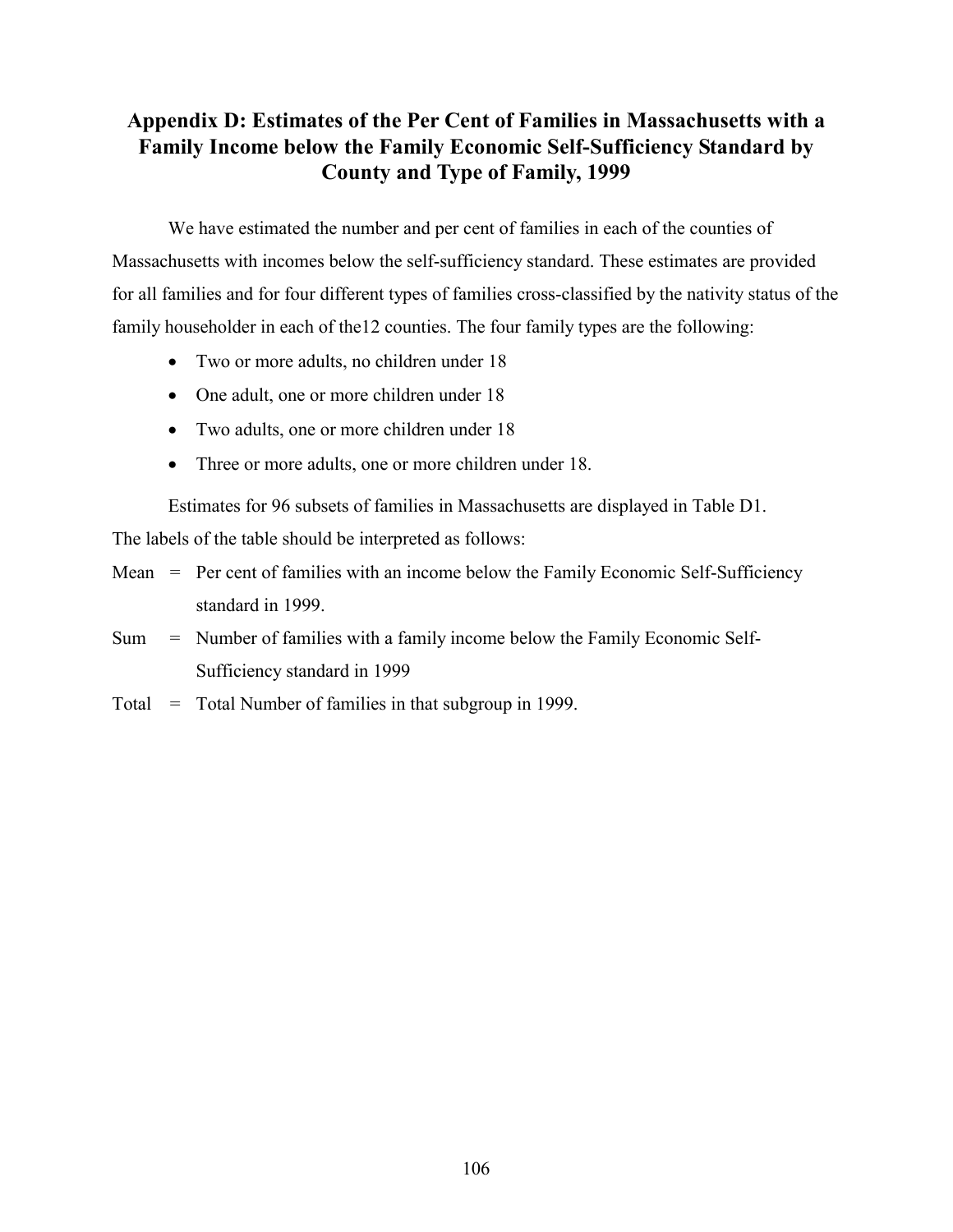## Appendix D: Estimates of the Per Cent of Families in Massachusetts with a Family Income below the Family Economic Self-Sufficiency Standard by County and Type of Family, 1999

We have estimated the number and per cent of families in each of the counties of Massachusetts with incomes below the self-sufficiency standard. These estimates are provided for all families and for four different types of families cross-classified by the nativity status of the family householder in each of the12 counties. The four family types are the following:

- Two or more adults, no children under 18
- One adult, one or more children under 18
- Two adults, one or more children under 18
- Three or more adults, one or more children under 18.

Estimates for 96 subsets of families in Massachusetts are displayed in Table D1. The labels of the table should be interpreted as follows:

Mean = Per cent of families with an income below the Family Economic Self-Sufficiency standard in 1999.

Sum = Number of families with a family income below the Family Economic Self-Sufficiency standard in 1999

Total = Total Number of families in that subgroup in 1999.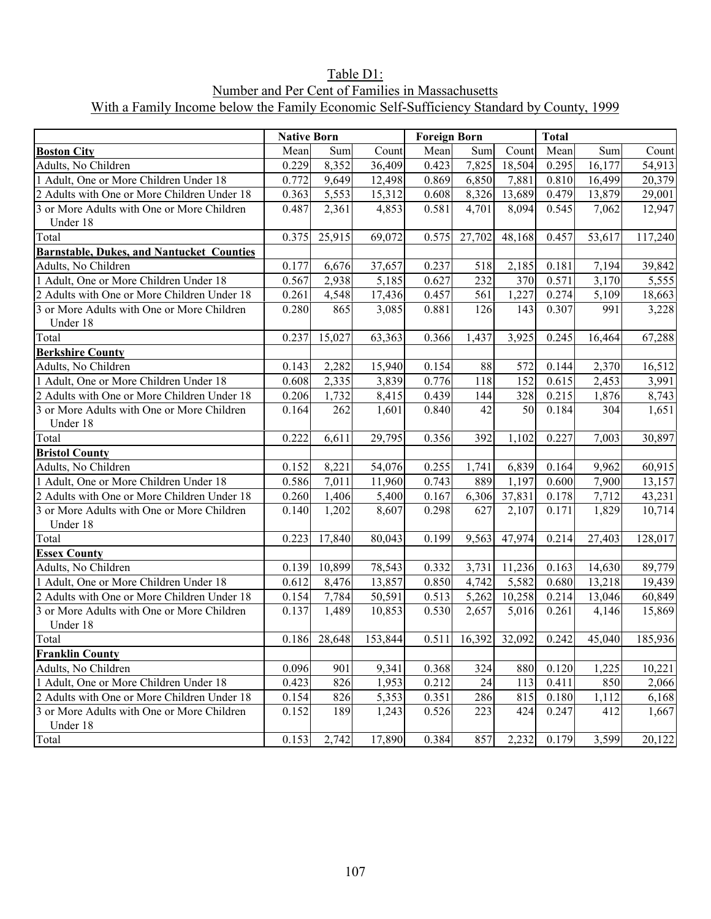# Table D1:
## Number and Per Cent of Families in Massachusetts With a Family Income below the Family Economic Self-Sufficiency Standard by County, 1999

| | Native Born | | | Foreign Born | | | Total | | |
|---|---|---|---|---|---|---|---|---|---|
| **Boston City** | Mean | Sum | Count | Mean | Sum | Count | Mean | Sum | Count |
| Adults, No Children | 0.229 | 8,352 | 36,409 | 0.423 | 7,825 | 18,504 | 0.295 | 16,177 | 54,913 |
| 1 Adult, One or More Children Under 18 | 0.772 | 9,649 | 12,498 | 0.869 | 6,850 | 7,881 | 0.810 | 16,499 | 20,379 |
| 2 Adults with One or More Children Under 18 | 0.363 | 5,553 | 15,312 | 0.608 | 8,326 | 13,689 | 0.479 | 13,879 | 29,001 |
| 3 or More Adults with One or More Children Under 18 | 0.487 | 2,361 | 4,853 | 0.581 | 4,701 | 8,094 | 0.545 | 7,062 | 12,947 |
| Total | 0.375 | 25,915 | 69,072 | 0.575 | 27,702 | 48,168 | 0.457 | 53,617 | 117,240 |
| **Barnstable, Dukes, and Nantucket Counties** | | | | | | | | | |
| Adults, No Children | 0.177 | 6,676 | 37,657 | 0.237 | 518 | 2,185 | 0.181 | 7,194 | 39,842 |
| 1 Adult, One or More Children Under 18 | 0.567 | 2,938 | 5,185 | 0.627 | 232 | 370 | 0.571 | 3,170 | 5,555 |
| 2 Adults with One or More Children Under 18 | 0.261 | 4,548 | 17,436 | 0.457 | 561 | 1,227 | 0.274 | 5,109 | 18,663 |
| 3 or More Adults with One or More Children Under 18 | 0.280 | 865 | 3,085 | 0.881 | 126 | 143 | 0.307 | 991 | 3,228 |
| Total | 0.237 | 15,027 | 63,363 | 0.366 | 1,437 | 3,925 | 0.245 | 16,464 | 67,288 |
| **Berkshire County** | | | | | | | | | |
| Adults, No Children | 0.143 | 2,282 | 15,940 | 0.154 | 88 | 572 | 0.144 | 2,370 | 16,512 |
| 1 Adult, One or More Children Under 18 | 0.608 | 2,335 | 3,839 | 0.776 | 118 | 152 | 0.615 | 2,453 | 3,991 |
| 2 Adults with One or More Children Under 18 | 0.206 | 1,732 | 8,415 | 0.439 | 144 | 328 | 0.215 | 1,876 | 8,743 |
| 3 or More Adults with One or More Children Under 18 | 0.164 | 262 | 1,601 | 0.840 | 42 | 50 | 0.184 | 304 | 1,651 |
| Total | 0.222 | 6,611 | 29,795 | 0.356 | 392 | 1,102 | 0.227 | 7,003 | 30,897 |
| **Bristol County** | | | | | | | | | |
| Adults, No Children | 0.152 | 8,221 | 54,076 | 0.255 | 1,741 | 6,839 | 0.164 | 9,962 | 60,915 |
| 1 Adult, One or More Children Under 18 | 0.586 | 7,011 | 11,960 | 0.743 | 889 | 1,197 | 0.600 | 7,900 | 13,157 |
| 2 Adults with One or More Children Under 18 | 0.260 | 1,406 | 5,400 | 0.167 | 6,306 | 37,831 | 0.178 | 7,712 | 43,231 |
| 3 or More Adults with One or More Children Under 18 | 0.140 | 1,202 | 8,607 | 0.298 | 627 | 2,107 | 0.171 | 1,829 | 10,714 |
| Total | 0.223 | 17,840 | 80,043 | 0.199 | 9,563 | 47,974 | 0.214 | 27,403 | 128,017 |
| **Essex County** | | | | | | | | | |
| Adults, No Children | 0.139 | 10,899 | 78,543 | 0.332 | 3,731 | 11,236 | 0.163 | 14,630 | 89,779 |
| 1 Adult, One or More Children Under 18 | 0.612 | 8,476 | 13,857 | 0.850 | 4,742 | 5,582 | 0.680 | 13,218 | 19,439 |
| 2 Adults with One or More Children Under 18 | 0.154 | 7,784 | 50,591 | 0.513 | 5,262 | 10,258 | 0.214 | 13,046 | 60,849 |
| 3 or More Adults with One or More Children Under 18 | 0.137 | 1,489 | 10,853 | 0.530 | 2,657 | 5,016 | 0.261 | 4,146 | 15,869 |
| Total | 0.186 | 28,648 | 153,844 | 0.511 | 16,392 | 32,092 | 0.242 | 45,040 | 185,936 |
| **Franklin County** | | | | | | | | | |
| Adults, No Children | 0.096 | 901 | 9,341 | 0.368 | 324 | 880 | 0.120 | 1,225 | 10,221 |
| 1 Adult, One or More Children Under 18 | 0.423 | 826 | 1,953 | 0.212 | 24 | 113 | 0.411 | 850 | 2,066 |
| 2 Adults with One or More Children Under 18 | 0.154 | 826 | 5,353 | 0.351 | 286 | 815 | 0.180 | 1,112 | 6,168 |
| 3 or More Adults with One or More Children Under 18 | 0.152 | 189 | 1,243 | 0.526 | 223 | 424 | 0.247 | 412 | 1,667 |
| Total | 0.153 | 2,742 | 17,890 | 0.384 | 857 | 2,232 | 0.179 | 3,599 | 20,122 |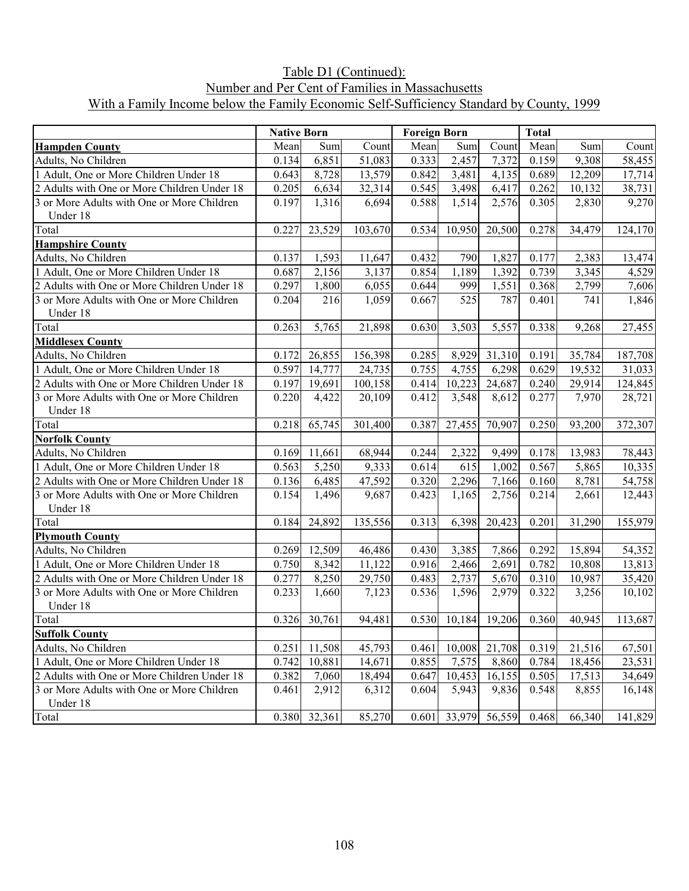Table D1 (Continued):
Number and Per Cent of Families in Massachusetts
With a Family Income below the Family Economic Self-Sufficiency Standard by County, 1999

| | Native Born | | | Foreign Born | | | Total | | |
|---|---|---|---|---|---|---|---|---|---|
| **Hampden County** | Mean | Sum | Count | Mean | Sum | Count | Mean | Sum | Count |
| Adults, No Children | 0.134 | 6,851 | 51,083 | 0.333 | 2,457 | 7,372 | 0.159 | 9,308 | 58,455 |
| 1 Adult, One or More Children Under 18 | 0.643 | 8,728 | 13,579 | 0.842 | 3,481 | 4,135 | 0.689 | 12,209 | 17,714 |
| 2 Adults with One or More Children Under 18 | 0.205 | 6,634 | 32,314 | 0.545 | 3,498 | 6,417 | 0.262 | 10,132 | 38,731 |
| 3 or More Adults with One or More Children Under 18 | 0.197 | 1,316 | 6,694 | 0.588 | 1,514 | 2,576 | 0.305 | 2,830 | 9,270 |
| Total | 0.227 | 23,529 | 103,670 | 0.534 | 10,950 | 20,500 | 0.278 | 34,479 | 124,170 |
| **Hampshire County** | | | | | | | | | |
| Adults, No Children | 0.137 | 1,593 | 11,647 | 0.432 | 790 | 1,827 | 0.177 | 2,383 | 13,474 |
| 1 Adult, One or More Children Under 18 | 0.687 | 2,156 | 3,137 | 0.854 | 1,189 | 1,392 | 0.739 | 3,345 | 4,529 |
| 2 Adults with One or More Children Under 18 | 0.297 | 1,800 | 6,055 | 0.644 | 999 | 1,551 | 0.368 | 2,799 | 7,606 |
| 3 or More Adults with One or More Children Under 18 | 0.204 | 216 | 1,059 | 0.667 | 525 | 787 | 0.401 | 741 | 1,846 |
| Total | 0.263 | 5,765 | 21,898 | 0.630 | 3,503 | 5,557 | 0.338 | 9,268 | 27,455 |
| **Middlesex County** | | | | | | | | | |
| Adults, No Children | 0.172 | 26,855 | 156,398 | 0.285 | 8,929 | 31,310 | 0.191 | 35,784 | 187,708 |
| 1 Adult, One or More Children Under 18 | 0.597 | 14,777 | 24,735 | 0.755 | 4,755 | 6,298 | 0.629 | 19,532 | 31,033 |
| 2 Adults with One or More Children Under 18 | 0.197 | 19,691 | 100,158 | 0.414 | 10,223 | 24,687 | 0.240 | 29,914 | 124,845 |
| 3 or More Adults with One or More Children Under 18 | 0.220 | 4,422 | 20,109 | 0.412 | 3,548 | 8,612 | 0.277 | 7,970 | 28,721 |
| Total | 0.218 | 65,745 | 301,400 | 0.387 | 27,455 | 70,907 | 0.250 | 93,200 | 372,307 |
| **Norfolk County** | | | | | | | | | |
| Adults, No Children | 0.169 | 11,661 | 68,944 | 0.244 | 2,322 | 9,499 | 0.178 | 13,983 | 78,443 |
| 1 Adult, One or More Children Under 18 | 0.563 | 5,250 | 9,333 | 0.614 | 615 | 1,002 | 0.567 | 5,865 | 10,335 |
| 2 Adults with One or More Children Under 18 | 0.136 | 6,485 | 47,592 | 0.320 | 2,296 | 7,166 | 0.160 | 8,781 | 54,758 |
| 3 or More Adults with One or More Children Under 18 | 0.154 | 1,496 | 9,687 | 0.423 | 1,165 | 2,756 | 0.214 | 2,661 | 12,443 |
| Total | 0.184 | 24,892 | 135,556 | 0.313 | 6,398 | 20,423 | 0.201 | 31,290 | 155,979 |
| **Plymouth County** | | | | | | | | | |
| Adults, No Children | 0.269 | 12,509 | 46,486 | 0.430 | 3,385 | 7,866 | 0.292 | 15,894 | 54,352 |
| 1 Adult, One or More Children Under 18 | 0.750 | 8,342 | 11,122 | 0.916 | 2,466 | 2,691 | 0.782 | 10,808 | 13,813 |
| 2 Adults with One or More Children Under 18 | 0.277 | 8,250 | 29,750 | 0.483 | 2,737 | 5,670 | 0.310 | 10,987 | 35,420 |
| 3 or More Adults with One or More Children Under 18 | 0.233 | 1,660 | 7,123 | 0.536 | 1,596 | 2,979 | 0.322 | 3,256 | 10,102 |
| Total | 0.326 | 30,761 | 94,481 | 0.530 | 10,184 | 19,206 | 0.360 | 40,945 | 113,687 |
| **Suffolk County** | | | | | | | | | |
| Adults, No Children | 0.251 | 11,508 | 45,793 | 0.461 | 10,008 | 21,708 | 0.319 | 21,516 | 67,501 |
| 1 Adult, One or More Children Under 18 | 0.742 | 10,881 | 14,671 | 0.855 | 7,575 | 8,860 | 0.784 | 18,456 | 23,531 |
| 2 Adults with One or More Children Under 18 | 0.382 | 7,060 | 18,494 | 0.647 | 10,453 | 16,155 | 0.505 | 17,513 | 34,649 |
| 3 or More Adults with One or More Children Under 18 | 0.461 | 2,912 | 6,312 | 0.604 | 5,943 | 9,836 | 0.548 | 8,855 | 16,148 |
| Total | 0.380 | 32,361 | 85,270 | 0.601 | 33,979 | 56,559 | 0.468 | 66,340 | 141,829 |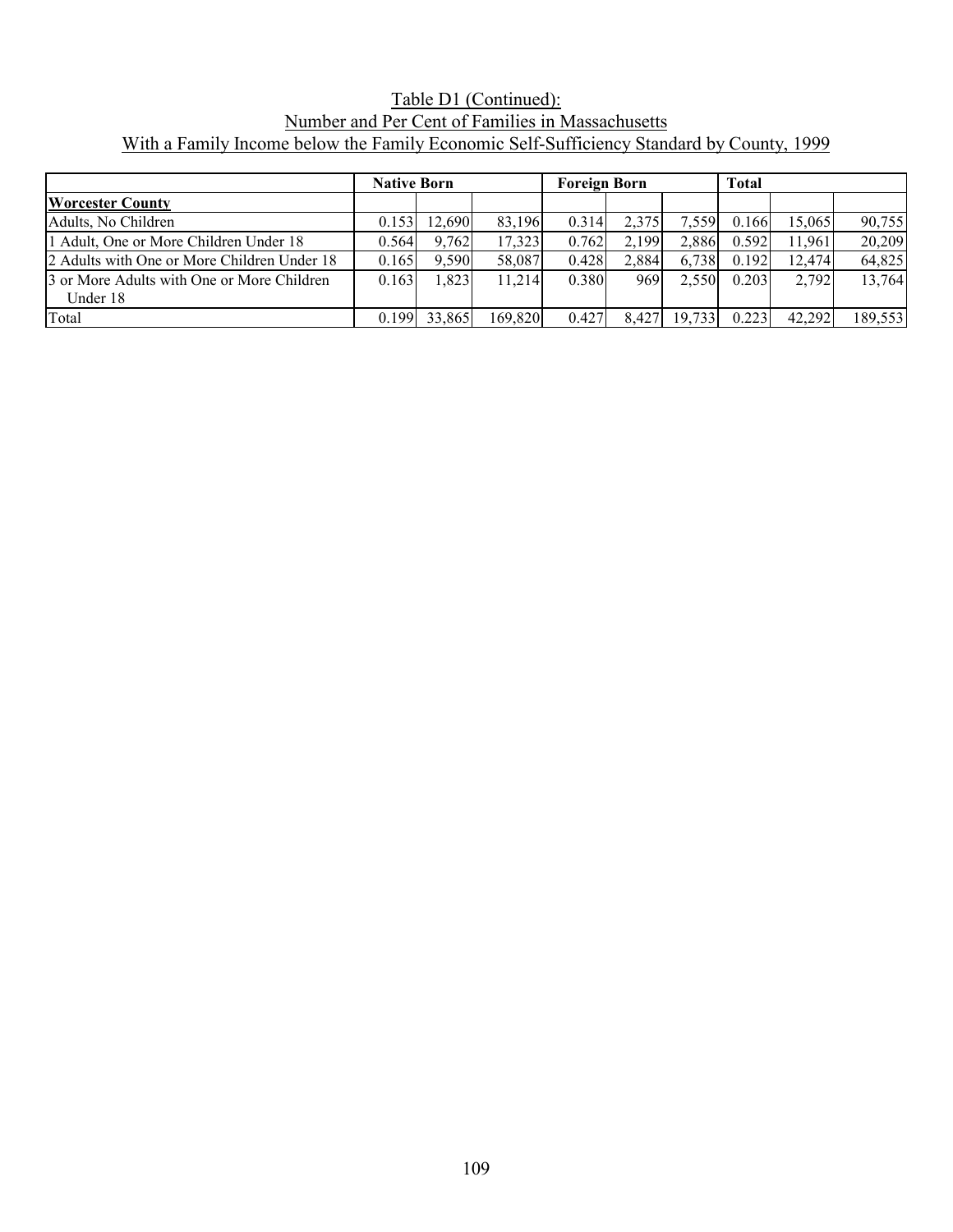Table D1 (Continued):
Number and Per Cent of Families in Massachusetts
With a Family Income below the Family Economic Self-Sufficiency Standard by County, 1999

| | Native Born | | | Foreign Born | | | Total | | |
|---|---|---|---|---|---|---|---|---|---|
| **Worcester County** | | | | | | | | | |
| Adults, No Children | 0.153 | 12,690 | 83,196 | 0.314 | 2,375 | 7,559 | 0.166 | 15,065 | 90,755 |
| 1 Adult, One or More Children Under 18 | 0.564 | 9,762 | 17,323 | 0.762 | 2,199 | 2,886 | 0.592 | 11,961 | 20,209 |
| 2 Adults with One or More Children Under 18 | 0.165 | 9,590 | 58,087 | 0.428 | 2,884 | 6,738 | 0.192 | 12,474 | 64,825 |
| 3 or More Adults with One or More Children Under 18 | 0.163 | 1,823 | 11,214 | 0.380 | 969 | 2,550 | 0.203 | 2,792 | 13,764 |
| Total | 0.199 | 33,865 | 169,820 | 0.427 | 8,427 | 19,733 | 0.223 | 42,292 | 189,553 |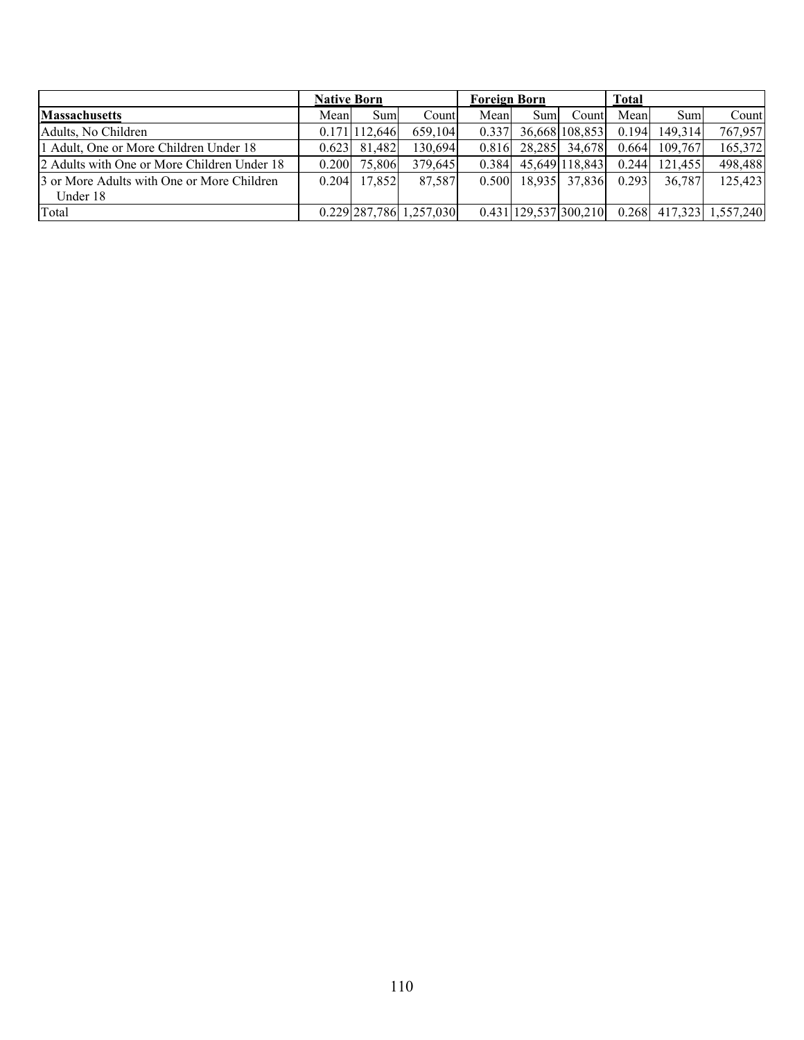| | Native Born | | | Foreign Born | | | Total | | |
|---|---|---|---|---|---|---|---|---|---|
| **Massachusetts** | Mean | Sum | Count | Mean | Sum | Count | Mean | Sum | Count |
| Adults, No Children | 0.171 | 112,646 | 659,104 | 0.337 | 36,668 | 108,853 | 0.194 | 149,314 | 767,957 |
| 1 Adult, One or More Children Under 18 | 0.623 | 81,482 | 130,694 | 0.816 | 28,285 | 34,678 | 0.664 | 109,767 | 165,372 |
| 2 Adults with One or More Children Under 18 | 0.200 | 75,806 | 379,645 | 0.384 | 45,649 | 118,843 | 0.244 | 121,455 | 498,488 |
| 3 or More Adults with One or More Children Under 18 | 0.204 | 17,852 | 87,587 | 0.500 | 18,935 | 37,836 | 0.293 | 36,787 | 125,423 |
| Total | 0.229 | 287,786 | 1,257,030 | 0.431 | 129,537 | 300,210 | 0.268 | 417,323 | 1,557,240 |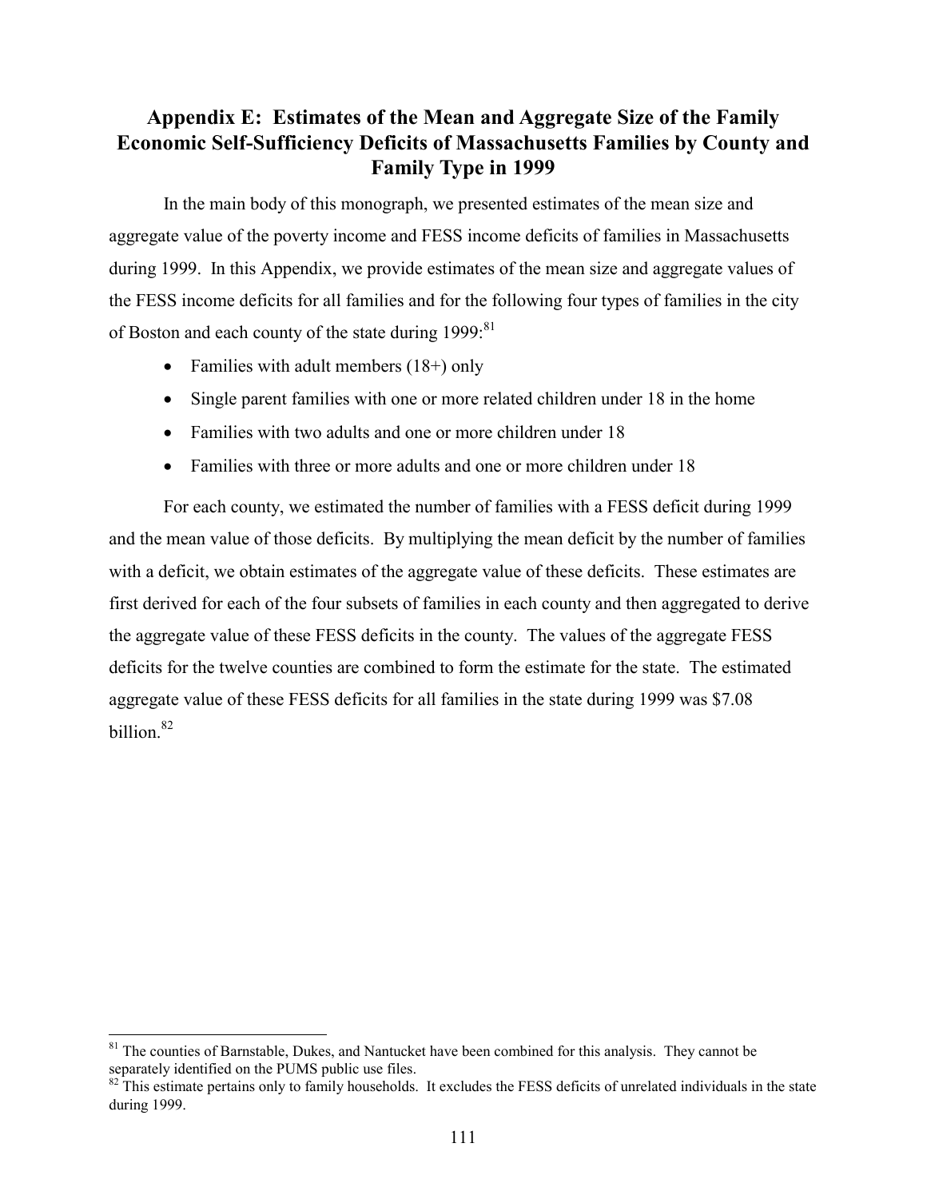## Appendix E: Estimates of the Mean and Aggregate Size of the Family Economic Self-Sufficiency Deficits of Massachusetts Families by County and Family Type in 1999

In the main body of this monograph, we presented estimates of the mean size and aggregate value of the poverty income and FESS income deficits of families in Massachusetts during 1999. In this Appendix, we provide estimates of the mean size and aggregate values of the FESS income deficits for all families and for the following four types of families in the city of Boston and each county of the state during 1999:[81]

- Families with adult members (18+) only
- Single parent families with one or more related children under 18 in the home
- Families with two adults and one or more children under 18
- Families with three or more adults and one or more children under 18

For each county, we estimated the number of families with a FESS deficit during 1999 and the mean value of those deficits. By multiplying the mean deficit by the number of families with a deficit, we obtain estimates of the aggregate value of these deficits. These estimates are first derived for each of the four subsets of families in each county and then aggregated to derive the aggregate value of these FESS deficits in the county. The values of the aggregate FESS deficits for the twelve counties are combined to form the estimate for the state. The estimated aggregate value of these FESS deficits for all families in the state during 1999 was $7.08 billion.[82]

---

[81] The counties of Barnstable, Dukes, and Nantucket have been combined for this analysis. They cannot be separately identified on the PUMS public use files.

[82] This estimate pertains only to family households. It excludes the FESS deficits of unrelated individuals in the state during 1999.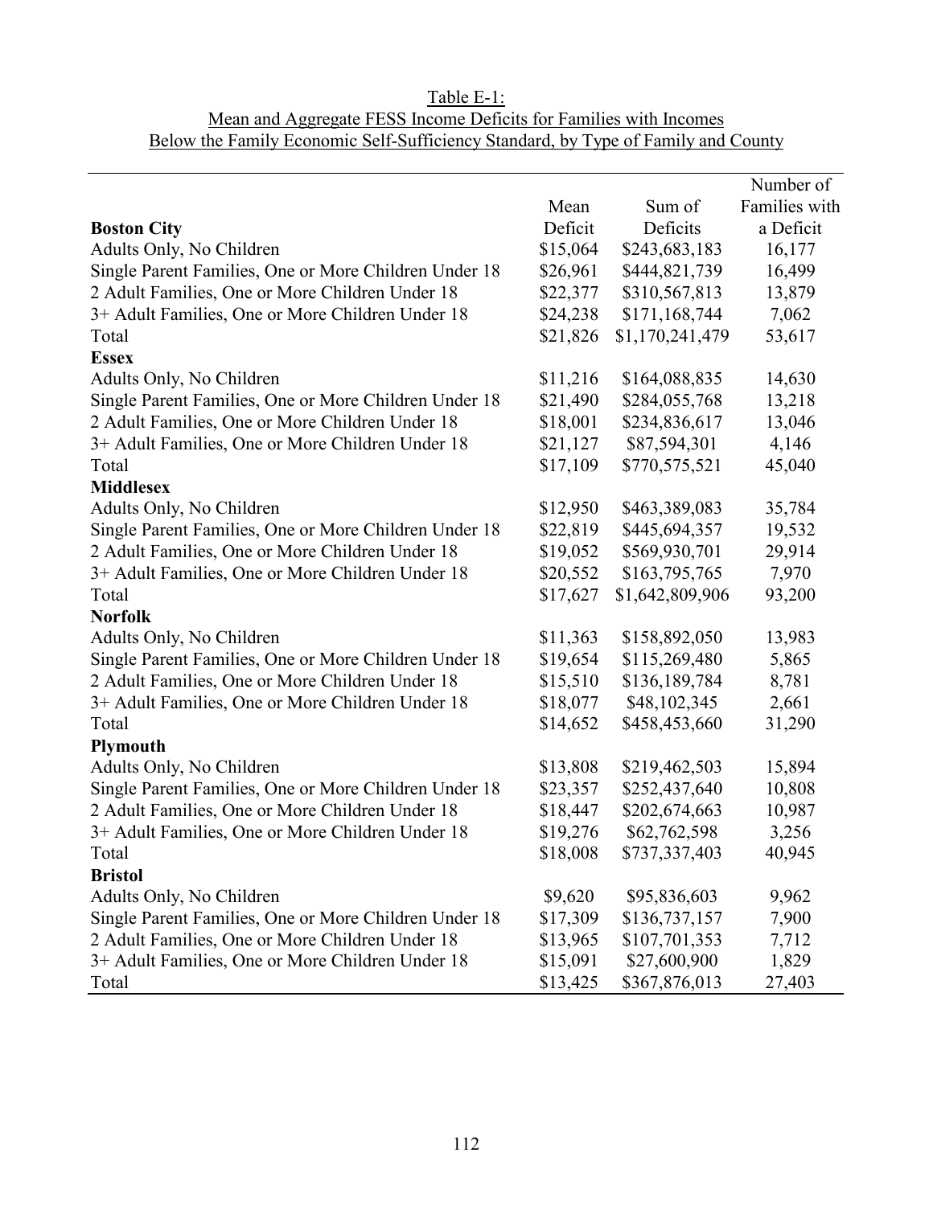Table E-1:
Mean and Aggregate FESS Income Deficits for Families with Incomes Below the Family Economic Self-Sufficiency Standard, by Type of Family and County

| | Mean Deficit | Sum of Deficits | Number of Families with a Deficit |
|---|---|---|---|
| **Boston City** | | | |
| Adults Only, No Children | $15,064 | $243,683,183 | 16,177 |
| Single Parent Families, One or More Children Under 18 | $26,961 | $444,821,739 | 16,499 |
| 2 Adult Families, One or More Children Under 18 | $22,377 | $310,567,813 | 13,879 |
| 3+ Adult Families, One or More Children Under 18 | $24,238 | $171,168,744 | 7,062 |
| Total | $21,826 | $1,170,241,479 | 53,617 |
| **Essex** | | | |
| Adults Only, No Children | $11,216 | $164,088,835 | 14,630 |
| Single Parent Families, One or More Children Under 18 | $21,490 | $284,055,768 | 13,218 |
| 2 Adult Families, One or More Children Under 18 | $18,001 | $234,836,617 | 13,046 |
| 3+ Adult Families, One or More Children Under 18 | $21,127 | $87,594,301 | 4,146 |
| Total | $17,109 | $770,575,521 | 45,040 |
| **Middlesex** | | | |
| Adults Only, No Children | $12,950 | $463,389,083 | 35,784 |
| Single Parent Families, One or More Children Under 18 | $22,819 | $445,694,357 | 19,532 |
| 2 Adult Families, One or More Children Under 18 | $19,052 | $569,930,701 | 29,914 |
| 3+ Adult Families, One or More Children Under 18 | $20,552 | $163,795,765 | 7,970 |
| Total | $17,627 | $1,642,809,906 | 93,200 |
| **Norfolk** | | | |
| Adults Only, No Children | $11,363 | $158,892,050 | 13,983 |
| Single Parent Families, One or More Children Under 18 | $19,654 | $115,269,480 | 5,865 |
| 2 Adult Families, One or More Children Under 18 | $15,510 | $136,189,784 | 8,781 |
| 3+ Adult Families, One or More Children Under 18 | $18,077 | $48,102,345 | 2,661 |
| Total | $14,652 | $458,453,660 | 31,290 |
| **Plymouth** | | | |
| Adults Only, No Children | $13,808 | $219,462,503 | 15,894 |
| Single Parent Families, One or More Children Under 18 | $23,357 | $252,437,640 | 10,808 |
| 2 Adult Families, One or More Children Under 18 | $18,447 | $202,674,663 | 10,987 |
| 3+ Adult Families, One or More Children Under 18 | $19,276 | $62,762,598 | 3,256 |
| Total | $18,008 | $737,337,403 | 40,945 |
| **Bristol** | | | |
| Adults Only, No Children | $9,620 | $95,836,603 | 9,962 |
| Single Parent Families, One or More Children Under 18 | $17,309 | $136,737,157 | 7,900 |
| 2 Adult Families, One or More Children Under 18 | $13,965 | $107,701,353 | 7,712 |
| 3+ Adult Families, One or More Children Under 18 | $15,091 | $27,600,900 | 1,829 |
| Total | $13,425 | $367,876,013 | 27,403 |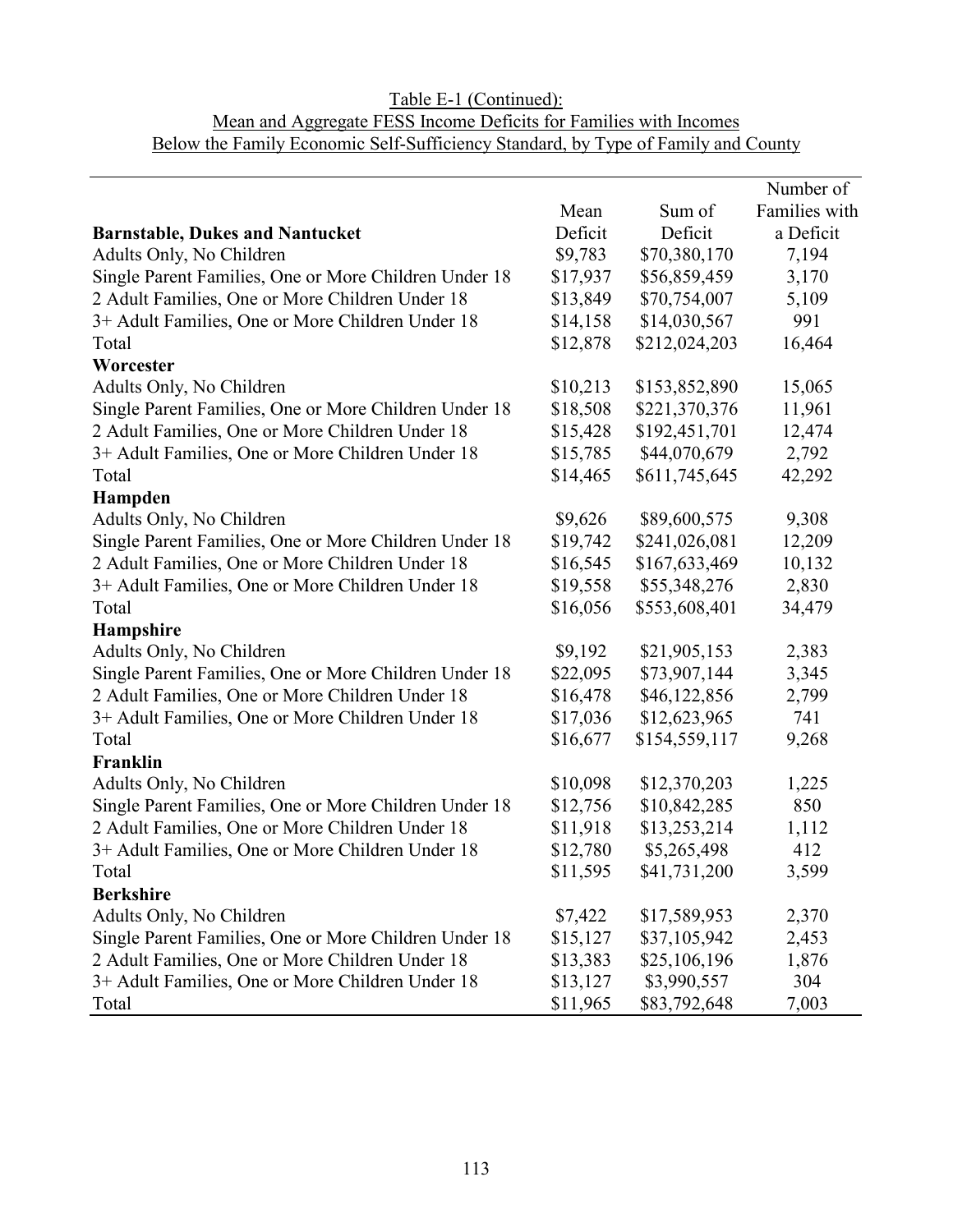Table E-1 (Continued):
Mean and Aggregate FESS Income Deficits for Families with Incomes Below the Family Economic Self-Sufficiency Standard, by Type of Family and County

| | Mean Deficit | Sum of Deficit | Number of Families with a Deficit |
|---|---|---|---|
| **Barnstable, Dukes and Nantucket** | | | |
| Adults Only, No Children | $9,783 | $70,380,170 | 7,194 |
| Single Parent Families, One or More Children Under 18 | $17,937 | $56,859,459 | 3,170 |
| 2 Adult Families, One or More Children Under 18 | $13,849 | $70,754,007 | 5,109 |
| 3+ Adult Families, One or More Children Under 18 | $14,158 | $14,030,567 | 991 |
| Total | $12,878 | $212,024,203 | 16,464 |
| **Worcester** | | | |
| Adults Only, No Children | $10,213 | $153,852,890 | 15,065 |
| Single Parent Families, One or More Children Under 18 | $18,508 | $221,370,376 | 11,961 |
| 2 Adult Families, One or More Children Under 18 | $15,428 | $192,451,701 | 12,474 |
| 3+ Adult Families, One or More Children Under 18 | $15,785 | $44,070,679 | 2,792 |
| Total | $14,465 | $611,745,645 | 42,292 |
| **Hampden** | | | |
| Adults Only, No Children | $9,626 | $89,600,575 | 9,308 |
| Single Parent Families, One or More Children Under 18 | $19,742 | $241,026,081 | 12,209 |
| 2 Adult Families, One or More Children Under 18 | $16,545 | $167,633,469 | 10,132 |
| 3+ Adult Families, One or More Children Under 18 | $19,558 | $55,348,276 | 2,830 |
| Total | $16,056 | $553,608,401 | 34,479 |
| **Hampshire** | | | |
| Adults Only, No Children | $9,192 | $21,905,153 | 2,383 |
| Single Parent Families, One or More Children Under 18 | $22,095 | $73,907,144 | 3,345 |
| 2 Adult Families, One or More Children Under 18 | $16,478 | $46,122,856 | 2,799 |
| 3+ Adult Families, One or More Children Under 18 | $17,036 | $12,623,965 | 741 |
| Total | $16,677 | $154,559,117 | 9,268 |
| **Franklin** | | | |
| Adults Only, No Children | $10,098 | $12,370,203 | 1,225 |
| Single Parent Families, One or More Children Under 18 | $12,756 | $10,842,285 | 850 |
| 2 Adult Families, One or More Children Under 18 | $11,918 | $13,253,214 | 1,112 |
| 3+ Adult Families, One or More Children Under 18 | $12,780 | $5,265,498 | 412 |
| Total | $11,595 | $41,731,200 | 3,599 |
| **Berkshire** | | | |
| Adults Only, No Children | $7,422 | $17,589,953 | 2,370 |
| Single Parent Families, One or More Children Under 18 | $15,127 | $37,105,942 | 2,453 |
| 2 Adult Families, One or More Children Under 18 | $13,383 | $25,106,196 | 1,876 |
| 3+ Adult Families, One or More Children Under 18 | $13,127 | $3,990,557 | 304 |
| Total | $11,965 | $83,792,648 | 7,003 |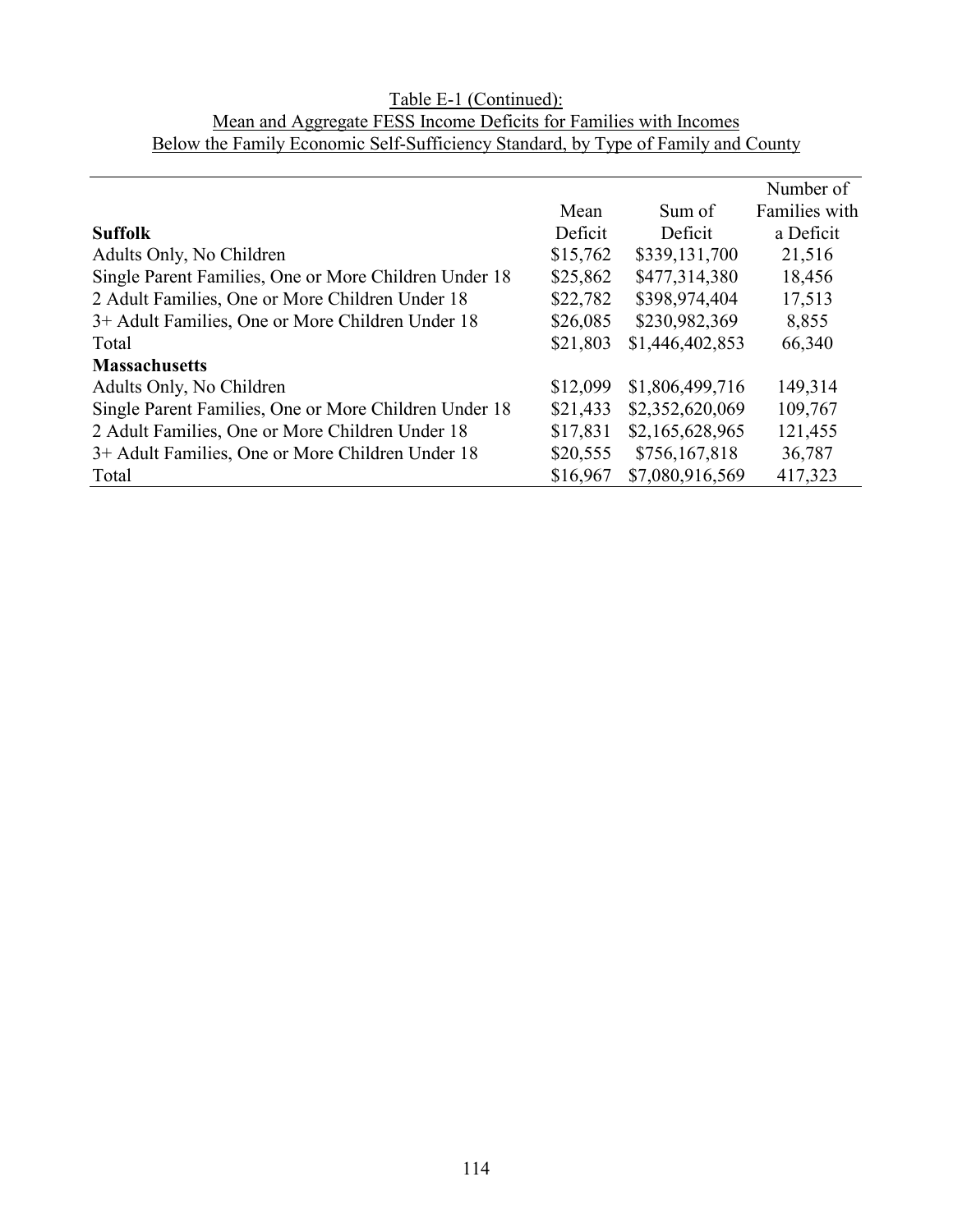Table E-1 (Continued):
Mean and Aggregate FESS Income Deficits for Families with Incomes Below the Family Economic Self-Sufficiency Standard, by Type of Family and County

| | Mean Deficit | Sum of Deficit | Number of Families with a Deficit |
|---|---|---|---|
| **Suffolk** | | | |
| Adults Only, No Children | $15,762 | $339,131,700 | 21,516 |
| Single Parent Families, One or More Children Under 18 | $25,862 | $477,314,380 | 18,456 |
| 2 Adult Families, One or More Children Under 18 | $22,782 | $398,974,404 | 17,513 |
| 3+ Adult Families, One or More Children Under 18 | $26,085 | $230,982,369 | 8,855 |
| Total | $21,803 | $1,446,402,853 | 66,340 |
| **Massachusetts** | | | |
| Adults Only, No Children | $12,099 | $1,806,499,716 | 149,314 |
| Single Parent Families, One or More Children Under 18 | $21,433 | $2,352,620,069 | 109,767 |
| 2 Adult Families, One or More Children Under 18 | $17,831 | $2,165,628,965 | 121,455 |
| 3+ Adult Families, One or More Children Under 18 | $20,555 | $756,167,818 | 36,787 |
| Total | $16,967 | $7,080,916,569 | 417,323 |